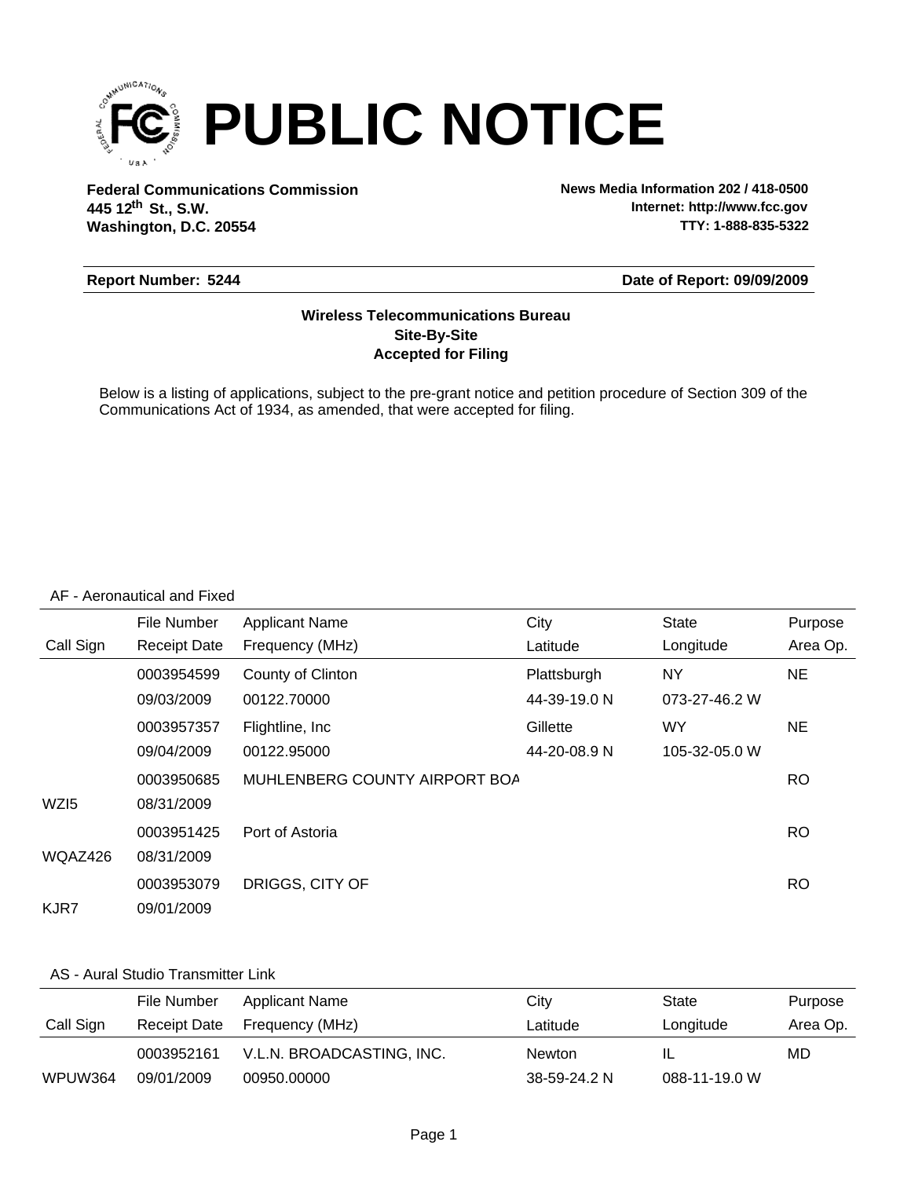# PUBLIC NOTICE

**Federal Communications Commission**
**445 12th St., S.W.**
**Washington, D.C. 20554**

**News Media Information 202 / 418-0500**
**Internet: http://www.fcc.gov**
**TTY: 1-888-835-5322**

**Report Number: 5244** | **Date of Report: 09/09/2009**

**Wireless Telecommunications Bureau**
**Site-By-Site**
**Accepted for Filing**

Below is a listing of applications, subject to the pre-grant notice and petition procedure of Section 309 of the Communications Act of 1934, as amended, that were accepted for filing.

AF - Aeronautical and Fixed

| Call Sign | File Number / Receipt Date | Applicant Name / Frequency (MHz) | City / Latitude | State / Longitude | Purpose / Area Op. |
|---|---|---|---|---|---|
| | 0003954599 | County of Clinton | Plattsburgh | NY | NE |
| | 09/03/2009 | 00122.70000 | 44-39-19.0 N | 073-27-46.2 W | |
| | 0003957357 | Flightline, Inc | Gillette | WY | NE |
| | 09/04/2009 | 00122.95000 | 44-20-08.9 N | 105-32-05.0 W | |
| | 0003950685 | MUHLENBERG COUNTY AIRPORT BOA | | | RO |
| WZI5 | 08/31/2009 | | | | |
| | 0003951425 | Port of Astoria | | | RO |
| WQAZ426 | 08/31/2009 | | | | |
| | 0003953079 | DRIGGS, CITY OF | | | RO |
| KJR7 | 09/01/2009 | | | | |

AS - Aural Studio Transmitter Link

| Call Sign | File Number / Receipt Date | Applicant Name / Frequency (MHz) | City / Latitude | State / Longitude | Purpose / Area Op. |
|---|---|---|---|---|---|
| | 0003952161 | V.L.N. BROADCASTING, INC. | Newton | IL | MD |
| WPUW364 | 09/01/2009 | 00950.00000 | 38-59-24.2 N | 088-11-19.0 W | |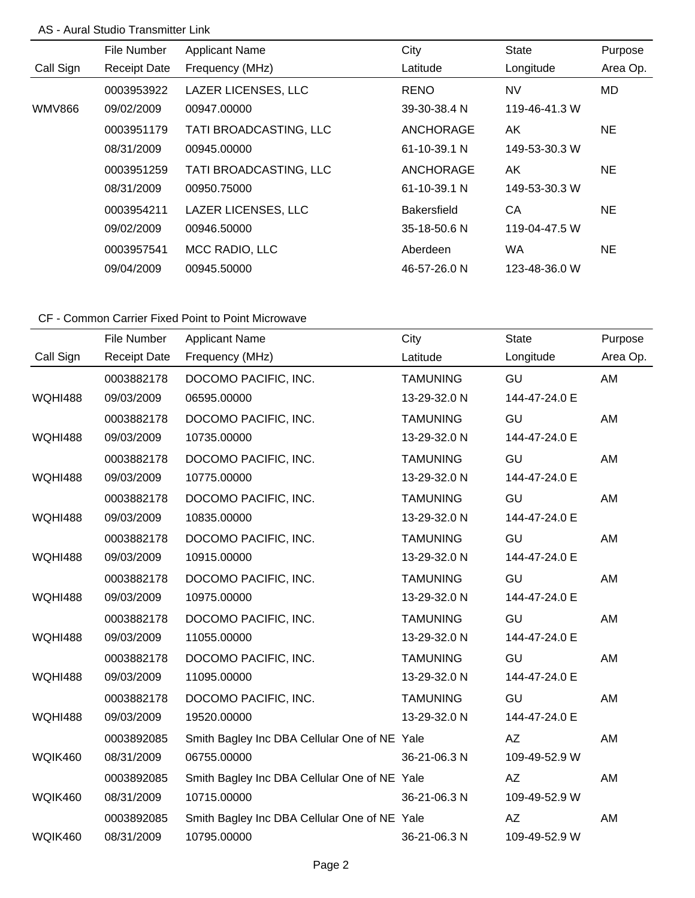## AS - Aural Studio Transmitter Link

| Call Sign | File Number / Receipt Date | Applicant Name / Frequency (MHz) | City / Latitude | State / Longitude | Purpose / Area Op. |
|---|---|---|---|---|---|
| WMV866 | 0003953922<br>09/02/2009 | LAZER LICENSES, LLC<br>00947.00000 | RENO<br>39-30-38.4 N | NV<br>119-46-41.3 W | MD |
| | 0003951179<br>08/31/2009 | TATI BROADCASTING, LLC<br>00945.00000 | ANCHORAGE<br>61-10-39.1 N | AK<br>149-53-30.3 W | NE |
| | 0003951259<br>08/31/2009 | TATI BROADCASTING, LLC<br>00950.75000 | ANCHORAGE<br>61-10-39.1 N | AK<br>149-53-30.3 W | NE |
| | 0003954211<br>09/02/2009 | LAZER LICENSES, LLC<br>00946.50000 | Bakersfield<br>35-18-50.6 N | CA<br>119-04-47.5 W | NE |
| | 0003957541<br>09/04/2009 | MCC RADIO, LLC<br>00945.50000 | Aberdeen<br>46-57-26.0 N | WA<br>123-48-36.0 W | NE |

## CF - Common Carrier Fixed Point to Point Microwave

| Call Sign | File Number / Receipt Date | Applicant Name / Frequency (MHz) | City / Latitude | State / Longitude | Purpose / Area Op. |
|---|---|---|---|---|---|
| WQHI488 | 0003882178<br>09/03/2009 | DOCOMO PACIFIC, INC.<br>06595.00000 | TAMUNING<br>13-29-32.0 N | GU<br>144-47-24.0 E | AM |
| WQHI488 | 0003882178<br>09/03/2009 | DOCOMO PACIFIC, INC.<br>10735.00000 | TAMUNING<br>13-29-32.0 N | GU<br>144-47-24.0 E | AM |
| WQHI488 | 0003882178<br>09/03/2009 | DOCOMO PACIFIC, INC.<br>10775.00000 | TAMUNING<br>13-29-32.0 N | GU<br>144-47-24.0 E | AM |
| WQHI488 | 0003882178<br>09/03/2009 | DOCOMO PACIFIC, INC.<br>10835.00000 | TAMUNING<br>13-29-32.0 N | GU<br>144-47-24.0 E | AM |
| WQHI488 | 0003882178<br>09/03/2009 | DOCOMO PACIFIC, INC.<br>10915.00000 | TAMUNING<br>13-29-32.0 N | GU<br>144-47-24.0 E | AM |
| WQHI488 | 0003882178<br>09/03/2009 | DOCOMO PACIFIC, INC.<br>10975.00000 | TAMUNING<br>13-29-32.0 N | GU<br>144-47-24.0 E | AM |
| WQHI488 | 0003882178<br>09/03/2009 | DOCOMO PACIFIC, INC.<br>11055.00000 | TAMUNING<br>13-29-32.0 N | GU<br>144-47-24.0 E | AM |
| WQHI488 | 0003882178<br>09/03/2009 | DOCOMO PACIFIC, INC.<br>11095.00000 | TAMUNING<br>13-29-32.0 N | GU<br>144-47-24.0 E | AM |
| WQHI488 | 0003882178<br>09/03/2009 | DOCOMO PACIFIC, INC.<br>19520.00000 | TAMUNING<br>13-29-32.0 N | GU<br>144-47-24.0 E | AM |
| WQIK460 | 0003892085<br>08/31/2009 | Smith Bagley Inc DBA Cellular One of NE<br>06755.00000 | Yale<br>36-21-06.3 N | AZ<br>109-49-52.9 W | AM |
| WQIK460 | 0003892085<br>08/31/2009 | Smith Bagley Inc DBA Cellular One of NE<br>10715.00000 | Yale<br>36-21-06.3 N | AZ<br>109-49-52.9 W | AM |
| WQIK460 | 0003892085<br>08/31/2009 | Smith Bagley Inc DBA Cellular One of NE<br>10795.00000 | Yale<br>36-21-06.3 N | AZ<br>109-49-52.9 W | AM |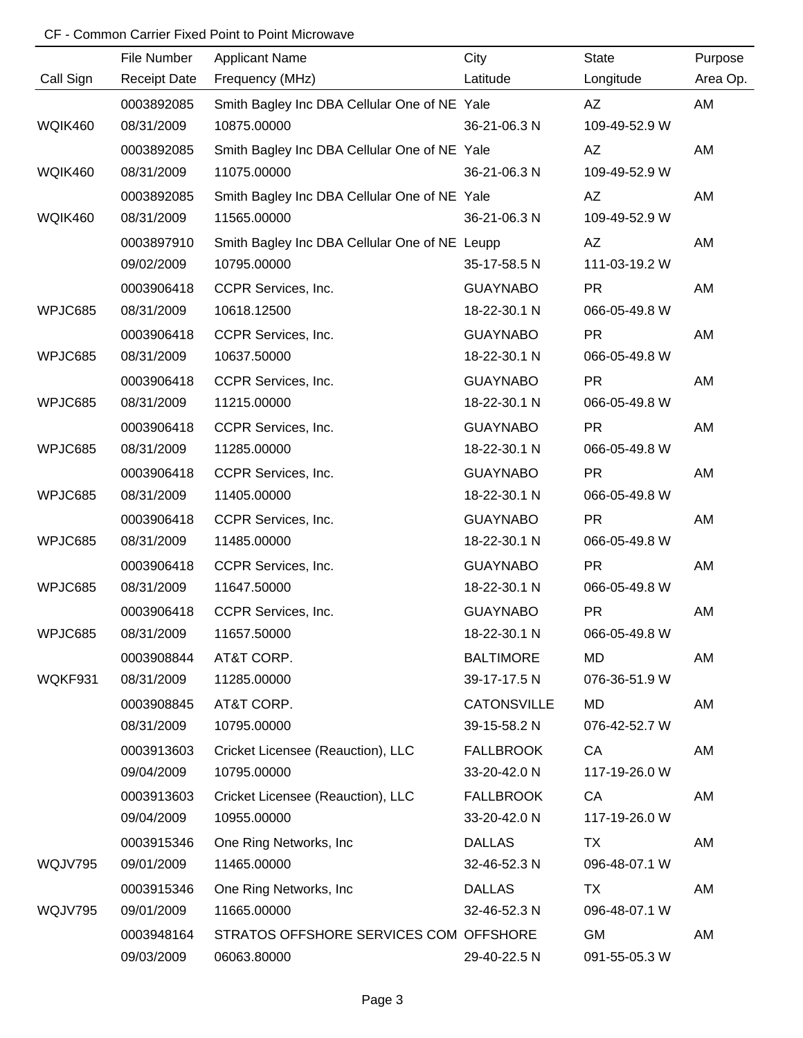CF - Common Carrier Fixed Point to Point Microwave

| Call Sign | File Number / Receipt Date | Applicant Name / Frequency (MHz) | City / Latitude | State / Longitude | Purpose / Area Op. |
|---|---|---|---|---|---|
| WQIK460 | 0003892085<br>08/31/2009 | Smith Bagley Inc DBA Cellular One of NE<br>10875.00000 | Yale<br>36-21-06.3 N | AZ<br>109-49-52.9 W | AM |
| WQIK460 | 0003892085<br>08/31/2009 | Smith Bagley Inc DBA Cellular One of NE<br>11075.00000 | Yale<br>36-21-06.3 N | AZ<br>109-49-52.9 W | AM |
| WQIK460 | 0003892085<br>08/31/2009 | Smith Bagley Inc DBA Cellular One of NE<br>11565.00000 | Yale<br>36-21-06.3 N | AZ<br>109-49-52.9 W | AM |
| | 0003897910<br>09/02/2009 | Smith Bagley Inc DBA Cellular One of NE<br>10795.00000 | Leupp<br>35-17-58.5 N | AZ<br>111-03-19.2 W | AM |
| WPJC685 | 0003906418<br>08/31/2009 | CCPR Services, Inc.<br>10618.12500 | GUAYNABO<br>18-22-30.1 N | PR<br>066-05-49.8 W | AM |
| WPJC685 | 0003906418<br>08/31/2009 | CCPR Services, Inc.<br>10637.50000 | GUAYNABO<br>18-22-30.1 N | PR<br>066-05-49.8 W | AM |
| WPJC685 | 0003906418<br>08/31/2009 | CCPR Services, Inc.<br>11215.00000 | GUAYNABO<br>18-22-30.1 N | PR<br>066-05-49.8 W | AM |
| WPJC685 | 0003906418<br>08/31/2009 | CCPR Services, Inc.<br>11285.00000 | GUAYNABO<br>18-22-30.1 N | PR<br>066-05-49.8 W | AM |
| WPJC685 | 0003906418<br>08/31/2009 | CCPR Services, Inc.<br>11405.00000 | GUAYNABO<br>18-22-30.1 N | PR<br>066-05-49.8 W | AM |
| WPJC685 | 0003906418<br>08/31/2009 | CCPR Services, Inc.<br>11485.00000 | GUAYNABO<br>18-22-30.1 N | PR<br>066-05-49.8 W | AM |
| WPJC685 | 0003906418<br>08/31/2009 | CCPR Services, Inc.<br>11647.50000 | GUAYNABO<br>18-22-30.1 N | PR<br>066-05-49.8 W | AM |
| WPJC685 | 0003906418<br>08/31/2009 | CCPR Services, Inc.<br>11657.50000 | GUAYNABO<br>18-22-30.1 N | PR<br>066-05-49.8 W | AM |
| WQKF931 | 0003908844<br>08/31/2009 | AT&T CORP.<br>11285.00000 | BALTIMORE<br>39-17-17.5 N | MD<br>076-36-51.9 W | AM |
| | 0003908845<br>08/31/2009 | AT&T CORP.<br>10795.00000 | CATONSVILLE<br>39-15-58.2 N | MD<br>076-42-52.7 W | AM |
| | 0003913603<br>09/04/2009 | Cricket Licensee (Reauction), LLC<br>10795.00000 | FALLBROOK<br>33-20-42.0 N | CA<br>117-19-26.0 W | AM |
| | 0003913603<br>09/04/2009 | Cricket Licensee (Reauction), LLC<br>10955.00000 | FALLBROOK<br>33-20-42.0 N | CA<br>117-19-26.0 W | AM |
| WQJV795 | 0003915346<br>09/01/2009 | One Ring Networks, Inc<br>11465.00000 | DALLAS<br>32-46-52.3 N | TX<br>096-48-07.1 W | AM |
| WQJV795 | 0003915346<br>09/01/2009 | One Ring Networks, Inc<br>11665.00000 | DALLAS<br>32-46-52.3 N | TX<br>096-48-07.1 W | AM |
| | 0003948164<br>09/03/2009 | STRATOS OFFSHORE SERVICES COM<br>06063.80000 | OFFSHORE<br>29-40-22.5 N | GM<br>091-55-05.3 W | AM |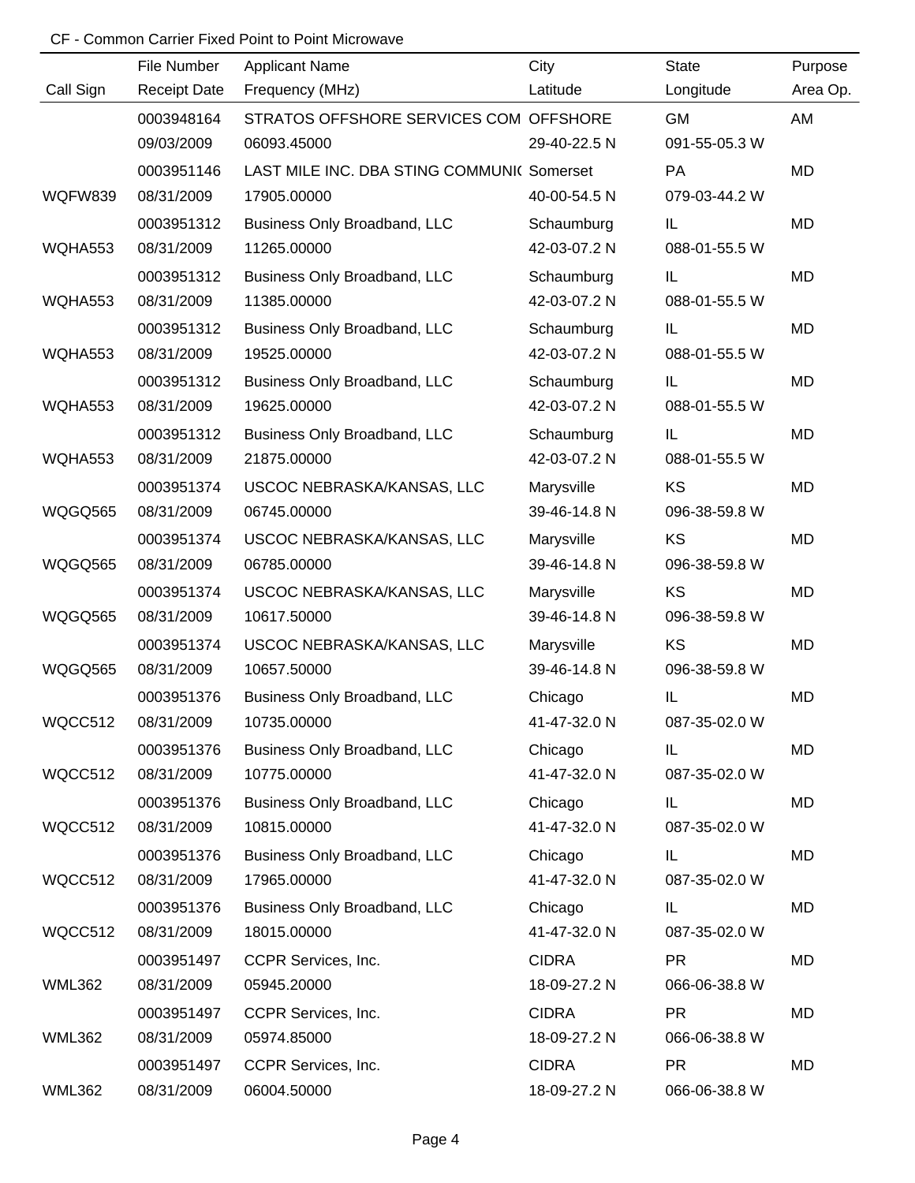CF - Common Carrier Fixed Point to Point Microwave

| Call Sign | File Number<br>Receipt Date | Applicant Name<br>Frequency (MHz) | City<br>Latitude | State<br>Longitude | Purpose<br>Area Op. |
|---|---|---|---|---|---|
| | 0003948164<br>09/03/2009 | STRATOS OFFSHORE SERVICES COM<br>06093.45000 | OFFSHORE<br>29-40-22.5 N | GM<br>091-55-05.3 W | AM |
| WQFW839 | 0003951146<br>08/31/2009 | LAST MILE INC. DBA STING COMMUNI(<br>17905.00000 | Somerset<br>40-00-54.5 N | PA<br>079-03-44.2 W | MD |
| WQHA553 | 0003951312<br>08/31/2009 | Business Only Broadband, LLC<br>11265.00000 | Schaumburg<br>42-03-07.2 N | IL<br>088-01-55.5 W | MD |
| WQHA553 | 0003951312<br>08/31/2009 | Business Only Broadband, LLC<br>11385.00000 | Schaumburg<br>42-03-07.2 N | IL<br>088-01-55.5 W | MD |
| WQHA553 | 0003951312<br>08/31/2009 | Business Only Broadband, LLC<br>19525.00000 | Schaumburg<br>42-03-07.2 N | IL<br>088-01-55.5 W | MD |
| WQHA553 | 0003951312<br>08/31/2009 | Business Only Broadband, LLC<br>19625.00000 | Schaumburg<br>42-03-07.2 N | IL<br>088-01-55.5 W | MD |
| WQHA553 | 0003951312<br>08/31/2009 | Business Only Broadband, LLC<br>21875.00000 | Schaumburg<br>42-03-07.2 N | IL<br>088-01-55.5 W | MD |
| WQGQ565 | 0003951374<br>08/31/2009 | USCOC NEBRASKA/KANSAS, LLC<br>06745.00000 | Marysville<br>39-46-14.8 N | KS<br>096-38-59.8 W | MD |
| WQGQ565 | 0003951374<br>08/31/2009 | USCOC NEBRASKA/KANSAS, LLC<br>06785.00000 | Marysville<br>39-46-14.8 N | KS<br>096-38-59.8 W | MD |
| WQGQ565 | 0003951374<br>08/31/2009 | USCOC NEBRASKA/KANSAS, LLC<br>10617.50000 | Marysville<br>39-46-14.8 N | KS<br>096-38-59.8 W | MD |
| WQGQ565 | 0003951374<br>08/31/2009 | USCOC NEBRASKA/KANSAS, LLC<br>10657.50000 | Marysville<br>39-46-14.8 N | KS<br>096-38-59.8 W | MD |
| WQCC512 | 0003951376<br>08/31/2009 | Business Only Broadband, LLC<br>10735.00000 | Chicago<br>41-47-32.0 N | IL<br>087-35-02.0 W | MD |
| WQCC512 | 0003951376<br>08/31/2009 | Business Only Broadband, LLC<br>10775.00000 | Chicago<br>41-47-32.0 N | IL<br>087-35-02.0 W | MD |
| WQCC512 | 0003951376<br>08/31/2009 | Business Only Broadband, LLC<br>10815.00000 | Chicago<br>41-47-32.0 N | IL<br>087-35-02.0 W | MD |
| WQCC512 | 0003951376<br>08/31/2009 | Business Only Broadband, LLC<br>17965.00000 | Chicago<br>41-47-32.0 N | IL<br>087-35-02.0 W | MD |
| WQCC512 | 0003951376<br>08/31/2009 | Business Only Broadband, LLC<br>18015.00000 | Chicago<br>41-47-32.0 N | IL<br>087-35-02.0 W | MD |
| WML362 | 0003951497<br>08/31/2009 | CCPR Services, Inc.<br>05945.20000 | CIDRA<br>18-09-27.2 N | PR<br>066-06-38.8 W | MD |
| WML362 | 0003951497<br>08/31/2009 | CCPR Services, Inc.<br>05974.85000 | CIDRA<br>18-09-27.2 N | PR<br>066-06-38.8 W | MD |
| WML362 | 0003951497<br>08/31/2009 | CCPR Services, Inc.<br>06004.50000 | CIDRA<br>18-09-27.2 N | PR<br>066-06-38.8 W | MD |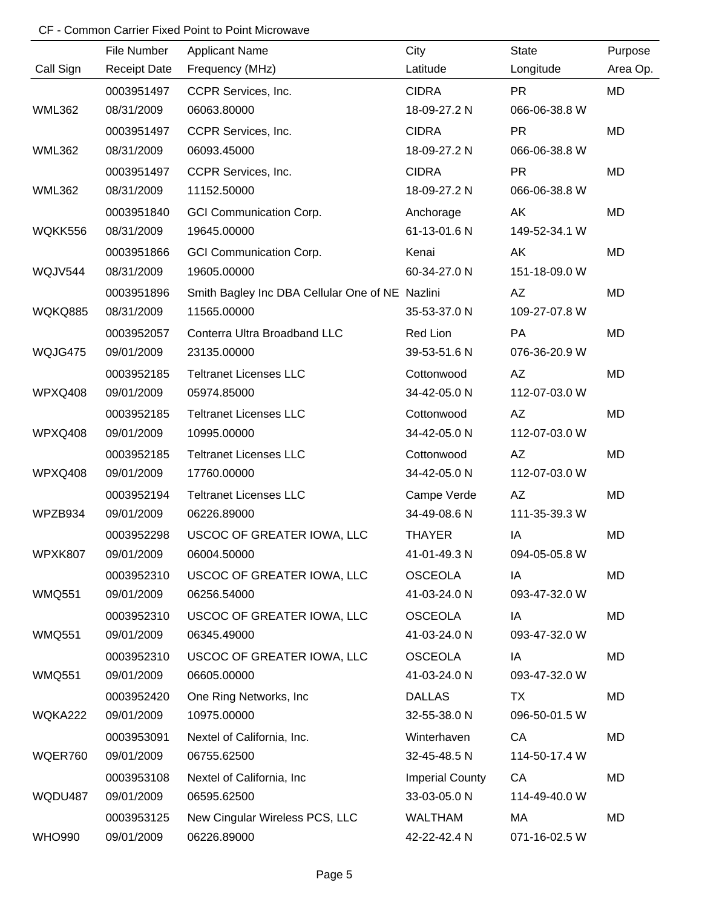CF - Common Carrier Fixed Point to Point Microwave

| Call Sign | File Number / Receipt Date | Applicant Name / Frequency (MHz) | City / Latitude | State / Longitude | Purpose / Area Op. |
|---|---|---|---|---|---|
| WML362 | 0003951497<br>08/31/2009 | CCPR Services, Inc.<br>06063.80000 | CIDRA<br>18-09-27.2 N | PR<br>066-06-38.8 W | MD |
| WML362 | 0003951497<br>08/31/2009 | CCPR Services, Inc.<br>06093.45000 | CIDRA<br>18-09-27.2 N | PR<br>066-06-38.8 W | MD |
| WML362 | 0003951497<br>08/31/2009 | CCPR Services, Inc.<br>11152.50000 | CIDRA<br>18-09-27.2 N | PR<br>066-06-38.8 W | MD |
| WQKK556 | 0003951840<br>08/31/2009 | GCI Communication Corp.<br>19645.00000 | Anchorage<br>61-13-01.6 N | AK<br>149-52-34.1 W | MD |
| WQJV544 | 0003951866<br>08/31/2009 | GCI Communication Corp.<br>19605.00000 | Kenai<br>60-34-27.0 N | AK<br>151-18-09.0 W | MD |
| WQKQ885 | 0003951896<br>08/31/2009 | Smith Bagley Inc DBA Cellular One of NE<br>11565.00000 | Nazlini<br>35-53-37.0 N | AZ<br>109-27-07.8 W | MD |
| WQJG475 | 0003952057<br>09/01/2009 | Conterra Ultra Broadband LLC<br>23135.00000 | Red Lion<br>39-53-51.6 N | PA<br>076-36-20.9 W | MD |
| WPXQ408 | 0003952185<br>09/01/2009 | Teltranet Licenses LLC<br>05974.85000 | Cottonwood<br>34-42-05.0 N | AZ<br>112-07-03.0 W | MD |
| WPXQ408 | 0003952185<br>09/01/2009 | Teltranet Licenses LLC<br>10995.00000 | Cottonwood<br>34-42-05.0 N | AZ<br>112-07-03.0 W | MD |
| WPXQ408 | 0003952185<br>09/01/2009 | Teltranet Licenses LLC<br>17760.00000 | Cottonwood<br>34-42-05.0 N | AZ<br>112-07-03.0 W | MD |
| WPZB934 | 0003952194<br>09/01/2009 | Teltranet Licenses LLC<br>06226.89000 | Campe Verde<br>34-49-08.6 N | AZ<br>111-35-39.3 W | MD |
| WPXK807 | 0003952298<br>09/01/2009 | USCOC OF GREATER IOWA, LLC<br>06004.50000 | THAYER<br>41-01-49.3 N | IA<br>094-05-05.8 W | MD |
| WMQ551 | 0003952310<br>09/01/2009 | USCOC OF GREATER IOWA, LLC<br>06256.54000 | OSCEOLA<br>41-03-24.0 N | IA<br>093-47-32.0 W | MD |
| WMQ551 | 0003952310<br>09/01/2009 | USCOC OF GREATER IOWA, LLC<br>06345.49000 | OSCEOLA<br>41-03-24.0 N | IA<br>093-47-32.0 W | MD |
| WMQ551 | 0003952310<br>09/01/2009 | USCOC OF GREATER IOWA, LLC<br>06605.00000 | OSCEOLA<br>41-03-24.0 N | IA<br>093-47-32.0 W | MD |
| WQKA222 | 0003952420<br>09/01/2009 | One Ring Networks, Inc<br>10975.00000 | DALLAS<br>32-55-38.0 N | TX<br>096-50-01.5 W | MD |
| WQER760 | 0003953091<br>09/01/2009 | Nextel of California, Inc.<br>06755.62500 | Winterhaven<br>32-45-48.5 N | CA<br>114-50-17.4 W | MD |
| WQDU487 | 0003953108<br>09/01/2009 | Nextel of California, Inc<br>06595.62500 | Imperial County<br>33-03-05.0 N | CA<br>114-49-40.0 W | MD |
| WHO990 | 0003953125<br>09/01/2009 | New Cingular Wireless PCS, LLC<br>06226.89000 | WALTHAM<br>42-22-42.4 N | MA<br>071-16-02.5 W | MD |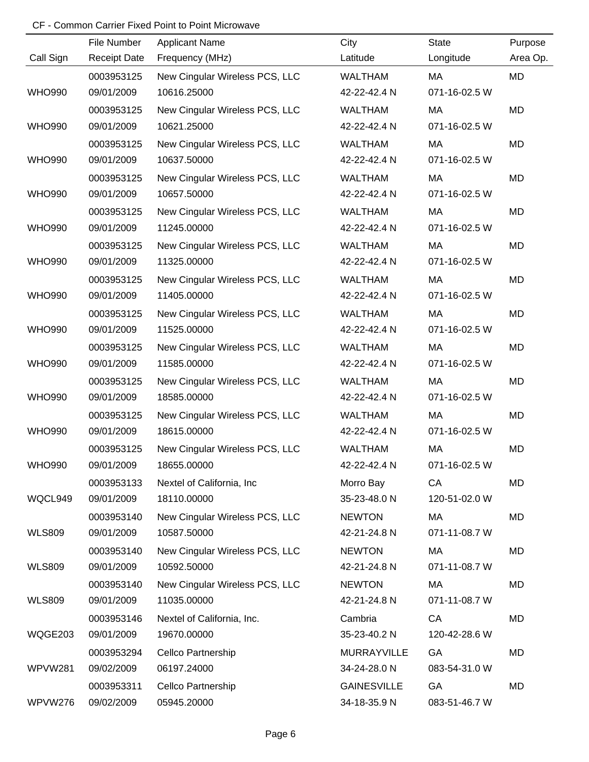CF - Common Carrier Fixed Point to Point Microwave

| Call Sign | File Number / Receipt Date | Applicant Name / Frequency (MHz) | City / Latitude | State / Longitude | Purpose / Area Op. |
|---|---|---|---|---|---|
| | 0003953125 | New Cingular Wireless PCS, LLC | WALTHAM | MA | MD |
| WHO990 | 09/01/2009 | 10616.25000 | 42-22-42.4 N | 071-16-02.5 W | |
| | 0003953125 | New Cingular Wireless PCS, LLC | WALTHAM | MA | MD |
| WHO990 | 09/01/2009 | 10621.25000 | 42-22-42.4 N | 071-16-02.5 W | |
| | 0003953125 | New Cingular Wireless PCS, LLC | WALTHAM | MA | MD |
| WHO990 | 09/01/2009 | 10637.50000 | 42-22-42.4 N | 071-16-02.5 W | |
| | 0003953125 | New Cingular Wireless PCS, LLC | WALTHAM | MA | MD |
| WHO990 | 09/01/2009 | 10657.50000 | 42-22-42.4 N | 071-16-02.5 W | |
| | 0003953125 | New Cingular Wireless PCS, LLC | WALTHAM | MA | MD |
| WHO990 | 09/01/2009 | 11245.00000 | 42-22-42.4 N | 071-16-02.5 W | |
| | 0003953125 | New Cingular Wireless PCS, LLC | WALTHAM | MA | MD |
| WHO990 | 09/01/2009 | 11325.00000 | 42-22-42.4 N | 071-16-02.5 W | |
| | 0003953125 | New Cingular Wireless PCS, LLC | WALTHAM | MA | MD |
| WHO990 | 09/01/2009 | 11405.00000 | 42-22-42.4 N | 071-16-02.5 W | |
| | 0003953125 | New Cingular Wireless PCS, LLC | WALTHAM | MA | MD |
| WHO990 | 09/01/2009 | 11525.00000 | 42-22-42.4 N | 071-16-02.5 W | |
| | 0003953125 | New Cingular Wireless PCS, LLC | WALTHAM | MA | MD |
| WHO990 | 09/01/2009 | 11585.00000 | 42-22-42.4 N | 071-16-02.5 W | |
| | 0003953125 | New Cingular Wireless PCS, LLC | WALTHAM | MA | MD |
| WHO990 | 09/01/2009 | 18585.00000 | 42-22-42.4 N | 071-16-02.5 W | |
| | 0003953125 | New Cingular Wireless PCS, LLC | WALTHAM | MA | MD |
| WHO990 | 09/01/2009 | 18615.00000 | 42-22-42.4 N | 071-16-02.5 W | |
| | 0003953125 | New Cingular Wireless PCS, LLC | WALTHAM | MA | MD |
| WHO990 | 09/01/2009 | 18655.00000 | 42-22-42.4 N | 071-16-02.5 W | |
| | 0003953133 | Nextel of California, Inc | Morro Bay | CA | MD |
| WQCL949 | 09/01/2009 | 18110.00000 | 35-23-48.0 N | 120-51-02.0 W | |
| | 0003953140 | New Cingular Wireless PCS, LLC | NEWTON | MA | MD |
| WLS809 | 09/01/2009 | 10587.50000 | 42-21-24.8 N | 071-11-08.7 W | |
| | 0003953140 | New Cingular Wireless PCS, LLC | NEWTON | MA | MD |
| WLS809 | 09/01/2009 | 10592.50000 | 42-21-24.8 N | 071-11-08.7 W | |
| | 0003953140 | New Cingular Wireless PCS, LLC | NEWTON | MA | MD |
| WLS809 | 09/01/2009 | 11035.00000 | 42-21-24.8 N | 071-11-08.7 W | |
| | 0003953146 | Nextel of California, Inc. | Cambria | CA | MD |
| WQGE203 | 09/01/2009 | 19670.00000 | 35-23-40.2 N | 120-42-28.6 W | |
| | 0003953294 | Cellco Partnership | MURRAYVILLE | GA | MD |
| WPVW281 | 09/02/2009 | 06197.24000 | 34-24-28.0 N | 083-54-31.0 W | |
| | 0003953311 | Cellco Partnership | GAINESVILLE | GA | MD |
| WPVW276 | 09/02/2009 | 05945.20000 | 34-18-35.9 N | 083-51-46.7 W | |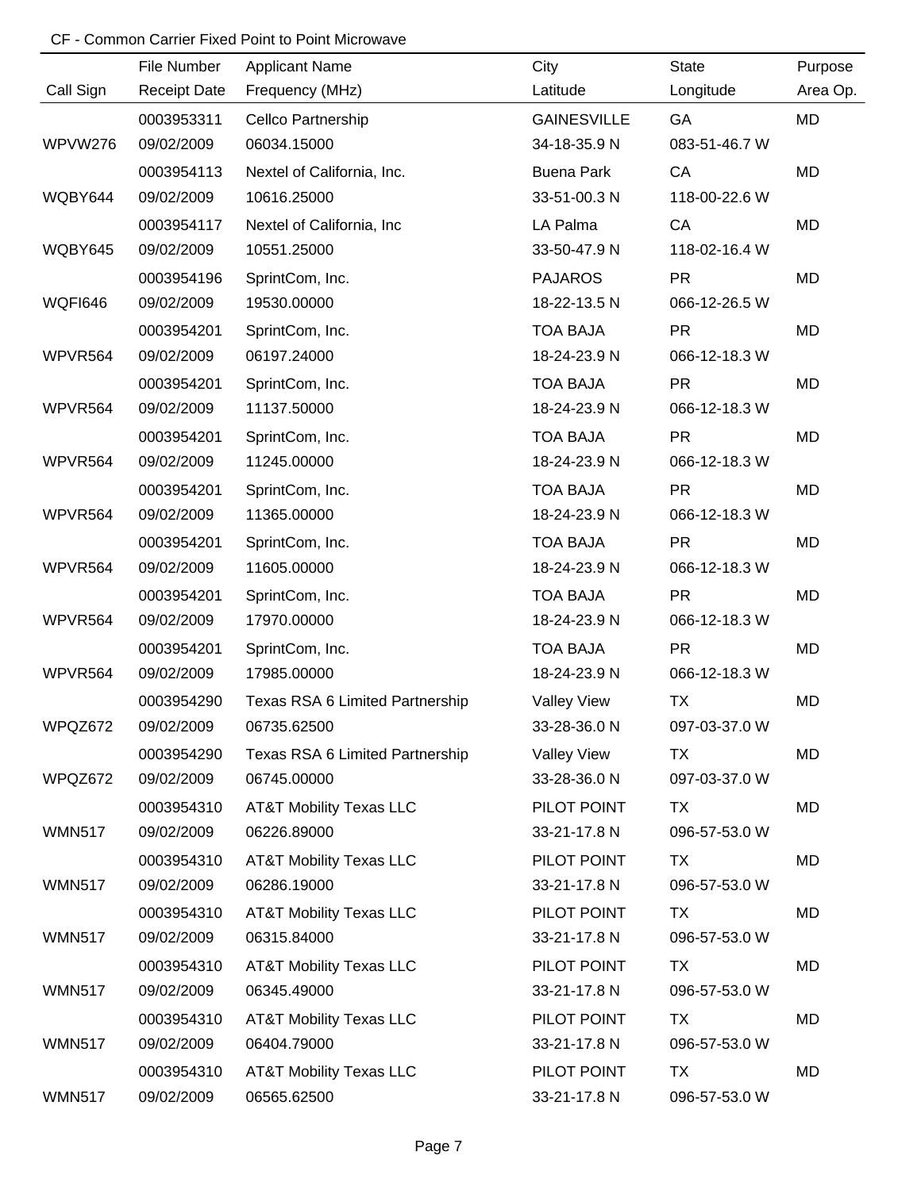CF - Common Carrier Fixed Point to Point Microwave

| Call Sign | File Number<br>Receipt Date | Applicant Name<br>Frequency (MHz) | City<br>Latitude | State<br>Longitude | Purpose<br>Area Op. |
|---|---|---|---|---|---|
| WPVW276 | 0003953311<br>09/02/2009 | Cellco Partnership<br>06034.15000 | GAINESVILLE<br>34-18-35.9 N | GA<br>083-51-46.7 W | MD |
| WQBY644 | 0003954113<br>09/02/2009 | Nextel of California, Inc.<br>10616.25000 | Buena Park<br>33-51-00.3 N | CA<br>118-00-22.6 W | MD |
| WQBY645 | 0003954117<br>09/02/2009 | Nextel of California, Inc<br>10551.25000 | LA Palma<br>33-50-47.9 N | CA<br>118-02-16.4 W | MD |
| WQFI646 | 0003954196<br>09/02/2009 | SprintCom, Inc.<br>19530.00000 | PAJAROS<br>18-22-13.5 N | PR<br>066-12-26.5 W | MD |
| WPVR564 | 0003954201<br>09/02/2009 | SprintCom, Inc.<br>06197.24000 | TOA BAJA<br>18-24-23.9 N | PR<br>066-12-18.3 W | MD |
| WPVR564 | 0003954201<br>09/02/2009 | SprintCom, Inc.<br>11137.50000 | TOA BAJA<br>18-24-23.9 N | PR<br>066-12-18.3 W | MD |
| WPVR564 | 0003954201<br>09/02/2009 | SprintCom, Inc.<br>11245.00000 | TOA BAJA<br>18-24-23.9 N | PR<br>066-12-18.3 W | MD |
| WPVR564 | 0003954201<br>09/02/2009 | SprintCom, Inc.<br>11365.00000 | TOA BAJA<br>18-24-23.9 N | PR<br>066-12-18.3 W | MD |
| WPVR564 | 0003954201<br>09/02/2009 | SprintCom, Inc.<br>11605.00000 | TOA BAJA<br>18-24-23.9 N | PR<br>066-12-18.3 W | MD |
| WPVR564 | 0003954201<br>09/02/2009 | SprintCom, Inc.<br>17970.00000 | TOA BAJA<br>18-24-23.9 N | PR<br>066-12-18.3 W | MD |
| WPVR564 | 0003954201<br>09/02/2009 | SprintCom, Inc.<br>17985.00000 | TOA BAJA<br>18-24-23.9 N | PR<br>066-12-18.3 W | MD |
| WPQZ672 | 0003954290<br>09/02/2009 | Texas RSA 6 Limited Partnership<br>06735.62500 | Valley View<br>33-28-36.0 N | TX<br>097-03-37.0 W | MD |
| WPQZ672 | 0003954290<br>09/02/2009 | Texas RSA 6 Limited Partnership<br>06745.00000 | Valley View<br>33-28-36.0 N | TX<br>097-03-37.0 W | MD |
| WMN517 | 0003954310<br>09/02/2009 | AT&T Mobility Texas LLC<br>06226.89000 | PILOT POINT<br>33-21-17.8 N | TX<br>096-57-53.0 W | MD |
| WMN517 | 0003954310<br>09/02/2009 | AT&T Mobility Texas LLC<br>06286.19000 | PILOT POINT<br>33-21-17.8 N | TX<br>096-57-53.0 W | MD |
| WMN517 | 0003954310<br>09/02/2009 | AT&T Mobility Texas LLC<br>06315.84000 | PILOT POINT<br>33-21-17.8 N | TX<br>096-57-53.0 W | MD |
| WMN517 | 0003954310<br>09/02/2009 | AT&T Mobility Texas LLC<br>06345.49000 | PILOT POINT<br>33-21-17.8 N | TX<br>096-57-53.0 W | MD |
| WMN517 | 0003954310<br>09/02/2009 | AT&T Mobility Texas LLC<br>06404.79000 | PILOT POINT<br>33-21-17.8 N | TX<br>096-57-53.0 W | MD |
| WMN517 | 0003954310<br>09/02/2009 | AT&T Mobility Texas LLC<br>06565.62500 | PILOT POINT<br>33-21-17.8 N | TX<br>096-57-53.0 W | MD |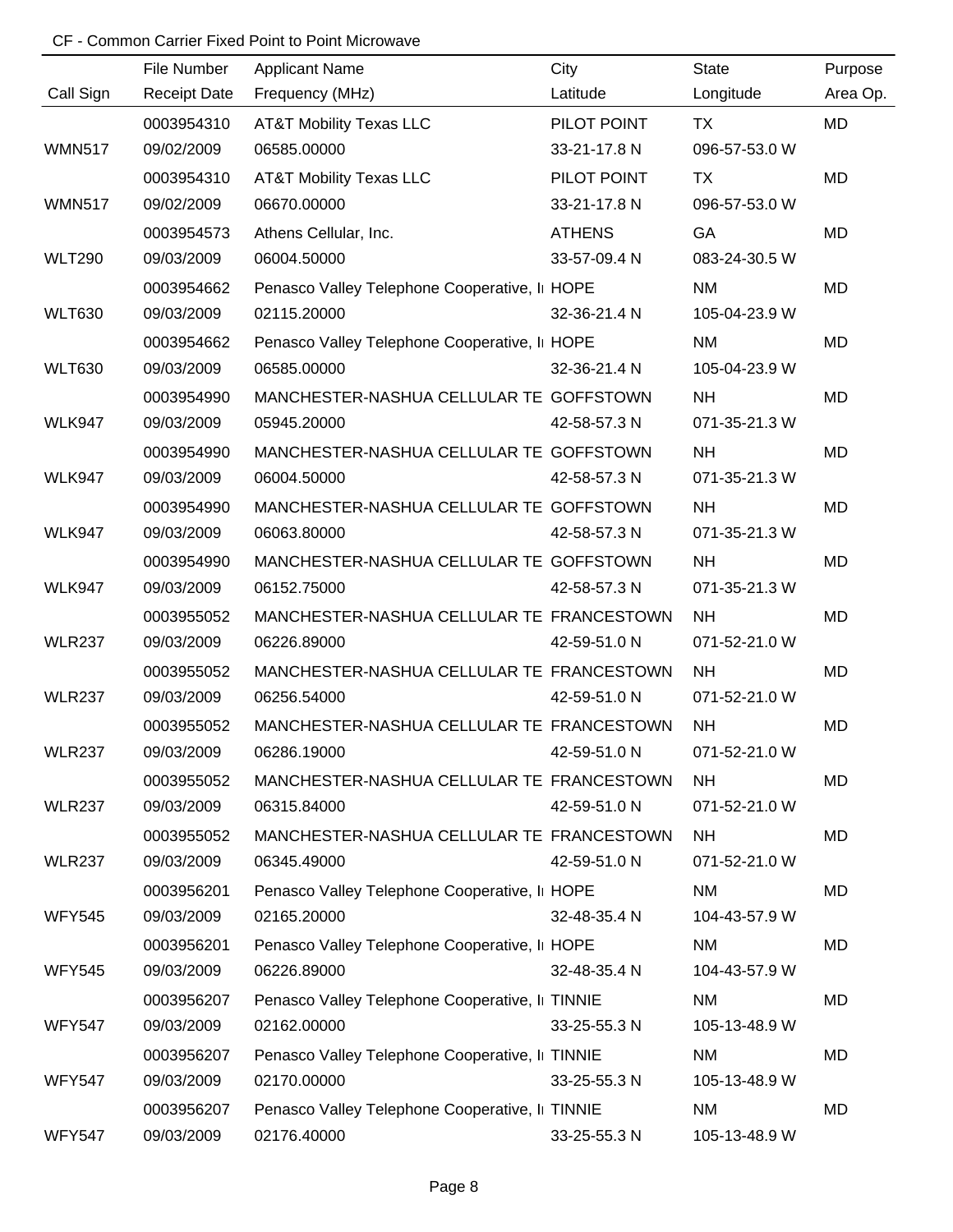CF - Common Carrier Fixed Point to Point Microwave

| Call Sign | File Number<br>Receipt Date | Applicant Name<br>Frequency (MHz) | City<br>Latitude | State<br>Longitude | Purpose<br>Area Op. |
|---|---|---|---|---|---|
| WMN517 | 0003954310<br>09/02/2009 | AT&T Mobility Texas LLC<br>06585.00000 | PILOT POINT<br>33-21-17.8 N | TX<br>096-57-53.0 W | MD |
| WMN517 | 0003954310<br>09/02/2009 | AT&T Mobility Texas LLC<br>06670.00000 | PILOT POINT<br>33-21-17.8 N | TX<br>096-57-53.0 W | MD |
| WLT290 | 0003954573<br>09/03/2009 | Athens Cellular, Inc.<br>06004.50000 | ATHENS<br>33-57-09.4 N | GA<br>083-24-30.5 W | MD |
| WLT630 | 0003954662<br>09/03/2009 | Penasco Valley Telephone Cooperative, In<br>02115.20000 | HOPE<br>32-36-21.4 N | NM<br>105-04-23.9 W | MD |
| WLT630 | 0003954662<br>09/03/2009 | Penasco Valley Telephone Cooperative, In<br>06585.00000 | HOPE<br>32-36-21.4 N | NM<br>105-04-23.9 W | MD |
| WLK947 | 0003954990<br>09/03/2009 | MANCHESTER-NASHUA CELLULAR TE<br>05945.20000 | GOFFSTOWN<br>42-58-57.3 N | NH<br>071-35-21.3 W | MD |
| WLK947 | 0003954990<br>09/03/2009 | MANCHESTER-NASHUA CELLULAR TE<br>06004.50000 | GOFFSTOWN<br>42-58-57.3 N | NH<br>071-35-21.3 W | MD |
| WLK947 | 0003954990<br>09/03/2009 | MANCHESTER-NASHUA CELLULAR TE<br>06063.80000 | GOFFSTOWN<br>42-58-57.3 N | NH<br>071-35-21.3 W | MD |
| WLK947 | 0003954990<br>09/03/2009 | MANCHESTER-NASHUA CELLULAR TE<br>06152.75000 | GOFFSTOWN<br>42-58-57.3 N | NH<br>071-35-21.3 W | MD |
| WLR237 | 0003955052<br>09/03/2009 | MANCHESTER-NASHUA CELLULAR TE<br>06226.89000 | FRANCESTOWN<br>42-59-51.0 N | NH<br>071-52-21.0 W | MD |
| WLR237 | 0003955052<br>09/03/2009 | MANCHESTER-NASHUA CELLULAR TE<br>06256.54000 | FRANCESTOWN<br>42-59-51.0 N | NH<br>071-52-21.0 W | MD |
| WLR237 | 0003955052<br>09/03/2009 | MANCHESTER-NASHUA CELLULAR TE<br>06286.19000 | FRANCESTOWN<br>42-59-51.0 N | NH<br>071-52-21.0 W | MD |
| WLR237 | 0003955052<br>09/03/2009 | MANCHESTER-NASHUA CELLULAR TE<br>06315.84000 | FRANCESTOWN<br>42-59-51.0 N | NH<br>071-52-21.0 W | MD |
| WLR237 | 0003955052<br>09/03/2009 | MANCHESTER-NASHUA CELLULAR TE<br>06345.49000 | FRANCESTOWN<br>42-59-51.0 N | NH<br>071-52-21.0 W | MD |
| WFY545 | 0003956201<br>09/03/2009 | Penasco Valley Telephone Cooperative, In<br>02165.20000 | HOPE<br>32-48-35.4 N | NM<br>104-43-57.9 W | MD |
| WFY545 | 0003956201<br>09/03/2009 | Penasco Valley Telephone Cooperative, In<br>06226.89000 | HOPE<br>32-48-35.4 N | NM<br>104-43-57.9 W | MD |
| WFY547 | 0003956207<br>09/03/2009 | Penasco Valley Telephone Cooperative, In<br>02162.00000 | TINNIE<br>33-25-55.3 N | NM<br>105-13-48.9 W | MD |
| WFY547 | 0003956207<br>09/03/2009 | Penasco Valley Telephone Cooperative, In<br>02170.00000 | TINNIE<br>33-25-55.3 N | NM<br>105-13-48.9 W | MD |
| WFY547 | 0003956207<br>09/03/2009 | Penasco Valley Telephone Cooperative, In<br>02176.40000 | TINNIE<br>33-25-55.3 N | NM<br>105-13-48.9 W | MD |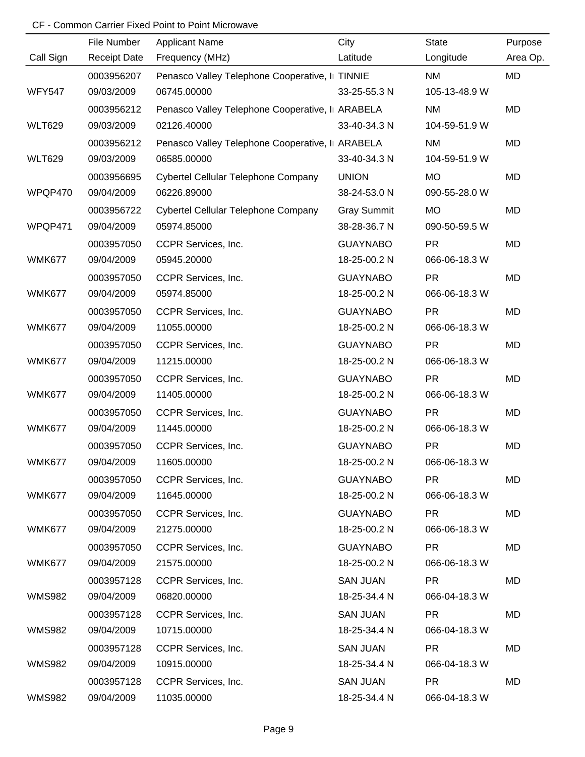CF - Common Carrier Fixed Point to Point Microwave

| Call Sign | File Number<br>Receipt Date | Applicant Name<br>Frequency (MHz) | City<br>Latitude | State<br>Longitude | Purpose<br>Area Op. |
|---|---|---|---|---|---|
| WFY547 | 0003956207<br>09/03/2009 | Penasco Valley Telephone Cooperative, In<br>06745.00000 | TINNIE<br>33-25-55.3 N | NM<br>105-13-48.9 W | MD |
| WLT629 | 0003956212<br>09/03/2009 | Penasco Valley Telephone Cooperative, In<br>02126.40000 | ARABELA<br>33-40-34.3 N | NM<br>104-59-51.9 W | MD |
| WLT629 | 0003956212<br>09/03/2009 | Penasco Valley Telephone Cooperative, In<br>06585.00000 | ARABELA<br>33-40-34.3 N | NM<br>104-59-51.9 W | MD |
| WPQP470 | 0003956695<br>09/04/2009 | Cybertel Cellular Telephone Company<br>06226.89000 | UNION<br>38-24-53.0 N | MO<br>090-55-28.0 W | MD |
| WPQP471 | 0003956722<br>09/04/2009 | Cybertel Cellular Telephone Company<br>05974.85000 | Gray Summit<br>38-28-36.7 N | MO<br>090-50-59.5 W | MD |
| WMK677 | 0003957050<br>09/04/2009 | CCPR Services, Inc.<br>05945.20000 | GUAYNABO<br>18-25-00.2 N | PR<br>066-06-18.3 W | MD |
| WMK677 | 0003957050<br>09/04/2009 | CCPR Services, Inc.<br>05974.85000 | GUAYNABO<br>18-25-00.2 N | PR<br>066-06-18.3 W | MD |
| WMK677 | 0003957050<br>09/04/2009 | CCPR Services, Inc.<br>11055.00000 | GUAYNABO<br>18-25-00.2 N | PR<br>066-06-18.3 W | MD |
| WMK677 | 0003957050<br>09/04/2009 | CCPR Services, Inc.<br>11215.00000 | GUAYNABO<br>18-25-00.2 N | PR<br>066-06-18.3 W | MD |
| WMK677 | 0003957050<br>09/04/2009 | CCPR Services, Inc.<br>11405.00000 | GUAYNABO<br>18-25-00.2 N | PR<br>066-06-18.3 W | MD |
| WMK677 | 0003957050<br>09/04/2009 | CCPR Services, Inc.<br>11445.00000 | GUAYNABO<br>18-25-00.2 N | PR<br>066-06-18.3 W | MD |
| WMK677 | 0003957050<br>09/04/2009 | CCPR Services, Inc.<br>11605.00000 | GUAYNABO<br>18-25-00.2 N | PR<br>066-06-18.3 W | MD |
| WMK677 | 0003957050<br>09/04/2009 | CCPR Services, Inc.<br>11645.00000 | GUAYNABO<br>18-25-00.2 N | PR<br>066-06-18.3 W | MD |
| WMK677 | 0003957050<br>09/04/2009 | CCPR Services, Inc.<br>21275.00000 | GUAYNABO<br>18-25-00.2 N | PR<br>066-06-18.3 W | MD |
| WMK677 | 0003957050<br>09/04/2009 | CCPR Services, Inc.<br>21575.00000 | GUAYNABO<br>18-25-00.2 N | PR<br>066-06-18.3 W | MD |
| WMS982 | 0003957128<br>09/04/2009 | CCPR Services, Inc.<br>06820.00000 | SAN JUAN<br>18-25-34.4 N | PR<br>066-04-18.3 W | MD |
| WMS982 | 0003957128<br>09/04/2009 | CCPR Services, Inc.<br>10715.00000 | SAN JUAN<br>18-25-34.4 N | PR<br>066-04-18.3 W | MD |
| WMS982 | 0003957128<br>09/04/2009 | CCPR Services, Inc.<br>10915.00000 | SAN JUAN<br>18-25-34.4 N | PR<br>066-04-18.3 W | MD |
| WMS982 | 0003957128<br>09/04/2009 | CCPR Services, Inc.<br>11035.00000 | SAN JUAN<br>18-25-34.4 N | PR<br>066-04-18.3 W | MD |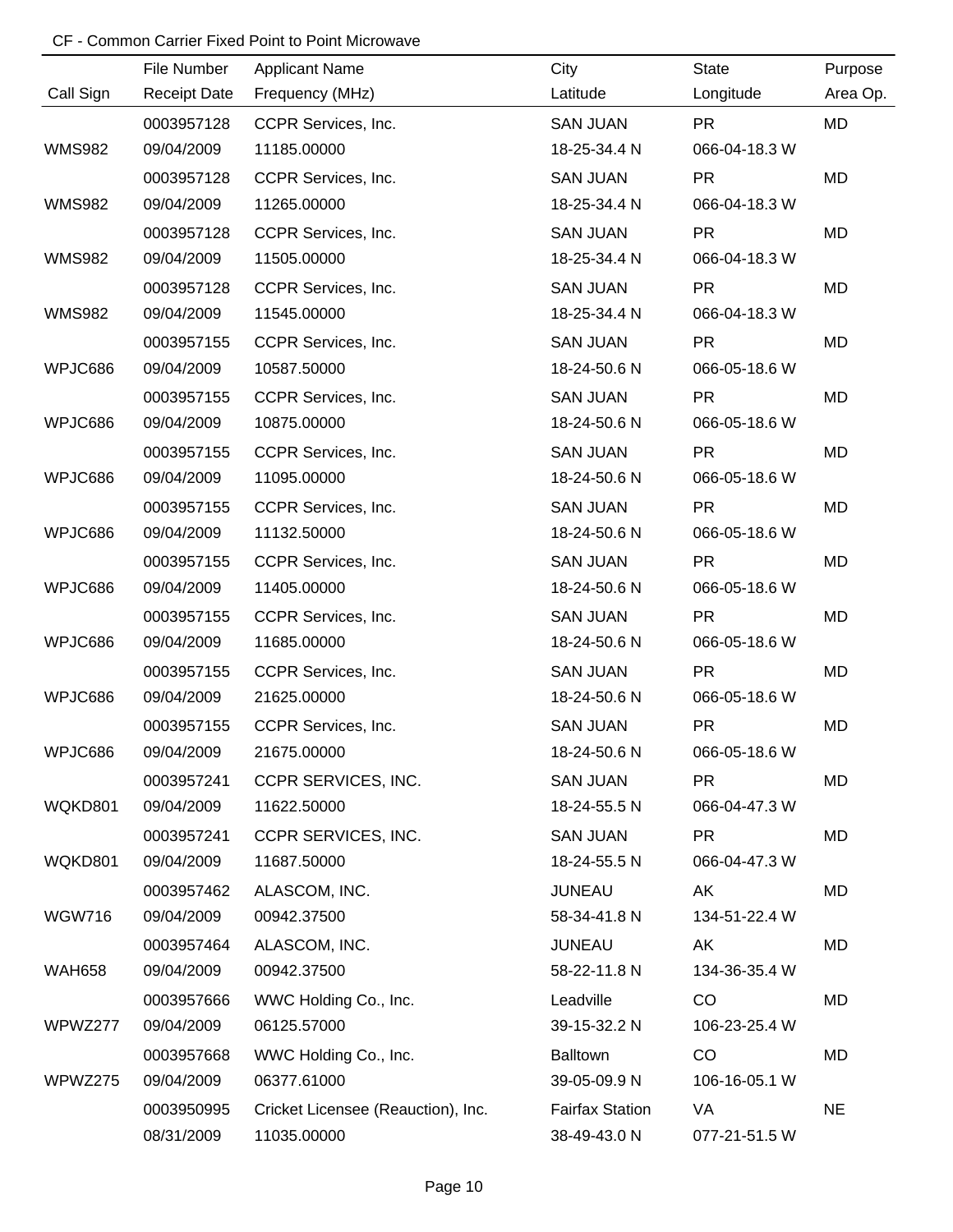CF - Common Carrier Fixed Point to Point Microwave

| Call Sign | File Number<br>Receipt Date | Applicant Name<br>Frequency (MHz) | City<br>Latitude | State<br>Longitude | Purpose<br>Area Op. |
|---|---|---|---|---|---|
| WMS982 | 0003957128<br>09/04/2009 | CCPR Services, Inc.<br>11185.00000 | SAN JUAN<br>18-25-34.4 N | PR<br>066-04-18.3 W | MD |
| WMS982 | 0003957128<br>09/04/2009 | CCPR Services, Inc.<br>11265.00000 | SAN JUAN<br>18-25-34.4 N | PR<br>066-04-18.3 W | MD |
| WMS982 | 0003957128<br>09/04/2009 | CCPR Services, Inc.<br>11505.00000 | SAN JUAN<br>18-25-34.4 N | PR<br>066-04-18.3 W | MD |
| WMS982 | 0003957128<br>09/04/2009 | CCPR Services, Inc.<br>11545.00000 | SAN JUAN<br>18-25-34.4 N | PR<br>066-04-18.3 W | MD |
| WPJC686 | 0003957155<br>09/04/2009 | CCPR Services, Inc.<br>10587.50000 | SAN JUAN<br>18-24-50.6 N | PR<br>066-05-18.6 W | MD |
| WPJC686 | 0003957155<br>09/04/2009 | CCPR Services, Inc.<br>10875.00000 | SAN JUAN<br>18-24-50.6 N | PR<br>066-05-18.6 W | MD |
| WPJC686 | 0003957155<br>09/04/2009 | CCPR Services, Inc.<br>11095.00000 | SAN JUAN<br>18-24-50.6 N | PR<br>066-05-18.6 W | MD |
| WPJC686 | 0003957155<br>09/04/2009 | CCPR Services, Inc.<br>11132.50000 | SAN JUAN<br>18-24-50.6 N | PR<br>066-05-18.6 W | MD |
| WPJC686 | 0003957155<br>09/04/2009 | CCPR Services, Inc.<br>11405.00000 | SAN JUAN<br>18-24-50.6 N | PR<br>066-05-18.6 W | MD |
| WPJC686 | 0003957155<br>09/04/2009 | CCPR Services, Inc.<br>11685.00000 | SAN JUAN<br>18-24-50.6 N | PR<br>066-05-18.6 W | MD |
| WPJC686 | 0003957155<br>09/04/2009 | CCPR Services, Inc.<br>21625.00000 | SAN JUAN<br>18-24-50.6 N | PR<br>066-05-18.6 W | MD |
| WPJC686 | 0003957155<br>09/04/2009 | CCPR Services, Inc.<br>21675.00000 | SAN JUAN<br>18-24-50.6 N | PR<br>066-05-18.6 W | MD |
| WQKD801 | 0003957241<br>09/04/2009 | CCPR SERVICES, INC.<br>11622.50000 | SAN JUAN<br>18-24-55.5 N | PR<br>066-04-47.3 W | MD |
| WQKD801 | 0003957241<br>09/04/2009 | CCPR SERVICES, INC.<br>11687.50000 | SAN JUAN<br>18-24-55.5 N | PR<br>066-04-47.3 W | MD |
| WGW716 | 0003957462<br>09/04/2009 | ALASCOM, INC.<br>00942.37500 | JUNEAU<br>58-34-41.8 N | AK<br>134-51-22.4 W | MD |
| WAH658 | 0003957464<br>09/04/2009 | ALASCOM, INC.<br>00942.37500 | JUNEAU<br>58-22-11.8 N | AK<br>134-36-35.4 W | MD |
| WPWZ277 | 0003957666<br>09/04/2009 | WWC Holding Co., Inc.<br>06125.57000 | Leadville<br>39-15-32.2 N | CO<br>106-23-25.4 W | MD |
| WPWZ275 | 0003957668<br>09/04/2009 | WWC Holding Co., Inc.<br>06377.61000 | Balltown<br>39-05-09.9 N | CO<br>106-16-05.1 W | MD |
| | 0003950995<br>08/31/2009 | Cricket Licensee (Reauction), Inc.<br>11035.00000 | Fairfax Station<br>38-49-43.0 N | VA<br>077-21-51.5 W | NE |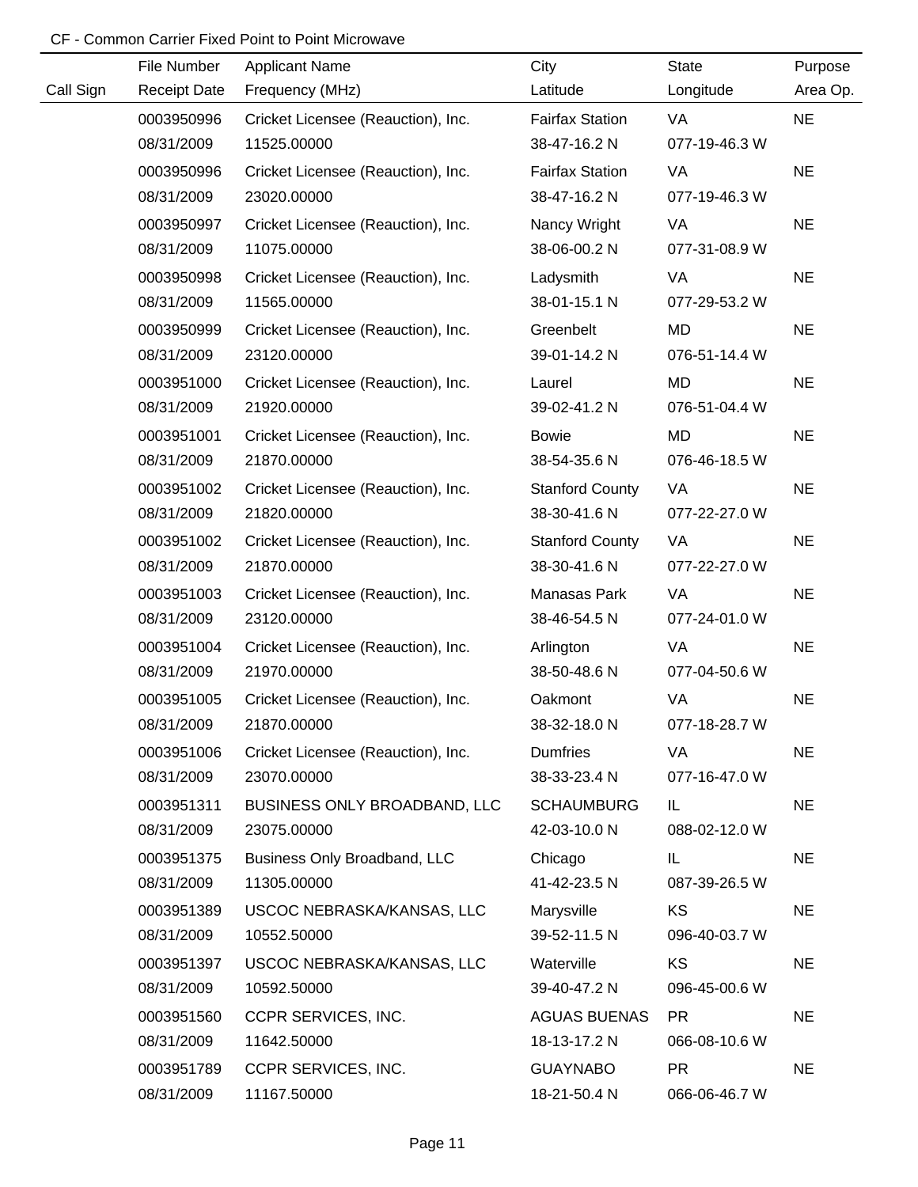CF - Common Carrier Fixed Point to Point Microwave

| Call Sign | File Number<br>Receipt Date | Applicant Name<br>Frequency (MHz) | City<br>Latitude | State<br>Longitude | Purpose<br>Area Op. |
|---|---|---|---|---|---|
| | 0003950996<br>08/31/2009 | Cricket Licensee (Reauction), Inc.<br>11525.00000 | Fairfax Station<br>38-47-16.2 N | VA<br>077-19-46.3 W | NE |
| | 0003950996<br>08/31/2009 | Cricket Licensee (Reauction), Inc.<br>23020.00000 | Fairfax Station<br>38-47-16.2 N | VA<br>077-19-46.3 W | NE |
| | 0003950997<br>08/31/2009 | Cricket Licensee (Reauction), Inc.<br>11075.00000 | Nancy Wright<br>38-06-00.2 N | VA<br>077-31-08.9 W | NE |
| | 0003950998<br>08/31/2009 | Cricket Licensee (Reauction), Inc.<br>11565.00000 | Ladysmith<br>38-01-15.1 N | VA<br>077-29-53.2 W | NE |
| | 0003950999<br>08/31/2009 | Cricket Licensee (Reauction), Inc.<br>23120.00000 | Greenbelt<br>39-01-14.2 N | MD<br>076-51-14.4 W | NE |
| | 0003951000<br>08/31/2009 | Cricket Licensee (Reauction), Inc.<br>21920.00000 | Laurel<br>39-02-41.2 N | MD<br>076-51-04.4 W | NE |
| | 0003951001<br>08/31/2009 | Cricket Licensee (Reauction), Inc.<br>21870.00000 | Bowie<br>38-54-35.6 N | MD<br>076-46-18.5 W | NE |
| | 0003951002<br>08/31/2009 | Cricket Licensee (Reauction), Inc.<br>21820.00000 | Stanford County<br>38-30-41.6 N | VA<br>077-22-27.0 W | NE |
| | 0003951002<br>08/31/2009 | Cricket Licensee (Reauction), Inc.<br>21870.00000 | Stanford County<br>38-30-41.6 N | VA<br>077-22-27.0 W | NE |
| | 0003951003<br>08/31/2009 | Cricket Licensee (Reauction), Inc.<br>23120.00000 | Manasas Park<br>38-46-54.5 N | VA<br>077-24-01.0 W | NE |
| | 0003951004<br>08/31/2009 | Cricket Licensee (Reauction), Inc.<br>21970.00000 | Arlington<br>38-50-48.6 N | VA<br>077-04-50.6 W | NE |
| | 0003951005<br>08/31/2009 | Cricket Licensee (Reauction), Inc.<br>21870.00000 | Oakmont<br>38-32-18.0 N | VA<br>077-18-28.7 W | NE |
| | 0003951006<br>08/31/2009 | Cricket Licensee (Reauction), Inc.<br>23070.00000 | Dumfries<br>38-33-23.4 N | VA<br>077-16-47.0 W | NE |
| | 0003951311<br>08/31/2009 | BUSINESS ONLY BROADBAND, LLC<br>23075.00000 | SCHAUMBURG<br>42-03-10.0 N | IL<br>088-02-12.0 W | NE |
| | 0003951375<br>08/31/2009 | Business Only Broadband, LLC<br>11305.00000 | Chicago<br>41-42-23.5 N | IL<br>087-39-26.5 W | NE |
| | 0003951389<br>08/31/2009 | USCOC NEBRASKA/KANSAS, LLC<br>10552.50000 | Marysville<br>39-52-11.5 N | KS<br>096-40-03.7 W | NE |
| | 0003951397<br>08/31/2009 | USCOC NEBRASKA/KANSAS, LLC<br>10592.50000 | Waterville<br>39-40-47.2 N | KS<br>096-45-00.6 W | NE |
| | 0003951560<br>08/31/2009 | CCPR SERVICES, INC.<br>11642.50000 | AGUAS BUENAS<br>18-13-17.2 N | PR<br>066-08-10.6 W | NE |
| | 0003951789<br>08/31/2009 | CCPR SERVICES, INC.<br>11167.50000 | GUAYNABO<br>18-21-50.4 N | PR<br>066-06-46.7 W | NE |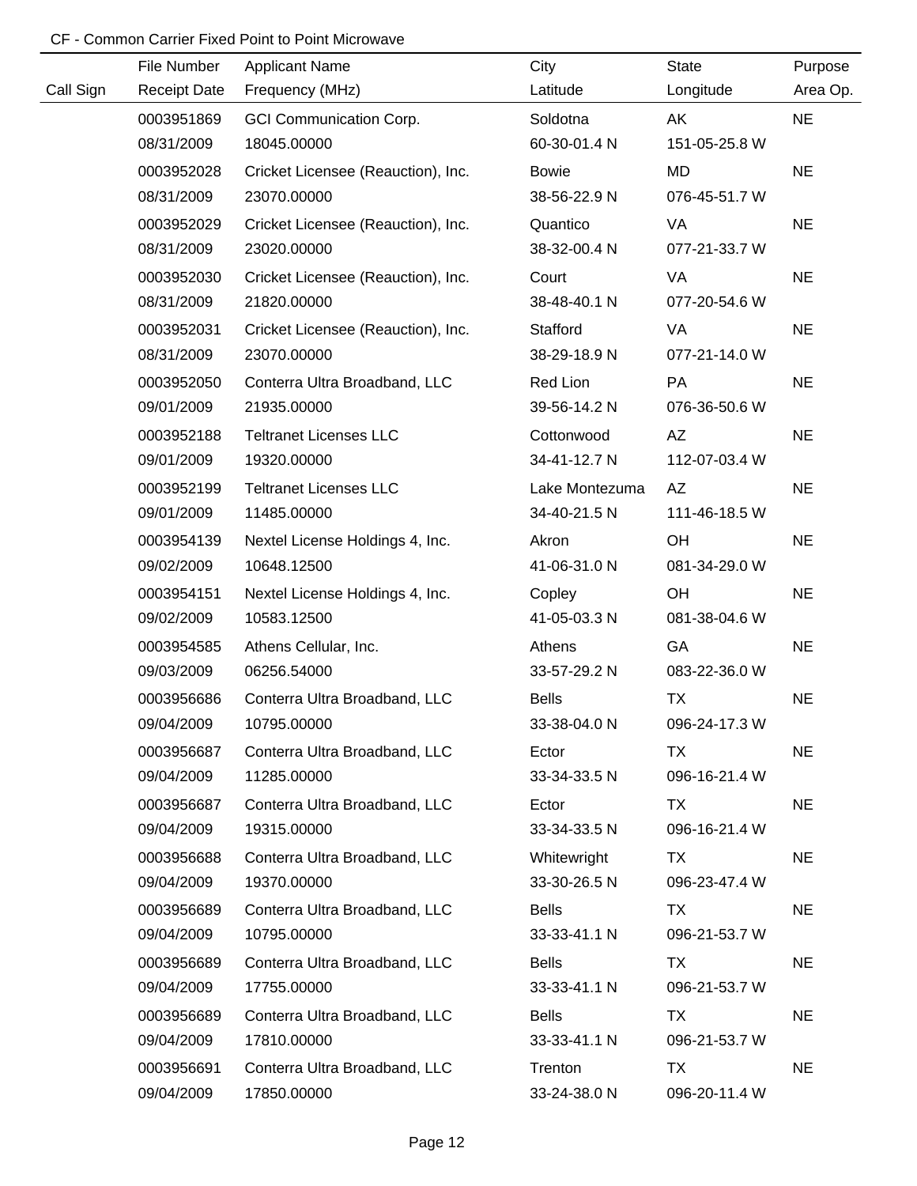CF - Common Carrier Fixed Point to Point Microwave

| Call Sign | File Number<br>Receipt Date | Applicant Name<br>Frequency (MHz) | City<br>Latitude | State<br>Longitude | Purpose<br>Area Op. |
|---|---|---|---|---|---|
| | 0003951869<br>08/31/2009 | GCI Communication Corp.<br>18045.00000 | Soldotna<br>60-30-01.4 N | AK<br>151-05-25.8 W | NE |
| | 0003952028<br>08/31/2009 | Cricket Licensee (Reauction), Inc.<br>23070.00000 | Bowie<br>38-56-22.9 N | MD<br>076-45-51.7 W | NE |
| | 0003952029<br>08/31/2009 | Cricket Licensee (Reauction), Inc.<br>23020.00000 | Quantico<br>38-32-00.4 N | VA<br>077-21-33.7 W | NE |
| | 0003952030<br>08/31/2009 | Cricket Licensee (Reauction), Inc.<br>21820.00000 | Court<br>38-48-40.1 N | VA<br>077-20-54.6 W | NE |
| | 0003952031<br>08/31/2009 | Cricket Licensee (Reauction), Inc.<br>23070.00000 | Stafford<br>38-29-18.9 N | VA<br>077-21-14.0 W | NE |
| | 0003952050<br>09/01/2009 | Conterra Ultra Broadband, LLC<br>21935.00000 | Red Lion<br>39-56-14.2 N | PA<br>076-36-50.6 W | NE |
| | 0003952188<br>09/01/2009 | Teltranet Licenses LLC<br>19320.00000 | Cottonwood<br>34-41-12.7 N | AZ<br>112-07-03.4 W | NE |
| | 0003952199<br>09/01/2009 | Teltranet Licenses LLC<br>11485.00000 | Lake Montezuma<br>34-40-21.5 N | AZ<br>111-46-18.5 W | NE |
| | 0003954139<br>09/02/2009 | Nextel License Holdings 4, Inc.<br>10648.12500 | Akron<br>41-06-31.0 N | OH<br>081-34-29.0 W | NE |
| | 0003954151<br>09/02/2009 | Nextel License Holdings 4, Inc.<br>10583.12500 | Copley<br>41-05-03.3 N | OH<br>081-38-04.6 W | NE |
| | 0003954585<br>09/03/2009 | Athens Cellular, Inc.<br>06256.54000 | Athens<br>33-57-29.2 N | GA<br>083-22-36.0 W | NE |
| | 0003956686<br>09/04/2009 | Conterra Ultra Broadband, LLC<br>10795.00000 | Bells<br>33-38-04.0 N | TX<br>096-24-17.3 W | NE |
| | 0003956687<br>09/04/2009 | Conterra Ultra Broadband, LLC<br>11285.00000 | Ector<br>33-34-33.5 N | TX<br>096-16-21.4 W | NE |
| | 0003956687<br>09/04/2009 | Conterra Ultra Broadband, LLC<br>19315.00000 | Ector<br>33-34-33.5 N | TX<br>096-16-21.4 W | NE |
| | 0003956688<br>09/04/2009 | Conterra Ultra Broadband, LLC<br>19370.00000 | Whitewright<br>33-30-26.5 N | TX<br>096-23-47.4 W | NE |
| | 0003956689<br>09/04/2009 | Conterra Ultra Broadband, LLC<br>10795.00000 | Bells<br>33-33-41.1 N | TX<br>096-21-53.7 W | NE |
| | 0003956689<br>09/04/2009 | Conterra Ultra Broadband, LLC<br>17755.00000 | Bells<br>33-33-41.1 N | TX<br>096-21-53.7 W | NE |
| | 0003956689<br>09/04/2009 | Conterra Ultra Broadband, LLC<br>17810.00000 | Bells<br>33-33-41.1 N | TX<br>096-21-53.7 W | NE |
| | 0003956691<br>09/04/2009 | Conterra Ultra Broadband, LLC<br>17850.00000 | Trenton<br>33-24-38.0 N | TX<br>096-20-11.4 W | NE |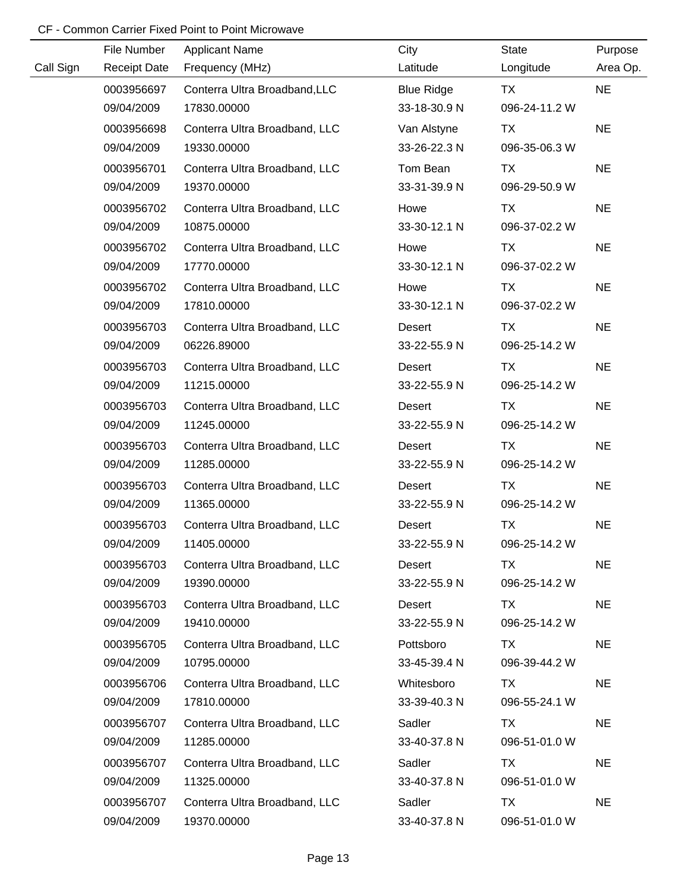CF - Common Carrier Fixed Point to Point Microwave

| Call Sign | File Number<br>Receipt Date | Applicant Name<br>Frequency (MHz) | City<br>Latitude | State<br>Longitude | Purpose<br>Area Op. |
|---|---|---|---|---|---|
| | 0003956697<br>09/04/2009 | Conterra Ultra Broadband,LLC<br>17830.00000 | Blue Ridge<br>33-18-30.9 N | TX<br>096-24-11.2 W | NE |
| | 0003956698<br>09/04/2009 | Conterra Ultra Broadband, LLC<br>19330.00000 | Van Alstyne<br>33-26-22.3 N | TX<br>096-35-06.3 W | NE |
| | 0003956701<br>09/04/2009 | Conterra Ultra Broadband, LLC<br>19370.00000 | Tom Bean<br>33-31-39.9 N | TX<br>096-29-50.9 W | NE |
| | 0003956702<br>09/04/2009 | Conterra Ultra Broadband, LLC<br>10875.00000 | Howe<br>33-30-12.1 N | TX<br>096-37-02.2 W | NE |
| | 0003956702<br>09/04/2009 | Conterra Ultra Broadband, LLC<br>17770.00000 | Howe<br>33-30-12.1 N | TX<br>096-37-02.2 W | NE |
| | 0003956702<br>09/04/2009 | Conterra Ultra Broadband, LLC<br>17810.00000 | Howe<br>33-30-12.1 N | TX<br>096-37-02.2 W | NE |
| | 0003956703<br>09/04/2009 | Conterra Ultra Broadband, LLC<br>06226.89000 | Desert<br>33-22-55.9 N | TX<br>096-25-14.2 W | NE |
| | 0003956703<br>09/04/2009 | Conterra Ultra Broadband, LLC<br>11215.00000 | Desert<br>33-22-55.9 N | TX<br>096-25-14.2 W | NE |
| | 0003956703<br>09/04/2009 | Conterra Ultra Broadband, LLC<br>11245.00000 | Desert<br>33-22-55.9 N | TX<br>096-25-14.2 W | NE |
| | 0003956703<br>09/04/2009 | Conterra Ultra Broadband, LLC<br>11285.00000 | Desert<br>33-22-55.9 N | TX<br>096-25-14.2 W | NE |
| | 0003956703<br>09/04/2009 | Conterra Ultra Broadband, LLC<br>11365.00000 | Desert<br>33-22-55.9 N | TX<br>096-25-14.2 W | NE |
| | 0003956703<br>09/04/2009 | Conterra Ultra Broadband, LLC<br>11405.00000 | Desert<br>33-22-55.9 N | TX<br>096-25-14.2 W | NE |
| | 0003956703<br>09/04/2009 | Conterra Ultra Broadband, LLC<br>19390.00000 | Desert<br>33-22-55.9 N | TX<br>096-25-14.2 W | NE |
| | 0003956703<br>09/04/2009 | Conterra Ultra Broadband, LLC<br>19410.00000 | Desert<br>33-22-55.9 N | TX<br>096-25-14.2 W | NE |
| | 0003956705<br>09/04/2009 | Conterra Ultra Broadband, LLC<br>10795.00000 | Pottsboro<br>33-45-39.4 N | TX<br>096-39-44.2 W | NE |
| | 0003956706<br>09/04/2009 | Conterra Ultra Broadband, LLC<br>17810.00000 | Whitesboro<br>33-39-40.3 N | TX<br>096-55-24.1 W | NE |
| | 0003956707<br>09/04/2009 | Conterra Ultra Broadband, LLC<br>11285.00000 | Sadler<br>33-40-37.8 N | TX<br>096-51-01.0 W | NE |
| | 0003956707<br>09/04/2009 | Conterra Ultra Broadband, LLC<br>11325.00000 | Sadler<br>33-40-37.8 N | TX<br>096-51-01.0 W | NE |
| | 0003956707<br>09/04/2009 | Conterra Ultra Broadband, LLC<br>19370.00000 | Sadler<br>33-40-37.8 N | TX<br>096-51-01.0 W | NE |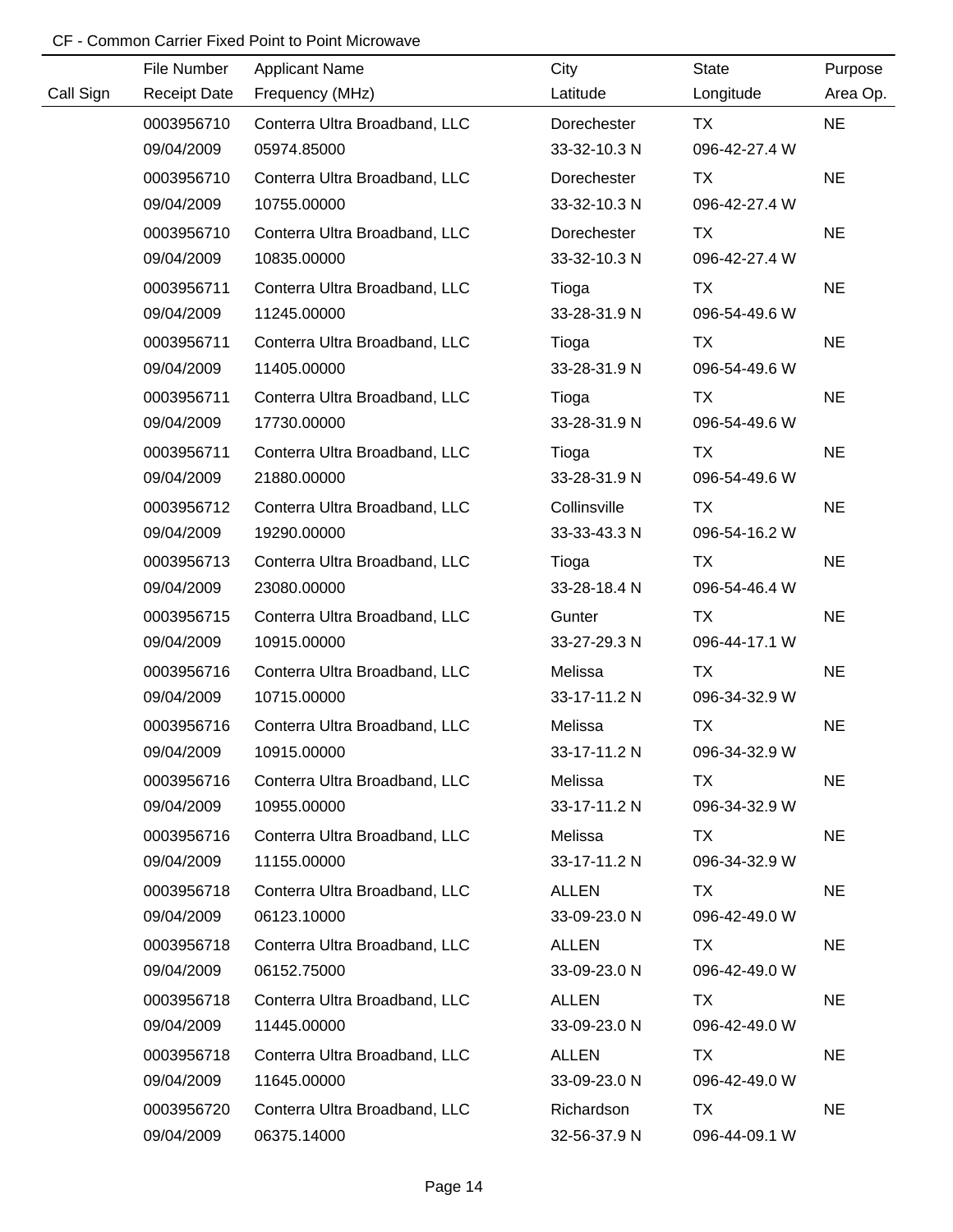CF - Common Carrier Fixed Point to Point Microwave

| Call Sign | File Number<br>Receipt Date | Applicant Name<br>Frequency (MHz) | City<br>Latitude | State<br>Longitude | Purpose<br>Area Op. |
|---|---|---|---|---|---|
| | 0003956710<br>09/04/2009 | Conterra Ultra Broadband, LLC<br>05974.85000 | Dorechester<br>33-32-10.3 N | TX<br>096-42-27.4 W | NE |
| | 0003956710<br>09/04/2009 | Conterra Ultra Broadband, LLC<br>10755.00000 | Dorechester<br>33-32-10.3 N | TX<br>096-42-27.4 W | NE |
| | 0003956710<br>09/04/2009 | Conterra Ultra Broadband, LLC<br>10835.00000 | Dorechester<br>33-32-10.3 N | TX<br>096-42-27.4 W | NE |
| | 0003956711<br>09/04/2009 | Conterra Ultra Broadband, LLC<br>11245.00000 | Tioga<br>33-28-31.9 N | TX<br>096-54-49.6 W | NE |
| | 0003956711<br>09/04/2009 | Conterra Ultra Broadband, LLC<br>11405.00000 | Tioga<br>33-28-31.9 N | TX<br>096-54-49.6 W | NE |
| | 0003956711<br>09/04/2009 | Conterra Ultra Broadband, LLC<br>17730.00000 | Tioga<br>33-28-31.9 N | TX<br>096-54-49.6 W | NE |
| | 0003956711<br>09/04/2009 | Conterra Ultra Broadband, LLC<br>21880.00000 | Tioga<br>33-28-31.9 N | TX<br>096-54-49.6 W | NE |
| | 0003956712<br>09/04/2009 | Conterra Ultra Broadband, LLC<br>19290.00000 | Collinsville<br>33-33-43.3 N | TX<br>096-54-16.2 W | NE |
| | 0003956713<br>09/04/2009 | Conterra Ultra Broadband, LLC<br>23080.00000 | Tioga<br>33-28-18.4 N | TX<br>096-54-46.4 W | NE |
| | 0003956715<br>09/04/2009 | Conterra Ultra Broadband, LLC<br>10915.00000 | Gunter<br>33-27-29.3 N | TX<br>096-44-17.1 W | NE |
| | 0003956716<br>09/04/2009 | Conterra Ultra Broadband, LLC<br>10715.00000 | Melissa<br>33-17-11.2 N | TX<br>096-34-32.9 W | NE |
| | 0003956716<br>09/04/2009 | Conterra Ultra Broadband, LLC<br>10915.00000 | Melissa<br>33-17-11.2 N | TX<br>096-34-32.9 W | NE |
| | 0003956716<br>09/04/2009 | Conterra Ultra Broadband, LLC<br>10955.00000 | Melissa<br>33-17-11.2 N | TX<br>096-34-32.9 W | NE |
| | 0003956716<br>09/04/2009 | Conterra Ultra Broadband, LLC<br>11155.00000 | Melissa<br>33-17-11.2 N | TX<br>096-34-32.9 W | NE |
| | 0003956718<br>09/04/2009 | Conterra Ultra Broadband, LLC<br>06123.10000 | ALLEN<br>33-09-23.0 N | TX<br>096-42-49.0 W | NE |
| | 0003956718<br>09/04/2009 | Conterra Ultra Broadband, LLC<br>06152.75000 | ALLEN<br>33-09-23.0 N | TX<br>096-42-49.0 W | NE |
| | 0003956718<br>09/04/2009 | Conterra Ultra Broadband, LLC<br>11445.00000 | ALLEN<br>33-09-23.0 N | TX<br>096-42-49.0 W | NE |
| | 0003956718<br>09/04/2009 | Conterra Ultra Broadband, LLC<br>11645.00000 | ALLEN<br>33-09-23.0 N | TX<br>096-42-49.0 W | NE |
| | 0003956720<br>09/04/2009 | Conterra Ultra Broadband, LLC<br>06375.14000 | Richardson<br>32-56-37.9 N | TX<br>096-44-09.1 W | NE |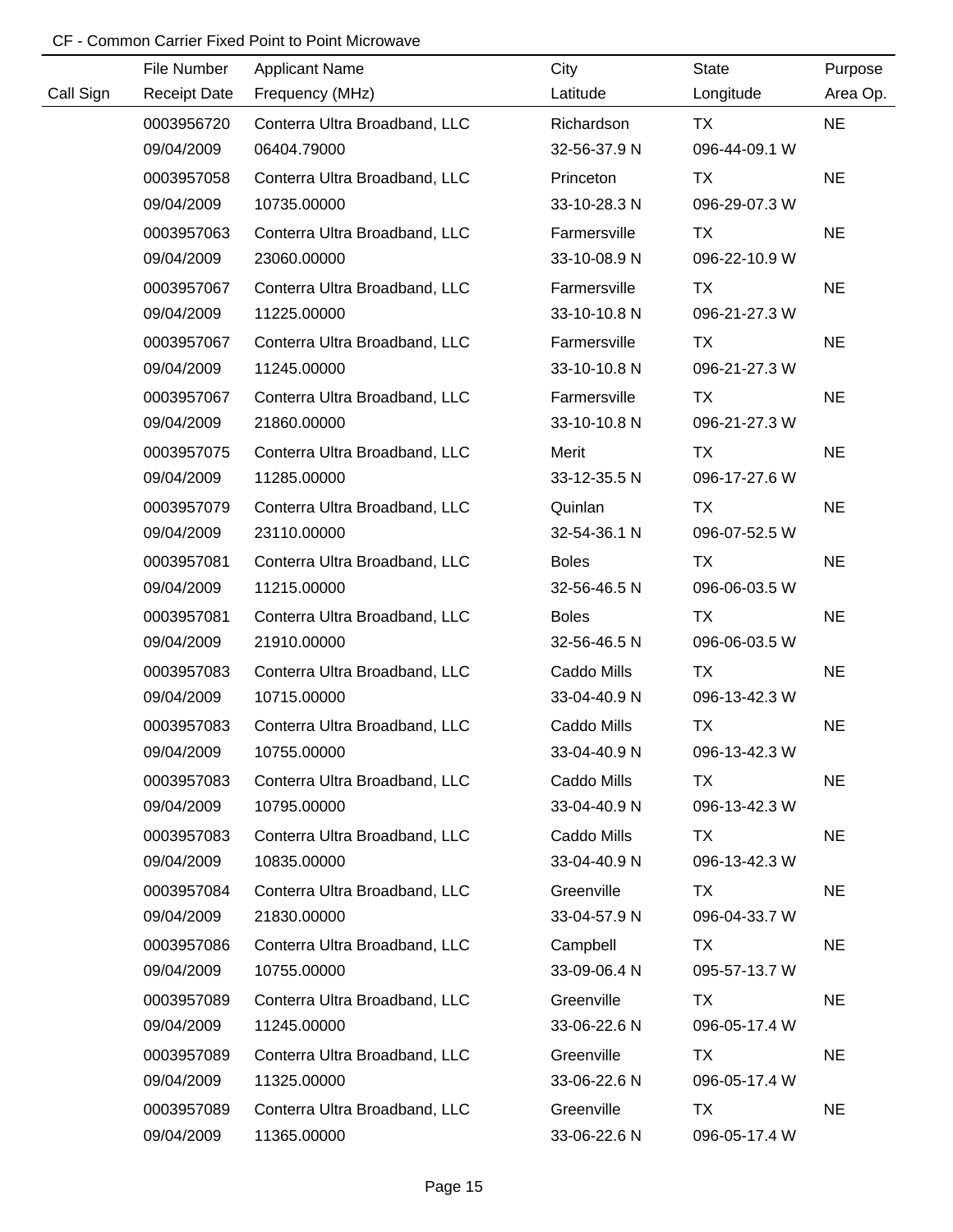CF - Common Carrier Fixed Point to Point Microwave

| Call Sign | File Number<br>Receipt Date | Applicant Name<br>Frequency (MHz) | City<br>Latitude | State<br>Longitude | Purpose<br>Area Op. |
|---|---|---|---|---|---|
| | 0003956720<br>09/04/2009 | Conterra Ultra Broadband, LLC<br>06404.79000 | Richardson<br>32-56-37.9 N | TX<br>096-44-09.1 W | NE |
| | 0003957058<br>09/04/2009 | Conterra Ultra Broadband, LLC<br>10735.00000 | Princeton<br>33-10-28.3 N | TX<br>096-29-07.3 W | NE |
| | 0003957063<br>09/04/2009 | Conterra Ultra Broadband, LLC<br>23060.00000 | Farmersville<br>33-10-08.9 N | TX<br>096-22-10.9 W | NE |
| | 0003957067<br>09/04/2009 | Conterra Ultra Broadband, LLC<br>11225.00000 | Farmersville<br>33-10-10.8 N | TX<br>096-21-27.3 W | NE |
| | 0003957067<br>09/04/2009 | Conterra Ultra Broadband, LLC<br>11245.00000 | Farmersville<br>33-10-10.8 N | TX<br>096-21-27.3 W | NE |
| | 0003957067<br>09/04/2009 | Conterra Ultra Broadband, LLC<br>21860.00000 | Farmersville<br>33-10-10.8 N | TX<br>096-21-27.3 W | NE |
| | 0003957075<br>09/04/2009 | Conterra Ultra Broadband, LLC<br>11285.00000 | Merit<br>33-12-35.5 N | TX<br>096-17-27.6 W | NE |
| | 0003957079<br>09/04/2009 | Conterra Ultra Broadband, LLC<br>23110.00000 | Quinlan<br>32-54-36.1 N | TX<br>096-07-52.5 W | NE |
| | 0003957081<br>09/04/2009 | Conterra Ultra Broadband, LLC<br>11215.00000 | Boles<br>32-56-46.5 N | TX<br>096-06-03.5 W | NE |
| | 0003957081<br>09/04/2009 | Conterra Ultra Broadband, LLC<br>21910.00000 | Boles<br>32-56-46.5 N | TX<br>096-06-03.5 W | NE |
| | 0003957083<br>09/04/2009 | Conterra Ultra Broadband, LLC<br>10715.00000 | Caddo Mills<br>33-04-40.9 N | TX<br>096-13-42.3 W | NE |
| | 0003957083<br>09/04/2009 | Conterra Ultra Broadband, LLC<br>10755.00000 | Caddo Mills<br>33-04-40.9 N | TX<br>096-13-42.3 W | NE |
| | 0003957083<br>09/04/2009 | Conterra Ultra Broadband, LLC<br>10795.00000 | Caddo Mills<br>33-04-40.9 N | TX<br>096-13-42.3 W | NE |
| | 0003957083<br>09/04/2009 | Conterra Ultra Broadband, LLC<br>10835.00000 | Caddo Mills<br>33-04-40.9 N | TX<br>096-13-42.3 W | NE |
| | 0003957084<br>09/04/2009 | Conterra Ultra Broadband, LLC<br>21830.00000 | Greenville<br>33-04-57.9 N | TX<br>096-04-33.7 W | NE |
| | 0003957086<br>09/04/2009 | Conterra Ultra Broadband, LLC<br>10755.00000 | Campbell<br>33-09-06.4 N | TX<br>095-57-13.7 W | NE |
| | 0003957089<br>09/04/2009 | Conterra Ultra Broadband, LLC<br>11245.00000 | Greenville<br>33-06-22.6 N | TX<br>096-05-17.4 W | NE |
| | 0003957089<br>09/04/2009 | Conterra Ultra Broadband, LLC<br>11325.00000 | Greenville<br>33-06-22.6 N | TX<br>096-05-17.4 W | NE |
| | 0003957089<br>09/04/2009 | Conterra Ultra Broadband, LLC<br>11365.00000 | Greenville<br>33-06-22.6 N | TX<br>096-05-17.4 W | NE |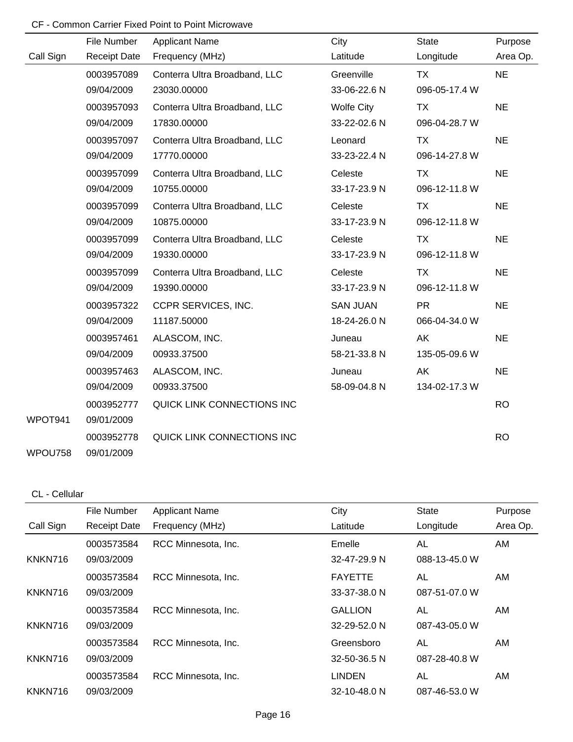CF - Common Carrier Fixed Point to Point Microwave

| Call Sign | File Number<br>Receipt Date | Applicant Name<br>Frequency (MHz) | City<br>Latitude | State<br>Longitude | Purpose<br>Area Op. |
|---|---|---|---|---|---|
| | 0003957089<br>09/04/2009 | Conterra Ultra Broadband, LLC<br>23030.00000 | Greenville<br>33-06-22.6 N | TX<br>096-05-17.4 W | NE |
| | 0003957093<br>09/04/2009 | Conterra Ultra Broadband, LLC<br>17830.00000 | Wolfe City<br>33-22-02.6 N | TX<br>096-04-28.7 W | NE |
| | 0003957097<br>09/04/2009 | Conterra Ultra Broadband, LLC<br>17770.00000 | Leonard<br>33-23-22.4 N | TX<br>096-14-27.8 W | NE |
| | 0003957099<br>09/04/2009 | Conterra Ultra Broadband, LLC<br>10755.00000 | Celeste<br>33-17-23.9 N | TX<br>096-12-11.8 W | NE |
| | 0003957099<br>09/04/2009 | Conterra Ultra Broadband, LLC<br>10875.00000 | Celeste<br>33-17-23.9 N | TX<br>096-12-11.8 W | NE |
| | 0003957099<br>09/04/2009 | Conterra Ultra Broadband, LLC<br>19330.00000 | Celeste<br>33-17-23.9 N | TX<br>096-12-11.8 W | NE |
| | 0003957099<br>09/04/2009 | Conterra Ultra Broadband, LLC<br>19390.00000 | Celeste<br>33-17-23.9 N | TX<br>096-12-11.8 W | NE |
| | 0003957322<br>09/04/2009 | CCPR SERVICES, INC.<br>11187.50000 | SAN JUAN<br>18-24-26.0 N | PR<br>066-04-34.0 W | NE |
| | 0003957461<br>09/04/2009 | ALASCOM, INC.<br>00933.37500 | Juneau<br>58-21-33.8 N | AK<br>135-05-09.6 W | NE |
| | 0003957463<br>09/04/2009 | ALASCOM, INC.<br>00933.37500 | Juneau<br>58-09-04.8 N | AK<br>134-02-17.3 W | NE |
| WPOT941 | 0003952777<br>09/01/2009 | QUICK LINK CONNECTIONS INC | | | RO |
| WPOU758 | 0003952778<br>09/01/2009 | QUICK LINK CONNECTIONS INC | | | RO |

CL - Cellular

| Call Sign | File Number<br>Receipt Date | Applicant Name<br>Frequency (MHz) | City<br>Latitude | State<br>Longitude | Purpose<br>Area Op. |
|---|---|---|---|---|---|
| KNKN716 | 0003573584<br>09/03/2009 | RCC Minnesota, Inc. | Emelle<br>32-47-29.9 N | AL<br>088-13-45.0 W | AM |
| KNKN716 | 0003573584<br>09/03/2009 | RCC Minnesota, Inc. | FAYETTE<br>33-37-38.0 N | AL<br>087-51-07.0 W | AM |
| KNKN716 | 0003573584<br>09/03/2009 | RCC Minnesota, Inc. | GALLION<br>32-29-52.0 N | AL<br>087-43-05.0 W | AM |
| KNKN716 | 0003573584<br>09/03/2009 | RCC Minnesota, Inc. | Greensboro<br>32-50-36.5 N | AL<br>087-28-40.8 W | AM |
| KNKN716 | 0003573584<br>09/03/2009 | RCC Minnesota, Inc. | LINDEN<br>32-10-48.0 N | AL<br>087-46-53.0 W | AM |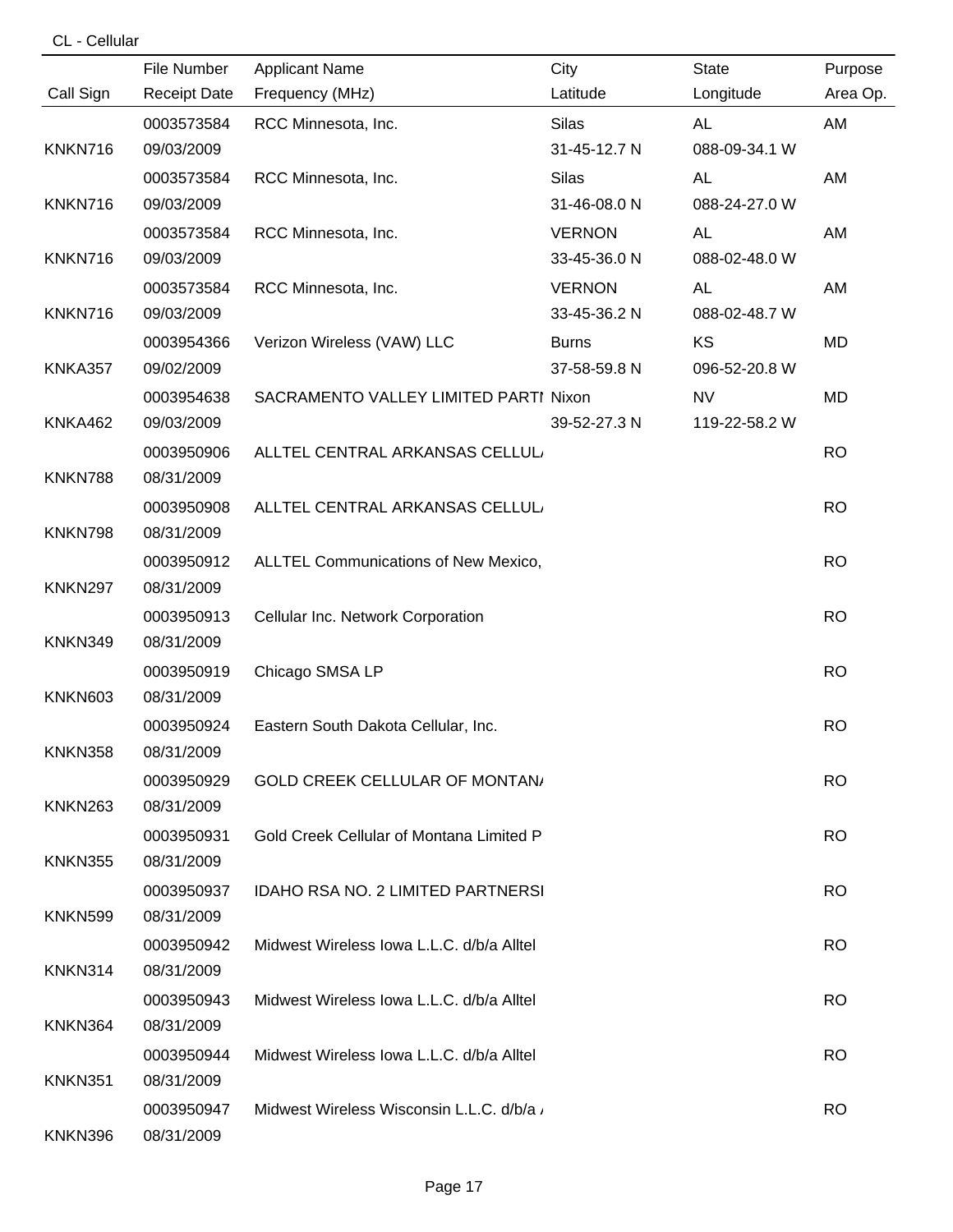CL - Cellular

| Call Sign | File Number<br>Receipt Date | Applicant Name<br>Frequency (MHz) | City<br>Latitude | State<br>Longitude | Purpose<br>Area Op. |
|---|---|---|---|---|---|
| KNKN716 | 0003573584<br>09/03/2009 | RCC Minnesota, Inc. | Silas<br>31-45-12.7 N | AL<br>088-09-34.1 W | AM |
| KNKN716 | 0003573584<br>09/03/2009 | RCC Minnesota, Inc. | Silas<br>31-46-08.0 N | AL<br>088-24-27.0 W | AM |
| KNKN716 | 0003573584<br>09/03/2009 | RCC Minnesota, Inc. | VERNON<br>33-45-36.0 N | AL<br>088-02-48.0 W | AM |
| KNKN716 | 0003573584<br>09/03/2009 | RCC Minnesota, Inc. | VERNON<br>33-45-36.2 N | AL<br>088-02-48.7 W | AM |
| KNKA357 | 0003954366<br>09/02/2009 | Verizon Wireless (VAW) LLC | Burns<br>37-58-59.8 N | KS<br>096-52-20.8 W | MD |
| KNKA462 | 0003954638<br>09/03/2009 | SACRAMENTO VALLEY LIMITED PARTI | Nixon<br>39-52-27.3 N | NV<br>119-22-58.2 W | MD |
| KNKN788 | 0003950906<br>08/31/2009 | ALLTEL CENTRAL ARKANSAS CELLUL/ | | | RO |
| KNKN798 | 0003950908<br>08/31/2009 | ALLTEL CENTRAL ARKANSAS CELLUL/ | | | RO |
| KNKN297 | 0003950912<br>08/31/2009 | ALLTEL Communications of New Mexico, | | | RO |
| KNKN349 | 0003950913<br>08/31/2009 | Cellular Inc. Network Corporation | | | RO |
| KNKN603 | 0003950919<br>08/31/2009 | Chicago SMSA LP | | | RO |
| KNKN358 | 0003950924<br>08/31/2009 | Eastern South Dakota Cellular, Inc. | | | RO |
| KNKN263 | 0003950929<br>08/31/2009 | GOLD CREEK CELLULAR OF MONTAN/ | | | RO |
| KNKN355 | 0003950931<br>08/31/2009 | Gold Creek Cellular of Montana Limited P | | | RO |
| KNKN599 | 0003950937<br>08/31/2009 | IDAHO RSA NO. 2 LIMITED PARTNERSI | | | RO |
| KNKN314 | 0003950942<br>08/31/2009 | Midwest Wireless Iowa L.L.C. d/b/a Alltel | | | RO |
| KNKN364 | 0003950943<br>08/31/2009 | Midwest Wireless Iowa L.L.C. d/b/a Alltel | | | RO |
| KNKN351 | 0003950944<br>08/31/2009 | Midwest Wireless Iowa L.L.C. d/b/a Alltel | | | RO |
| KNKN396 | 0003950947<br>08/31/2009 | Midwest Wireless Wisconsin L.L.C. d/b/a / | | | RO |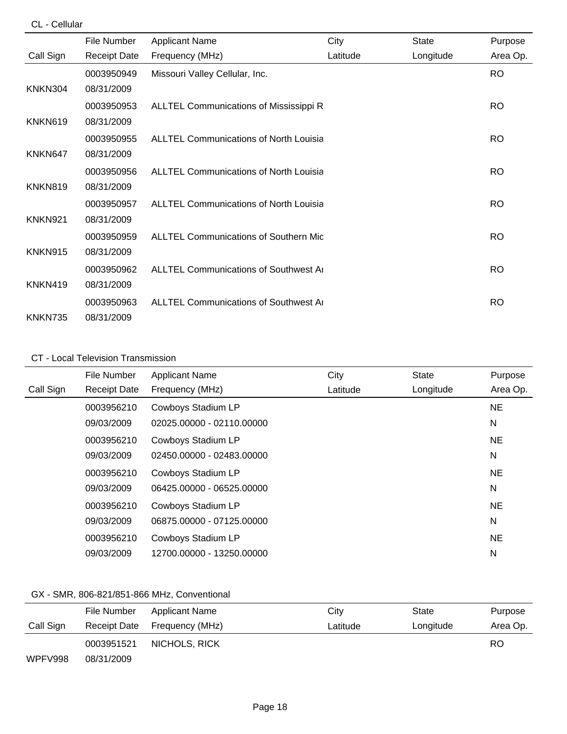CL - Cellular

| Call Sign | File Number / Receipt Date | Applicant Name / Frequency (MHz) | City / Latitude | State / Longitude | Purpose / Area Op. |
|---|---|---|---|---|---|
| KNKN304 | 0003950949 / 08/31/2009 | Missouri Valley Cellular, Inc. | | | RO |
| KNKN619 | 0003950953 / 08/31/2009 | ALLTEL Communications of Mississippi R | | | RO |
| KNKN647 | 0003950955 / 08/31/2009 | ALLTEL Communications of North Louisia | | | RO |
| KNKN819 | 0003950956 / 08/31/2009 | ALLTEL Communications of North Louisia | | | RO |
| KNKN921 | 0003950957 / 08/31/2009 | ALLTEL Communications of North Louisia | | | RO |
| KNKN915 | 0003950959 / 08/31/2009 | ALLTEL Communications of Southern Mic | | | RO |
| KNKN419 | 0003950962 / 08/31/2009 | ALLTEL Communications of Southwest Ar | | | RO |
| KNKN735 | 0003950963 / 08/31/2009 | ALLTEL Communications of Southwest Ar | | | RO |

CT - Local Television Transmission

| Call Sign | File Number / Receipt Date | Applicant Name / Frequency (MHz) | City / Latitude | State / Longitude | Purpose / Area Op. |
|---|---|---|---|---|---|
| | 0003956210 / 09/03/2009 | Cowboys Stadium LP / 02025.00000 - 02110.00000 | | | NE / N |
| | 0003956210 / 09/03/2009 | Cowboys Stadium LP / 02450.00000 - 02483.00000 | | | NE / N |
| | 0003956210 / 09/03/2009 | Cowboys Stadium LP / 06425.00000 - 06525.00000 | | | NE / N |
| | 0003956210 / 09/03/2009 | Cowboys Stadium LP / 06875.00000 - 07125.00000 | | | NE / N |
| | 0003956210 / 09/03/2009 | Cowboys Stadium LP / 12700.00000 - 13250.00000 | | | NE / N |

GX - SMR, 806-821/851-866 MHz, Conventional

| Call Sign | File Number / Receipt Date | Applicant Name / Frequency (MHz) | City / Latitude | State / Longitude | Purpose / Area Op. |
|---|---|---|---|---|---|
| WPFV998 | 0003951521 / 08/31/2009 | NICHOLS, RICK | | | RO |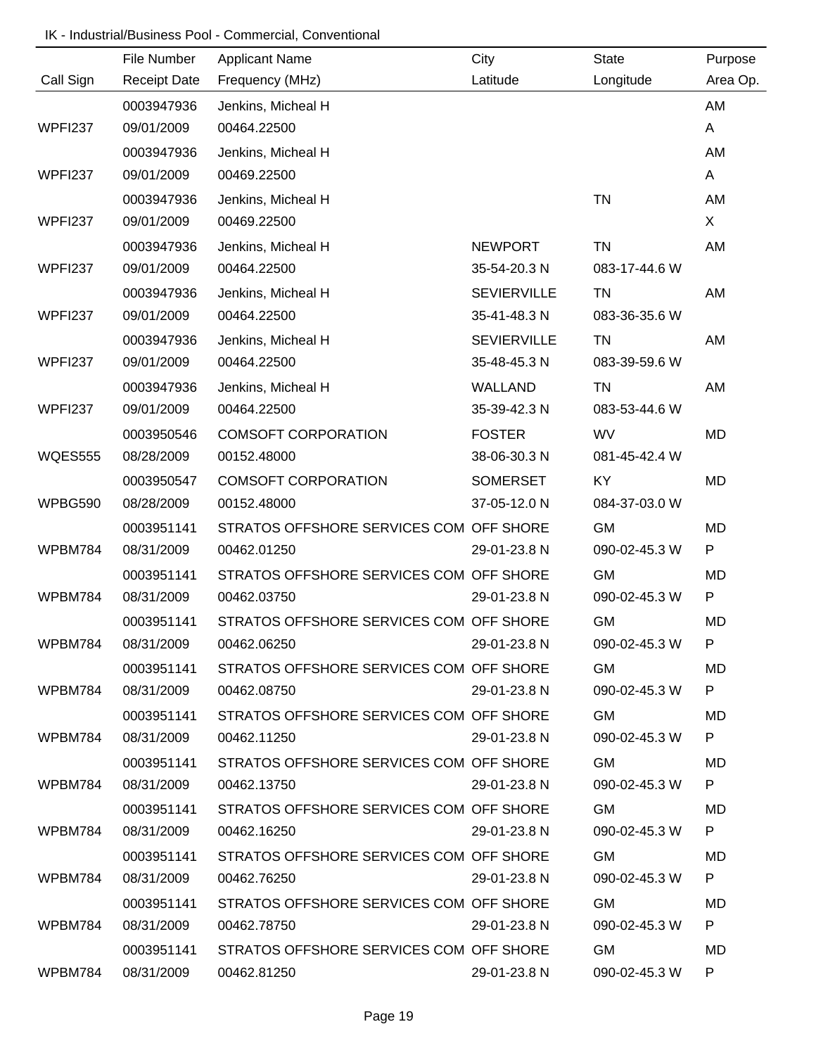IK - Industrial/Business Pool - Commercial, Conventional

| Call Sign | File Number / Receipt Date | Applicant Name / Frequency (MHz) | City / Latitude | State / Longitude | Purpose / Area Op. |
|---|---|---|---|---|---|
| | 0003947936 | Jenkins, Micheal H | | | AM |
| WPFI237 | 09/01/2009 | 00464.22500 | | | A |
| | 0003947936 | Jenkins, Micheal H | | | AM |
| WPFI237 | 09/01/2009 | 00469.22500 | | | A |
| | 0003947936 | Jenkins, Micheal H | | TN | AM |
| WPFI237 | 09/01/2009 | 00469.22500 | | | X |
| | 0003947936 | Jenkins, Micheal H | NEWPORT | TN | AM |
| WPFI237 | 09/01/2009 | 00464.22500 | 35-54-20.3 N | 083-17-44.6 W | |
| | 0003947936 | Jenkins, Micheal H | SEVIERVILLE | TN | AM |
| WPFI237 | 09/01/2009 | 00464.22500 | 35-41-48.3 N | 083-36-35.6 W | |
| | 0003947936 | Jenkins, Micheal H | SEVIERVILLE | TN | AM |
| WPFI237 | 09/01/2009 | 00464.22500 | 35-48-45.3 N | 083-39-59.6 W | |
| | 0003947936 | Jenkins, Micheal H | WALLAND | TN | AM |
| WPFI237 | 09/01/2009 | 00464.22500 | 35-39-42.3 N | 083-53-44.6 W | |
| | 0003950546 | COMSOFT CORPORATION | FOSTER | WV | MD |
| WQES555 | 08/28/2009 | 00152.48000 | 38-06-30.3 N | 081-45-42.4 W | |
| | 0003950547 | COMSOFT CORPORATION | SOMERSET | KY | MD |
| WPBG590 | 08/28/2009 | 00152.48000 | 37-05-12.0 N | 084-37-03.0 W | |
| | 0003951141 | STRATOS OFFSHORE SERVICES COM | OFF SHORE | GM | MD |
| WPBM784 | 08/31/2009 | 00462.01250 | 29-01-23.8 N | 090-02-45.3 W | P |
| | 0003951141 | STRATOS OFFSHORE SERVICES COM | OFF SHORE | GM | MD |
| WPBM784 | 08/31/2009 | 00462.03750 | 29-01-23.8 N | 090-02-45.3 W | P |
| | 0003951141 | STRATOS OFFSHORE SERVICES COM | OFF SHORE | GM | MD |
| WPBM784 | 08/31/2009 | 00462.06250 | 29-01-23.8 N | 090-02-45.3 W | P |
| | 0003951141 | STRATOS OFFSHORE SERVICES COM | OFF SHORE | GM | MD |
| WPBM784 | 08/31/2009 | 00462.08750 | 29-01-23.8 N | 090-02-45.3 W | P |
| | 0003951141 | STRATOS OFFSHORE SERVICES COM | OFF SHORE | GM | MD |
| WPBM784 | 08/31/2009 | 00462.11250 | 29-01-23.8 N | 090-02-45.3 W | P |
| | 0003951141 | STRATOS OFFSHORE SERVICES COM | OFF SHORE | GM | MD |
| WPBM784 | 08/31/2009 | 00462.13750 | 29-01-23.8 N | 090-02-45.3 W | P |
| | 0003951141 | STRATOS OFFSHORE SERVICES COM | OFF SHORE | GM | MD |
| WPBM784 | 08/31/2009 | 00462.16250 | 29-01-23.8 N | 090-02-45.3 W | P |
| | 0003951141 | STRATOS OFFSHORE SERVICES COM | OFF SHORE | GM | MD |
| WPBM784 | 08/31/2009 | 00462.76250 | 29-01-23.8 N | 090-02-45.3 W | P |
| | 0003951141 | STRATOS OFFSHORE SERVICES COM | OFF SHORE | GM | MD |
| WPBM784 | 08/31/2009 | 00462.78750 | 29-01-23.8 N | 090-02-45.3 W | P |
| | 0003951141 | STRATOS OFFSHORE SERVICES COM | OFF SHORE | GM | MD |
| WPBM784 | 08/31/2009 | 00462.81250 | 29-01-23.8 N | 090-02-45.3 W | P |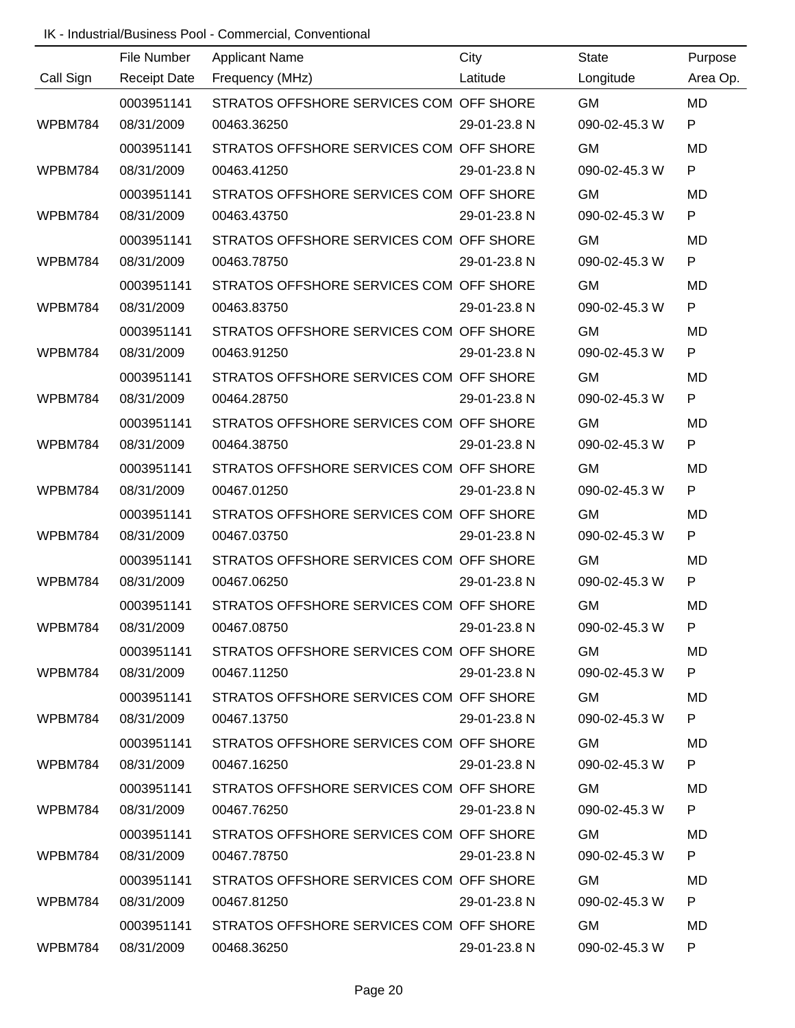IK - Industrial/Business Pool - Commercial, Conventional

| Call Sign | File Number / Receipt Date | Applicant Name / Frequency (MHz) | City / Latitude | State / Longitude | Purpose / Area Op. |
|---|---|---|---|---|---|
| | 0003951141 | STRATOS OFFSHORE SERVICES COM | OFF SHORE | GM | MD |
| WPBM784 | 08/31/2009 | 00463.36250 | 29-01-23.8 N | 090-02-45.3 W | P |
| | 0003951141 | STRATOS OFFSHORE SERVICES COM | OFF SHORE | GM | MD |
| WPBM784 | 08/31/2009 | 00463.41250 | 29-01-23.8 N | 090-02-45.3 W | P |
| | 0003951141 | STRATOS OFFSHORE SERVICES COM | OFF SHORE | GM | MD |
| WPBM784 | 08/31/2009 | 00463.43750 | 29-01-23.8 N | 090-02-45.3 W | P |
| | 0003951141 | STRATOS OFFSHORE SERVICES COM | OFF SHORE | GM | MD |
| WPBM784 | 08/31/2009 | 00463.78750 | 29-01-23.8 N | 090-02-45.3 W | P |
| | 0003951141 | STRATOS OFFSHORE SERVICES COM | OFF SHORE | GM | MD |
| WPBM784 | 08/31/2009 | 00463.83750 | 29-01-23.8 N | 090-02-45.3 W | P |
| | 0003951141 | STRATOS OFFSHORE SERVICES COM | OFF SHORE | GM | MD |
| WPBM784 | 08/31/2009 | 00463.91250 | 29-01-23.8 N | 090-02-45.3 W | P |
| | 0003951141 | STRATOS OFFSHORE SERVICES COM | OFF SHORE | GM | MD |
| WPBM784 | 08/31/2009 | 00464.28750 | 29-01-23.8 N | 090-02-45.3 W | P |
| | 0003951141 | STRATOS OFFSHORE SERVICES COM | OFF SHORE | GM | MD |
| WPBM784 | 08/31/2009 | 00464.38750 | 29-01-23.8 N | 090-02-45.3 W | P |
| | 0003951141 | STRATOS OFFSHORE SERVICES COM | OFF SHORE | GM | MD |
| WPBM784 | 08/31/2009 | 00467.01250 | 29-01-23.8 N | 090-02-45.3 W | P |
| | 0003951141 | STRATOS OFFSHORE SERVICES COM | OFF SHORE | GM | MD |
| WPBM784 | 08/31/2009 | 00467.03750 | 29-01-23.8 N | 090-02-45.3 W | P |
| | 0003951141 | STRATOS OFFSHORE SERVICES COM | OFF SHORE | GM | MD |
| WPBM784 | 08/31/2009 | 00467.06250 | 29-01-23.8 N | 090-02-45.3 W | P |
| | 0003951141 | STRATOS OFFSHORE SERVICES COM | OFF SHORE | GM | MD |
| WPBM784 | 08/31/2009 | 00467.08750 | 29-01-23.8 N | 090-02-45.3 W | P |
| | 0003951141 | STRATOS OFFSHORE SERVICES COM | OFF SHORE | GM | MD |
| WPBM784 | 08/31/2009 | 00467.11250 | 29-01-23.8 N | 090-02-45.3 W | P |
| | 0003951141 | STRATOS OFFSHORE SERVICES COM | OFF SHORE | GM | MD |
| WPBM784 | 08/31/2009 | 00467.13750 | 29-01-23.8 N | 090-02-45.3 W | P |
| | 0003951141 | STRATOS OFFSHORE SERVICES COM | OFF SHORE | GM | MD |
| WPBM784 | 08/31/2009 | 00467.16250 | 29-01-23.8 N | 090-02-45.3 W | P |
| | 0003951141 | STRATOS OFFSHORE SERVICES COM | OFF SHORE | GM | MD |
| WPBM784 | 08/31/2009 | 00467.76250 | 29-01-23.8 N | 090-02-45.3 W | P |
| | 0003951141 | STRATOS OFFSHORE SERVICES COM | OFF SHORE | GM | MD |
| WPBM784 | 08/31/2009 | 00467.78750 | 29-01-23.8 N | 090-02-45.3 W | P |
| | 0003951141 | STRATOS OFFSHORE SERVICES COM | OFF SHORE | GM | MD |
| WPBM784 | 08/31/2009 | 00467.81250 | 29-01-23.8 N | 090-02-45.3 W | P |
| | 0003951141 | STRATOS OFFSHORE SERVICES COM | OFF SHORE | GM | MD |
| WPBM784 | 08/31/2009 | 00468.36250 | 29-01-23.8 N | 090-02-45.3 W | P |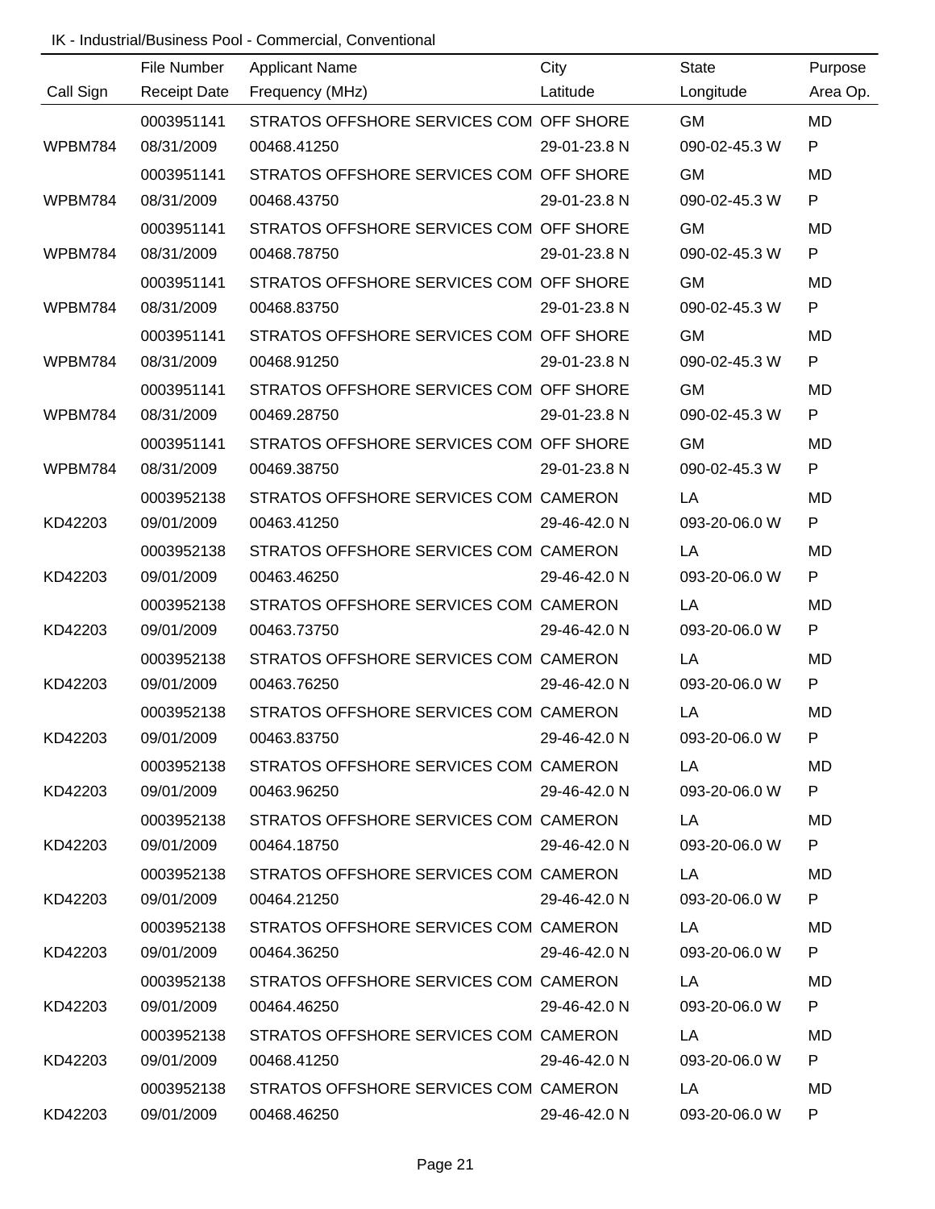IK - Industrial/Business Pool - Commercial, Conventional

| Call Sign | File Number<br>Receipt Date | Applicant Name<br>Frequency (MHz) | City<br>Latitude | State<br>Longitude | Purpose<br>Area Op. |
|---|---|---|---|---|---|
| WPBM784 | 0003951141<br>08/31/2009 | STRATOS OFFSHORE SERVICES COM<br>00468.41250 | OFF SHORE<br>29-01-23.8 N | GM<br>090-02-45.3 W | MD<br>P |
| WPBM784 | 0003951141<br>08/31/2009 | STRATOS OFFSHORE SERVICES COM<br>00468.43750 | OFF SHORE<br>29-01-23.8 N | GM<br>090-02-45.3 W | MD<br>P |
| WPBM784 | 0003951141<br>08/31/2009 | STRATOS OFFSHORE SERVICES COM<br>00468.78750 | OFF SHORE<br>29-01-23.8 N | GM<br>090-02-45.3 W | MD<br>P |
| WPBM784 | 0003951141<br>08/31/2009 | STRATOS OFFSHORE SERVICES COM<br>00468.83750 | OFF SHORE<br>29-01-23.8 N | GM<br>090-02-45.3 W | MD<br>P |
| WPBM784 | 0003951141<br>08/31/2009 | STRATOS OFFSHORE SERVICES COM<br>00468.91250 | OFF SHORE<br>29-01-23.8 N | GM<br>090-02-45.3 W | MD<br>P |
| WPBM784 | 0003951141<br>08/31/2009 | STRATOS OFFSHORE SERVICES COM<br>00469.28750 | OFF SHORE<br>29-01-23.8 N | GM<br>090-02-45.3 W | MD<br>P |
| WPBM784 | 0003951141<br>08/31/2009 | STRATOS OFFSHORE SERVICES COM<br>00469.38750 | OFF SHORE<br>29-01-23.8 N | GM<br>090-02-45.3 W | MD<br>P |
| KD42203 | 0003952138<br>09/01/2009 | STRATOS OFFSHORE SERVICES COM<br>00463.41250 | CAMERON<br>29-46-42.0 N | LA<br>093-20-06.0 W | MD<br>P |
| KD42203 | 0003952138<br>09/01/2009 | STRATOS OFFSHORE SERVICES COM<br>00463.46250 | CAMERON<br>29-46-42.0 N | LA<br>093-20-06.0 W | MD<br>P |
| KD42203 | 0003952138<br>09/01/2009 | STRATOS OFFSHORE SERVICES COM<br>00463.73750 | CAMERON<br>29-46-42.0 N | LA<br>093-20-06.0 W | MD<br>P |
| KD42203 | 0003952138<br>09/01/2009 | STRATOS OFFSHORE SERVICES COM<br>00463.76250 | CAMERON<br>29-46-42.0 N | LA<br>093-20-06.0 W | MD<br>P |
| KD42203 | 0003952138<br>09/01/2009 | STRATOS OFFSHORE SERVICES COM<br>00463.83750 | CAMERON<br>29-46-42.0 N | LA<br>093-20-06.0 W | MD<br>P |
| KD42203 | 0003952138<br>09/01/2009 | STRATOS OFFSHORE SERVICES COM<br>00463.96250 | CAMERON<br>29-46-42.0 N | LA<br>093-20-06.0 W | MD<br>P |
| KD42203 | 0003952138<br>09/01/2009 | STRATOS OFFSHORE SERVICES COM<br>00464.18750 | CAMERON<br>29-46-42.0 N | LA<br>093-20-06.0 W | MD<br>P |
| KD42203 | 0003952138<br>09/01/2009 | STRATOS OFFSHORE SERVICES COM<br>00464.21250 | CAMERON<br>29-46-42.0 N | LA<br>093-20-06.0 W | MD<br>P |
| KD42203 | 0003952138<br>09/01/2009 | STRATOS OFFSHORE SERVICES COM<br>00464.36250 | CAMERON<br>29-46-42.0 N | LA<br>093-20-06.0 W | MD<br>P |
| KD42203 | 0003952138<br>09/01/2009 | STRATOS OFFSHORE SERVICES COM<br>00464.46250 | CAMERON<br>29-46-42.0 N | LA<br>093-20-06.0 W | MD<br>P |
| KD42203 | 0003952138<br>09/01/2009 | STRATOS OFFSHORE SERVICES COM<br>00468.41250 | CAMERON<br>29-46-42.0 N | LA<br>093-20-06.0 W | MD<br>P |
| KD42203 | 0003952138<br>09/01/2009 | STRATOS OFFSHORE SERVICES COM<br>00468.46250 | CAMERON<br>29-46-42.0 N | LA<br>093-20-06.0 W | MD<br>P |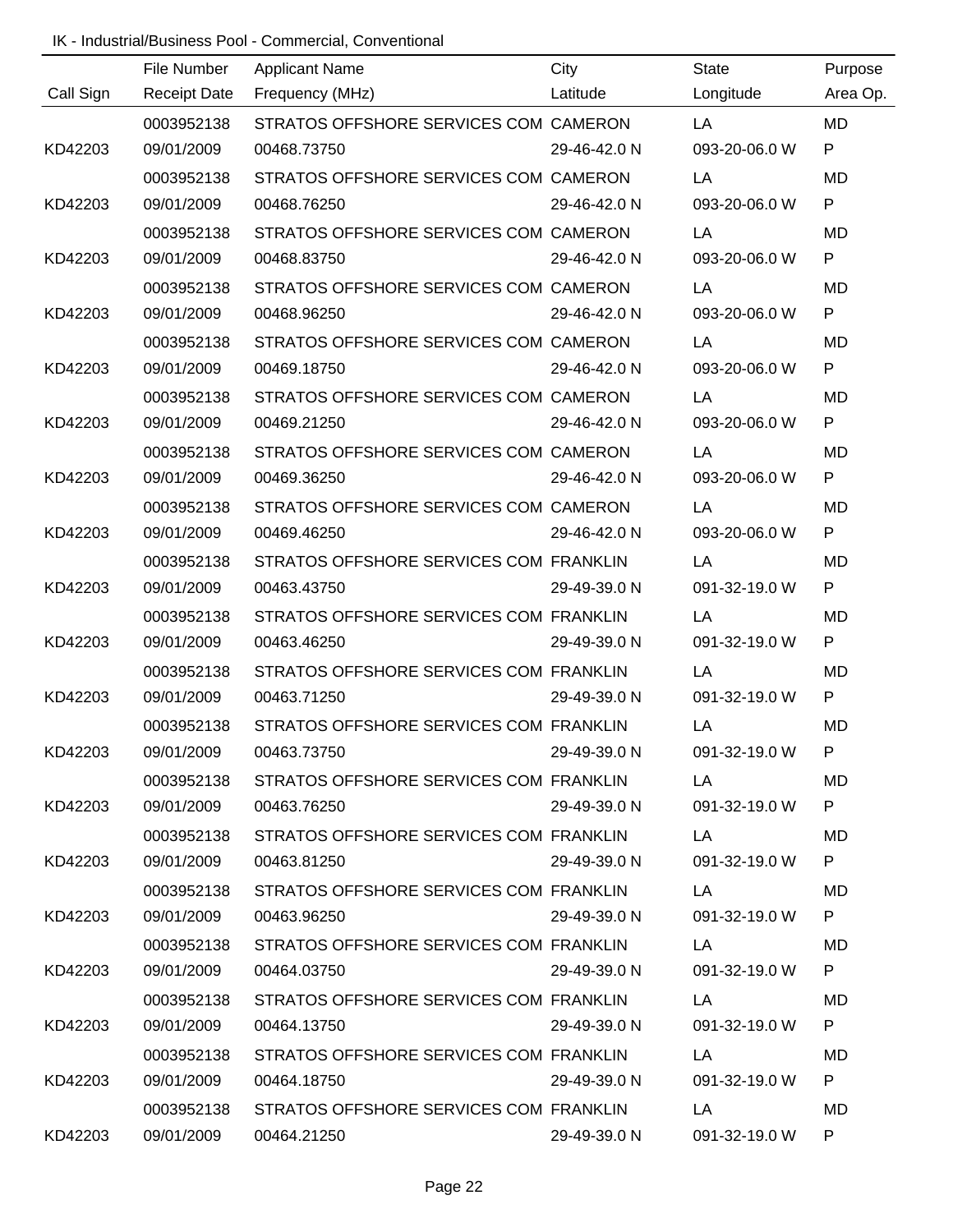IK - Industrial/Business Pool - Commercial, Conventional

| Call Sign | File Number<br>Receipt Date | Applicant Name<br>Frequency (MHz) | City<br>Latitude | State<br>Longitude | Purpose<br>Area Op. |
|---|---|---|---|---|---|
| KD42203 | 0003952138<br>09/01/2009 | STRATOS OFFSHORE SERVICES COM<br>00468.73750 | CAMERON<br>29-46-42.0 N | LA<br>093-20-06.0 W | MD<br>P |
| KD42203 | 0003952138<br>09/01/2009 | STRATOS OFFSHORE SERVICES COM<br>00468.76250 | CAMERON<br>29-46-42.0 N | LA<br>093-20-06.0 W | MD<br>P |
| KD42203 | 0003952138<br>09/01/2009 | STRATOS OFFSHORE SERVICES COM<br>00468.83750 | CAMERON<br>29-46-42.0 N | LA<br>093-20-06.0 W | MD<br>P |
| KD42203 | 0003952138<br>09/01/2009 | STRATOS OFFSHORE SERVICES COM<br>00468.96250 | CAMERON<br>29-46-42.0 N | LA<br>093-20-06.0 W | MD<br>P |
| KD42203 | 0003952138<br>09/01/2009 | STRATOS OFFSHORE SERVICES COM<br>00469.18750 | CAMERON<br>29-46-42.0 N | LA<br>093-20-06.0 W | MD<br>P |
| KD42203 | 0003952138<br>09/01/2009 | STRATOS OFFSHORE SERVICES COM<br>00469.21250 | CAMERON<br>29-46-42.0 N | LA<br>093-20-06.0 W | MD<br>P |
| KD42203 | 0003952138<br>09/01/2009 | STRATOS OFFSHORE SERVICES COM<br>00469.36250 | CAMERON<br>29-46-42.0 N | LA<br>093-20-06.0 W | MD<br>P |
| KD42203 | 0003952138<br>09/01/2009 | STRATOS OFFSHORE SERVICES COM<br>00469.46250 | CAMERON<br>29-46-42.0 N | LA<br>093-20-06.0 W | MD<br>P |
| KD42203 | 0003952138<br>09/01/2009 | STRATOS OFFSHORE SERVICES COM<br>00463.43750 | FRANKLIN<br>29-49-39.0 N | LA<br>091-32-19.0 W | MD<br>P |
| KD42203 | 0003952138<br>09/01/2009 | STRATOS OFFSHORE SERVICES COM<br>00463.46250 | FRANKLIN<br>29-49-39.0 N | LA<br>091-32-19.0 W | MD<br>P |
| KD42203 | 0003952138<br>09/01/2009 | STRATOS OFFSHORE SERVICES COM<br>00463.71250 | FRANKLIN<br>29-49-39.0 N | LA<br>091-32-19.0 W | MD<br>P |
| KD42203 | 0003952138<br>09/01/2009 | STRATOS OFFSHORE SERVICES COM<br>00463.73750 | FRANKLIN<br>29-49-39.0 N | LA<br>091-32-19.0 W | MD<br>P |
| KD42203 | 0003952138<br>09/01/2009 | STRATOS OFFSHORE SERVICES COM<br>00463.76250 | FRANKLIN<br>29-49-39.0 N | LA<br>091-32-19.0 W | MD<br>P |
| KD42203 | 0003952138<br>09/01/2009 | STRATOS OFFSHORE SERVICES COM<br>00463.81250 | FRANKLIN<br>29-49-39.0 N | LA<br>091-32-19.0 W | MD<br>P |
| KD42203 | 0003952138<br>09/01/2009 | STRATOS OFFSHORE SERVICES COM<br>00463.96250 | FRANKLIN<br>29-49-39.0 N | LA<br>091-32-19.0 W | MD<br>P |
| KD42203 | 0003952138<br>09/01/2009 | STRATOS OFFSHORE SERVICES COM<br>00464.03750 | FRANKLIN<br>29-49-39.0 N | LA<br>091-32-19.0 W | MD<br>P |
| KD42203 | 0003952138<br>09/01/2009 | STRATOS OFFSHORE SERVICES COM<br>00464.13750 | FRANKLIN<br>29-49-39.0 N | LA<br>091-32-19.0 W | MD<br>P |
| KD42203 | 0003952138<br>09/01/2009 | STRATOS OFFSHORE SERVICES COM<br>00464.18750 | FRANKLIN<br>29-49-39.0 N | LA<br>091-32-19.0 W | MD<br>P |
| KD42203 | 0003952138<br>09/01/2009 | STRATOS OFFSHORE SERVICES COM<br>00464.21250 | FRANKLIN<br>29-49-39.0 N | LA<br>091-32-19.0 W | MD<br>P |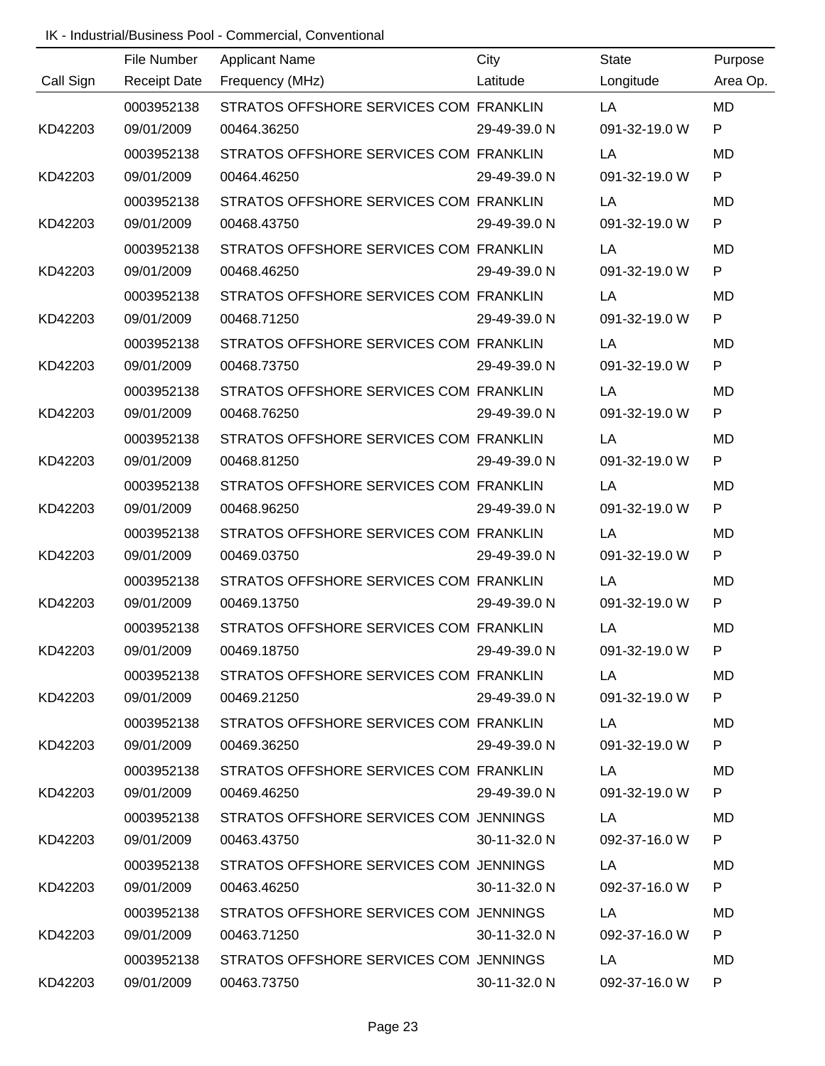IK - Industrial/Business Pool - Commercial, Conventional

| Call Sign | File Number<br>Receipt Date | Applicant Name<br>Frequency (MHz) | City<br>Latitude | State<br>Longitude | Purpose<br>Area Op. |
|---|---|---|---|---|---|
| KD42203 | 0003952138<br>09/01/2009 | STRATOS OFFSHORE SERVICES COM<br>00464.36250 | FRANKLIN<br>29-49-39.0 N | LA<br>091-32-19.0 W | MD<br>P |
| KD42203 | 0003952138<br>09/01/2009 | STRATOS OFFSHORE SERVICES COM<br>00464.46250 | FRANKLIN<br>29-49-39.0 N | LA<br>091-32-19.0 W | MD<br>P |
| KD42203 | 0003952138<br>09/01/2009 | STRATOS OFFSHORE SERVICES COM<br>00468.43750 | FRANKLIN<br>29-49-39.0 N | LA<br>091-32-19.0 W | MD<br>P |
| KD42203 | 0003952138<br>09/01/2009 | STRATOS OFFSHORE SERVICES COM<br>00468.46250 | FRANKLIN<br>29-49-39.0 N | LA<br>091-32-19.0 W | MD<br>P |
| KD42203 | 0003952138<br>09/01/2009 | STRATOS OFFSHORE SERVICES COM<br>00468.71250 | FRANKLIN<br>29-49-39.0 N | LA<br>091-32-19.0 W | MD<br>P |
| KD42203 | 0003952138<br>09/01/2009 | STRATOS OFFSHORE SERVICES COM<br>00468.73750 | FRANKLIN<br>29-49-39.0 N | LA<br>091-32-19.0 W | MD<br>P |
| KD42203 | 0003952138<br>09/01/2009 | STRATOS OFFSHORE SERVICES COM<br>00468.76250 | FRANKLIN<br>29-49-39.0 N | LA<br>091-32-19.0 W | MD<br>P |
| KD42203 | 0003952138<br>09/01/2009 | STRATOS OFFSHORE SERVICES COM<br>00468.81250 | FRANKLIN<br>29-49-39.0 N | LA<br>091-32-19.0 W | MD<br>P |
| KD42203 | 0003952138<br>09/01/2009 | STRATOS OFFSHORE SERVICES COM<br>00468.96250 | FRANKLIN<br>29-49-39.0 N | LA<br>091-32-19.0 W | MD<br>P |
| KD42203 | 0003952138<br>09/01/2009 | STRATOS OFFSHORE SERVICES COM<br>00469.03750 | FRANKLIN<br>29-49-39.0 N | LA<br>091-32-19.0 W | MD<br>P |
| KD42203 | 0003952138<br>09/01/2009 | STRATOS OFFSHORE SERVICES COM<br>00469.13750 | FRANKLIN<br>29-49-39.0 N | LA<br>091-32-19.0 W | MD<br>P |
| KD42203 | 0003952138<br>09/01/2009 | STRATOS OFFSHORE SERVICES COM<br>00469.18750 | FRANKLIN<br>29-49-39.0 N | LA<br>091-32-19.0 W | MD<br>P |
| KD42203 | 0003952138<br>09/01/2009 | STRATOS OFFSHORE SERVICES COM<br>00469.21250 | FRANKLIN<br>29-49-39.0 N | LA<br>091-32-19.0 W | MD<br>P |
| KD42203 | 0003952138<br>09/01/2009 | STRATOS OFFSHORE SERVICES COM<br>00469.36250 | FRANKLIN<br>29-49-39.0 N | LA<br>091-32-19.0 W | MD<br>P |
| KD42203 | 0003952138<br>09/01/2009 | STRATOS OFFSHORE SERVICES COM<br>00469.46250 | FRANKLIN<br>29-49-39.0 N | LA<br>091-32-19.0 W | MD<br>P |
| KD42203 | 0003952138<br>09/01/2009 | STRATOS OFFSHORE SERVICES COM<br>00463.43750 | JENNINGS<br>30-11-32.0 N | LA<br>092-37-16.0 W | MD<br>P |
| KD42203 | 0003952138<br>09/01/2009 | STRATOS OFFSHORE SERVICES COM<br>00463.46250 | JENNINGS<br>30-11-32.0 N | LA<br>092-37-16.0 W | MD<br>P |
| KD42203 | 0003952138<br>09/01/2009 | STRATOS OFFSHORE SERVICES COM<br>00463.71250 | JENNINGS<br>30-11-32.0 N | LA<br>092-37-16.0 W | MD<br>P |
| KD42203 | 0003952138<br>09/01/2009 | STRATOS OFFSHORE SERVICES COM<br>00463.73750 | JENNINGS<br>30-11-32.0 N | LA<br>092-37-16.0 W | MD<br>P |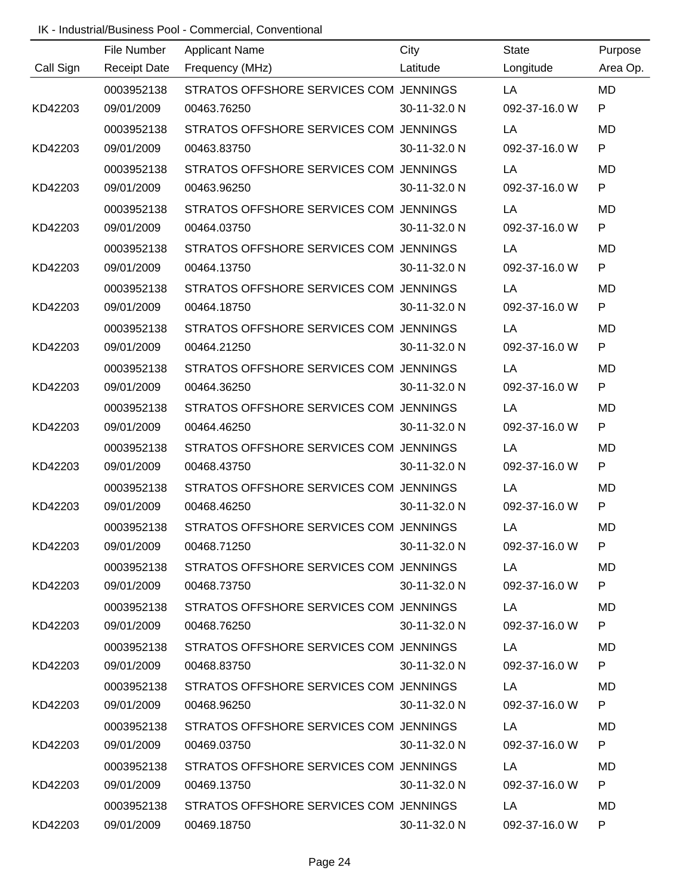IK - Industrial/Business Pool - Commercial, Conventional

| Call Sign | File Number<br>Receipt Date | Applicant Name<br>Frequency (MHz) | City<br>Latitude | State<br>Longitude | Purpose<br>Area Op. |
|---|---|---|---|---|---|
| | 0003952138 | STRATOS OFFSHORE SERVICES COM | JENNINGS | LA | MD |
| KD42203 | 09/01/2009 | 00463.76250 | 30-11-32.0 N | 092-37-16.0 W | P |
| | 0003952138 | STRATOS OFFSHORE SERVICES COM | JENNINGS | LA | MD |
| KD42203 | 09/01/2009 | 00463.83750 | 30-11-32.0 N | 092-37-16.0 W | P |
| | 0003952138 | STRATOS OFFSHORE SERVICES COM | JENNINGS | LA | MD |
| KD42203 | 09/01/2009 | 00463.96250 | 30-11-32.0 N | 092-37-16.0 W | P |
| | 0003952138 | STRATOS OFFSHORE SERVICES COM | JENNINGS | LA | MD |
| KD42203 | 09/01/2009 | 00464.03750 | 30-11-32.0 N | 092-37-16.0 W | P |
| | 0003952138 | STRATOS OFFSHORE SERVICES COM | JENNINGS | LA | MD |
| KD42203 | 09/01/2009 | 00464.13750 | 30-11-32.0 N | 092-37-16.0 W | P |
| | 0003952138 | STRATOS OFFSHORE SERVICES COM | JENNINGS | LA | MD |
| KD42203 | 09/01/2009 | 00464.18750 | 30-11-32.0 N | 092-37-16.0 W | P |
| | 0003952138 | STRATOS OFFSHORE SERVICES COM | JENNINGS | LA | MD |
| KD42203 | 09/01/2009 | 00464.21250 | 30-11-32.0 N | 092-37-16.0 W | P |
| | 0003952138 | STRATOS OFFSHORE SERVICES COM | JENNINGS | LA | MD |
| KD42203 | 09/01/2009 | 00464.36250 | 30-11-32.0 N | 092-37-16.0 W | P |
| | 0003952138 | STRATOS OFFSHORE SERVICES COM | JENNINGS | LA | MD |
| KD42203 | 09/01/2009 | 00464.46250 | 30-11-32.0 N | 092-37-16.0 W | P |
| | 0003952138 | STRATOS OFFSHORE SERVICES COM | JENNINGS | LA | MD |
| KD42203 | 09/01/2009 | 00468.43750 | 30-11-32.0 N | 092-37-16.0 W | P |
| | 0003952138 | STRATOS OFFSHORE SERVICES COM | JENNINGS | LA | MD |
| KD42203 | 09/01/2009 | 00468.46250 | 30-11-32.0 N | 092-37-16.0 W | P |
| | 0003952138 | STRATOS OFFSHORE SERVICES COM | JENNINGS | LA | MD |
| KD42203 | 09/01/2009 | 00468.71250 | 30-11-32.0 N | 092-37-16.0 W | P |
| | 0003952138 | STRATOS OFFSHORE SERVICES COM | JENNINGS | LA | MD |
| KD42203 | 09/01/2009 | 00468.73750 | 30-11-32.0 N | 092-37-16.0 W | P |
| | 0003952138 | STRATOS OFFSHORE SERVICES COM | JENNINGS | LA | MD |
| KD42203 | 09/01/2009 | 00468.76250 | 30-11-32.0 N | 092-37-16.0 W | P |
| | 0003952138 | STRATOS OFFSHORE SERVICES COM | JENNINGS | LA | MD |
| KD42203 | 09/01/2009 | 00468.83750 | 30-11-32.0 N | 092-37-16.0 W | P |
| | 0003952138 | STRATOS OFFSHORE SERVICES COM | JENNINGS | LA | MD |
| KD42203 | 09/01/2009 | 00468.96250 | 30-11-32.0 N | 092-37-16.0 W | P |
| | 0003952138 | STRATOS OFFSHORE SERVICES COM | JENNINGS | LA | MD |
| KD42203 | 09/01/2009 | 00469.03750 | 30-11-32.0 N | 092-37-16.0 W | P |
| | 0003952138 | STRATOS OFFSHORE SERVICES COM | JENNINGS | LA | MD |
| KD42203 | 09/01/2009 | 00469.13750 | 30-11-32.0 N | 092-37-16.0 W | P |
| | 0003952138 | STRATOS OFFSHORE SERVICES COM | JENNINGS | LA | MD |
| KD42203 | 09/01/2009 | 00469.18750 | 30-11-32.0 N | 092-37-16.0 W | P |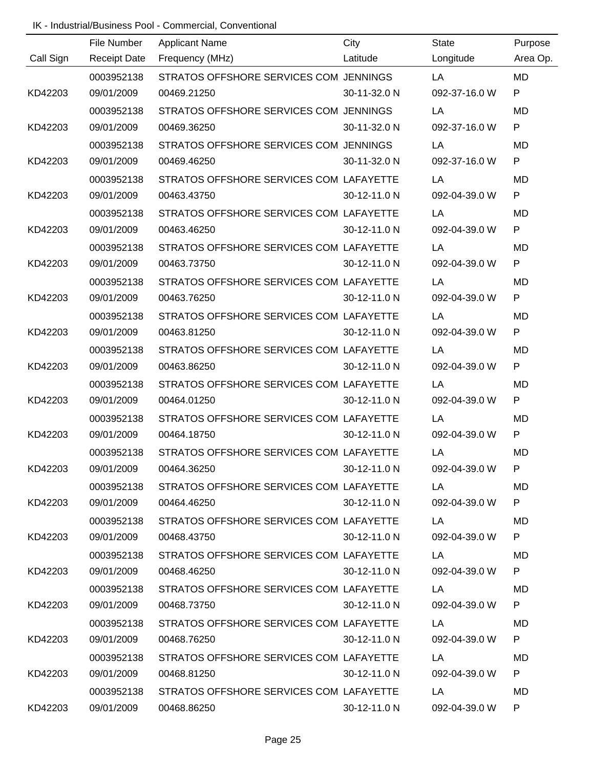IK - Industrial/Business Pool - Commercial, Conventional

| Call Sign | File Number<br>Receipt Date | Applicant Name<br>Frequency (MHz) | City<br>Latitude | State<br>Longitude | Purpose<br>Area Op. |
|---|---|---|---|---|---|
| KD42203 | 0003952138<br>09/01/2009 | STRATOS OFFSHORE SERVICES COM<br>00469.21250 | JENNINGS<br>30-11-32.0 N | LA<br>092-37-16.0 W | MD<br>P |
| KD42203 | 0003952138<br>09/01/2009 | STRATOS OFFSHORE SERVICES COM<br>00469.36250 | JENNINGS<br>30-11-32.0 N | LA<br>092-37-16.0 W | MD<br>P |
| KD42203 | 0003952138<br>09/01/2009 | STRATOS OFFSHORE SERVICES COM<br>00469.46250 | JENNINGS<br>30-11-32.0 N | LA<br>092-37-16.0 W | MD<br>P |
| KD42203 | 0003952138<br>09/01/2009 | STRATOS OFFSHORE SERVICES COM<br>00463.43750 | LAFAYETTE<br>30-12-11.0 N | LA<br>092-04-39.0 W | MD<br>P |
| KD42203 | 0003952138<br>09/01/2009 | STRATOS OFFSHORE SERVICES COM<br>00463.46250 | LAFAYETTE<br>30-12-11.0 N | LA<br>092-04-39.0 W | MD<br>P |
| KD42203 | 0003952138<br>09/01/2009 | STRATOS OFFSHORE SERVICES COM<br>00463.73750 | LAFAYETTE<br>30-12-11.0 N | LA<br>092-04-39.0 W | MD<br>P |
| KD42203 | 0003952138<br>09/01/2009 | STRATOS OFFSHORE SERVICES COM<br>00463.76250 | LAFAYETTE<br>30-12-11.0 N | LA<br>092-04-39.0 W | MD<br>P |
| KD42203 | 0003952138<br>09/01/2009 | STRATOS OFFSHORE SERVICES COM<br>00463.81250 | LAFAYETTE<br>30-12-11.0 N | LA<br>092-04-39.0 W | MD<br>P |
| KD42203 | 0003952138<br>09/01/2009 | STRATOS OFFSHORE SERVICES COM<br>00463.86250 | LAFAYETTE<br>30-12-11.0 N | LA<br>092-04-39.0 W | MD<br>P |
| KD42203 | 0003952138<br>09/01/2009 | STRATOS OFFSHORE SERVICES COM<br>00464.01250 | LAFAYETTE<br>30-12-11.0 N | LA<br>092-04-39.0 W | MD<br>P |
| KD42203 | 0003952138<br>09/01/2009 | STRATOS OFFSHORE SERVICES COM<br>00464.18750 | LAFAYETTE<br>30-12-11.0 N | LA<br>092-04-39.0 W | MD<br>P |
| KD42203 | 0003952138<br>09/01/2009 | STRATOS OFFSHORE SERVICES COM<br>00464.36250 | LAFAYETTE<br>30-12-11.0 N | LA<br>092-04-39.0 W | MD<br>P |
| KD42203 | 0003952138<br>09/01/2009 | STRATOS OFFSHORE SERVICES COM<br>00464.46250 | LAFAYETTE<br>30-12-11.0 N | LA<br>092-04-39.0 W | MD<br>P |
| KD42203 | 0003952138<br>09/01/2009 | STRATOS OFFSHORE SERVICES COM<br>00468.43750 | LAFAYETTE<br>30-12-11.0 N | LA<br>092-04-39.0 W | MD<br>P |
| KD42203 | 0003952138<br>09/01/2009 | STRATOS OFFSHORE SERVICES COM<br>00468.46250 | LAFAYETTE<br>30-12-11.0 N | LA<br>092-04-39.0 W | MD<br>P |
| KD42203 | 0003952138<br>09/01/2009 | STRATOS OFFSHORE SERVICES COM<br>00468.73750 | LAFAYETTE<br>30-12-11.0 N | LA<br>092-04-39.0 W | MD<br>P |
| KD42203 | 0003952138<br>09/01/2009 | STRATOS OFFSHORE SERVICES COM<br>00468.76250 | LAFAYETTE<br>30-12-11.0 N | LA<br>092-04-39.0 W | MD<br>P |
| KD42203 | 0003952138<br>09/01/2009 | STRATOS OFFSHORE SERVICES COM<br>00468.81250 | LAFAYETTE<br>30-12-11.0 N | LA<br>092-04-39.0 W | MD<br>P |
| KD42203 | 0003952138<br>09/01/2009 | STRATOS OFFSHORE SERVICES COM<br>00468.86250 | LAFAYETTE<br>30-12-11.0 N | LA<br>092-04-39.0 W | MD<br>P |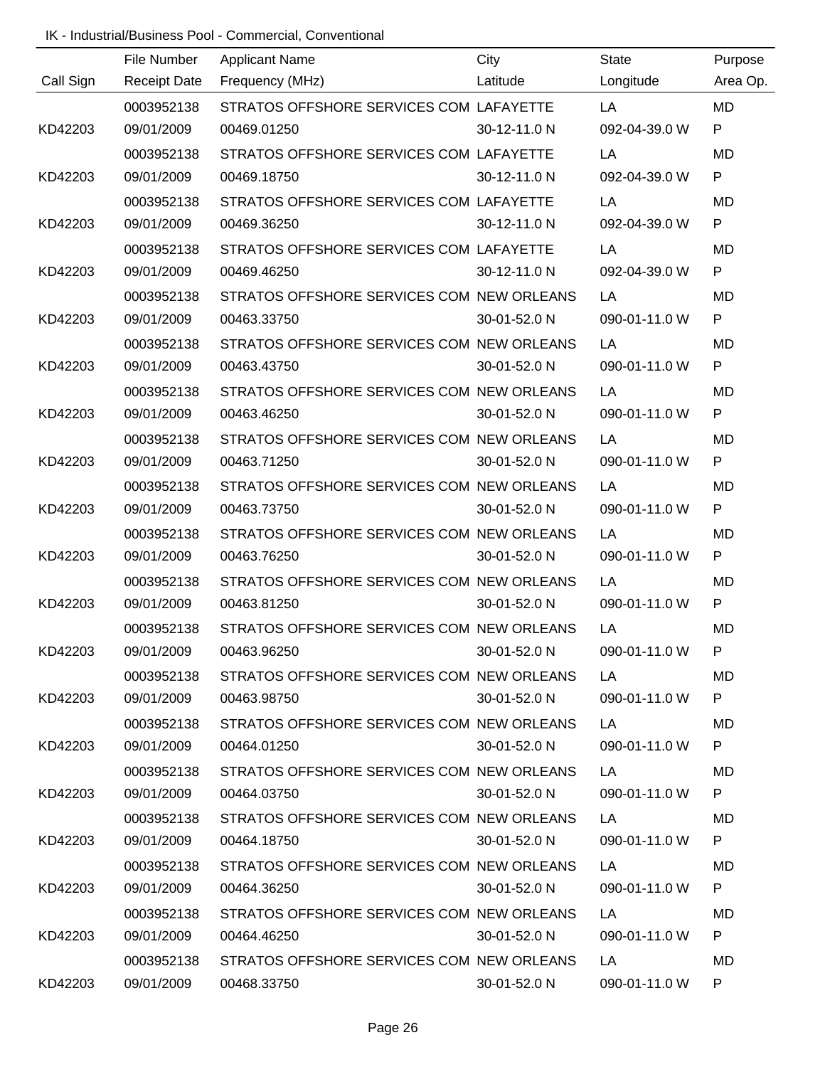IK - Industrial/Business Pool - Commercial, Conventional

| Call Sign | File Number<br>Receipt Date | Applicant Name<br>Frequency (MHz) | City<br>Latitude | State<br>Longitude | Purpose<br>Area Op. |
|---|---|---|---|---|---|
| KD42203 | 0003952138<br>09/01/2009 | STRATOS OFFSHORE SERVICES COM<br>00469.01250 | LAFAYETTE<br>30-12-11.0 N | LA<br>092-04-39.0 W | MD<br>P |
| KD42203 | 0003952138<br>09/01/2009 | STRATOS OFFSHORE SERVICES COM<br>00469.18750 | LAFAYETTE<br>30-12-11.0 N | LA<br>092-04-39.0 W | MD<br>P |
| KD42203 | 0003952138<br>09/01/2009 | STRATOS OFFSHORE SERVICES COM<br>00469.36250 | LAFAYETTE<br>30-12-11.0 N | LA<br>092-04-39.0 W | MD<br>P |
| KD42203 | 0003952138<br>09/01/2009 | STRATOS OFFSHORE SERVICES COM<br>00469.46250 | LAFAYETTE<br>30-12-11.0 N | LA<br>092-04-39.0 W | MD<br>P |
| KD42203 | 0003952138<br>09/01/2009 | STRATOS OFFSHORE SERVICES COM<br>00463.33750 | NEW ORLEANS<br>30-01-52.0 N | LA<br>090-01-11.0 W | MD<br>P |
| KD42203 | 0003952138<br>09/01/2009 | STRATOS OFFSHORE SERVICES COM<br>00463.43750 | NEW ORLEANS<br>30-01-52.0 N | LA<br>090-01-11.0 W | MD<br>P |
| KD42203 | 0003952138<br>09/01/2009 | STRATOS OFFSHORE SERVICES COM<br>00463.46250 | NEW ORLEANS<br>30-01-52.0 N | LA<br>090-01-11.0 W | MD<br>P |
| KD42203 | 0003952138<br>09/01/2009 | STRATOS OFFSHORE SERVICES COM<br>00463.71250 | NEW ORLEANS<br>30-01-52.0 N | LA<br>090-01-11.0 W | MD<br>P |
| KD42203 | 0003952138<br>09/01/2009 | STRATOS OFFSHORE SERVICES COM<br>00463.73750 | NEW ORLEANS<br>30-01-52.0 N | LA<br>090-01-11.0 W | MD<br>P |
| KD42203 | 0003952138<br>09/01/2009 | STRATOS OFFSHORE SERVICES COM<br>00463.76250 | NEW ORLEANS<br>30-01-52.0 N | LA<br>090-01-11.0 W | MD<br>P |
| KD42203 | 0003952138<br>09/01/2009 | STRATOS OFFSHORE SERVICES COM<br>00463.81250 | NEW ORLEANS<br>30-01-52.0 N | LA<br>090-01-11.0 W | MD<br>P |
| KD42203 | 0003952138<br>09/01/2009 | STRATOS OFFSHORE SERVICES COM<br>00463.96250 | NEW ORLEANS<br>30-01-52.0 N | LA<br>090-01-11.0 W | MD<br>P |
| KD42203 | 0003952138<br>09/01/2009 | STRATOS OFFSHORE SERVICES COM<br>00463.98750 | NEW ORLEANS<br>30-01-52.0 N | LA<br>090-01-11.0 W | MD<br>P |
| KD42203 | 0003952138<br>09/01/2009 | STRATOS OFFSHORE SERVICES COM<br>00464.01250 | NEW ORLEANS<br>30-01-52.0 N | LA<br>090-01-11.0 W | MD<br>P |
| KD42203 | 0003952138<br>09/01/2009 | STRATOS OFFSHORE SERVICES COM<br>00464.03750 | NEW ORLEANS<br>30-01-52.0 N | LA<br>090-01-11.0 W | MD<br>P |
| KD42203 | 0003952138<br>09/01/2009 | STRATOS OFFSHORE SERVICES COM<br>00464.18750 | NEW ORLEANS<br>30-01-52.0 N | LA<br>090-01-11.0 W | MD<br>P |
| KD42203 | 0003952138<br>09/01/2009 | STRATOS OFFSHORE SERVICES COM<br>00464.36250 | NEW ORLEANS<br>30-01-52.0 N | LA<br>090-01-11.0 W | MD<br>P |
| KD42203 | 0003952138<br>09/01/2009 | STRATOS OFFSHORE SERVICES COM<br>00464.46250 | NEW ORLEANS<br>30-01-52.0 N | LA<br>090-01-11.0 W | MD<br>P |
| KD42203 | 0003952138<br>09/01/2009 | STRATOS OFFSHORE SERVICES COM<br>00468.33750 | NEW ORLEANS<br>30-01-52.0 N | LA<br>090-01-11.0 W | MD<br>P |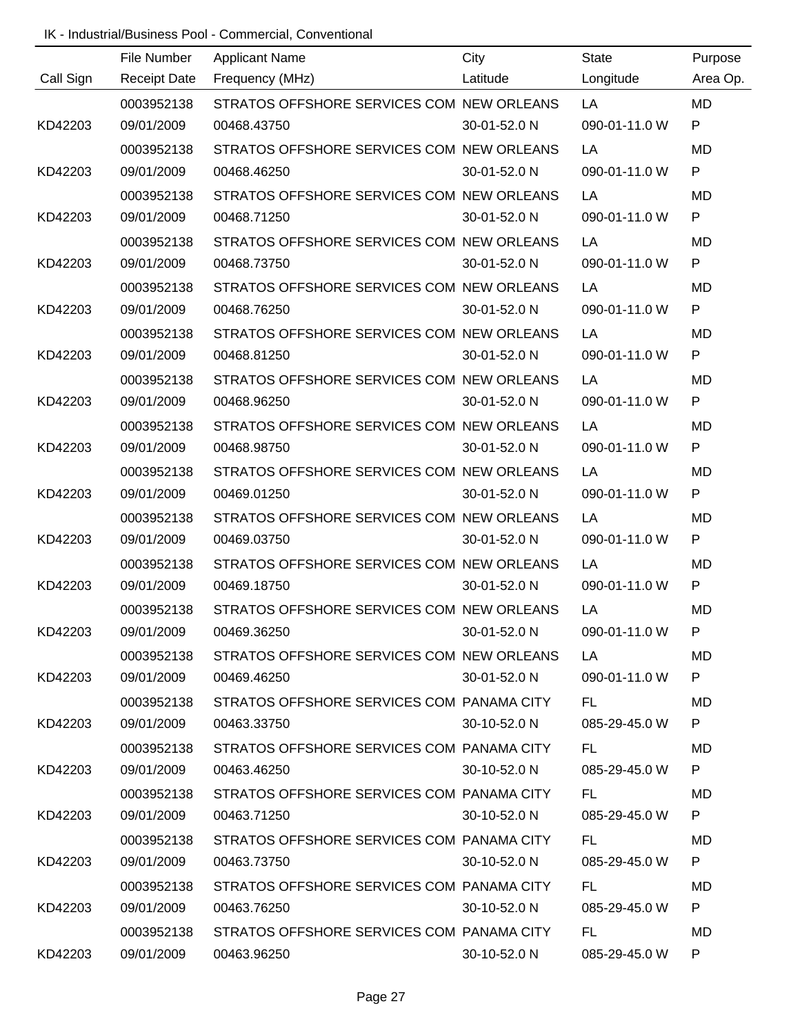IK - Industrial/Business Pool - Commercial, Conventional

| Call Sign | File Number<br>Receipt Date | Applicant Name<br>Frequency (MHz) | City<br>Latitude | State<br>Longitude | Purpose<br>Area Op. |
|---|---|---|---|---|---|
| KD42203 | 0003952138<br>09/01/2009 | STRATOS OFFSHORE SERVICES COM<br>00468.43750 | NEW ORLEANS<br>30-01-52.0 N | LA<br>090-01-11.0 W | MD<br>P |
| KD42203 | 0003952138<br>09/01/2009 | STRATOS OFFSHORE SERVICES COM<br>00468.46250 | NEW ORLEANS<br>30-01-52.0 N | LA<br>090-01-11.0 W | MD<br>P |
| KD42203 | 0003952138<br>09/01/2009 | STRATOS OFFSHORE SERVICES COM<br>00468.71250 | NEW ORLEANS<br>30-01-52.0 N | LA<br>090-01-11.0 W | MD<br>P |
| KD42203 | 0003952138<br>09/01/2009 | STRATOS OFFSHORE SERVICES COM<br>00468.73750 | NEW ORLEANS<br>30-01-52.0 N | LA<br>090-01-11.0 W | MD<br>P |
| KD42203 | 0003952138<br>09/01/2009 | STRATOS OFFSHORE SERVICES COM<br>00468.76250 | NEW ORLEANS<br>30-01-52.0 N | LA<br>090-01-11.0 W | MD<br>P |
| KD42203 | 0003952138<br>09/01/2009 | STRATOS OFFSHORE SERVICES COM<br>00468.81250 | NEW ORLEANS<br>30-01-52.0 N | LA<br>090-01-11.0 W | MD<br>P |
| KD42203 | 0003952138<br>09/01/2009 | STRATOS OFFSHORE SERVICES COM<br>00468.96250 | NEW ORLEANS<br>30-01-52.0 N | LA<br>090-01-11.0 W | MD<br>P |
| KD42203 | 0003952138<br>09/01/2009 | STRATOS OFFSHORE SERVICES COM<br>00468.98750 | NEW ORLEANS<br>30-01-52.0 N | LA<br>090-01-11.0 W | MD<br>P |
| KD42203 | 0003952138<br>09/01/2009 | STRATOS OFFSHORE SERVICES COM<br>00469.01250 | NEW ORLEANS<br>30-01-52.0 N | LA<br>090-01-11.0 W | MD<br>P |
| KD42203 | 0003952138<br>09/01/2009 | STRATOS OFFSHORE SERVICES COM<br>00469.03750 | NEW ORLEANS<br>30-01-52.0 N | LA<br>090-01-11.0 W | MD<br>P |
| KD42203 | 0003952138<br>09/01/2009 | STRATOS OFFSHORE SERVICES COM<br>00469.18750 | NEW ORLEANS<br>30-01-52.0 N | LA<br>090-01-11.0 W | MD<br>P |
| KD42203 | 0003952138<br>09/01/2009 | STRATOS OFFSHORE SERVICES COM<br>00469.36250 | NEW ORLEANS<br>30-01-52.0 N | LA<br>090-01-11.0 W | MD<br>P |
| KD42203 | 0003952138<br>09/01/2009 | STRATOS OFFSHORE SERVICES COM<br>00469.46250 | NEW ORLEANS<br>30-01-52.0 N | LA<br>090-01-11.0 W | MD<br>P |
| KD42203 | 0003952138<br>09/01/2009 | STRATOS OFFSHORE SERVICES COM<br>00463.33750 | PANAMA CITY<br>30-10-52.0 N | FL<br>085-29-45.0 W | MD<br>P |
| KD42203 | 0003952138<br>09/01/2009 | STRATOS OFFSHORE SERVICES COM<br>00463.46250 | PANAMA CITY<br>30-10-52.0 N | FL<br>085-29-45.0 W | MD<br>P |
| KD42203 | 0003952138<br>09/01/2009 | STRATOS OFFSHORE SERVICES COM<br>00463.71250 | PANAMA CITY<br>30-10-52.0 N | FL<br>085-29-45.0 W | MD<br>P |
| KD42203 | 0003952138<br>09/01/2009 | STRATOS OFFSHORE SERVICES COM<br>00463.73750 | PANAMA CITY<br>30-10-52.0 N | FL<br>085-29-45.0 W | MD<br>P |
| KD42203 | 0003952138<br>09/01/2009 | STRATOS OFFSHORE SERVICES COM<br>00463.76250 | PANAMA CITY<br>30-10-52.0 N | FL<br>085-29-45.0 W | MD<br>P |
| KD42203 | 0003952138<br>09/01/2009 | STRATOS OFFSHORE SERVICES COM<br>00463.96250 | PANAMA CITY<br>30-10-52.0 N | FL<br>085-29-45.0 W | MD<br>P |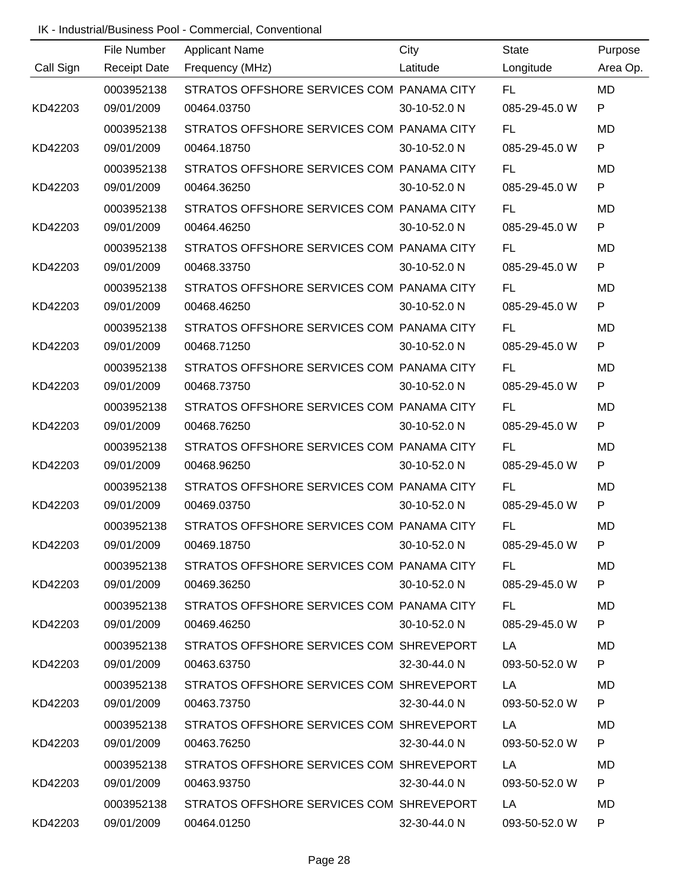IK - Industrial/Business Pool - Commercial, Conventional

| Call Sign | File Number / Receipt Date | Applicant Name / Frequency (MHz) | City / Latitude | State / Longitude | Purpose / Area Op. |
|---|---|---|---|---|---|
| | 0003952138 | STRATOS OFFSHORE SERVICES COM | PANAMA CITY | FL | MD |
| KD42203 | 09/01/2009 | 00464.03750 | 30-10-52.0 N | 085-29-45.0 W | P |
| | 0003952138 | STRATOS OFFSHORE SERVICES COM | PANAMA CITY | FL | MD |
| KD42203 | 09/01/2009 | 00464.18750 | 30-10-52.0 N | 085-29-45.0 W | P |
| | 0003952138 | STRATOS OFFSHORE SERVICES COM | PANAMA CITY | FL | MD |
| KD42203 | 09/01/2009 | 00464.36250 | 30-10-52.0 N | 085-29-45.0 W | P |
| | 0003952138 | STRATOS OFFSHORE SERVICES COM | PANAMA CITY | FL | MD |
| KD42203 | 09/01/2009 | 00464.46250 | 30-10-52.0 N | 085-29-45.0 W | P |
| | 0003952138 | STRATOS OFFSHORE SERVICES COM | PANAMA CITY | FL | MD |
| KD42203 | 09/01/2009 | 00468.33750 | 30-10-52.0 N | 085-29-45.0 W | P |
| | 0003952138 | STRATOS OFFSHORE SERVICES COM | PANAMA CITY | FL | MD |
| KD42203 | 09/01/2009 | 00468.46250 | 30-10-52.0 N | 085-29-45.0 W | P |
| | 0003952138 | STRATOS OFFSHORE SERVICES COM | PANAMA CITY | FL | MD |
| KD42203 | 09/01/2009 | 00468.71250 | 30-10-52.0 N | 085-29-45.0 W | P |
| | 0003952138 | STRATOS OFFSHORE SERVICES COM | PANAMA CITY | FL | MD |
| KD42203 | 09/01/2009 | 00468.73750 | 30-10-52.0 N | 085-29-45.0 W | P |
| | 0003952138 | STRATOS OFFSHORE SERVICES COM | PANAMA CITY | FL | MD |
| KD42203 | 09/01/2009 | 00468.76250 | 30-10-52.0 N | 085-29-45.0 W | P |
| | 0003952138 | STRATOS OFFSHORE SERVICES COM | PANAMA CITY | FL | MD |
| KD42203 | 09/01/2009 | 00468.96250 | 30-10-52.0 N | 085-29-45.0 W | P |
| | 0003952138 | STRATOS OFFSHORE SERVICES COM | PANAMA CITY | FL | MD |
| KD42203 | 09/01/2009 | 00469.03750 | 30-10-52.0 N | 085-29-45.0 W | P |
| | 0003952138 | STRATOS OFFSHORE SERVICES COM | PANAMA CITY | FL | MD |
| KD42203 | 09/01/2009 | 00469.18750 | 30-10-52.0 N | 085-29-45.0 W | P |
| | 0003952138 | STRATOS OFFSHORE SERVICES COM | PANAMA CITY | FL | MD |
| KD42203 | 09/01/2009 | 00469.36250 | 30-10-52.0 N | 085-29-45.0 W | P |
| | 0003952138 | STRATOS OFFSHORE SERVICES COM | PANAMA CITY | FL | MD |
| KD42203 | 09/01/2009 | 00469.46250 | 30-10-52.0 N | 085-29-45.0 W | P |
| | 0003952138 | STRATOS OFFSHORE SERVICES COM | SHREVEPORT | LA | MD |
| KD42203 | 09/01/2009 | 00463.63750 | 32-30-44.0 N | 093-50-52.0 W | P |
| | 0003952138 | STRATOS OFFSHORE SERVICES COM | SHREVEPORT | LA | MD |
| KD42203 | 09/01/2009 | 00463.73750 | 32-30-44.0 N | 093-50-52.0 W | P |
| | 0003952138 | STRATOS OFFSHORE SERVICES COM | SHREVEPORT | LA | MD |
| KD42203 | 09/01/2009 | 00463.76250 | 32-30-44.0 N | 093-50-52.0 W | P |
| | 0003952138 | STRATOS OFFSHORE SERVICES COM | SHREVEPORT | LA | MD |
| KD42203 | 09/01/2009 | 00463.93750 | 32-30-44.0 N | 093-50-52.0 W | P |
| | 0003952138 | STRATOS OFFSHORE SERVICES COM | SHREVEPORT | LA | MD |
| KD42203 | 09/01/2009 | 00464.01250 | 32-30-44.0 N | 093-50-52.0 W | P |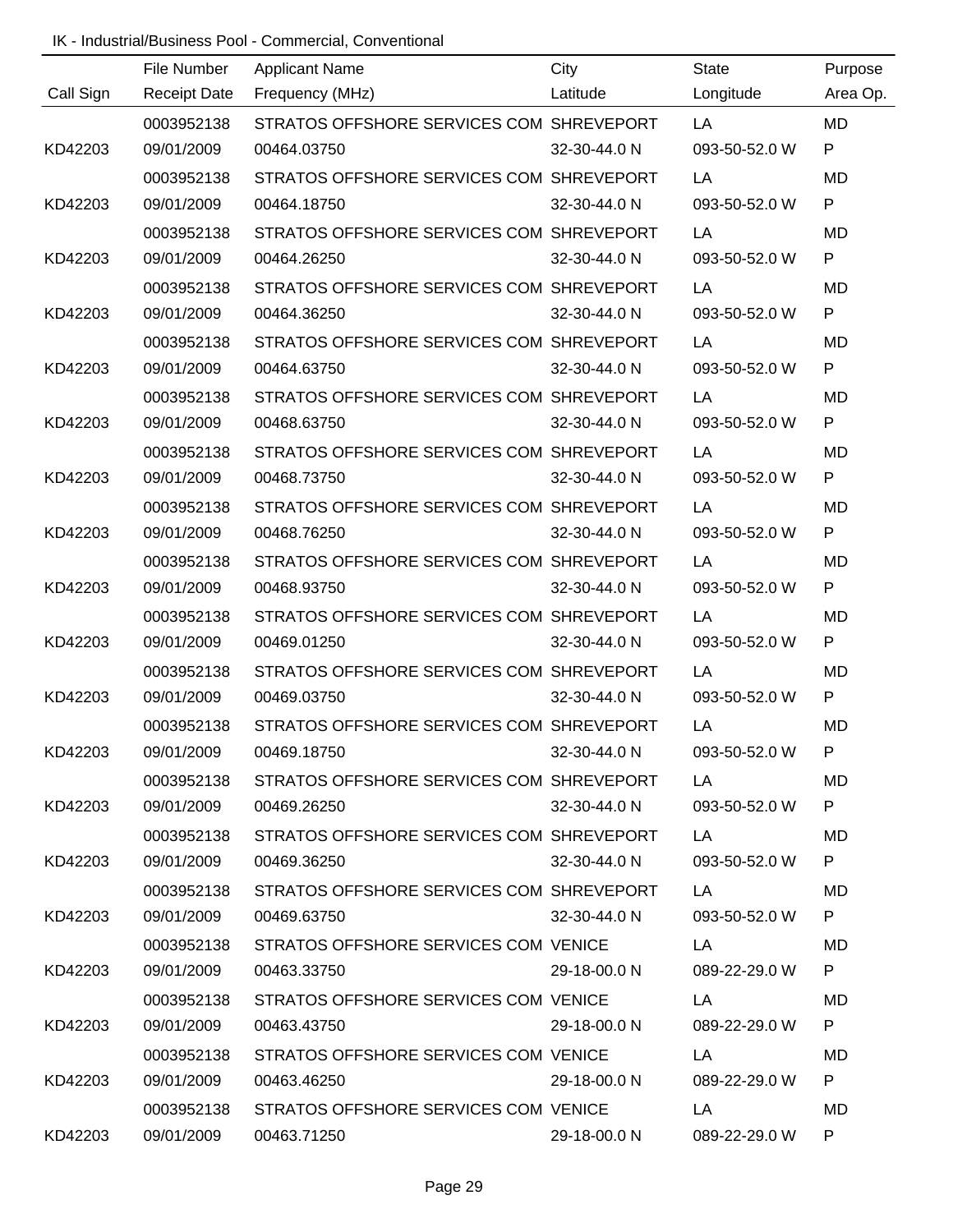IK - Industrial/Business Pool - Commercial, Conventional

| Call Sign | File Number<br>Receipt Date | Applicant Name<br>Frequency (MHz) | City<br>Latitude | State<br>Longitude | Purpose<br>Area Op. |
|---|---|---|---|---|---|
| KD42203 | 0003952138<br>09/01/2009 | STRATOS OFFSHORE SERVICES COM<br>00464.03750 | SHREVEPORT<br>32-30-44.0 N | LA<br>093-50-52.0 W | MD<br>P |
| KD42203 | 0003952138<br>09/01/2009 | STRATOS OFFSHORE SERVICES COM<br>00464.18750 | SHREVEPORT<br>32-30-44.0 N | LA<br>093-50-52.0 W | MD<br>P |
| KD42203 | 0003952138<br>09/01/2009 | STRATOS OFFSHORE SERVICES COM<br>00464.26250 | SHREVEPORT<br>32-30-44.0 N | LA<br>093-50-52.0 W | MD<br>P |
| KD42203 | 0003952138<br>09/01/2009 | STRATOS OFFSHORE SERVICES COM<br>00464.36250 | SHREVEPORT<br>32-30-44.0 N | LA<br>093-50-52.0 W | MD<br>P |
| KD42203 | 0003952138<br>09/01/2009 | STRATOS OFFSHORE SERVICES COM<br>00464.63750 | SHREVEPORT<br>32-30-44.0 N | LA<br>093-50-52.0 W | MD<br>P |
| KD42203 | 0003952138<br>09/01/2009 | STRATOS OFFSHORE SERVICES COM<br>00468.63750 | SHREVEPORT<br>32-30-44.0 N | LA<br>093-50-52.0 W | MD<br>P |
| KD42203 | 0003952138<br>09/01/2009 | STRATOS OFFSHORE SERVICES COM<br>00468.73750 | SHREVEPORT<br>32-30-44.0 N | LA<br>093-50-52.0 W | MD<br>P |
| KD42203 | 0003952138<br>09/01/2009 | STRATOS OFFSHORE SERVICES COM<br>00468.76250 | SHREVEPORT<br>32-30-44.0 N | LA<br>093-50-52.0 W | MD<br>P |
| KD42203 | 0003952138<br>09/01/2009 | STRATOS OFFSHORE SERVICES COM<br>00468.93750 | SHREVEPORT<br>32-30-44.0 N | LA<br>093-50-52.0 W | MD<br>P |
| KD42203 | 0003952138<br>09/01/2009 | STRATOS OFFSHORE SERVICES COM<br>00469.01250 | SHREVEPORT<br>32-30-44.0 N | LA<br>093-50-52.0 W | MD<br>P |
| KD42203 | 0003952138<br>09/01/2009 | STRATOS OFFSHORE SERVICES COM<br>00469.03750 | SHREVEPORT<br>32-30-44.0 N | LA<br>093-50-52.0 W | MD<br>P |
| KD42203 | 0003952138<br>09/01/2009 | STRATOS OFFSHORE SERVICES COM<br>00469.18750 | SHREVEPORT<br>32-30-44.0 N | LA<br>093-50-52.0 W | MD<br>P |
| KD42203 | 0003952138<br>09/01/2009 | STRATOS OFFSHORE SERVICES COM<br>00469.26250 | SHREVEPORT<br>32-30-44.0 N | LA<br>093-50-52.0 W | MD<br>P |
| KD42203 | 0003952138<br>09/01/2009 | STRATOS OFFSHORE SERVICES COM<br>00469.36250 | SHREVEPORT<br>32-30-44.0 N | LA<br>093-50-52.0 W | MD<br>P |
| KD42203 | 0003952138<br>09/01/2009 | STRATOS OFFSHORE SERVICES COM<br>00469.63750 | SHREVEPORT<br>32-30-44.0 N | LA<br>093-50-52.0 W | MD<br>P |
| KD42203 | 0003952138<br>09/01/2009 | STRATOS OFFSHORE SERVICES COM<br>00463.33750 | VENICE<br>29-18-00.0 N | LA<br>089-22-29.0 W | MD<br>P |
| KD42203 | 0003952138<br>09/01/2009 | STRATOS OFFSHORE SERVICES COM<br>00463.43750 | VENICE<br>29-18-00.0 N | LA<br>089-22-29.0 W | MD<br>P |
| KD42203 | 0003952138<br>09/01/2009 | STRATOS OFFSHORE SERVICES COM<br>00463.46250 | VENICE<br>29-18-00.0 N | LA<br>089-22-29.0 W | MD<br>P |
| KD42203 | 0003952138<br>09/01/2009 | STRATOS OFFSHORE SERVICES COM<br>00463.71250 | VENICE<br>29-18-00.0 N | LA<br>089-22-29.0 W | MD<br>P |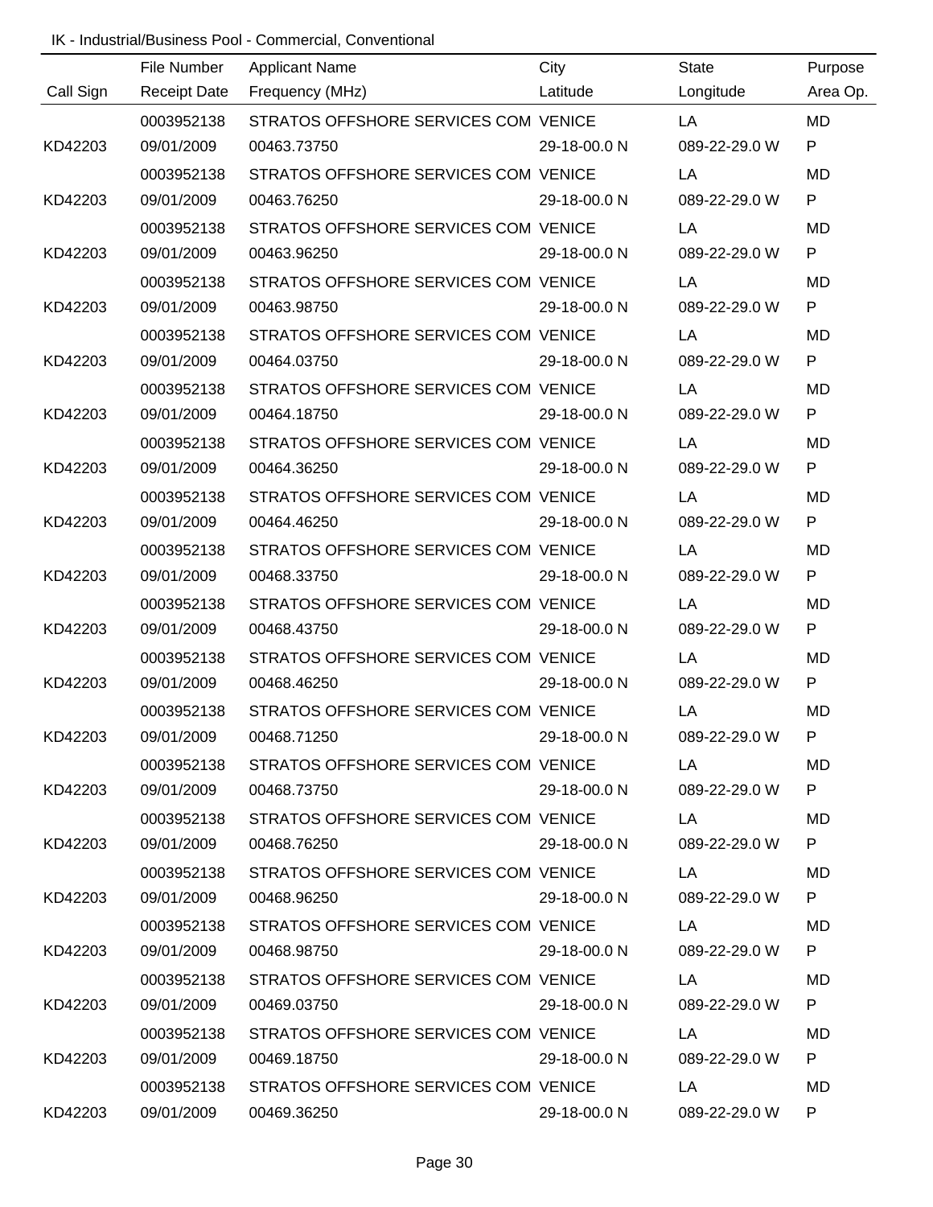IK - Industrial/Business Pool - Commercial, Conventional

| Call Sign | File Number<br>Receipt Date | Applicant Name<br>Frequency (MHz) | City<br>Latitude | State<br>Longitude | Purpose<br>Area Op. |
|---|---|---|---|---|---|
| KD42203 | 0003952138<br>09/01/2009 | STRATOS OFFSHORE SERVICES COM<br>00463.73750 | VENICE<br>29-18-00.0 N | LA<br>089-22-29.0 W | MD<br>P |
| KD42203 | 0003952138<br>09/01/2009 | STRATOS OFFSHORE SERVICES COM<br>00463.76250 | VENICE<br>29-18-00.0 N | LA<br>089-22-29.0 W | MD<br>P |
| KD42203 | 0003952138<br>09/01/2009 | STRATOS OFFSHORE SERVICES COM<br>00463.96250 | VENICE<br>29-18-00.0 N | LA<br>089-22-29.0 W | MD<br>P |
| KD42203 | 0003952138<br>09/01/2009 | STRATOS OFFSHORE SERVICES COM<br>00463.98750 | VENICE<br>29-18-00.0 N | LA<br>089-22-29.0 W | MD<br>P |
| KD42203 | 0003952138<br>09/01/2009 | STRATOS OFFSHORE SERVICES COM<br>00464.03750 | VENICE<br>29-18-00.0 N | LA<br>089-22-29.0 W | MD<br>P |
| KD42203 | 0003952138<br>09/01/2009 | STRATOS OFFSHORE SERVICES COM<br>00464.18750 | VENICE<br>29-18-00.0 N | LA<br>089-22-29.0 W | MD<br>P |
| KD42203 | 0003952138<br>09/01/2009 | STRATOS OFFSHORE SERVICES COM<br>00464.36250 | VENICE<br>29-18-00.0 N | LA<br>089-22-29.0 W | MD<br>P |
| KD42203 | 0003952138<br>09/01/2009 | STRATOS OFFSHORE SERVICES COM<br>00464.46250 | VENICE<br>29-18-00.0 N | LA<br>089-22-29.0 W | MD<br>P |
| KD42203 | 0003952138<br>09/01/2009 | STRATOS OFFSHORE SERVICES COM<br>00468.33750 | VENICE<br>29-18-00.0 N | LA<br>089-22-29.0 W | MD<br>P |
| KD42203 | 0003952138<br>09/01/2009 | STRATOS OFFSHORE SERVICES COM<br>00468.43750 | VENICE<br>29-18-00.0 N | LA<br>089-22-29.0 W | MD<br>P |
| KD42203 | 0003952138<br>09/01/2009 | STRATOS OFFSHORE SERVICES COM<br>00468.46250 | VENICE<br>29-18-00.0 N | LA<br>089-22-29.0 W | MD<br>P |
| KD42203 | 0003952138<br>09/01/2009 | STRATOS OFFSHORE SERVICES COM<br>00468.71250 | VENICE<br>29-18-00.0 N | LA<br>089-22-29.0 W | MD<br>P |
| KD42203 | 0003952138<br>09/01/2009 | STRATOS OFFSHORE SERVICES COM<br>00468.73750 | VENICE<br>29-18-00.0 N | LA<br>089-22-29.0 W | MD<br>P |
| KD42203 | 0003952138<br>09/01/2009 | STRATOS OFFSHORE SERVICES COM<br>00468.76250 | VENICE<br>29-18-00.0 N | LA<br>089-22-29.0 W | MD<br>P |
| KD42203 | 0003952138<br>09/01/2009 | STRATOS OFFSHORE SERVICES COM<br>00468.96250 | VENICE<br>29-18-00.0 N | LA<br>089-22-29.0 W | MD<br>P |
| KD42203 | 0003952138<br>09/01/2009 | STRATOS OFFSHORE SERVICES COM<br>00468.98750 | VENICE<br>29-18-00.0 N | LA<br>089-22-29.0 W | MD<br>P |
| KD42203 | 0003952138<br>09/01/2009 | STRATOS OFFSHORE SERVICES COM<br>00469.03750 | VENICE<br>29-18-00.0 N | LA<br>089-22-29.0 W | MD<br>P |
| KD42203 | 0003952138<br>09/01/2009 | STRATOS OFFSHORE SERVICES COM<br>00469.18750 | VENICE<br>29-18-00.0 N | LA<br>089-22-29.0 W | MD<br>P |
| KD42203 | 0003952138<br>09/01/2009 | STRATOS OFFSHORE SERVICES COM<br>00469.36250 | VENICE<br>29-18-00.0 N | LA<br>089-22-29.0 W | MD<br>P |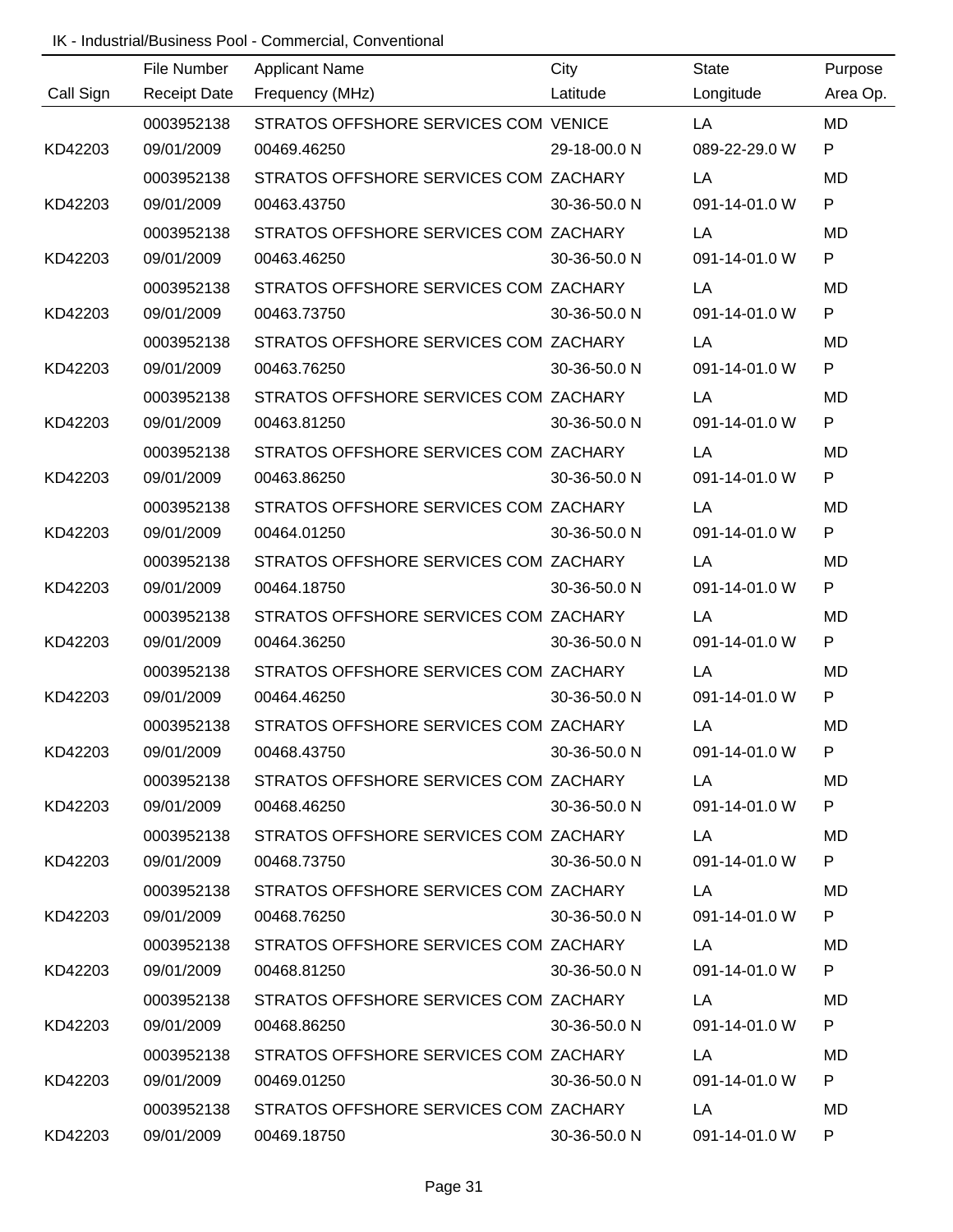IK - Industrial/Business Pool - Commercial, Conventional

| Call Sign | File Number<br>Receipt Date | Applicant Name<br>Frequency (MHz) | City<br>Latitude | State<br>Longitude | Purpose<br>Area Op. |
|---|---|---|---|---|---|
| KD42203 | 0003952138<br>09/01/2009 | STRATOS OFFSHORE SERVICES COM<br>00469.46250 | VENICE<br>29-18-00.0 N | LA<br>089-22-29.0 W | MD<br>P |
| KD42203 | 0003952138<br>09/01/2009 | STRATOS OFFSHORE SERVICES COM<br>00463.43750 | ZACHARY<br>30-36-50.0 N | LA<br>091-14-01.0 W | MD<br>P |
| KD42203 | 0003952138<br>09/01/2009 | STRATOS OFFSHORE SERVICES COM<br>00463.46250 | ZACHARY<br>30-36-50.0 N | LA<br>091-14-01.0 W | MD<br>P |
| KD42203 | 0003952138<br>09/01/2009 | STRATOS OFFSHORE SERVICES COM<br>00463.73750 | ZACHARY<br>30-36-50.0 N | LA<br>091-14-01.0 W | MD<br>P |
| KD42203 | 0003952138<br>09/01/2009 | STRATOS OFFSHORE SERVICES COM<br>00463.76250 | ZACHARY<br>30-36-50.0 N | LA<br>091-14-01.0 W | MD<br>P |
| KD42203 | 0003952138<br>09/01/2009 | STRATOS OFFSHORE SERVICES COM<br>00463.81250 | ZACHARY<br>30-36-50.0 N | LA<br>091-14-01.0 W | MD<br>P |
| KD42203 | 0003952138<br>09/01/2009 | STRATOS OFFSHORE SERVICES COM<br>00463.86250 | ZACHARY<br>30-36-50.0 N | LA<br>091-14-01.0 W | MD<br>P |
| KD42203 | 0003952138<br>09/01/2009 | STRATOS OFFSHORE SERVICES COM<br>00464.01250 | ZACHARY<br>30-36-50.0 N | LA<br>091-14-01.0 W | MD<br>P |
| KD42203 | 0003952138<br>09/01/2009 | STRATOS OFFSHORE SERVICES COM<br>00464.18750 | ZACHARY<br>30-36-50.0 N | LA<br>091-14-01.0 W | MD<br>P |
| KD42203 | 0003952138<br>09/01/2009 | STRATOS OFFSHORE SERVICES COM<br>00464.36250 | ZACHARY<br>30-36-50.0 N | LA<br>091-14-01.0 W | MD<br>P |
| KD42203 | 0003952138<br>09/01/2009 | STRATOS OFFSHORE SERVICES COM<br>00464.46250 | ZACHARY<br>30-36-50.0 N | LA<br>091-14-01.0 W | MD<br>P |
| KD42203 | 0003952138<br>09/01/2009 | STRATOS OFFSHORE SERVICES COM<br>00468.43750 | ZACHARY<br>30-36-50.0 N | LA<br>091-14-01.0 W | MD<br>P |
| KD42203 | 0003952138<br>09/01/2009 | STRATOS OFFSHORE SERVICES COM<br>00468.46250 | ZACHARY<br>30-36-50.0 N | LA<br>091-14-01.0 W | MD<br>P |
| KD42203 | 0003952138<br>09/01/2009 | STRATOS OFFSHORE SERVICES COM<br>00468.73750 | ZACHARY<br>30-36-50.0 N | LA<br>091-14-01.0 W | MD<br>P |
| KD42203 | 0003952138<br>09/01/2009 | STRATOS OFFSHORE SERVICES COM<br>00468.76250 | ZACHARY<br>30-36-50.0 N | LA<br>091-14-01.0 W | MD<br>P |
| KD42203 | 0003952138<br>09/01/2009 | STRATOS OFFSHORE SERVICES COM<br>00468.81250 | ZACHARY<br>30-36-50.0 N | LA<br>091-14-01.0 W | MD<br>P |
| KD42203 | 0003952138<br>09/01/2009 | STRATOS OFFSHORE SERVICES COM<br>00468.86250 | ZACHARY<br>30-36-50.0 N | LA<br>091-14-01.0 W | MD<br>P |
| KD42203 | 0003952138<br>09/01/2009 | STRATOS OFFSHORE SERVICES COM<br>00469.01250 | ZACHARY<br>30-36-50.0 N | LA<br>091-14-01.0 W | MD<br>P |
| KD42203 | 0003952138<br>09/01/2009 | STRATOS OFFSHORE SERVICES COM<br>00469.18750 | ZACHARY<br>30-36-50.0 N | LA<br>091-14-01.0 W | MD<br>P |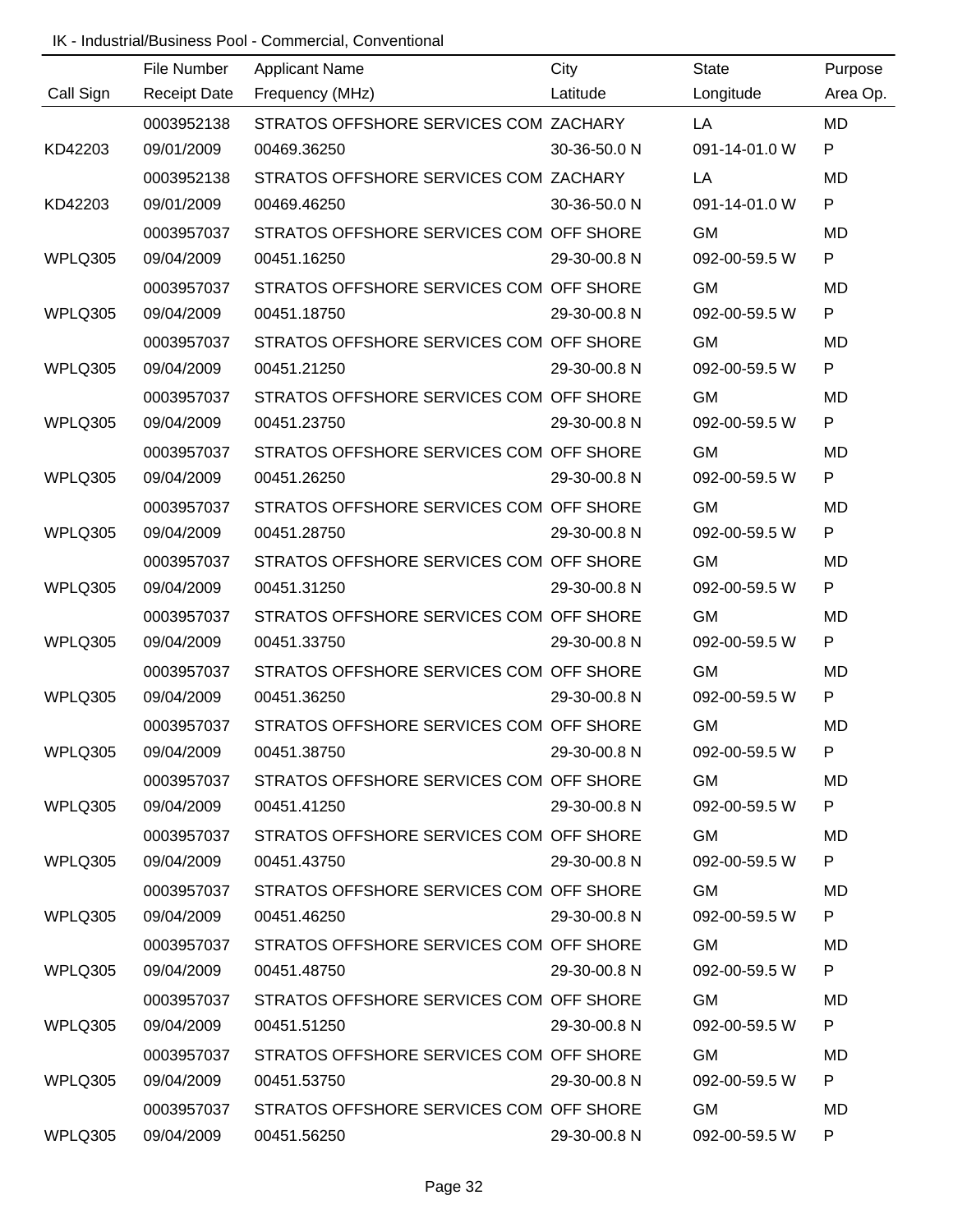IK - Industrial/Business Pool - Commercial, Conventional

| Call Sign | File Number<br>Receipt Date | Applicant Name<br>Frequency (MHz) | City<br>Latitude | State<br>Longitude | Purpose<br>Area Op. |
|---|---|---|---|---|---|
| | 0003952138 | STRATOS OFFSHORE SERVICES COM | ZACHARY | LA | MD |
| KD42203 | 09/01/2009 | 00469.36250 | 30-36-50.0 N | 091-14-01.0 W | P |
| | 0003952138 | STRATOS OFFSHORE SERVICES COM | ZACHARY | LA | MD |
| KD42203 | 09/01/2009 | 00469.46250 | 30-36-50.0 N | 091-14-01.0 W | P |
| | 0003957037 | STRATOS OFFSHORE SERVICES COM | OFF SHORE | GM | MD |
| WPLQ305 | 09/04/2009 | 00451.16250 | 29-30-00.8 N | 092-00-59.5 W | P |
| | 0003957037 | STRATOS OFFSHORE SERVICES COM | OFF SHORE | GM | MD |
| WPLQ305 | 09/04/2009 | 00451.18750 | 29-30-00.8 N | 092-00-59.5 W | P |
| | 0003957037 | STRATOS OFFSHORE SERVICES COM | OFF SHORE | GM | MD |
| WPLQ305 | 09/04/2009 | 00451.21250 | 29-30-00.8 N | 092-00-59.5 W | P |
| | 0003957037 | STRATOS OFFSHORE SERVICES COM | OFF SHORE | GM | MD |
| WPLQ305 | 09/04/2009 | 00451.23750 | 29-30-00.8 N | 092-00-59.5 W | P |
| | 0003957037 | STRATOS OFFSHORE SERVICES COM | OFF SHORE | GM | MD |
| WPLQ305 | 09/04/2009 | 00451.26250 | 29-30-00.8 N | 092-00-59.5 W | P |
| | 0003957037 | STRATOS OFFSHORE SERVICES COM | OFF SHORE | GM | MD |
| WPLQ305 | 09/04/2009 | 00451.28750 | 29-30-00.8 N | 092-00-59.5 W | P |
| | 0003957037 | STRATOS OFFSHORE SERVICES COM | OFF SHORE | GM | MD |
| WPLQ305 | 09/04/2009 | 00451.31250 | 29-30-00.8 N | 092-00-59.5 W | P |
| | 0003957037 | STRATOS OFFSHORE SERVICES COM | OFF SHORE | GM | MD |
| WPLQ305 | 09/04/2009 | 00451.33750 | 29-30-00.8 N | 092-00-59.5 W | P |
| | 0003957037 | STRATOS OFFSHORE SERVICES COM | OFF SHORE | GM | MD |
| WPLQ305 | 09/04/2009 | 00451.36250 | 29-30-00.8 N | 092-00-59.5 W | P |
| | 0003957037 | STRATOS OFFSHORE SERVICES COM | OFF SHORE | GM | MD |
| WPLQ305 | 09/04/2009 | 00451.38750 | 29-30-00.8 N | 092-00-59.5 W | P |
| | 0003957037 | STRATOS OFFSHORE SERVICES COM | OFF SHORE | GM | MD |
| WPLQ305 | 09/04/2009 | 00451.41250 | 29-30-00.8 N | 092-00-59.5 W | P |
| | 0003957037 | STRATOS OFFSHORE SERVICES COM | OFF SHORE | GM | MD |
| WPLQ305 | 09/04/2009 | 00451.43750 | 29-30-00.8 N | 092-00-59.5 W | P |
| | 0003957037 | STRATOS OFFSHORE SERVICES COM | OFF SHORE | GM | MD |
| WPLQ305 | 09/04/2009 | 00451.46250 | 29-30-00.8 N | 092-00-59.5 W | P |
| | 0003957037 | STRATOS OFFSHORE SERVICES COM | OFF SHORE | GM | MD |
| WPLQ305 | 09/04/2009 | 00451.48750 | 29-30-00.8 N | 092-00-59.5 W | P |
| | 0003957037 | STRATOS OFFSHORE SERVICES COM | OFF SHORE | GM | MD |
| WPLQ305 | 09/04/2009 | 00451.51250 | 29-30-00.8 N | 092-00-59.5 W | P |
| | 0003957037 | STRATOS OFFSHORE SERVICES COM | OFF SHORE | GM | MD |
| WPLQ305 | 09/04/2009 | 00451.53750 | 29-30-00.8 N | 092-00-59.5 W | P |
| | 0003957037 | STRATOS OFFSHORE SERVICES COM | OFF SHORE | GM | MD |
| WPLQ305 | 09/04/2009 | 00451.56250 | 29-30-00.8 N | 092-00-59.5 W | P |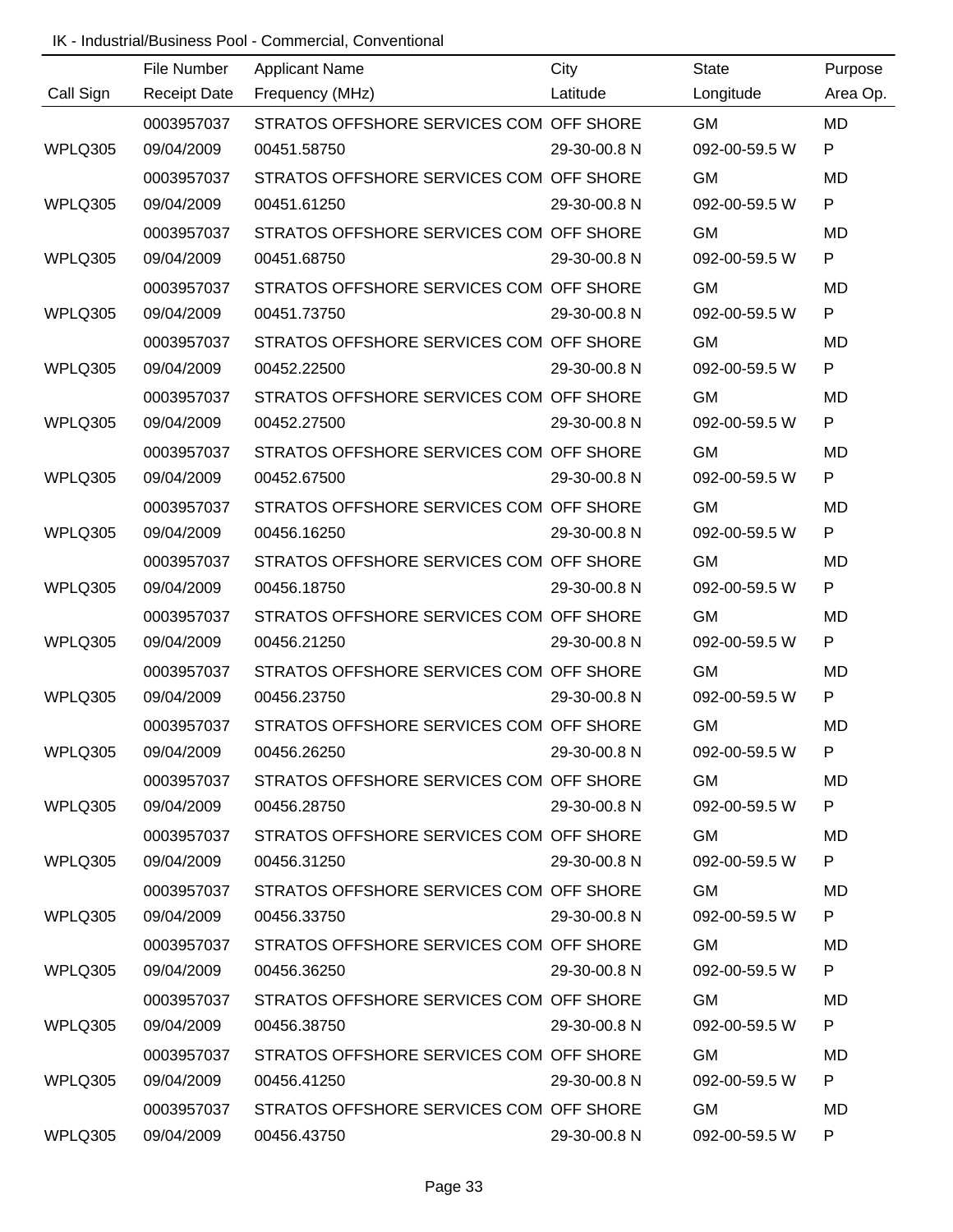IK - Industrial/Business Pool - Commercial, Conventional

| Call Sign | File Number<br>Receipt Date | Applicant Name<br>Frequency (MHz) | City<br>Latitude | State<br>Longitude | Purpose<br>Area Op. |
|---|---|---|---|---|---|
| WPLQ305 | 0003957037<br>09/04/2009 | STRATOS OFFSHORE SERVICES COM<br>00451.58750 | OFF SHORE<br>29-30-00.8 N | GM<br>092-00-59.5 W | MD<br>P |
| WPLQ305 | 0003957037<br>09/04/2009 | STRATOS OFFSHORE SERVICES COM<br>00451.61250 | OFF SHORE<br>29-30-00.8 N | GM<br>092-00-59.5 W | MD<br>P |
| WPLQ305 | 0003957037<br>09/04/2009 | STRATOS OFFSHORE SERVICES COM<br>00451.68750 | OFF SHORE<br>29-30-00.8 N | GM<br>092-00-59.5 W | MD<br>P |
| WPLQ305 | 0003957037<br>09/04/2009 | STRATOS OFFSHORE SERVICES COM<br>00451.73750 | OFF SHORE<br>29-30-00.8 N | GM<br>092-00-59.5 W | MD<br>P |
| WPLQ305 | 0003957037<br>09/04/2009 | STRATOS OFFSHORE SERVICES COM<br>00452.22500 | OFF SHORE<br>29-30-00.8 N | GM<br>092-00-59.5 W | MD<br>P |
| WPLQ305 | 0003957037<br>09/04/2009 | STRATOS OFFSHORE SERVICES COM<br>00452.27500 | OFF SHORE<br>29-30-00.8 N | GM<br>092-00-59.5 W | MD<br>P |
| WPLQ305 | 0003957037<br>09/04/2009 | STRATOS OFFSHORE SERVICES COM<br>00452.67500 | OFF SHORE<br>29-30-00.8 N | GM<br>092-00-59.5 W | MD<br>P |
| WPLQ305 | 0003957037<br>09/04/2009 | STRATOS OFFSHORE SERVICES COM<br>00456.16250 | OFF SHORE<br>29-30-00.8 N | GM<br>092-00-59.5 W | MD<br>P |
| WPLQ305 | 0003957037<br>09/04/2009 | STRATOS OFFSHORE SERVICES COM<br>00456.18750 | OFF SHORE<br>29-30-00.8 N | GM<br>092-00-59.5 W | MD<br>P |
| WPLQ305 | 0003957037<br>09/04/2009 | STRATOS OFFSHORE SERVICES COM<br>00456.21250 | OFF SHORE<br>29-30-00.8 N | GM<br>092-00-59.5 W | MD<br>P |
| WPLQ305 | 0003957037<br>09/04/2009 | STRATOS OFFSHORE SERVICES COM<br>00456.23750 | OFF SHORE<br>29-30-00.8 N | GM<br>092-00-59.5 W | MD<br>P |
| WPLQ305 | 0003957037<br>09/04/2009 | STRATOS OFFSHORE SERVICES COM<br>00456.26250 | OFF SHORE<br>29-30-00.8 N | GM<br>092-00-59.5 W | MD<br>P |
| WPLQ305 | 0003957037<br>09/04/2009 | STRATOS OFFSHORE SERVICES COM<br>00456.28750 | OFF SHORE<br>29-30-00.8 N | GM<br>092-00-59.5 W | MD<br>P |
| WPLQ305 | 0003957037<br>09/04/2009 | STRATOS OFFSHORE SERVICES COM<br>00456.31250 | OFF SHORE<br>29-30-00.8 N | GM<br>092-00-59.5 W | MD<br>P |
| WPLQ305 | 0003957037<br>09/04/2009 | STRATOS OFFSHORE SERVICES COM<br>00456.33750 | OFF SHORE<br>29-30-00.8 N | GM<br>092-00-59.5 W | MD<br>P |
| WPLQ305 | 0003957037<br>09/04/2009 | STRATOS OFFSHORE SERVICES COM<br>00456.36250 | OFF SHORE<br>29-30-00.8 N | GM<br>092-00-59.5 W | MD<br>P |
| WPLQ305 | 0003957037<br>09/04/2009 | STRATOS OFFSHORE SERVICES COM<br>00456.38750 | OFF SHORE<br>29-30-00.8 N | GM<br>092-00-59.5 W | MD<br>P |
| WPLQ305 | 0003957037<br>09/04/2009 | STRATOS OFFSHORE SERVICES COM<br>00456.41250 | OFF SHORE<br>29-30-00.8 N | GM<br>092-00-59.5 W | MD<br>P |
| WPLQ305 | 0003957037<br>09/04/2009 | STRATOS OFFSHORE SERVICES COM<br>00456.43750 | OFF SHORE<br>29-30-00.8 N | GM<br>092-00-59.5 W | MD<br>P |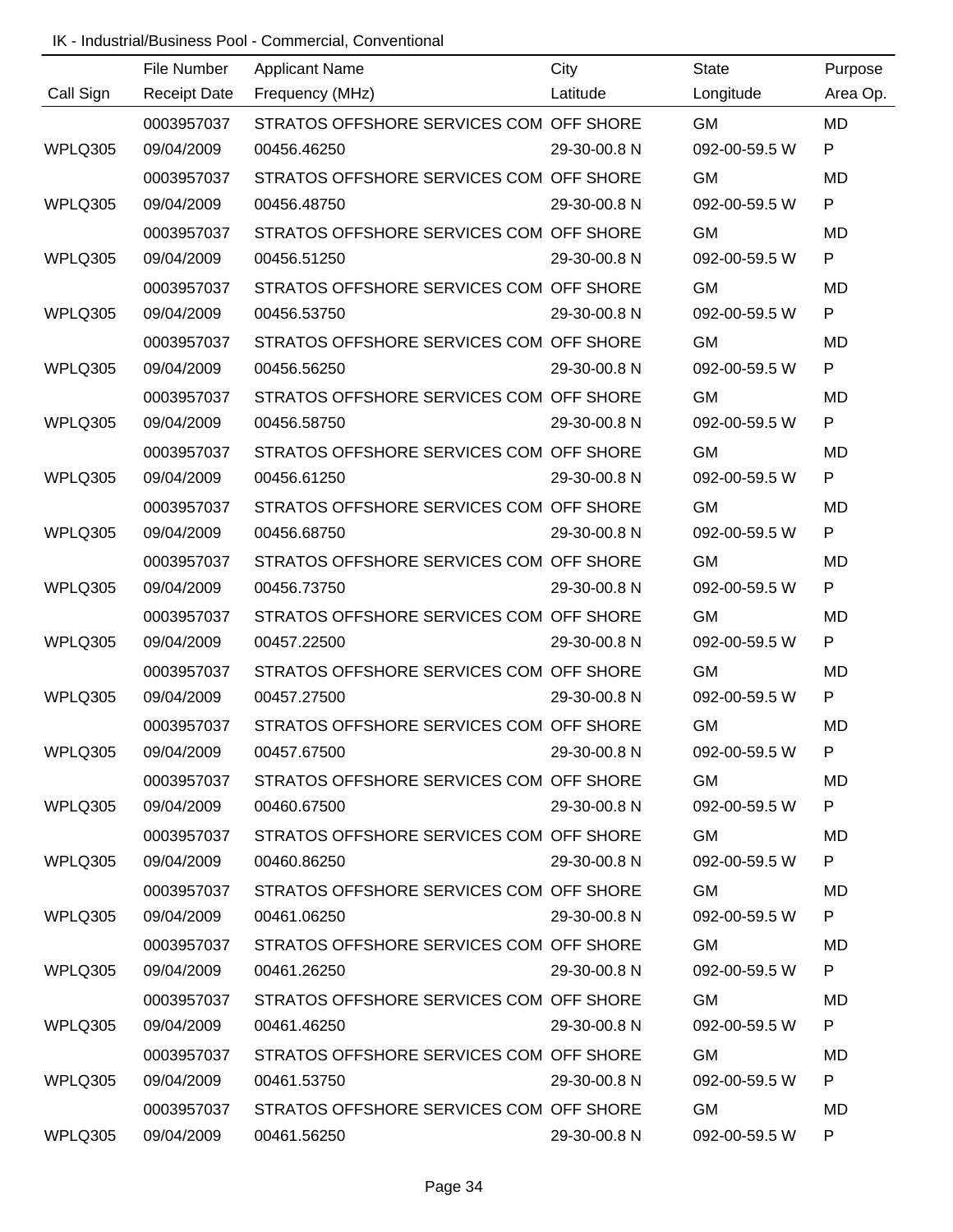IK - Industrial/Business Pool - Commercial, Conventional

| Call Sign | File Number / Receipt Date | Applicant Name / Frequency (MHz) | City / Latitude | State / Longitude | Purpose / Area Op. |
|---|---|---|---|---|---|
| | 0003957037 | STRATOS OFFSHORE SERVICES COM | OFF SHORE | GM | MD |
| WPLQ305 | 09/04/2009 | 00456.46250 | 29-30-00.8 N | 092-00-59.5 W | P |
| | 0003957037 | STRATOS OFFSHORE SERVICES COM | OFF SHORE | GM | MD |
| WPLQ305 | 09/04/2009 | 00456.48750 | 29-30-00.8 N | 092-00-59.5 W | P |
| | 0003957037 | STRATOS OFFSHORE SERVICES COM | OFF SHORE | GM | MD |
| WPLQ305 | 09/04/2009 | 00456.51250 | 29-30-00.8 N | 092-00-59.5 W | P |
| | 0003957037 | STRATOS OFFSHORE SERVICES COM | OFF SHORE | GM | MD |
| WPLQ305 | 09/04/2009 | 00456.53750 | 29-30-00.8 N | 092-00-59.5 W | P |
| | 0003957037 | STRATOS OFFSHORE SERVICES COM | OFF SHORE | GM | MD |
| WPLQ305 | 09/04/2009 | 00456.56250 | 29-30-00.8 N | 092-00-59.5 W | P |
| | 0003957037 | STRATOS OFFSHORE SERVICES COM | OFF SHORE | GM | MD |
| WPLQ305 | 09/04/2009 | 00456.58750 | 29-30-00.8 N | 092-00-59.5 W | P |
| | 0003957037 | STRATOS OFFSHORE SERVICES COM | OFF SHORE | GM | MD |
| WPLQ305 | 09/04/2009 | 00456.61250 | 29-30-00.8 N | 092-00-59.5 W | P |
| | 0003957037 | STRATOS OFFSHORE SERVICES COM | OFF SHORE | GM | MD |
| WPLQ305 | 09/04/2009 | 00456.68750 | 29-30-00.8 N | 092-00-59.5 W | P |
| | 0003957037 | STRATOS OFFSHORE SERVICES COM | OFF SHORE | GM | MD |
| WPLQ305 | 09/04/2009 | 00456.73750 | 29-30-00.8 N | 092-00-59.5 W | P |
| | 0003957037 | STRATOS OFFSHORE SERVICES COM | OFF SHORE | GM | MD |
| WPLQ305 | 09/04/2009 | 00457.22500 | 29-30-00.8 N | 092-00-59.5 W | P |
| | 0003957037 | STRATOS OFFSHORE SERVICES COM | OFF SHORE | GM | MD |
| WPLQ305 | 09/04/2009 | 00457.27500 | 29-30-00.8 N | 092-00-59.5 W | P |
| | 0003957037 | STRATOS OFFSHORE SERVICES COM | OFF SHORE | GM | MD |
| WPLQ305 | 09/04/2009 | 00457.67500 | 29-30-00.8 N | 092-00-59.5 W | P |
| | 0003957037 | STRATOS OFFSHORE SERVICES COM | OFF SHORE | GM | MD |
| WPLQ305 | 09/04/2009 | 00460.67500 | 29-30-00.8 N | 092-00-59.5 W | P |
| | 0003957037 | STRATOS OFFSHORE SERVICES COM | OFF SHORE | GM | MD |
| WPLQ305 | 09/04/2009 | 00460.86250 | 29-30-00.8 N | 092-00-59.5 W | P |
| | 0003957037 | STRATOS OFFSHORE SERVICES COM | OFF SHORE | GM | MD |
| WPLQ305 | 09/04/2009 | 00461.06250 | 29-30-00.8 N | 092-00-59.5 W | P |
| | 0003957037 | STRATOS OFFSHORE SERVICES COM | OFF SHORE | GM | MD |
| WPLQ305 | 09/04/2009 | 00461.26250 | 29-30-00.8 N | 092-00-59.5 W | P |
| | 0003957037 | STRATOS OFFSHORE SERVICES COM | OFF SHORE | GM | MD |
| WPLQ305 | 09/04/2009 | 00461.46250 | 29-30-00.8 N | 092-00-59.5 W | P |
| | 0003957037 | STRATOS OFFSHORE SERVICES COM | OFF SHORE | GM | MD |
| WPLQ305 | 09/04/2009 | 00461.53750 | 29-30-00.8 N | 092-00-59.5 W | P |
| | 0003957037 | STRATOS OFFSHORE SERVICES COM | OFF SHORE | GM | MD |
| WPLQ305 | 09/04/2009 | 00461.56250 | 29-30-00.8 N | 092-00-59.5 W | P |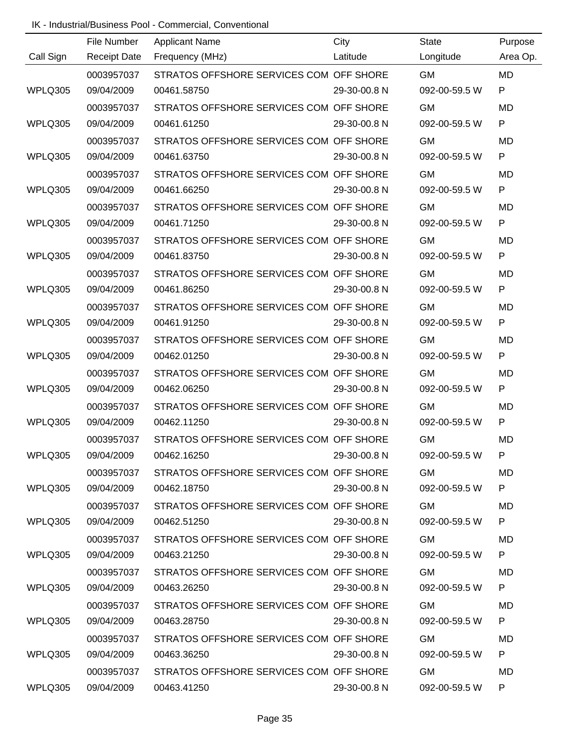IK - Industrial/Business Pool - Commercial, Conventional

| Call Sign | File Number<br>Receipt Date | Applicant Name<br>Frequency (MHz) | City<br>Latitude | State<br>Longitude | Purpose<br>Area Op. |
|---|---|---|---|---|---|
| | 0003957037 | STRATOS OFFSHORE SERVICES COM | OFF SHORE | GM | MD |
| WPLQ305 | 09/04/2009 | 00461.58750 | 29-30-00.8 N | 092-00-59.5 W | P |
| | 0003957037 | STRATOS OFFSHORE SERVICES COM | OFF SHORE | GM | MD |
| WPLQ305 | 09/04/2009 | 00461.61250 | 29-30-00.8 N | 092-00-59.5 W | P |
| | 0003957037 | STRATOS OFFSHORE SERVICES COM | OFF SHORE | GM | MD |
| WPLQ305 | 09/04/2009 | 00461.63750 | 29-30-00.8 N | 092-00-59.5 W | P |
| | 0003957037 | STRATOS OFFSHORE SERVICES COM | OFF SHORE | GM | MD |
| WPLQ305 | 09/04/2009 | 00461.66250 | 29-30-00.8 N | 092-00-59.5 W | P |
| | 0003957037 | STRATOS OFFSHORE SERVICES COM | OFF SHORE | GM | MD |
| WPLQ305 | 09/04/2009 | 00461.71250 | 29-30-00.8 N | 092-00-59.5 W | P |
| | 0003957037 | STRATOS OFFSHORE SERVICES COM | OFF SHORE | GM | MD |
| WPLQ305 | 09/04/2009 | 00461.83750 | 29-30-00.8 N | 092-00-59.5 W | P |
| | 0003957037 | STRATOS OFFSHORE SERVICES COM | OFF SHORE | GM | MD |
| WPLQ305 | 09/04/2009 | 00461.86250 | 29-30-00.8 N | 092-00-59.5 W | P |
| | 0003957037 | STRATOS OFFSHORE SERVICES COM | OFF SHORE | GM | MD |
| WPLQ305 | 09/04/2009 | 00461.91250 | 29-30-00.8 N | 092-00-59.5 W | P |
| | 0003957037 | STRATOS OFFSHORE SERVICES COM | OFF SHORE | GM | MD |
| WPLQ305 | 09/04/2009 | 00462.01250 | 29-30-00.8 N | 092-00-59.5 W | P |
| | 0003957037 | STRATOS OFFSHORE SERVICES COM | OFF SHORE | GM | MD |
| WPLQ305 | 09/04/2009 | 00462.06250 | 29-30-00.8 N | 092-00-59.5 W | P |
| | 0003957037 | STRATOS OFFSHORE SERVICES COM | OFF SHORE | GM | MD |
| WPLQ305 | 09/04/2009 | 00462.11250 | 29-30-00.8 N | 092-00-59.5 W | P |
| | 0003957037 | STRATOS OFFSHORE SERVICES COM | OFF SHORE | GM | MD |
| WPLQ305 | 09/04/2009 | 00462.16250 | 29-30-00.8 N | 092-00-59.5 W | P |
| | 0003957037 | STRATOS OFFSHORE SERVICES COM | OFF SHORE | GM | MD |
| WPLQ305 | 09/04/2009 | 00462.18750 | 29-30-00.8 N | 092-00-59.5 W | P |
| | 0003957037 | STRATOS OFFSHORE SERVICES COM | OFF SHORE | GM | MD |
| WPLQ305 | 09/04/2009 | 00462.51250 | 29-30-00.8 N | 092-00-59.5 W | P |
| | 0003957037 | STRATOS OFFSHORE SERVICES COM | OFF SHORE | GM | MD |
| WPLQ305 | 09/04/2009 | 00463.21250 | 29-30-00.8 N | 092-00-59.5 W | P |
| | 0003957037 | STRATOS OFFSHORE SERVICES COM | OFF SHORE | GM | MD |
| WPLQ305 | 09/04/2009 | 00463.26250 | 29-30-00.8 N | 092-00-59.5 W | P |
| | 0003957037 | STRATOS OFFSHORE SERVICES COM | OFF SHORE | GM | MD |
| WPLQ305 | 09/04/2009 | 00463.28750 | 29-30-00.8 N | 092-00-59.5 W | P |
| | 0003957037 | STRATOS OFFSHORE SERVICES COM | OFF SHORE | GM | MD |
| WPLQ305 | 09/04/2009 | 00463.36250 | 29-30-00.8 N | 092-00-59.5 W | P |
| | 0003957037 | STRATOS OFFSHORE SERVICES COM | OFF SHORE | GM | MD |
| WPLQ305 | 09/04/2009 | 00463.41250 | 29-30-00.8 N | 092-00-59.5 W | P |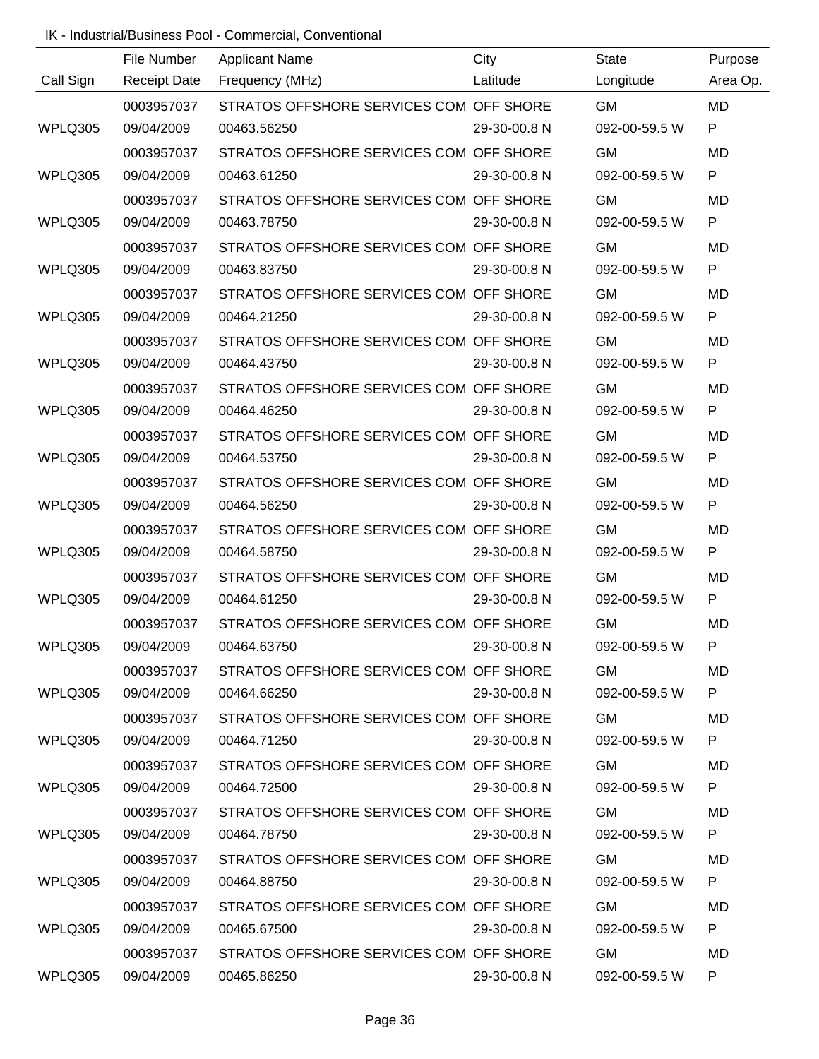IK - Industrial/Business Pool - Commercial, Conventional

| Call Sign | File Number<br>Receipt Date | Applicant Name<br>Frequency (MHz) | City<br>Latitude | State<br>Longitude | Purpose<br>Area Op. |
|---|---|---|---|---|---|
| WPLQ305 | 0003957037<br>09/04/2009 | STRATOS OFFSHORE SERVICES COM<br>00463.56250 | OFF SHORE<br>29-30-00.8 N | GM<br>092-00-59.5 W | MD<br>P |
| WPLQ305 | 0003957037<br>09/04/2009 | STRATOS OFFSHORE SERVICES COM<br>00463.61250 | OFF SHORE<br>29-30-00.8 N | GM<br>092-00-59.5 W | MD<br>P |
| WPLQ305 | 0003957037<br>09/04/2009 | STRATOS OFFSHORE SERVICES COM<br>00463.78750 | OFF SHORE<br>29-30-00.8 N | GM<br>092-00-59.5 W | MD<br>P |
| WPLQ305 | 0003957037<br>09/04/2009 | STRATOS OFFSHORE SERVICES COM<br>00463.83750 | OFF SHORE<br>29-30-00.8 N | GM<br>092-00-59.5 W | MD<br>P |
| WPLQ305 | 0003957037<br>09/04/2009 | STRATOS OFFSHORE SERVICES COM<br>00464.21250 | OFF SHORE<br>29-30-00.8 N | GM<br>092-00-59.5 W | MD<br>P |
| WPLQ305 | 0003957037<br>09/04/2009 | STRATOS OFFSHORE SERVICES COM<br>00464.43750 | OFF SHORE<br>29-30-00.8 N | GM<br>092-00-59.5 W | MD<br>P |
| WPLQ305 | 0003957037<br>09/04/2009 | STRATOS OFFSHORE SERVICES COM<br>00464.46250 | OFF SHORE<br>29-30-00.8 N | GM<br>092-00-59.5 W | MD<br>P |
| WPLQ305 | 0003957037<br>09/04/2009 | STRATOS OFFSHORE SERVICES COM<br>00464.53750 | OFF SHORE<br>29-30-00.8 N | GM<br>092-00-59.5 W | MD<br>P |
| WPLQ305 | 0003957037<br>09/04/2009 | STRATOS OFFSHORE SERVICES COM<br>00464.56250 | OFF SHORE<br>29-30-00.8 N | GM<br>092-00-59.5 W | MD<br>P |
| WPLQ305 | 0003957037<br>09/04/2009 | STRATOS OFFSHORE SERVICES COM<br>00464.58750 | OFF SHORE<br>29-30-00.8 N | GM<br>092-00-59.5 W | MD<br>P |
| WPLQ305 | 0003957037<br>09/04/2009 | STRATOS OFFSHORE SERVICES COM<br>00464.61250 | OFF SHORE<br>29-30-00.8 N | GM<br>092-00-59.5 W | MD<br>P |
| WPLQ305 | 0003957037<br>09/04/2009 | STRATOS OFFSHORE SERVICES COM<br>00464.63750 | OFF SHORE<br>29-30-00.8 N | GM<br>092-00-59.5 W | MD<br>P |
| WPLQ305 | 0003957037<br>09/04/2009 | STRATOS OFFSHORE SERVICES COM<br>00464.66250 | OFF SHORE<br>29-30-00.8 N | GM<br>092-00-59.5 W | MD<br>P |
| WPLQ305 | 0003957037<br>09/04/2009 | STRATOS OFFSHORE SERVICES COM<br>00464.71250 | OFF SHORE<br>29-30-00.8 N | GM<br>092-00-59.5 W | MD<br>P |
| WPLQ305 | 0003957037<br>09/04/2009 | STRATOS OFFSHORE SERVICES COM<br>00464.72500 | OFF SHORE<br>29-30-00.8 N | GM<br>092-00-59.5 W | MD<br>P |
| WPLQ305 | 0003957037<br>09/04/2009 | STRATOS OFFSHORE SERVICES COM<br>00464.78750 | OFF SHORE<br>29-30-00.8 N | GM<br>092-00-59.5 W | MD<br>P |
| WPLQ305 | 0003957037<br>09/04/2009 | STRATOS OFFSHORE SERVICES COM<br>00464.88750 | OFF SHORE<br>29-30-00.8 N | GM<br>092-00-59.5 W | MD<br>P |
| WPLQ305 | 0003957037<br>09/04/2009 | STRATOS OFFSHORE SERVICES COM<br>00465.67500 | OFF SHORE<br>29-30-00.8 N | GM<br>092-00-59.5 W | MD<br>P |
| WPLQ305 | 0003957037<br>09/04/2009 | STRATOS OFFSHORE SERVICES COM<br>00465.86250 | OFF SHORE<br>29-30-00.8 N | GM<br>092-00-59.5 W | MD<br>P |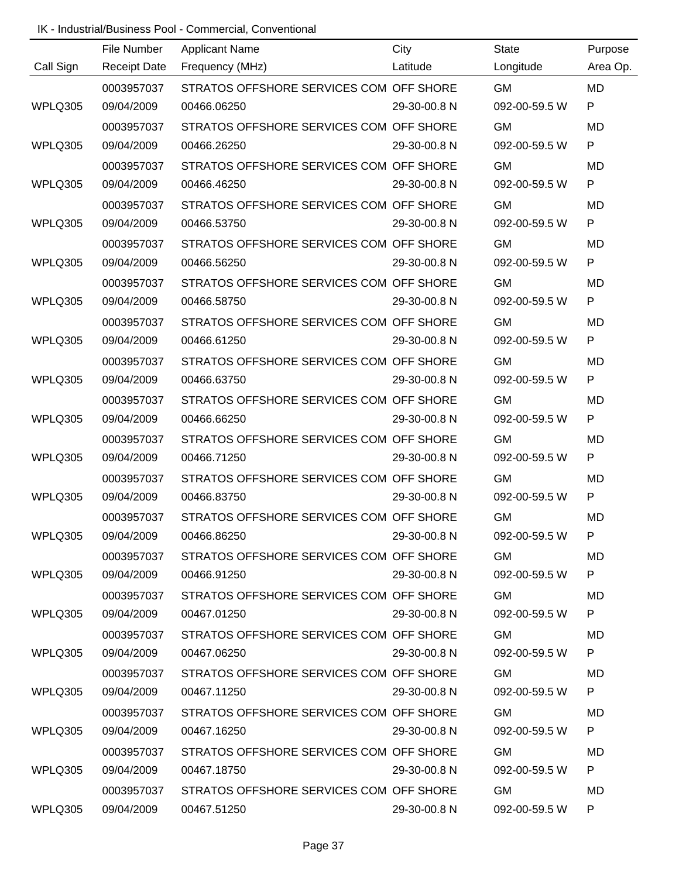IK - Industrial/Business Pool - Commercial, Conventional

| Call Sign | File Number<br>Receipt Date | Applicant Name<br>Frequency (MHz) | City<br>Latitude | State<br>Longitude | Purpose<br>Area Op. |
|---|---|---|---|---|---|
| WPLQ305 | 0003957037<br>09/04/2009 | STRATOS OFFSHORE SERVICES COM<br>00466.06250 | OFF SHORE<br>29-30-00.8 N | GM<br>092-00-59.5 W | MD<br>P |
| WPLQ305 | 0003957037<br>09/04/2009 | STRATOS OFFSHORE SERVICES COM<br>00466.26250 | OFF SHORE<br>29-30-00.8 N | GM<br>092-00-59.5 W | MD<br>P |
| WPLQ305 | 0003957037<br>09/04/2009 | STRATOS OFFSHORE SERVICES COM<br>00466.46250 | OFF SHORE<br>29-30-00.8 N | GM<br>092-00-59.5 W | MD<br>P |
| WPLQ305 | 0003957037<br>09/04/2009 | STRATOS OFFSHORE SERVICES COM<br>00466.53750 | OFF SHORE<br>29-30-00.8 N | GM<br>092-00-59.5 W | MD<br>P |
| WPLQ305 | 0003957037<br>09/04/2009 | STRATOS OFFSHORE SERVICES COM<br>00466.56250 | OFF SHORE<br>29-30-00.8 N | GM<br>092-00-59.5 W | MD<br>P |
| WPLQ305 | 0003957037<br>09/04/2009 | STRATOS OFFSHORE SERVICES COM<br>00466.58750 | OFF SHORE<br>29-30-00.8 N | GM<br>092-00-59.5 W | MD<br>P |
| WPLQ305 | 0003957037<br>09/04/2009 | STRATOS OFFSHORE SERVICES COM<br>00466.61250 | OFF SHORE<br>29-30-00.8 N | GM<br>092-00-59.5 W | MD<br>P |
| WPLQ305 | 0003957037<br>09/04/2009 | STRATOS OFFSHORE SERVICES COM<br>00466.63750 | OFF SHORE<br>29-30-00.8 N | GM<br>092-00-59.5 W | MD<br>P |
| WPLQ305 | 0003957037<br>09/04/2009 | STRATOS OFFSHORE SERVICES COM<br>00466.66250 | OFF SHORE<br>29-30-00.8 N | GM<br>092-00-59.5 W | MD<br>P |
| WPLQ305 | 0003957037<br>09/04/2009 | STRATOS OFFSHORE SERVICES COM<br>00466.71250 | OFF SHORE<br>29-30-00.8 N | GM<br>092-00-59.5 W | MD<br>P |
| WPLQ305 | 0003957037<br>09/04/2009 | STRATOS OFFSHORE SERVICES COM<br>00466.83750 | OFF SHORE<br>29-30-00.8 N | GM<br>092-00-59.5 W | MD<br>P |
| WPLQ305 | 0003957037<br>09/04/2009 | STRATOS OFFSHORE SERVICES COM<br>00466.86250 | OFF SHORE<br>29-30-00.8 N | GM<br>092-00-59.5 W | MD<br>P |
| WPLQ305 | 0003957037<br>09/04/2009 | STRATOS OFFSHORE SERVICES COM<br>00466.91250 | OFF SHORE<br>29-30-00.8 N | GM<br>092-00-59.5 W | MD<br>P |
| WPLQ305 | 0003957037<br>09/04/2009 | STRATOS OFFSHORE SERVICES COM<br>00467.01250 | OFF SHORE<br>29-30-00.8 N | GM<br>092-00-59.5 W | MD<br>P |
| WPLQ305 | 0003957037<br>09/04/2009 | STRATOS OFFSHORE SERVICES COM<br>00467.06250 | OFF SHORE<br>29-30-00.8 N | GM<br>092-00-59.5 W | MD<br>P |
| WPLQ305 | 0003957037<br>09/04/2009 | STRATOS OFFSHORE SERVICES COM<br>00467.11250 | OFF SHORE<br>29-30-00.8 N | GM<br>092-00-59.5 W | MD<br>P |
| WPLQ305 | 0003957037<br>09/04/2009 | STRATOS OFFSHORE SERVICES COM<br>00467.16250 | OFF SHORE<br>29-30-00.8 N | GM<br>092-00-59.5 W | MD<br>P |
| WPLQ305 | 0003957037<br>09/04/2009 | STRATOS OFFSHORE SERVICES COM<br>00467.18750 | OFF SHORE<br>29-30-00.8 N | GM<br>092-00-59.5 W | MD<br>P |
| WPLQ305 | 0003957037<br>09/04/2009 | STRATOS OFFSHORE SERVICES COM<br>00467.51250 | OFF SHORE<br>29-30-00.8 N | GM<br>092-00-59.5 W | MD<br>P |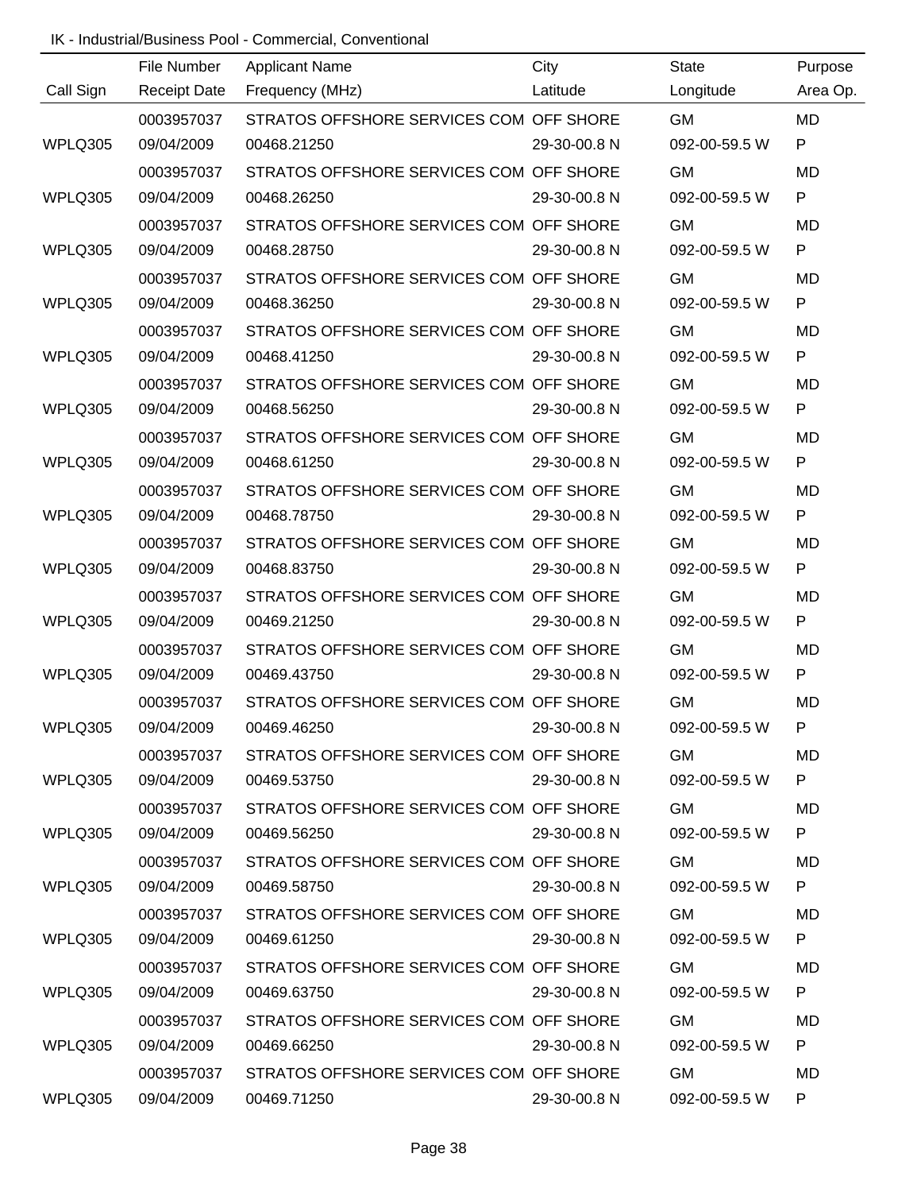IK - Industrial/Business Pool - Commercial, Conventional

| Call Sign | File Number<br>Receipt Date | Applicant Name<br>Frequency (MHz) | City<br>Latitude | State<br>Longitude | Purpose<br>Area Op. |
|---|---|---|---|---|---|
| | 0003957037 | STRATOS OFFSHORE SERVICES COM | OFF SHORE | GM | MD |
| WPLQ305 | 09/04/2009 | 00468.21250 | 29-30-00.8 N | 092-00-59.5 W | P |
| | 0003957037 | STRATOS OFFSHORE SERVICES COM | OFF SHORE | GM | MD |
| WPLQ305 | 09/04/2009 | 00468.26250 | 29-30-00.8 N | 092-00-59.5 W | P |
| | 0003957037 | STRATOS OFFSHORE SERVICES COM | OFF SHORE | GM | MD |
| WPLQ305 | 09/04/2009 | 00468.28750 | 29-30-00.8 N | 092-00-59.5 W | P |
| | 0003957037 | STRATOS OFFSHORE SERVICES COM | OFF SHORE | GM | MD |
| WPLQ305 | 09/04/2009 | 00468.36250 | 29-30-00.8 N | 092-00-59.5 W | P |
| | 0003957037 | STRATOS OFFSHORE SERVICES COM | OFF SHORE | GM | MD |
| WPLQ305 | 09/04/2009 | 00468.41250 | 29-30-00.8 N | 092-00-59.5 W | P |
| | 0003957037 | STRATOS OFFSHORE SERVICES COM | OFF SHORE | GM | MD |
| WPLQ305 | 09/04/2009 | 00468.56250 | 29-30-00.8 N | 092-00-59.5 W | P |
| | 0003957037 | STRATOS OFFSHORE SERVICES COM | OFF SHORE | GM | MD |
| WPLQ305 | 09/04/2009 | 00468.61250 | 29-30-00.8 N | 092-00-59.5 W | P |
| | 0003957037 | STRATOS OFFSHORE SERVICES COM | OFF SHORE | GM | MD |
| WPLQ305 | 09/04/2009 | 00468.78750 | 29-30-00.8 N | 092-00-59.5 W | P |
| | 0003957037 | STRATOS OFFSHORE SERVICES COM | OFF SHORE | GM | MD |
| WPLQ305 | 09/04/2009 | 00468.83750 | 29-30-00.8 N | 092-00-59.5 W | P |
| | 0003957037 | STRATOS OFFSHORE SERVICES COM | OFF SHORE | GM | MD |
| WPLQ305 | 09/04/2009 | 00469.21250 | 29-30-00.8 N | 092-00-59.5 W | P |
| | 0003957037 | STRATOS OFFSHORE SERVICES COM | OFF SHORE | GM | MD |
| WPLQ305 | 09/04/2009 | 00469.43750 | 29-30-00.8 N | 092-00-59.5 W | P |
| | 0003957037 | STRATOS OFFSHORE SERVICES COM | OFF SHORE | GM | MD |
| WPLQ305 | 09/04/2009 | 00469.46250 | 29-30-00.8 N | 092-00-59.5 W | P |
| | 0003957037 | STRATOS OFFSHORE SERVICES COM | OFF SHORE | GM | MD |
| WPLQ305 | 09/04/2009 | 00469.53750 | 29-30-00.8 N | 092-00-59.5 W | P |
| | 0003957037 | STRATOS OFFSHORE SERVICES COM | OFF SHORE | GM | MD |
| WPLQ305 | 09/04/2009 | 00469.56250 | 29-30-00.8 N | 092-00-59.5 W | P |
| | 0003957037 | STRATOS OFFSHORE SERVICES COM | OFF SHORE | GM | MD |
| WPLQ305 | 09/04/2009 | 00469.58750 | 29-30-00.8 N | 092-00-59.5 W | P |
| | 0003957037 | STRATOS OFFSHORE SERVICES COM | OFF SHORE | GM | MD |
| WPLQ305 | 09/04/2009 | 00469.61250 | 29-30-00.8 N | 092-00-59.5 W | P |
| | 0003957037 | STRATOS OFFSHORE SERVICES COM | OFF SHORE | GM | MD |
| WPLQ305 | 09/04/2009 | 00469.63750 | 29-30-00.8 N | 092-00-59.5 W | P |
| | 0003957037 | STRATOS OFFSHORE SERVICES COM | OFF SHORE | GM | MD |
| WPLQ305 | 09/04/2009 | 00469.66250 | 29-30-00.8 N | 092-00-59.5 W | P |
| | 0003957037 | STRATOS OFFSHORE SERVICES COM | OFF SHORE | GM | MD |
| WPLQ305 | 09/04/2009 | 00469.71250 | 29-30-00.8 N | 092-00-59.5 W | P |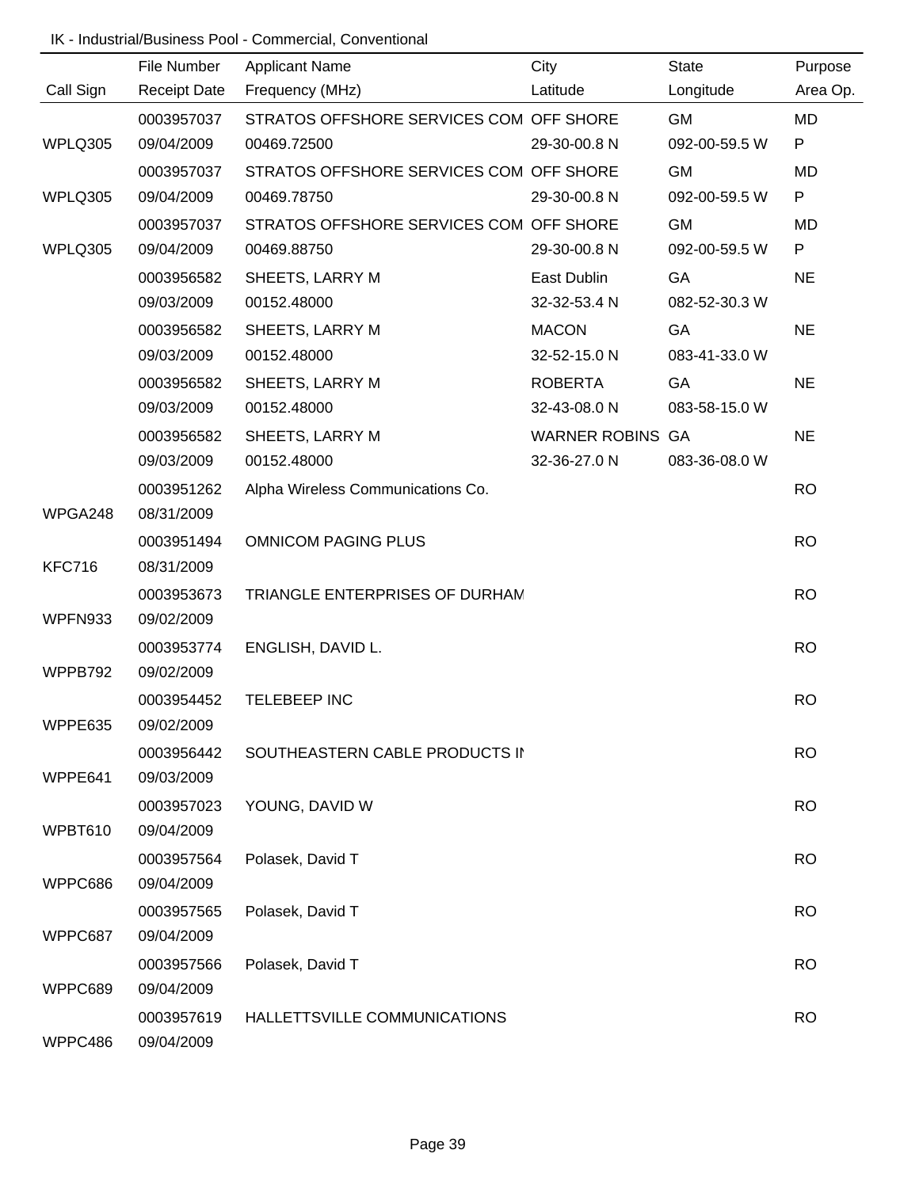IK - Industrial/Business Pool - Commercial, Conventional

| Call Sign | File Number<br>Receipt Date | Applicant Name<br>Frequency (MHz) | City<br>Latitude | State<br>Longitude | Purpose<br>Area Op. |
|---|---|---|---|---|---|
| WPLQ305 | 0003957037<br>09/04/2009 | STRATOS OFFSHORE SERVICES COM<br>00469.72500 | OFF SHORE<br>29-30-00.8 N | GM<br>092-00-59.5 W | MD<br>P |
| WPLQ305 | 0003957037<br>09/04/2009 | STRATOS OFFSHORE SERVICES COM<br>00469.78750 | OFF SHORE<br>29-30-00.8 N | GM<br>092-00-59.5 W | MD<br>P |
| WPLQ305 | 0003957037<br>09/04/2009 | STRATOS OFFSHORE SERVICES COM<br>00469.88750 | OFF SHORE<br>29-30-00.8 N | GM<br>092-00-59.5 W | MD<br>P |
| | 0003956582<br>09/03/2009 | SHEETS, LARRY M<br>00152.48000 | East Dublin<br>32-32-53.4 N | GA<br>082-52-30.3 W | NE |
| | 0003956582<br>09/03/2009 | SHEETS, LARRY M<br>00152.48000 | MACON<br>32-52-15.0 N | GA<br>083-41-33.0 W | NE |
| | 0003956582<br>09/03/2009 | SHEETS, LARRY M<br>00152.48000 | ROBERTA<br>32-43-08.0 N | GA<br>083-58-15.0 W | NE |
| | 0003956582<br>09/03/2009 | SHEETS, LARRY M<br>00152.48000 | WARNER ROBINS<br>32-36-27.0 N | GA<br>083-36-08.0 W | NE |
| WPGA248 | 0003951262<br>08/31/2009 | Alpha Wireless Communications Co. | | | RO |
| KFC716 | 0003951494<br>08/31/2009 | OMNICOM PAGING PLUS | | | RO |
| WPFN933 | 0003953673<br>09/02/2009 | TRIANGLE ENTERPRISES OF DURHAM | | | RO |
| WPPB792 | 0003953774<br>09/02/2009 | ENGLISH, DAVID L. | | | RO |
| WPPE635 | 0003954452<br>09/02/2009 | TELEBEEP INC | | | RO |
| WPPE641 | 0003956442<br>09/03/2009 | SOUTHEASTERN CABLE PRODUCTS IN | | | RO |
| WPBT610 | 0003957023<br>09/04/2009 | YOUNG, DAVID W | | | RO |
| WPPC686 | 0003957564<br>09/04/2009 | Polasek, David T | | | RO |
| WPPC687 | 0003957565<br>09/04/2009 | Polasek, David T | | | RO |
| WPPC689 | 0003957566<br>09/04/2009 | Polasek, David T | | | RO |
| WPPC486 | 0003957619<br>09/04/2009 | HALLETTSVILLE COMMUNICATIONS | | | RO |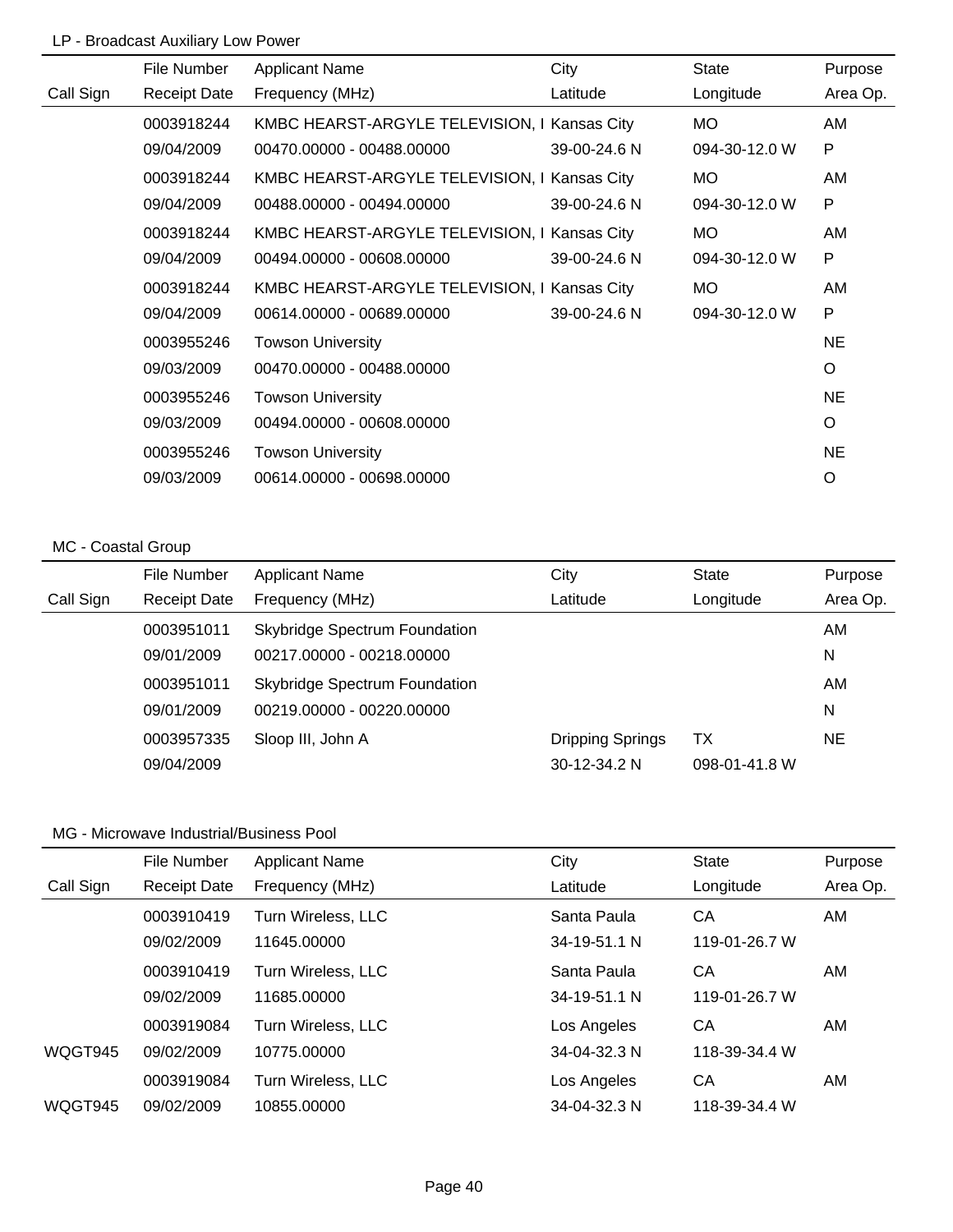LP - Broadcast Auxiliary Low Power

| Call Sign | File Number<br>Receipt Date | Applicant Name<br>Frequency (MHz) | City<br>Latitude | State<br>Longitude | Purpose<br>Area Op. |
|---|---|---|---|---|---|
| | 0003918244<br>09/04/2009 | KMBC HEARST-ARGYLE TELEVISION, I<br>00470.00000 - 00488.00000 | Kansas City<br>39-00-24.6 N | MO<br>094-30-12.0 W | AM<br>P |
| | 0003918244<br>09/04/2009 | KMBC HEARST-ARGYLE TELEVISION, I<br>00488.00000 - 00494.00000 | Kansas City<br>39-00-24.6 N | MO<br>094-30-12.0 W | AM<br>P |
| | 0003918244<br>09/04/2009 | KMBC HEARST-ARGYLE TELEVISION, I<br>00494.00000 - 00608.00000 | Kansas City<br>39-00-24.6 N | MO<br>094-30-12.0 W | AM<br>P |
| | 0003918244<br>09/04/2009 | KMBC HEARST-ARGYLE TELEVISION, I<br>00614.00000 - 00689.00000 | Kansas City<br>39-00-24.6 N | MO<br>094-30-12.0 W | AM<br>P |
| | 0003955246<br>09/03/2009 | Towson University<br>00470.00000 - 00488.00000 | | | NE<br>O |
| | 0003955246<br>09/03/2009 | Towson University<br>00494.00000 - 00608.00000 | | | NE<br>O |
| | 0003955246<br>09/03/2009 | Towson University<br>00614.00000 - 00698.00000 | | | NE<br>O |

MC - Coastal Group

| Call Sign | File Number<br>Receipt Date | Applicant Name<br>Frequency (MHz) | City<br>Latitude | State<br>Longitude | Purpose<br>Area Op. |
|---|---|---|---|---|---|
| | 0003951011<br>09/01/2009 | Skybridge Spectrum Foundation<br>00217.00000 - 00218.00000 | | | AM<br>N |
| | 0003951011<br>09/01/2009 | Skybridge Spectrum Foundation<br>00219.00000 - 00220.00000 | | | AM<br>N |
| | 0003957335<br>09/04/2009 | Sloop III, John A | Dripping Springs<br>30-12-34.2 N | TX<br>098-01-41.8 W | NE |

MG - Microwave Industrial/Business Pool

| Call Sign | File Number<br>Receipt Date | Applicant Name<br>Frequency (MHz) | City<br>Latitude | State<br>Longitude | Purpose<br>Area Op. |
|---|---|---|---|---|---|
| | 0003910419<br>09/02/2009 | Turn Wireless, LLC<br>11645.00000 | Santa Paula<br>34-19-51.1 N | CA<br>119-01-26.7 W | AM |
| | 0003910419<br>09/02/2009 | Turn Wireless, LLC<br>11685.00000 | Santa Paula<br>34-19-51.1 N | CA<br>119-01-26.7 W | AM |
| WQGT945 | 0003919084<br>09/02/2009 | Turn Wireless, LLC<br>10775.00000 | Los Angeles<br>34-04-32.3 N | CA<br>118-39-34.4 W | AM |
| WQGT945 | 0003919084<br>09/02/2009 | Turn Wireless, LLC<br>10855.00000 | Los Angeles<br>34-04-32.3 N | CA<br>118-39-34.4 W | AM |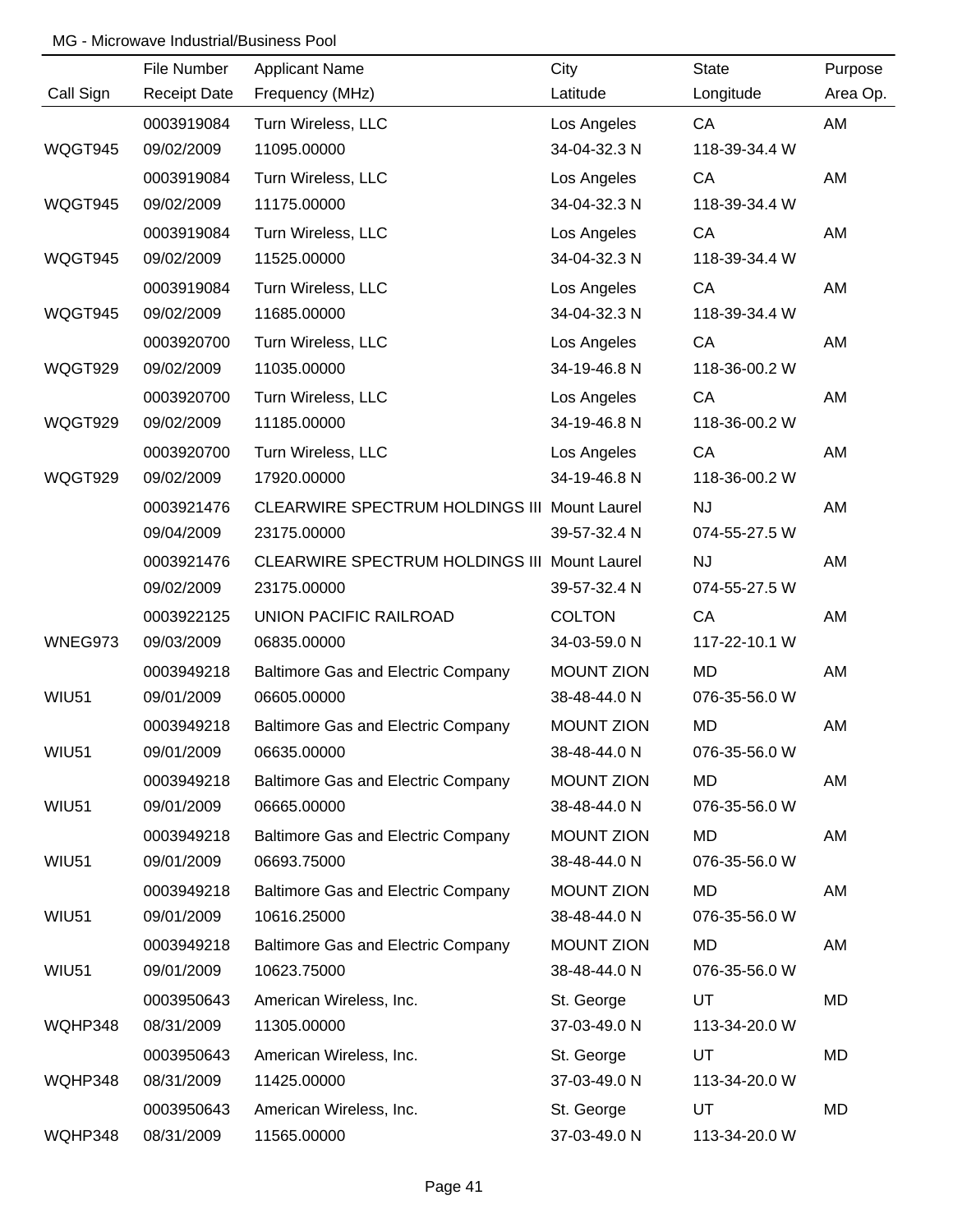MG - Microwave Industrial/Business Pool

| Call Sign | File Number<br>Receipt Date | Applicant Name<br>Frequency (MHz) | City<br>Latitude | State<br>Longitude | Purpose<br>Area Op. |
|---|---|---|---|---|---|
| WQGT945 | 0003919084<br>09/02/2009 | Turn Wireless, LLC<br>11095.00000 | Los Angeles<br>34-04-32.3 N | CA<br>118-39-34.4 W | AM |
| WQGT945 | 0003919084<br>09/02/2009 | Turn Wireless, LLC<br>11175.00000 | Los Angeles<br>34-04-32.3 N | CA<br>118-39-34.4 W | AM |
| WQGT945 | 0003919084<br>09/02/2009 | Turn Wireless, LLC<br>11525.00000 | Los Angeles<br>34-04-32.3 N | CA<br>118-39-34.4 W | AM |
| WQGT945 | 0003919084<br>09/02/2009 | Turn Wireless, LLC<br>11685.00000 | Los Angeles<br>34-04-32.3 N | CA<br>118-39-34.4 W | AM |
| WQGT929 | 0003920700<br>09/02/2009 | Turn Wireless, LLC<br>11035.00000 | Los Angeles<br>34-19-46.8 N | CA<br>118-36-00.2 W | AM |
| WQGT929 | 0003920700<br>09/02/2009 | Turn Wireless, LLC<br>11185.00000 | Los Angeles<br>34-19-46.8 N | CA<br>118-36-00.2 W | AM |
| WQGT929 | 0003920700<br>09/02/2009 | Turn Wireless, LLC<br>17920.00000 | Los Angeles<br>34-19-46.8 N | CA<br>118-36-00.2 W | AM |
| | 0003921476<br>09/04/2009 | CLEARWIRE SPECTRUM HOLDINGS III<br>23175.00000 | Mount Laurel<br>39-57-32.4 N | NJ<br>074-55-27.5 W | AM |
| | 0003921476<br>09/02/2009 | CLEARWIRE SPECTRUM HOLDINGS III<br>23175.00000 | Mount Laurel<br>39-57-32.4 N | NJ<br>074-55-27.5 W | AM |
| WNEG973 | 0003922125<br>09/03/2009 | UNION PACIFIC RAILROAD<br>06835.00000 | COLTON<br>34-03-59.0 N | CA<br>117-22-10.1 W | AM |
| WIU51 | 0003949218<br>09/01/2009 | Baltimore Gas and Electric Company<br>06605.00000 | MOUNT ZION<br>38-48-44.0 N | MD<br>076-35-56.0 W | AM |
| WIU51 | 0003949218<br>09/01/2009 | Baltimore Gas and Electric Company<br>06635.00000 | MOUNT ZION<br>38-48-44.0 N | MD<br>076-35-56.0 W | AM |
| WIU51 | 0003949218<br>09/01/2009 | Baltimore Gas and Electric Company<br>06665.00000 | MOUNT ZION<br>38-48-44.0 N | MD<br>076-35-56.0 W | AM |
| WIU51 | 0003949218<br>09/01/2009 | Baltimore Gas and Electric Company<br>06693.75000 | MOUNT ZION<br>38-48-44.0 N | MD<br>076-35-56.0 W | AM |
| WIU51 | 0003949218<br>09/01/2009 | Baltimore Gas and Electric Company<br>10616.25000 | MOUNT ZION<br>38-48-44.0 N | MD<br>076-35-56.0 W | AM |
| WIU51 | 0003949218<br>09/01/2009 | Baltimore Gas and Electric Company<br>10623.75000 | MOUNT ZION<br>38-48-44.0 N | MD<br>076-35-56.0 W | AM |
| WQHP348 | 0003950643<br>08/31/2009 | American Wireless, Inc.<br>11305.00000 | St. George<br>37-03-49.0 N | UT<br>113-34-20.0 W | MD |
| WQHP348 | 0003950643<br>08/31/2009 | American Wireless, Inc.<br>11425.00000 | St. George<br>37-03-49.0 N | UT<br>113-34-20.0 W | MD |
| WQHP348 | 0003950643<br>08/31/2009 | American Wireless, Inc.<br>11565.00000 | St. George<br>37-03-49.0 N | UT<br>113-34-20.0 W | MD |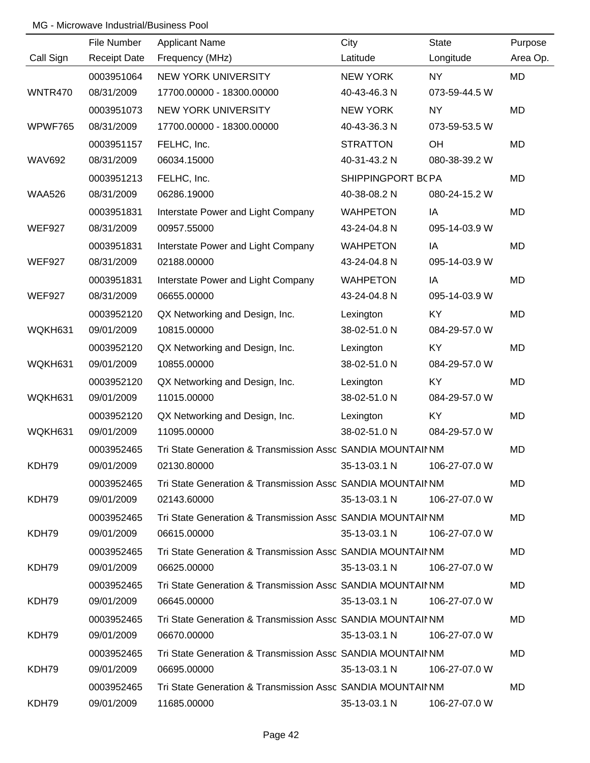MG - Microwave Industrial/Business Pool

| Call Sign | File Number / Receipt Date | Applicant Name / Frequency (MHz) | City / Latitude | State / Longitude | Purpose / Area Op. |
|---|---|---|---|---|---|
| | 0003951064 | NEW YORK UNIVERSITY | NEW YORK | NY | MD |
| WNTR470 | 08/31/2009 | 17700.00000 - 18300.00000 | 40-43-46.3 N | 073-59-44.5 W | |
| | 0003951073 | NEW YORK UNIVERSITY | NEW YORK | NY | MD |
| WPWF765 | 08/31/2009 | 17700.00000 - 18300.00000 | 40-43-36.3 N | 073-59-53.5 W | |
| | 0003951157 | FELHC, Inc. | STRATTON | OH | MD |
| WAV692 | 08/31/2009 | 06034.15000 | 40-31-43.2 N | 080-38-39.2 W | |
| | 0003951213 | FELHC, Inc. | SHIPPINGPORT BC | PA | MD |
| WAA526 | 08/31/2009 | 06286.19000 | 40-38-08.2 N | 080-24-15.2 W | |
| | 0003951831 | Interstate Power and Light Company | WAHPETON | IA | MD |
| WEF927 | 08/31/2009 | 00957.55000 | 43-24-04.8 N | 095-14-03.9 W | |
| | 0003951831 | Interstate Power and Light Company | WAHPETON | IA | MD |
| WEF927 | 08/31/2009 | 02188.00000 | 43-24-04.8 N | 095-14-03.9 W | |
| | 0003951831 | Interstate Power and Light Company | WAHPETON | IA | MD |
| WEF927 | 08/31/2009 | 06655.00000 | 43-24-04.8 N | 095-14-03.9 W | |
| | 0003952120 | QX Networking and Design, Inc. | Lexington | KY | MD |
| WQKH631 | 09/01/2009 | 10815.00000 | 38-02-51.0 N | 084-29-57.0 W | |
| | 0003952120 | QX Networking and Design, Inc. | Lexington | KY | MD |
| WQKH631 | 09/01/2009 | 10855.00000 | 38-02-51.0 N | 084-29-57.0 W | |
| | 0003952120 | QX Networking and Design, Inc. | Lexington | KY | MD |
| WQKH631 | 09/01/2009 | 11015.00000 | 38-02-51.0 N | 084-29-57.0 W | |
| | 0003952120 | QX Networking and Design, Inc. | Lexington | KY | MD |
| WQKH631 | 09/01/2009 | 11095.00000 | 38-02-51.0 N | 084-29-57.0 W | |
| | 0003952465 | Tri State Generation & Transmission Assc | SANDIA MOUNTAI | NM | MD |
| KDH79 | 09/01/2009 | 02130.80000 | 35-13-03.1 N | 106-27-07.0 W | |
| | 0003952465 | Tri State Generation & Transmission Assc | SANDIA MOUNTAI | NM | MD |
| KDH79 | 09/01/2009 | 02143.60000 | 35-13-03.1 N | 106-27-07.0 W | |
| | 0003952465 | Tri State Generation & Transmission Assc | SANDIA MOUNTAI | NM | MD |
| KDH79 | 09/01/2009 | 06615.00000 | 35-13-03.1 N | 106-27-07.0 W | |
| | 0003952465 | Tri State Generation & Transmission Assc | SANDIA MOUNTAI | NM | MD |
| KDH79 | 09/01/2009 | 06625.00000 | 35-13-03.1 N | 106-27-07.0 W | |
| | 0003952465 | Tri State Generation & Transmission Assc | SANDIA MOUNTAI | NM | MD |
| KDH79 | 09/01/2009 | 06645.00000 | 35-13-03.1 N | 106-27-07.0 W | |
| | 0003952465 | Tri State Generation & Transmission Assc | SANDIA MOUNTAI | NM | MD |
| KDH79 | 09/01/2009 | 06670.00000 | 35-13-03.1 N | 106-27-07.0 W | |
| | 0003952465 | Tri State Generation & Transmission Assc | SANDIA MOUNTAI | NM | MD |
| KDH79 | 09/01/2009 | 06695.00000 | 35-13-03.1 N | 106-27-07.0 W | |
| | 0003952465 | Tri State Generation & Transmission Assc | SANDIA MOUNTAI | NM | MD |
| KDH79 | 09/01/2009 | 11685.00000 | 35-13-03.1 N | 106-27-07.0 W | |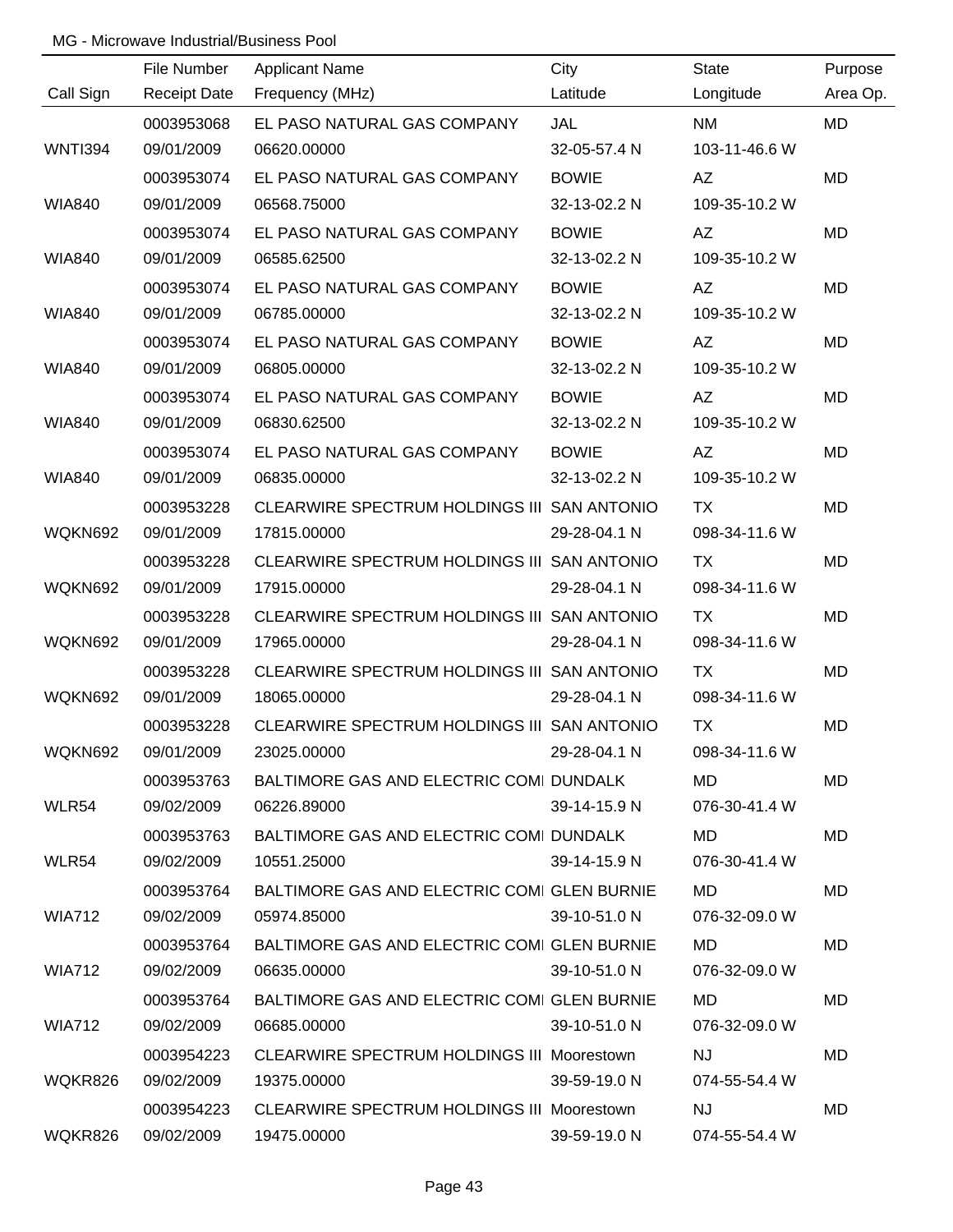MG - Microwave Industrial/Business Pool

| Call Sign | File Number<br>Receipt Date | Applicant Name<br>Frequency (MHz) | City<br>Latitude | State<br>Longitude | Purpose<br>Area Op. |
|---|---|---|---|---|---|
| WNTI394 | 0003953068<br>09/01/2009 | EL PASO NATURAL GAS COMPANY<br>06620.00000 | JAL<br>32-05-57.4 N | NM<br>103-11-46.6 W | MD |
| WIA840 | 0003953074<br>09/01/2009 | EL PASO NATURAL GAS COMPANY<br>06568.75000 | BOWIE<br>32-13-02.2 N | AZ<br>109-35-10.2 W | MD |
| WIA840 | 0003953074<br>09/01/2009 | EL PASO NATURAL GAS COMPANY<br>06585.62500 | BOWIE<br>32-13-02.2 N | AZ<br>109-35-10.2 W | MD |
| WIA840 | 0003953074<br>09/01/2009 | EL PASO NATURAL GAS COMPANY<br>06785.00000 | BOWIE<br>32-13-02.2 N | AZ<br>109-35-10.2 W | MD |
| WIA840 | 0003953074<br>09/01/2009 | EL PASO NATURAL GAS COMPANY<br>06805.00000 | BOWIE<br>32-13-02.2 N | AZ<br>109-35-10.2 W | MD |
| WIA840 | 0003953074<br>09/01/2009 | EL PASO NATURAL GAS COMPANY<br>06830.62500 | BOWIE<br>32-13-02.2 N | AZ<br>109-35-10.2 W | MD |
| WIA840 | 0003953074<br>09/01/2009 | EL PASO NATURAL GAS COMPANY<br>06835.00000 | BOWIE<br>32-13-02.2 N | AZ<br>109-35-10.2 W | MD |
| WQKN692 | 0003953228<br>09/01/2009 | CLEARWIRE SPECTRUM HOLDINGS III<br>17815.00000 | SAN ANTONIO<br>29-28-04.1 N | TX<br>098-34-11.6 W | MD |
| WQKN692 | 0003953228<br>09/01/2009 | CLEARWIRE SPECTRUM HOLDINGS III<br>17915.00000 | SAN ANTONIO<br>29-28-04.1 N | TX<br>098-34-11.6 W | MD |
| WQKN692 | 0003953228<br>09/01/2009 | CLEARWIRE SPECTRUM HOLDINGS III<br>17965.00000 | SAN ANTONIO<br>29-28-04.1 N | TX<br>098-34-11.6 W | MD |
| WQKN692 | 0003953228<br>09/01/2009 | CLEARWIRE SPECTRUM HOLDINGS III<br>18065.00000 | SAN ANTONIO<br>29-28-04.1 N | TX<br>098-34-11.6 W | MD |
| WQKN692 | 0003953228<br>09/01/2009 | CLEARWIRE SPECTRUM HOLDINGS III<br>23025.00000 | SAN ANTONIO<br>29-28-04.1 N | TX<br>098-34-11.6 W | MD |
| WLR54 | 0003953763<br>09/02/2009 | BALTIMORE GAS AND ELECTRIC COMI<br>06226.89000 | DUNDALK<br>39-14-15.9 N | MD<br>076-30-41.4 W | MD |
| WLR54 | 0003953763<br>09/02/2009 | BALTIMORE GAS AND ELECTRIC COMI<br>10551.25000 | DUNDALK<br>39-14-15.9 N | MD<br>076-30-41.4 W | MD |
| WIA712 | 0003953764<br>09/02/2009 | BALTIMORE GAS AND ELECTRIC COMI<br>05974.85000 | GLEN BURNIE<br>39-10-51.0 N | MD<br>076-32-09.0 W | MD |
| WIA712 | 0003953764<br>09/02/2009 | BALTIMORE GAS AND ELECTRIC COMI<br>06635.00000 | GLEN BURNIE<br>39-10-51.0 N | MD<br>076-32-09.0 W | MD |
| WIA712 | 0003953764<br>09/02/2009 | BALTIMORE GAS AND ELECTRIC COMI<br>06685.00000 | GLEN BURNIE<br>39-10-51.0 N | MD<br>076-32-09.0 W | MD |
| WQKR826 | 0003954223<br>09/02/2009 | CLEARWIRE SPECTRUM HOLDINGS III<br>19375.00000 | Moorestown<br>39-59-19.0 N | NJ<br>074-55-54.4 W | MD |
| WQKR826 | 0003954223<br>09/02/2009 | CLEARWIRE SPECTRUM HOLDINGS III<br>19475.00000 | Moorestown<br>39-59-19.0 N | NJ<br>074-55-54.4 W | MD |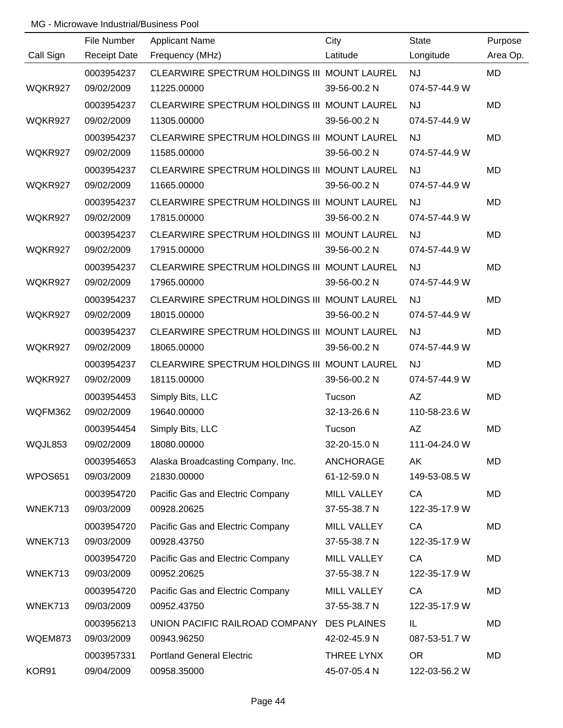MG - Microwave Industrial/Business Pool

| Call Sign | File Number<br>Receipt Date | Applicant Name<br>Frequency (MHz) | City<br>Latitude | State<br>Longitude | Purpose<br>Area Op. |
|---|---|---|---|---|---|
| WQKR927 | 0003954237<br>09/02/2009 | CLEARWIRE SPECTRUM HOLDINGS III<br>11225.00000 | MOUNT LAUREL<br>39-56-00.2 N | NJ<br>074-57-44.9 W | MD |
| WQKR927 | 0003954237<br>09/02/2009 | CLEARWIRE SPECTRUM HOLDINGS III<br>11305.00000 | MOUNT LAUREL<br>39-56-00.2 N | NJ<br>074-57-44.9 W | MD |
| WQKR927 | 0003954237<br>09/02/2009 | CLEARWIRE SPECTRUM HOLDINGS III<br>11585.00000 | MOUNT LAUREL<br>39-56-00.2 N | NJ<br>074-57-44.9 W | MD |
| WQKR927 | 0003954237<br>09/02/2009 | CLEARWIRE SPECTRUM HOLDINGS III<br>11665.00000 | MOUNT LAUREL<br>39-56-00.2 N | NJ<br>074-57-44.9 W | MD |
| WQKR927 | 0003954237<br>09/02/2009 | CLEARWIRE SPECTRUM HOLDINGS III<br>17815.00000 | MOUNT LAUREL<br>39-56-00.2 N | NJ<br>074-57-44.9 W | MD |
| WQKR927 | 0003954237<br>09/02/2009 | CLEARWIRE SPECTRUM HOLDINGS III<br>17915.00000 | MOUNT LAUREL<br>39-56-00.2 N | NJ<br>074-57-44.9 W | MD |
| WQKR927 | 0003954237<br>09/02/2009 | CLEARWIRE SPECTRUM HOLDINGS III<br>17965.00000 | MOUNT LAUREL<br>39-56-00.2 N | NJ<br>074-57-44.9 W | MD |
| WQKR927 | 0003954237<br>09/02/2009 | CLEARWIRE SPECTRUM HOLDINGS III<br>18015.00000 | MOUNT LAUREL<br>39-56-00.2 N | NJ<br>074-57-44.9 W | MD |
| WQKR927 | 0003954237<br>09/02/2009 | CLEARWIRE SPECTRUM HOLDINGS III<br>18065.00000 | MOUNT LAUREL<br>39-56-00.2 N | NJ<br>074-57-44.9 W | MD |
| WQKR927 | 0003954237<br>09/02/2009 | CLEARWIRE SPECTRUM HOLDINGS III<br>18115.00000 | MOUNT LAUREL<br>39-56-00.2 N | NJ<br>074-57-44.9 W | MD |
| WQFM362 | 0003954453<br>09/02/2009 | Simply Bits, LLC<br>19640.00000 | Tucson<br>32-13-26.6 N | AZ<br>110-58-23.6 W | MD |
| WQJL853 | 0003954454<br>09/02/2009 | Simply Bits, LLC<br>18080.00000 | Tucson<br>32-20-15.0 N | AZ<br>111-04-24.0 W | MD |
| WPOS651 | 0003954653<br>09/03/2009 | Alaska Broadcasting Company, Inc.<br>21830.00000 | ANCHORAGE<br>61-12-59.0 N | AK<br>149-53-08.5 W | MD |
| WNEK713 | 0003954720<br>09/03/2009 | Pacific Gas and Electric Company<br>00928.20625 | MILL VALLEY<br>37-55-38.7 N | CA<br>122-35-17.9 W | MD |
| WNEK713 | 0003954720<br>09/03/2009 | Pacific Gas and Electric Company<br>00928.43750 | MILL VALLEY<br>37-55-38.7 N | CA<br>122-35-17.9 W | MD |
| WNEK713 | 0003954720<br>09/03/2009 | Pacific Gas and Electric Company<br>00952.20625 | MILL VALLEY<br>37-55-38.7 N | CA<br>122-35-17.9 W | MD |
| WNEK713 | 0003954720<br>09/03/2009 | Pacific Gas and Electric Company<br>00952.43750 | MILL VALLEY<br>37-55-38.7 N | CA<br>122-35-17.9 W | MD |
| WQEM873 | 0003956213<br>09/03/2009 | UNION PACIFIC RAILROAD COMPANY<br>00943.96250 | DES PLAINES<br>42-02-45.9 N | IL<br>087-53-51.7 W | MD |
| KOR91 | 0003957331<br>09/04/2009 | Portland General Electric<br>00958.35000 | THREE LYNX<br>45-07-05.4 N | OR<br>122-03-56.2 W | MD |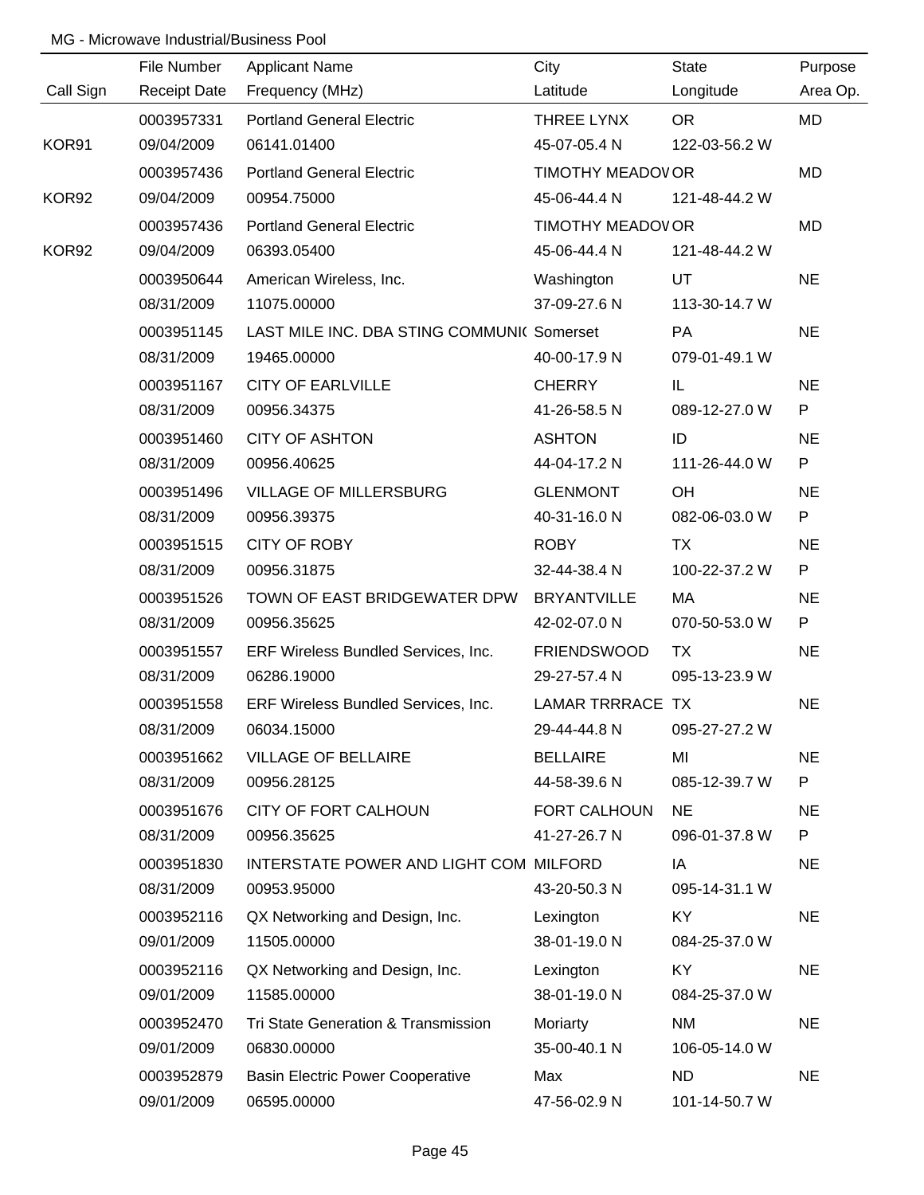MG - Microwave Industrial/Business Pool

| Call Sign | File Number<br>Receipt Date | Applicant Name<br>Frequency (MHz) | City<br>Latitude | State<br>Longitude | Purpose<br>Area Op. |
|---|---|---|---|---|---|
| | 0003957331 | Portland General Electric | THREE LYNX | OR | MD |
| KOR91 | 09/04/2009 | 06141.01400 | 45-07-05.4 N | 122-03-56.2 W | |
| | 0003957436 | Portland General Electric | TIMOTHY MEADOV | OR | MD |
| KOR92 | 09/04/2009 | 00954.75000 | 45-06-44.4 N | 121-48-44.2 W | |
| | 0003957436 | Portland General Electric | TIMOTHY MEADOV | OR | MD |
| KOR92 | 09/04/2009 | 06393.05400 | 45-06-44.4 N | 121-48-44.2 W | |
| | 0003950644 | American Wireless, Inc. | Washington | UT | NE |
| | 08/31/2009 | 11075.00000 | 37-09-27.6 N | 113-30-14.7 W | |
| | 0003951145 | LAST MILE INC. DBA STING COMMUNI( | Somerset | PA | NE |
| | 08/31/2009 | 19465.00000 | 40-00-17.9 N | 079-01-49.1 W | |
| | 0003951167 | CITY OF EARLVILLE | CHERRY | IL | NE |
| | 08/31/2009 | 00956.34375 | 41-26-58.5 N | 089-12-27.0 W | P |
| | 0003951460 | CITY OF ASHTON | ASHTON | ID | NE |
| | 08/31/2009 | 00956.40625 | 44-04-17.2 N | 111-26-44.0 W | P |
| | 0003951496 | VILLAGE OF MILLERSBURG | GLENMONT | OH | NE |
| | 08/31/2009 | 00956.39375 | 40-31-16.0 N | 082-06-03.0 W | P |
| | 0003951515 | CITY OF ROBY | ROBY | TX | NE |
| | 08/31/2009 | 00956.31875 | 32-44-38.4 N | 100-22-37.2 W | P |
| | 0003951526 | TOWN OF EAST BRIDGEWATER DPW | BRYANTVILLE | MA | NE |
| | 08/31/2009 | 00956.35625 | 42-02-07.0 N | 070-50-53.0 W | P |
| | 0003951557 | ERF Wireless Bundled Services, Inc. | FRIENDSWOOD | TX | NE |
| | 08/31/2009 | 06286.19000 | 29-27-57.4 N | 095-13-23.9 W | |
| | 0003951558 | ERF Wireless Bundled Services, Inc. | LAMAR TRRRACE | TX | NE |
| | 08/31/2009 | 06034.15000 | 29-44-44.8 N | 095-27-27.2 W | |
| | 0003951662 | VILLAGE OF BELLAIRE | BELLAIRE | MI | NE |
| | 08/31/2009 | 00956.28125 | 44-58-39.6 N | 085-12-39.7 W | P |
| | 0003951676 | CITY OF FORT CALHOUN | FORT CALHOUN | NE | NE |
| | 08/31/2009 | 00956.35625 | 41-27-26.7 N | 096-01-37.8 W | P |
| | 0003951830 | INTERSTATE POWER AND LIGHT COM | MILFORD | IA | NE |
| | 08/31/2009 | 00953.95000 | 43-20-50.3 N | 095-14-31.1 W | |
| | 0003952116 | QX Networking and Design, Inc. | Lexington | KY | NE |
| | 09/01/2009 | 11505.00000 | 38-01-19.0 N | 084-25-37.0 W | |
| | 0003952116 | QX Networking and Design, Inc. | Lexington | KY | NE |
| | 09/01/2009 | 11585.00000 | 38-01-19.0 N | 084-25-37.0 W | |
| | 0003952470 | Tri State Generation & Transmission | Moriarty | NM | NE |
| | 09/01/2009 | 06830.00000 | 35-00-40.1 N | 106-05-14.0 W | |
| | 0003952879 | Basin Electric Power Cooperative | Max | ND | NE |
| | 09/01/2009 | 06595.00000 | 47-56-02.9 N | 101-14-50.7 W | |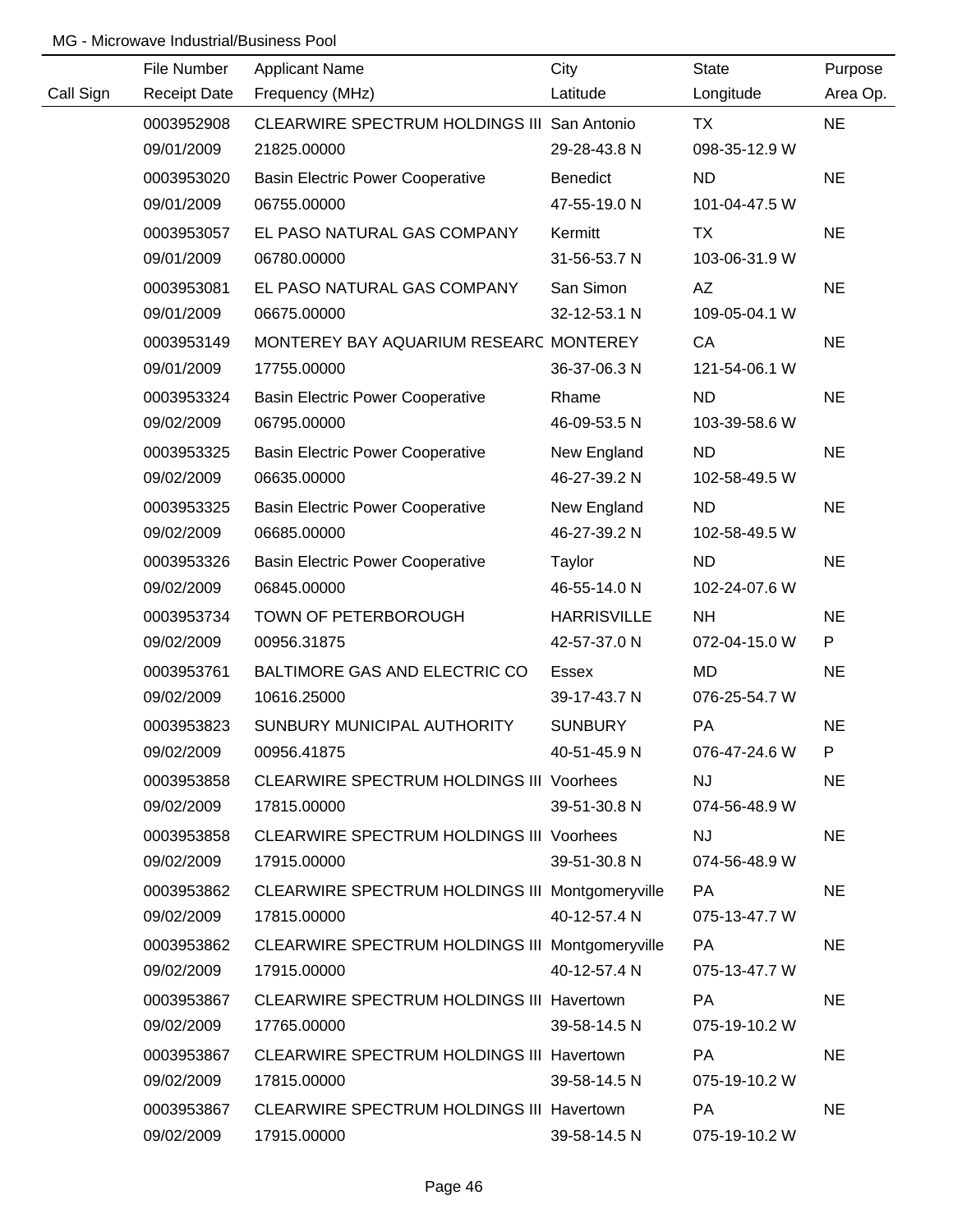MG - Microwave Industrial/Business Pool

| Call Sign | File Number / Receipt Date | Applicant Name / Frequency (MHz) | City / Latitude | State / Longitude | Purpose / Area Op. |
|---|---|---|---|---|---|
| | 0003952908 | CLEARWIRE SPECTRUM HOLDINGS III | San Antonio | TX | NE |
| | 09/01/2009 | 21825.00000 | 29-28-43.8 N | 098-35-12.9 W | |
| | 0003953020 | Basin Electric Power Cooperative | Benedict | ND | NE |
| | 09/01/2009 | 06755.00000 | 47-55-19.0 N | 101-04-47.5 W | |
| | 0003953057 | EL PASO NATURAL GAS COMPANY | Kermitt | TX | NE |
| | 09/01/2009 | 06780.00000 | 31-56-53.7 N | 103-06-31.9 W | |
| | 0003953081 | EL PASO NATURAL GAS COMPANY | San Simon | AZ | NE |
| | 09/01/2009 | 06675.00000 | 32-12-53.1 N | 109-05-04.1 W | |
| | 0003953149 | MONTEREY BAY AQUARIUM RESEARC | MONTEREY | CA | NE |
| | 09/01/2009 | 17755.00000 | 36-37-06.3 N | 121-54-06.1 W | |
| | 0003953324 | Basin Electric Power Cooperative | Rhame | ND | NE |
| | 09/02/2009 | 06795.00000 | 46-09-53.5 N | 103-39-58.6 W | |
| | 0003953325 | Basin Electric Power Cooperative | New England | ND | NE |
| | 09/02/2009 | 06635.00000 | 46-27-39.2 N | 102-58-49.5 W | |
| | 0003953325 | Basin Electric Power Cooperative | New England | ND | NE |
| | 09/02/2009 | 06685.00000 | 46-27-39.2 N | 102-58-49.5 W | |
| | 0003953326 | Basin Electric Power Cooperative | Taylor | ND | NE |
| | 09/02/2009 | 06845.00000 | 46-55-14.0 N | 102-24-07.6 W | |
| | 0003953734 | TOWN OF PETERBOROUGH | HARRISVILLE | NH | NE |
| | 09/02/2009 | 00956.31875 | 42-57-37.0 N | 072-04-15.0 W | P |
| | 0003953761 | BALTIMORE GAS AND ELECTRIC CO | Essex | MD | NE |
| | 09/02/2009 | 10616.25000 | 39-17-43.7 N | 076-25-54.7 W | |
| | 0003953823 | SUNBURY MUNICIPAL AUTHORITY | SUNBURY | PA | NE |
| | 09/02/2009 | 00956.41875 | 40-51-45.9 N | 076-47-24.6 W | P |
| | 0003953858 | CLEARWIRE SPECTRUM HOLDINGS III | Voorhees | NJ | NE |
| | 09/02/2009 | 17815.00000 | 39-51-30.8 N | 074-56-48.9 W | |
| | 0003953858 | CLEARWIRE SPECTRUM HOLDINGS III | Voorhees | NJ | NE |
| | 09/02/2009 | 17915.00000 | 39-51-30.8 N | 074-56-48.9 W | |
| | 0003953862 | CLEARWIRE SPECTRUM HOLDINGS III | Montgomeryville | PA | NE |
| | 09/02/2009 | 17815.00000 | 40-12-57.4 N | 075-13-47.7 W | |
| | 0003953862 | CLEARWIRE SPECTRUM HOLDINGS III | Montgomeryville | PA | NE |
| | 09/02/2009 | 17915.00000 | 40-12-57.4 N | 075-13-47.7 W | |
| | 0003953867 | CLEARWIRE SPECTRUM HOLDINGS III | Havertown | PA | NE |
| | 09/02/2009 | 17765.00000 | 39-58-14.5 N | 075-19-10.2 W | |
| | 0003953867 | CLEARWIRE SPECTRUM HOLDINGS III | Havertown | PA | NE |
| | 09/02/2009 | 17815.00000 | 39-58-14.5 N | 075-19-10.2 W | |
| | 0003953867 | CLEARWIRE SPECTRUM HOLDINGS III | Havertown | PA | NE |
| | 09/02/2009 | 17915.00000 | 39-58-14.5 N | 075-19-10.2 W | |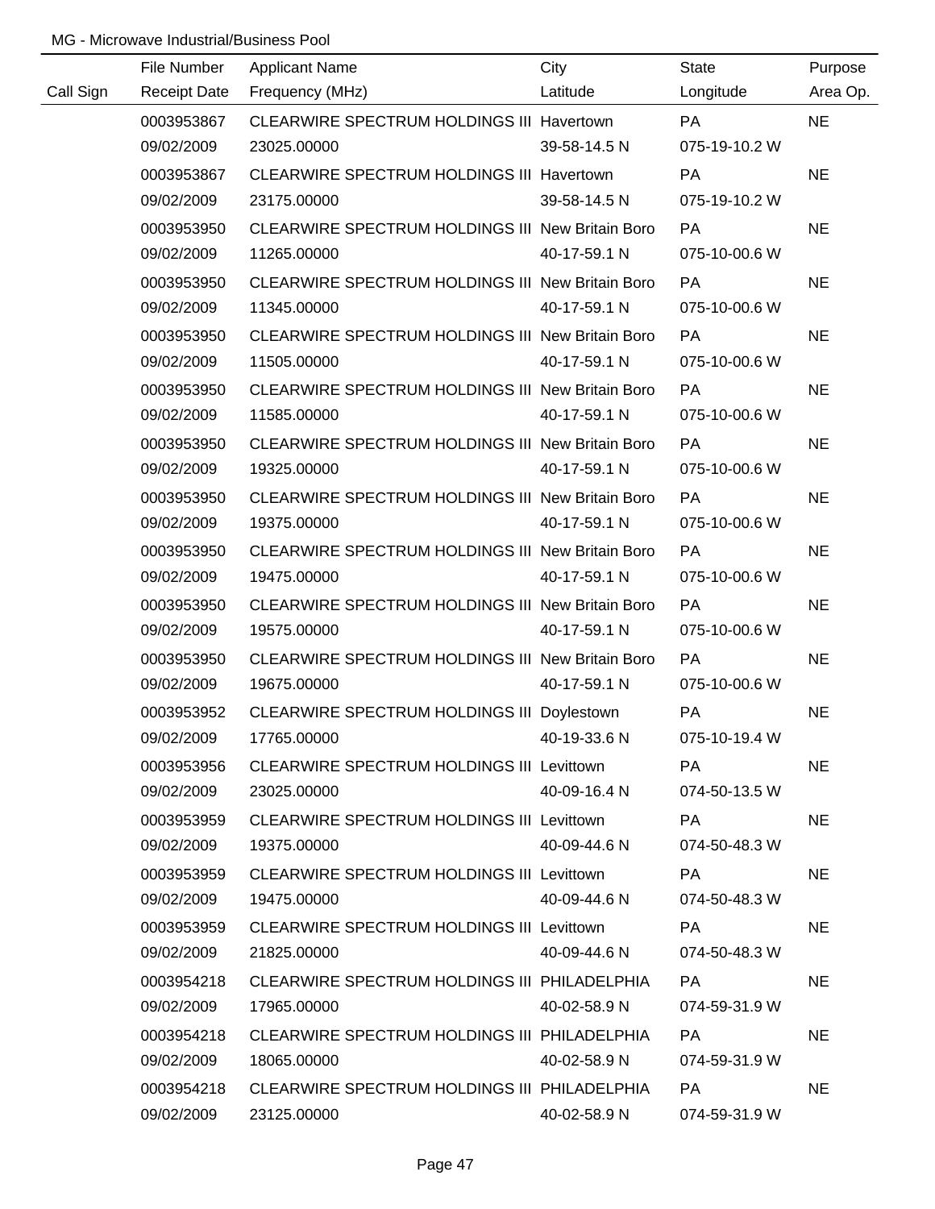MG - Microwave Industrial/Business Pool

| Call Sign | File Number<br>Receipt Date | Applicant Name<br>Frequency (MHz) | City<br>Latitude | State<br>Longitude | Purpose<br>Area Op. |
|---|---|---|---|---|---|
| | 0003953867<br>09/02/2009 | CLEARWIRE SPECTRUM HOLDINGS III<br>23025.00000 | Havertown<br>39-58-14.5 N | PA<br>075-19-10.2 W | NE |
| | 0003953867<br>09/02/2009 | CLEARWIRE SPECTRUM HOLDINGS III<br>23175.00000 | Havertown<br>39-58-14.5 N | PA<br>075-19-10.2 W | NE |
| | 0003953950<br>09/02/2009 | CLEARWIRE SPECTRUM HOLDINGS III<br>11265.00000 | New Britain Boro<br>40-17-59.1 N | PA<br>075-10-00.6 W | NE |
| | 0003953950<br>09/02/2009 | CLEARWIRE SPECTRUM HOLDINGS III<br>11345.00000 | New Britain Boro<br>40-17-59.1 N | PA<br>075-10-00.6 W | NE |
| | 0003953950<br>09/02/2009 | CLEARWIRE SPECTRUM HOLDINGS III<br>11505.00000 | New Britain Boro<br>40-17-59.1 N | PA<br>075-10-00.6 W | NE |
| | 0003953950<br>09/02/2009 | CLEARWIRE SPECTRUM HOLDINGS III<br>11585.00000 | New Britain Boro<br>40-17-59.1 N | PA<br>075-10-00.6 W | NE |
| | 0003953950<br>09/02/2009 | CLEARWIRE SPECTRUM HOLDINGS III<br>19325.00000 | New Britain Boro<br>40-17-59.1 N | PA<br>075-10-00.6 W | NE |
| | 0003953950<br>09/02/2009 | CLEARWIRE SPECTRUM HOLDINGS III<br>19375.00000 | New Britain Boro<br>40-17-59.1 N | PA<br>075-10-00.6 W | NE |
| | 0003953950<br>09/02/2009 | CLEARWIRE SPECTRUM HOLDINGS III<br>19475.00000 | New Britain Boro<br>40-17-59.1 N | PA<br>075-10-00.6 W | NE |
| | 0003953950<br>09/02/2009 | CLEARWIRE SPECTRUM HOLDINGS III<br>19575.00000 | New Britain Boro<br>40-17-59.1 N | PA<br>075-10-00.6 W | NE |
| | 0003953950<br>09/02/2009 | CLEARWIRE SPECTRUM HOLDINGS III<br>19675.00000 | New Britain Boro<br>40-17-59.1 N | PA<br>075-10-00.6 W | NE |
| | 0003953952<br>09/02/2009 | CLEARWIRE SPECTRUM HOLDINGS III<br>17765.00000 | Doylestown<br>40-19-33.6 N | PA<br>075-10-19.4 W | NE |
| | 0003953956<br>09/02/2009 | CLEARWIRE SPECTRUM HOLDINGS III<br>23025.00000 | Levittown<br>40-09-16.4 N | PA<br>074-50-13.5 W | NE |
| | 0003953959<br>09/02/2009 | CLEARWIRE SPECTRUM HOLDINGS III<br>19375.00000 | Levittown<br>40-09-44.6 N | PA<br>074-50-48.3 W | NE |
| | 0003953959<br>09/02/2009 | CLEARWIRE SPECTRUM HOLDINGS III<br>19475.00000 | Levittown<br>40-09-44.6 N | PA<br>074-50-48.3 W | NE |
| | 0003953959<br>09/02/2009 | CLEARWIRE SPECTRUM HOLDINGS III<br>21825.00000 | Levittown<br>40-09-44.6 N | PA<br>074-50-48.3 W | NE |
| | 0003954218<br>09/02/2009 | CLEARWIRE SPECTRUM HOLDINGS III<br>17965.00000 | PHILADELPHIA<br>40-02-58.9 N | PA<br>074-59-31.9 W | NE |
| | 0003954218<br>09/02/2009 | CLEARWIRE SPECTRUM HOLDINGS III<br>18065.00000 | PHILADELPHIA<br>40-02-58.9 N | PA<br>074-59-31.9 W | NE |
| | 0003954218<br>09/02/2009 | CLEARWIRE SPECTRUM HOLDINGS III<br>23125.00000 | PHILADELPHIA<br>40-02-58.9 N | PA<br>074-59-31.9 W | NE |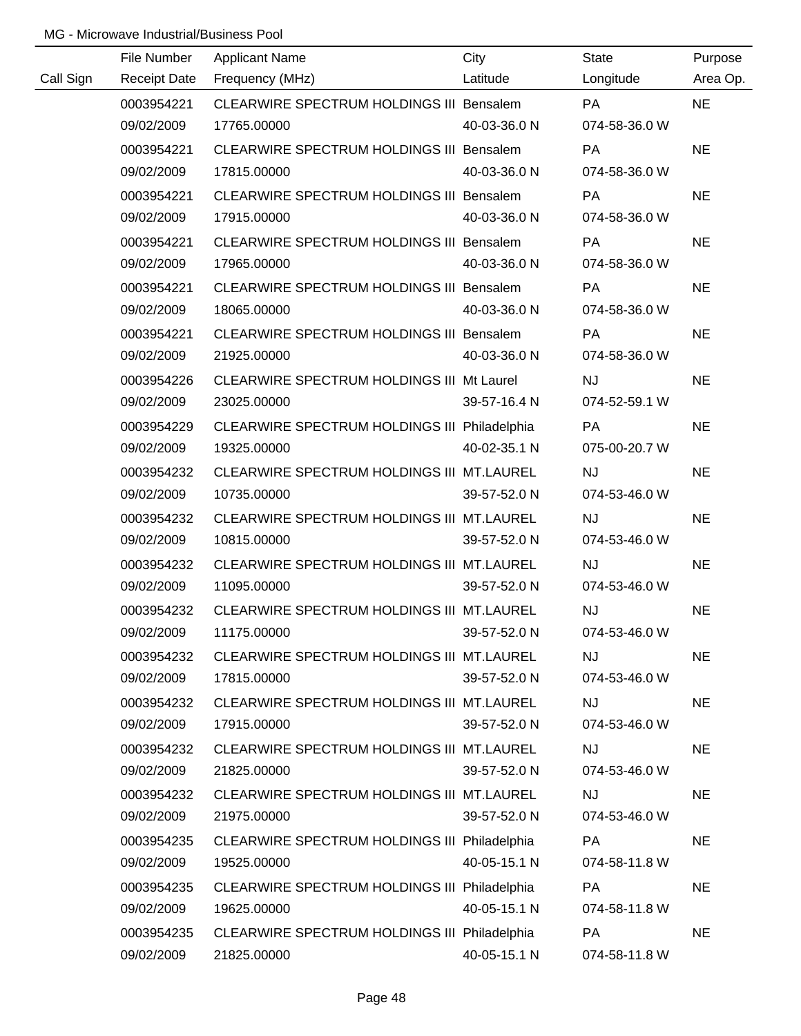MG - Microwave Industrial/Business Pool

| Call Sign | File Number<br>Receipt Date | Applicant Name<br>Frequency (MHz) | City<br>Latitude | State<br>Longitude | Purpose<br>Area Op. |
|---|---|---|---|---|---|
| | 0003954221<br>09/02/2009 | CLEARWIRE SPECTRUM HOLDINGS III<br>17765.00000 | Bensalem<br>40-03-36.0 N | PA<br>074-58-36.0 W | NE |
| | 0003954221<br>09/02/2009 | CLEARWIRE SPECTRUM HOLDINGS III<br>17815.00000 | Bensalem<br>40-03-36.0 N | PA<br>074-58-36.0 W | NE |
| | 0003954221<br>09/02/2009 | CLEARWIRE SPECTRUM HOLDINGS III<br>17915.00000 | Bensalem<br>40-03-36.0 N | PA<br>074-58-36.0 W | NE |
| | 0003954221<br>09/02/2009 | CLEARWIRE SPECTRUM HOLDINGS III<br>17965.00000 | Bensalem<br>40-03-36.0 N | PA<br>074-58-36.0 W | NE |
| | 0003954221<br>09/02/2009 | CLEARWIRE SPECTRUM HOLDINGS III<br>18065.00000 | Bensalem<br>40-03-36.0 N | PA<br>074-58-36.0 W | NE |
| | 0003954221<br>09/02/2009 | CLEARWIRE SPECTRUM HOLDINGS III<br>21925.00000 | Bensalem<br>40-03-36.0 N | PA<br>074-58-36.0 W | NE |
| | 0003954226<br>09/02/2009 | CLEARWIRE SPECTRUM HOLDINGS III<br>23025.00000 | Mt Laurel<br>39-57-16.4 N | NJ<br>074-52-59.1 W | NE |
| | 0003954229<br>09/02/2009 | CLEARWIRE SPECTRUM HOLDINGS III<br>19325.00000 | Philadelphia<br>40-02-35.1 N | PA<br>075-00-20.7 W | NE |
| | 0003954232<br>09/02/2009 | CLEARWIRE SPECTRUM HOLDINGS III<br>10735.00000 | MT.LAUREL<br>39-57-52.0 N | NJ<br>074-53-46.0 W | NE |
| | 0003954232<br>09/02/2009 | CLEARWIRE SPECTRUM HOLDINGS III<br>10815.00000 | MT.LAUREL<br>39-57-52.0 N | NJ<br>074-53-46.0 W | NE |
| | 0003954232<br>09/02/2009 | CLEARWIRE SPECTRUM HOLDINGS III<br>11095.00000 | MT.LAUREL<br>39-57-52.0 N | NJ<br>074-53-46.0 W | NE |
| | 0003954232<br>09/02/2009 | CLEARWIRE SPECTRUM HOLDINGS III<br>11175.00000 | MT.LAUREL<br>39-57-52.0 N | NJ<br>074-53-46.0 W | NE |
| | 0003954232<br>09/02/2009 | CLEARWIRE SPECTRUM HOLDINGS III<br>17815.00000 | MT.LAUREL<br>39-57-52.0 N | NJ<br>074-53-46.0 W | NE |
| | 0003954232<br>09/02/2009 | CLEARWIRE SPECTRUM HOLDINGS III<br>17915.00000 | MT.LAUREL<br>39-57-52.0 N | NJ<br>074-53-46.0 W | NE |
| | 0003954232<br>09/02/2009 | CLEARWIRE SPECTRUM HOLDINGS III<br>21825.00000 | MT.LAUREL<br>39-57-52.0 N | NJ<br>074-53-46.0 W | NE |
| | 0003954232<br>09/02/2009 | CLEARWIRE SPECTRUM HOLDINGS III<br>21975.00000 | MT.LAUREL<br>39-57-52.0 N | NJ<br>074-53-46.0 W | NE |
| | 0003954235<br>09/02/2009 | CLEARWIRE SPECTRUM HOLDINGS III<br>19525.00000 | Philadelphia<br>40-05-15.1 N | PA<br>074-58-11.8 W | NE |
| | 0003954235<br>09/02/2009 | CLEARWIRE SPECTRUM HOLDINGS III<br>19625.00000 | Philadelphia<br>40-05-15.1 N | PA<br>074-58-11.8 W | NE |
| | 0003954235<br>09/02/2009 | CLEARWIRE SPECTRUM HOLDINGS III<br>21825.00000 | Philadelphia<br>40-05-15.1 N | PA<br>074-58-11.8 W | NE |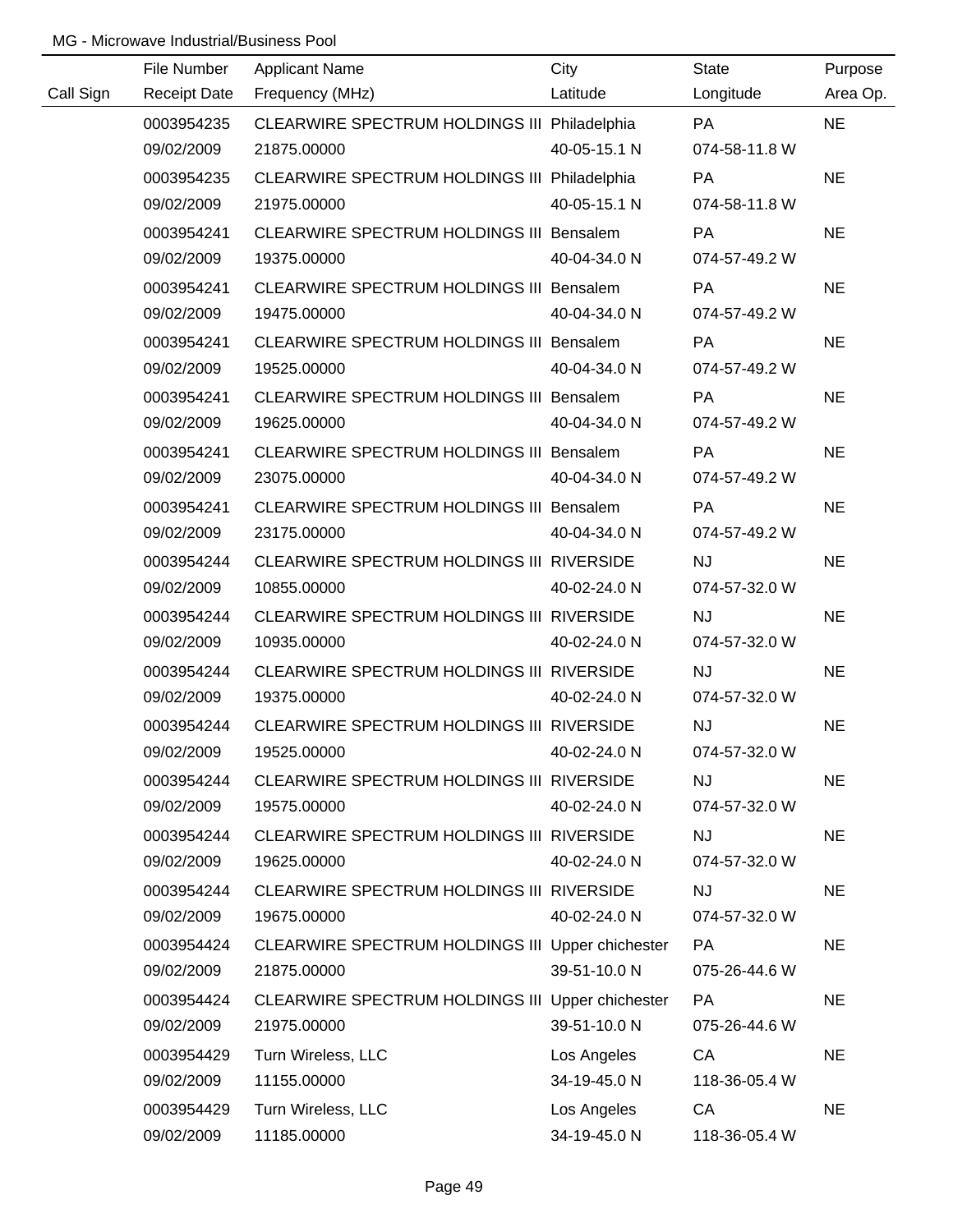MG - Microwave Industrial/Business Pool

| Call Sign | File Number<br>Receipt Date | Applicant Name<br>Frequency (MHz) | City<br>Latitude | State<br>Longitude | Purpose<br>Area Op. |
|---|---|---|---|---|---|
| | 0003954235<br>09/02/2009 | CLEARWIRE SPECTRUM HOLDINGS III<br>21875.00000 | Philadelphia<br>40-05-15.1 N | PA<br>074-58-11.8 W | NE |
| | 0003954235<br>09/02/2009 | CLEARWIRE SPECTRUM HOLDINGS III<br>21975.00000 | Philadelphia<br>40-05-15.1 N | PA<br>074-58-11.8 W | NE |
| | 0003954241<br>09/02/2009 | CLEARWIRE SPECTRUM HOLDINGS III<br>19375.00000 | Bensalem<br>40-04-34.0 N | PA<br>074-57-49.2 W | NE |
| | 0003954241<br>09/02/2009 | CLEARWIRE SPECTRUM HOLDINGS III<br>19475.00000 | Bensalem<br>40-04-34.0 N | PA<br>074-57-49.2 W | NE |
| | 0003954241<br>09/02/2009 | CLEARWIRE SPECTRUM HOLDINGS III<br>19525.00000 | Bensalem<br>40-04-34.0 N | PA<br>074-57-49.2 W | NE |
| | 0003954241<br>09/02/2009 | CLEARWIRE SPECTRUM HOLDINGS III<br>19625.00000 | Bensalem<br>40-04-34.0 N | PA<br>074-57-49.2 W | NE |
| | 0003954241<br>09/02/2009 | CLEARWIRE SPECTRUM HOLDINGS III<br>23075.00000 | Bensalem<br>40-04-34.0 N | PA<br>074-57-49.2 W | NE |
| | 0003954241<br>09/02/2009 | CLEARWIRE SPECTRUM HOLDINGS III<br>23175.00000 | Bensalem<br>40-04-34.0 N | PA<br>074-57-49.2 W | NE |
| | 0003954244<br>09/02/2009 | CLEARWIRE SPECTRUM HOLDINGS III<br>10855.00000 | RIVERSIDE<br>40-02-24.0 N | NJ<br>074-57-32.0 W | NE |
| | 0003954244<br>09/02/2009 | CLEARWIRE SPECTRUM HOLDINGS III<br>10935.00000 | RIVERSIDE<br>40-02-24.0 N | NJ<br>074-57-32.0 W | NE |
| | 0003954244<br>09/02/2009 | CLEARWIRE SPECTRUM HOLDINGS III<br>19375.00000 | RIVERSIDE<br>40-02-24.0 N | NJ<br>074-57-32.0 W | NE |
| | 0003954244<br>09/02/2009 | CLEARWIRE SPECTRUM HOLDINGS III<br>19525.00000 | RIVERSIDE<br>40-02-24.0 N | NJ<br>074-57-32.0 W | NE |
| | 0003954244<br>09/02/2009 | CLEARWIRE SPECTRUM HOLDINGS III<br>19575.00000 | RIVERSIDE<br>40-02-24.0 N | NJ<br>074-57-32.0 W | NE |
| | 0003954244<br>09/02/2009 | CLEARWIRE SPECTRUM HOLDINGS III<br>19625.00000 | RIVERSIDE<br>40-02-24.0 N | NJ<br>074-57-32.0 W | NE |
| | 0003954244<br>09/02/2009 | CLEARWIRE SPECTRUM HOLDINGS III<br>19675.00000 | RIVERSIDE<br>40-02-24.0 N | NJ<br>074-57-32.0 W | NE |
| | 0003954424<br>09/02/2009 | CLEARWIRE SPECTRUM HOLDINGS III<br>21875.00000 | Upper chichester<br>39-51-10.0 N | PA<br>075-26-44.6 W | NE |
| | 0003954424<br>09/02/2009 | CLEARWIRE SPECTRUM HOLDINGS III<br>21975.00000 | Upper chichester<br>39-51-10.0 N | PA<br>075-26-44.6 W | NE |
| | 0003954429<br>09/02/2009 | Turn Wireless, LLC<br>11155.00000 | Los Angeles<br>34-19-45.0 N | CA<br>118-36-05.4 W | NE |
| | 0003954429<br>09/02/2009 | Turn Wireless, LLC<br>11185.00000 | Los Angeles<br>34-19-45.0 N | CA<br>118-36-05.4 W | NE |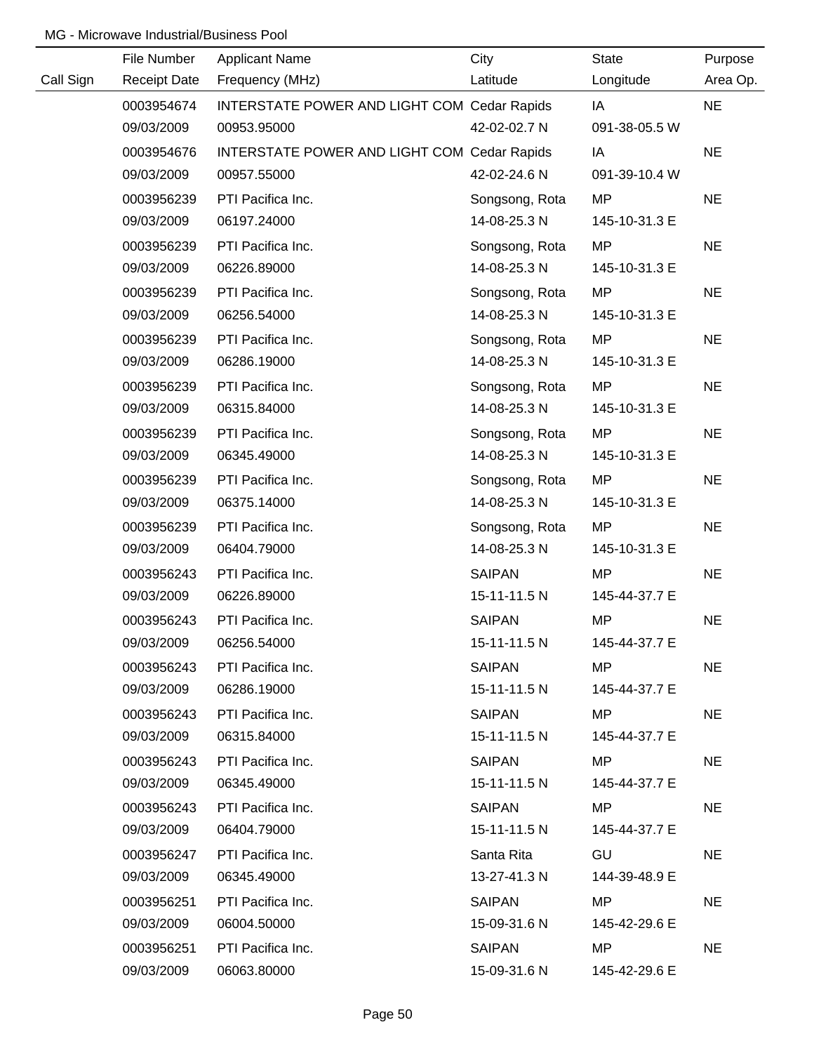MG - Microwave Industrial/Business Pool

| Call Sign | File Number<br>Receipt Date | Applicant Name<br>Frequency (MHz) | City<br>Latitude | State<br>Longitude | Purpose<br>Area Op. |
|---|---|---|---|---|---|
| | 0003954674<br>09/03/2009 | INTERSTATE POWER AND LIGHT COM<br>00953.95000 | Cedar Rapids<br>42-02-02.7 N | IA<br>091-38-05.5 W | NE |
| | 0003954676<br>09/03/2009 | INTERSTATE POWER AND LIGHT COM<br>00957.55000 | Cedar Rapids<br>42-02-24.6 N | IA<br>091-39-10.4 W | NE |
| | 0003956239<br>09/03/2009 | PTI Pacifica Inc.<br>06197.24000 | Songsong, Rota<br>14-08-25.3 N | MP<br>145-10-31.3 E | NE |
| | 0003956239<br>09/03/2009 | PTI Pacifica Inc.<br>06226.89000 | Songsong, Rota<br>14-08-25.3 N | MP<br>145-10-31.3 E | NE |
| | 0003956239<br>09/03/2009 | PTI Pacifica Inc.<br>06256.54000 | Songsong, Rota<br>14-08-25.3 N | MP<br>145-10-31.3 E | NE |
| | 0003956239<br>09/03/2009 | PTI Pacifica Inc.<br>06286.19000 | Songsong, Rota<br>14-08-25.3 N | MP<br>145-10-31.3 E | NE |
| | 0003956239<br>09/03/2009 | PTI Pacifica Inc.<br>06315.84000 | Songsong, Rota<br>14-08-25.3 N | MP<br>145-10-31.3 E | NE |
| | 0003956239<br>09/03/2009 | PTI Pacifica Inc.<br>06345.49000 | Songsong, Rota<br>14-08-25.3 N | MP<br>145-10-31.3 E | NE |
| | 0003956239<br>09/03/2009 | PTI Pacifica Inc.<br>06375.14000 | Songsong, Rota<br>14-08-25.3 N | MP<br>145-10-31.3 E | NE |
| | 0003956239<br>09/03/2009 | PTI Pacifica Inc.<br>06404.79000 | Songsong, Rota<br>14-08-25.3 N | MP<br>145-10-31.3 E | NE |
| | 0003956243<br>09/03/2009 | PTI Pacifica Inc.<br>06226.89000 | SAIPAN<br>15-11-11.5 N | MP<br>145-44-37.7 E | NE |
| | 0003956243<br>09/03/2009 | PTI Pacifica Inc.<br>06256.54000 | SAIPAN<br>15-11-11.5 N | MP<br>145-44-37.7 E | NE |
| | 0003956243<br>09/03/2009 | PTI Pacifica Inc.<br>06286.19000 | SAIPAN<br>15-11-11.5 N | MP<br>145-44-37.7 E | NE |
| | 0003956243<br>09/03/2009 | PTI Pacifica Inc.<br>06315.84000 | SAIPAN<br>15-11-11.5 N | MP<br>145-44-37.7 E | NE |
| | 0003956243<br>09/03/2009 | PTI Pacifica Inc.<br>06345.49000 | SAIPAN<br>15-11-11.5 N | MP<br>145-44-37.7 E | NE |
| | 0003956243<br>09/03/2009 | PTI Pacifica Inc.<br>06404.79000 | SAIPAN<br>15-11-11.5 N | MP<br>145-44-37.7 E | NE |
| | 0003956247<br>09/03/2009 | PTI Pacifica Inc.<br>06345.49000 | Santa Rita<br>13-27-41.3 N | GU<br>144-39-48.9 E | NE |
| | 0003956251<br>09/03/2009 | PTI Pacifica Inc.<br>06004.50000 | SAIPAN<br>15-09-31.6 N | MP<br>145-42-29.6 E | NE |
| | 0003956251<br>09/03/2009 | PTI Pacifica Inc.<br>06063.80000 | SAIPAN<br>15-09-31.6 N | MP<br>145-42-29.6 E | NE |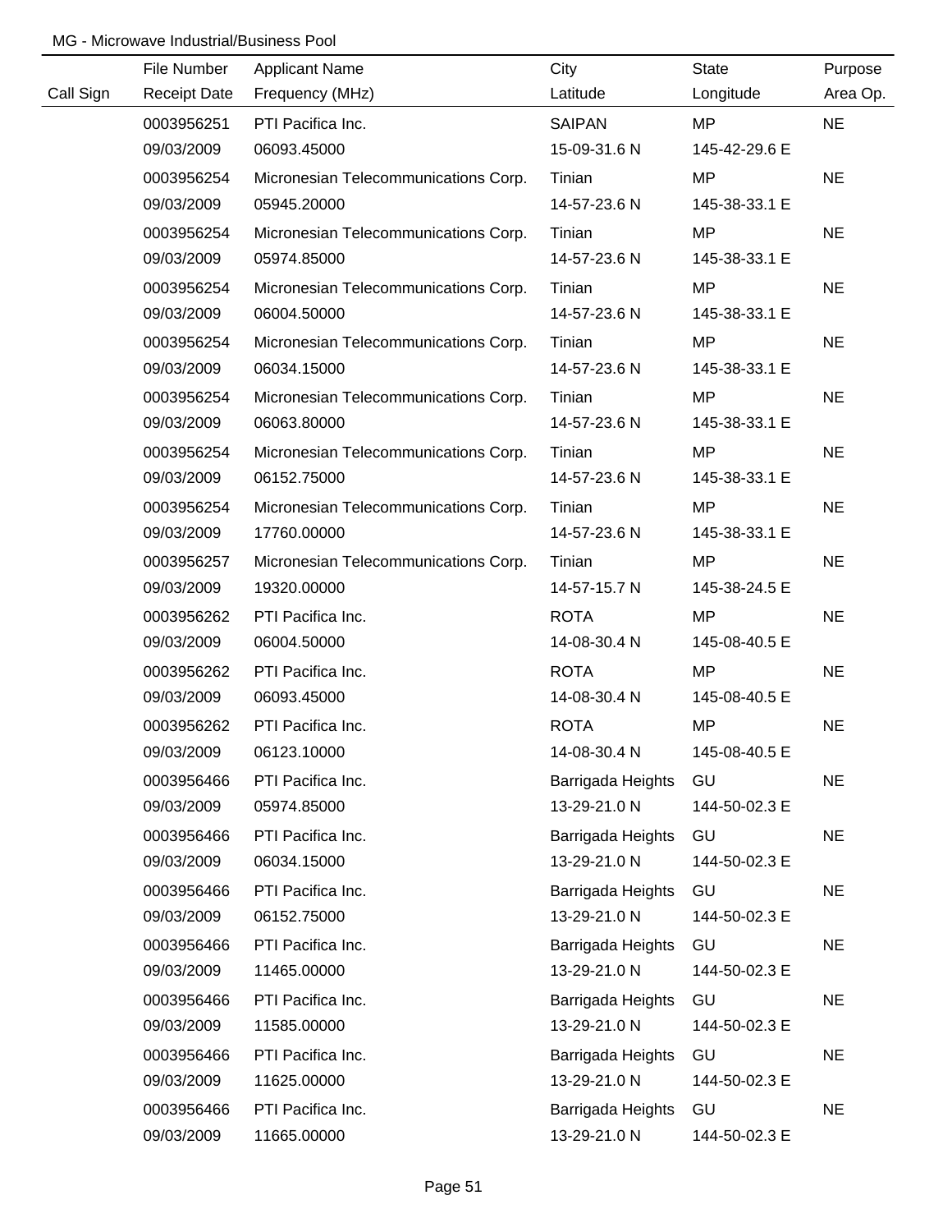MG - Microwave Industrial/Business Pool

| Call Sign | File Number / Receipt Date | Applicant Name / Frequency (MHz) | City / Latitude | State / Longitude | Purpose / Area Op. |
|---|---|---|---|---|---|
| | 0003956251 | PTI Pacifica Inc. | SAIPAN | MP | NE |
| | 09/03/2009 | 06093.45000 | 15-09-31.6 N | 145-42-29.6 E | |
| | 0003956254 | Micronesian Telecommunications Corp. | Tinian | MP | NE |
| | 09/03/2009 | 05945.20000 | 14-57-23.6 N | 145-38-33.1 E | |
| | 0003956254 | Micronesian Telecommunications Corp. | Tinian | MP | NE |
| | 09/03/2009 | 05974.85000 | 14-57-23.6 N | 145-38-33.1 E | |
| | 0003956254 | Micronesian Telecommunications Corp. | Tinian | MP | NE |
| | 09/03/2009 | 06004.50000 | 14-57-23.6 N | 145-38-33.1 E | |
| | 0003956254 | Micronesian Telecommunications Corp. | Tinian | MP | NE |
| | 09/03/2009 | 06034.15000 | 14-57-23.6 N | 145-38-33.1 E | |
| | 0003956254 | Micronesian Telecommunications Corp. | Tinian | MP | NE |
| | 09/03/2009 | 06063.80000 | 14-57-23.6 N | 145-38-33.1 E | |
| | 0003956254 | Micronesian Telecommunications Corp. | Tinian | MP | NE |
| | 09/03/2009 | 06152.75000 | 14-57-23.6 N | 145-38-33.1 E | |
| | 0003956254 | Micronesian Telecommunications Corp. | Tinian | MP | NE |
| | 09/03/2009 | 17760.00000 | 14-57-23.6 N | 145-38-33.1 E | |
| | 0003956257 | Micronesian Telecommunications Corp. | Tinian | MP | NE |
| | 09/03/2009 | 19320.00000 | 14-57-15.7 N | 145-38-24.5 E | |
| | 0003956262 | PTI Pacifica Inc. | ROTA | MP | NE |
| | 09/03/2009 | 06004.50000 | 14-08-30.4 N | 145-08-40.5 E | |
| | 0003956262 | PTI Pacifica Inc. | ROTA | MP | NE |
| | 09/03/2009 | 06093.45000 | 14-08-30.4 N | 145-08-40.5 E | |
| | 0003956262 | PTI Pacifica Inc. | ROTA | MP | NE |
| | 09/03/2009 | 06123.10000 | 14-08-30.4 N | 145-08-40.5 E | |
| | 0003956466 | PTI Pacifica Inc. | Barrigada Heights | GU | NE |
| | 09/03/2009 | 05974.85000 | 13-29-21.0 N | 144-50-02.3 E | |
| | 0003956466 | PTI Pacifica Inc. | Barrigada Heights | GU | NE |
| | 09/03/2009 | 06034.15000 | 13-29-21.0 N | 144-50-02.3 E | |
| | 0003956466 | PTI Pacifica Inc. | Barrigada Heights | GU | NE |
| | 09/03/2009 | 06152.75000 | 13-29-21.0 N | 144-50-02.3 E | |
| | 0003956466 | PTI Pacifica Inc. | Barrigada Heights | GU | NE |
| | 09/03/2009 | 11465.00000 | 13-29-21.0 N | 144-50-02.3 E | |
| | 0003956466 | PTI Pacifica Inc. | Barrigada Heights | GU | NE |
| | 09/03/2009 | 11585.00000 | 13-29-21.0 N | 144-50-02.3 E | |
| | 0003956466 | PTI Pacifica Inc. | Barrigada Heights | GU | NE |
| | 09/03/2009 | 11625.00000 | 13-29-21.0 N | 144-50-02.3 E | |
| | 0003956466 | PTI Pacifica Inc. | Barrigada Heights | GU | NE |
| | 09/03/2009 | 11665.00000 | 13-29-21.0 N | 144-50-02.3 E | |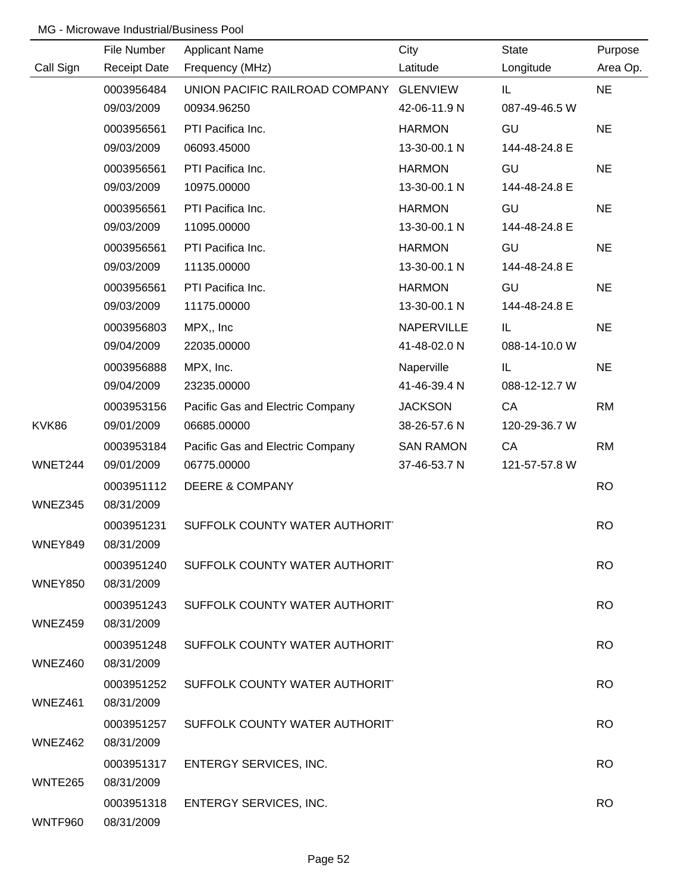MG - Microwave Industrial/Business Pool

| Call Sign | File Number<br>Receipt Date | Applicant Name<br>Frequency (MHz) | City<br>Latitude | State<br>Longitude | Purpose<br>Area Op. |
|---|---|---|---|---|---|
| | 0003956484<br>09/03/2009 | UNION PACIFIC RAILROAD COMPANY<br>00934.96250 | GLENVIEW<br>42-06-11.9 N | IL<br>087-49-46.5 W | NE |
| | 0003956561<br>09/03/2009 | PTI Pacifica Inc.<br>06093.45000 | HARMON<br>13-30-00.1 N | GU<br>144-48-24.8 E | NE |
| | 0003956561<br>09/03/2009 | PTI Pacifica Inc.<br>10975.00000 | HARMON<br>13-30-00.1 N | GU<br>144-48-24.8 E | NE |
| | 0003956561<br>09/03/2009 | PTI Pacifica Inc.<br>11095.00000 | HARMON<br>13-30-00.1 N | GU<br>144-48-24.8 E | NE |
| | 0003956561<br>09/03/2009 | PTI Pacifica Inc.<br>11135.00000 | HARMON<br>13-30-00.1 N | GU<br>144-48-24.8 E | NE |
| | 0003956561<br>09/03/2009 | PTI Pacifica Inc.<br>11175.00000 | HARMON<br>13-30-00.1 N | GU<br>144-48-24.8 E | NE |
| | 0003956803<br>09/04/2009 | MPX,, Inc<br>22035.00000 | NAPERVILLE<br>41-48-02.0 N | IL<br>088-14-10.0 W | NE |
| | 0003956888<br>09/04/2009 | MPX, Inc.<br>23235.00000 | Naperville<br>41-46-39.4 N | IL<br>088-12-12.7 W | NE |
| KVK86 | 0003953156<br>09/01/2009 | Pacific Gas and Electric Company<br>06685.00000 | JACKSON<br>38-26-57.6 N | CA<br>120-29-36.7 W | RM |
| WNET244 | 0003953184<br>09/01/2009 | Pacific Gas and Electric Company<br>06775.00000 | SAN RAMON<br>37-46-53.7 N | CA<br>121-57-57.8 W | RM |
| WNEZ345 | 0003951112<br>08/31/2009 | DEERE & COMPANY | | | RO |
| WNEY849 | 0003951231<br>08/31/2009 | SUFFOLK COUNTY WATER AUTHORIT | | | RO |
| WNEY850 | 0003951240<br>08/31/2009 | SUFFOLK COUNTY WATER AUTHORIT | | | RO |
| WNEZ459 | 0003951243<br>08/31/2009 | SUFFOLK COUNTY WATER AUTHORIT | | | RO |
| WNEZ460 | 0003951248<br>08/31/2009 | SUFFOLK COUNTY WATER AUTHORIT | | | RO |
| WNEZ461 | 0003951252<br>08/31/2009 | SUFFOLK COUNTY WATER AUTHORIT | | | RO |
| WNEZ462 | 0003951257<br>08/31/2009 | SUFFOLK COUNTY WATER AUTHORIT | | | RO |
| WNTE265 | 0003951317<br>08/31/2009 | ENTERGY SERVICES, INC. | | | RO |
| WNTF960 | 0003951318<br>08/31/2009 | ENTERGY SERVICES, INC. | | | RO |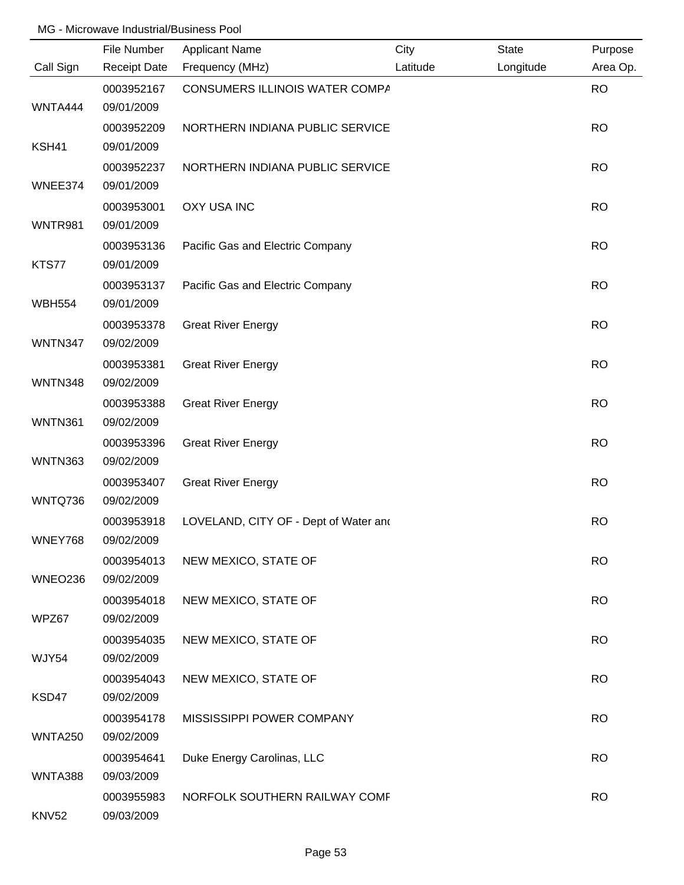MG - Microwave Industrial/Business Pool

| Call Sign | File Number<br>Receipt Date | Applicant Name<br>Frequency (MHz) | City<br>Latitude | State<br>Longitude | Purpose<br>Area Op. |
|---|---|---|---|---|---|
| WNTA444 | 0003952167<br>09/01/2009 | CONSUMERS ILLINOIS WATER COMPA | | | RO |
| KSH41 | 0003952209<br>09/01/2009 | NORTHERN INDIANA PUBLIC SERVICE | | | RO |
| WNEE374 | 0003952237<br>09/01/2009 | NORTHERN INDIANA PUBLIC SERVICE | | | RO |
| WNTR981 | 0003953001<br>09/01/2009 | OXY USA INC | | | RO |
| KTS77 | 0003953136<br>09/01/2009 | Pacific Gas and Electric Company | | | RO |
| WBH554 | 0003953137<br>09/01/2009 | Pacific Gas and Electric Company | | | RO |
| WNTN347 | 0003953378<br>09/02/2009 | Great River Energy | | | RO |
| WNTN348 | 0003953381<br>09/02/2009 | Great River Energy | | | RO |
| WNTN361 | 0003953388<br>09/02/2009 | Great River Energy | | | RO |
| WNTN363 | 0003953396<br>09/02/2009 | Great River Energy | | | RO |
| WNTQ736 | 0003953407<br>09/02/2009 | Great River Energy | | | RO |
| WNEY768 | 0003953918<br>09/02/2009 | LOVELAND, CITY OF - Dept of Water and | | | RO |
| WNEO236 | 0003954013<br>09/02/2009 | NEW MEXICO, STATE OF | | | RO |
| WPZ67 | 0003954018<br>09/02/2009 | NEW MEXICO, STATE OF | | | RO |
| WJY54 | 0003954035<br>09/02/2009 | NEW MEXICO, STATE OF | | | RO |
| KSD47 | 0003954043<br>09/02/2009 | NEW MEXICO, STATE OF | | | RO |
| WNTA250 | 0003954178<br>09/02/2009 | MISSISSIPPI POWER COMPANY | | | RO |
| WNTA388 | 0003954641<br>09/03/2009 | Duke Energy Carolinas, LLC | | | RO |
| KNV52 | 0003955983<br>09/03/2009 | NORFOLK SOUTHERN RAILWAY COMF | | | RO |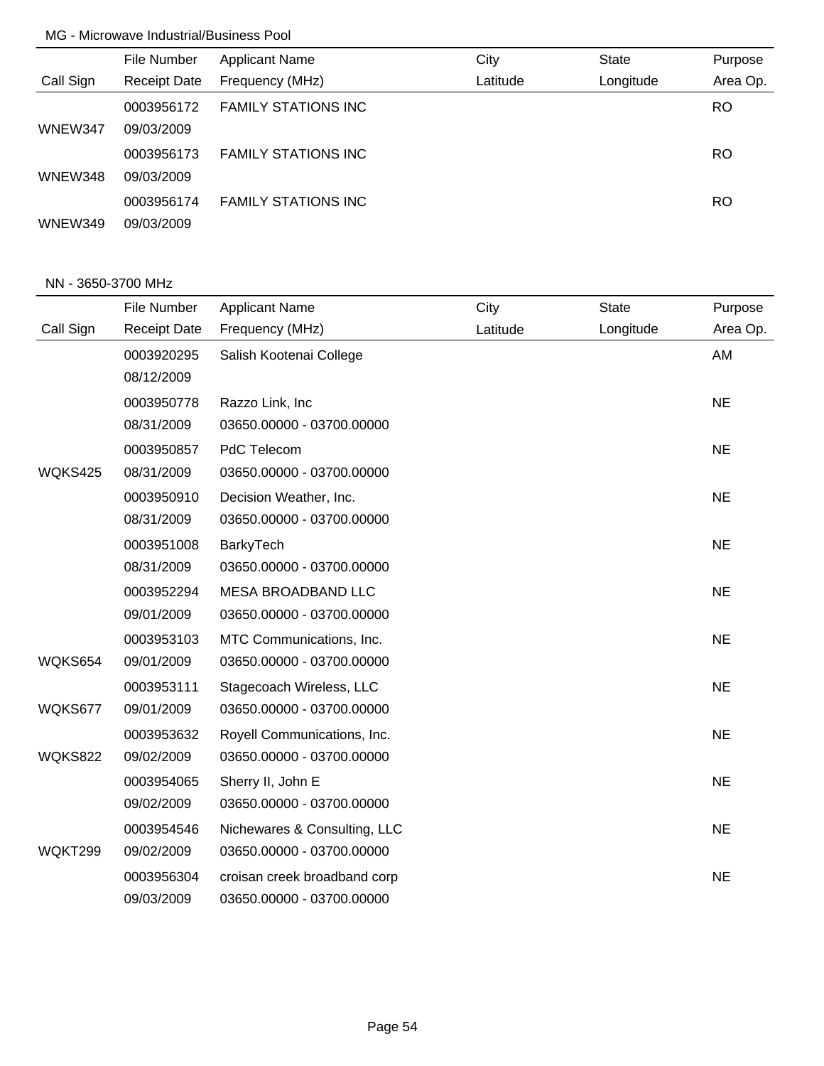MG - Microwave Industrial/Business Pool

| Call Sign | File Number / Receipt Date | Applicant Name / Frequency (MHz) | City / Latitude | State / Longitude | Purpose / Area Op. |
|---|---|---|---|---|---|
| WNEW347 | 0003956172<br>09/03/2009 | FAMILY STATIONS INC | | | RO |
| WNEW348 | 0003956173<br>09/03/2009 | FAMILY STATIONS INC | | | RO |
| WNEW349 | 0003956174<br>09/03/2009 | FAMILY STATIONS INC | | | RO |

NN - 3650-3700 MHz

| Call Sign | File Number / Receipt Date | Applicant Name / Frequency (MHz) | City / Latitude | State / Longitude | Purpose / Area Op. |
|---|---|---|---|---|---|
| | 0003920295<br>08/12/2009 | Salish Kootenai College | | | AM |
| | 0003950778<br>08/31/2009 | Razzo Link, Inc<br>03650.00000 - 03700.00000 | | | NE |
| WQKS425 | 0003950857<br>08/31/2009 | PdC Telecom<br>03650.00000 - 03700.00000 | | | NE |
| | 0003950910<br>08/31/2009 | Decision Weather, Inc.<br>03650.00000 - 03700.00000 | | | NE |
| | 0003951008<br>08/31/2009 | BarkyTech<br>03650.00000 - 03700.00000 | | | NE |
| | 0003952294<br>09/01/2009 | MESA BROADBAND LLC<br>03650.00000 - 03700.00000 | | | NE |
| WQKS654 | 0003953103<br>09/01/2009 | MTC Communications, Inc.<br>03650.00000 - 03700.00000 | | | NE |
| WQKS677 | 0003953111<br>09/01/2009 | Stagecoach Wireless, LLC<br>03650.00000 - 03700.00000 | | | NE |
| WQKS822 | 0003953632<br>09/02/2009 | Royell Communications, Inc.<br>03650.00000 - 03700.00000 | | | NE |
| | 0003954065<br>09/02/2009 | Sherry II, John E<br>03650.00000 - 03700.00000 | | | NE |
| WQKT299 | 0003954546<br>09/02/2009 | Nichewares & Consulting, LLC<br>03650.00000 - 03700.00000 | | | NE |
| | 0003956304<br>09/03/2009 | croisan creek broadband corp<br>03650.00000 - 03700.00000 | | | NE |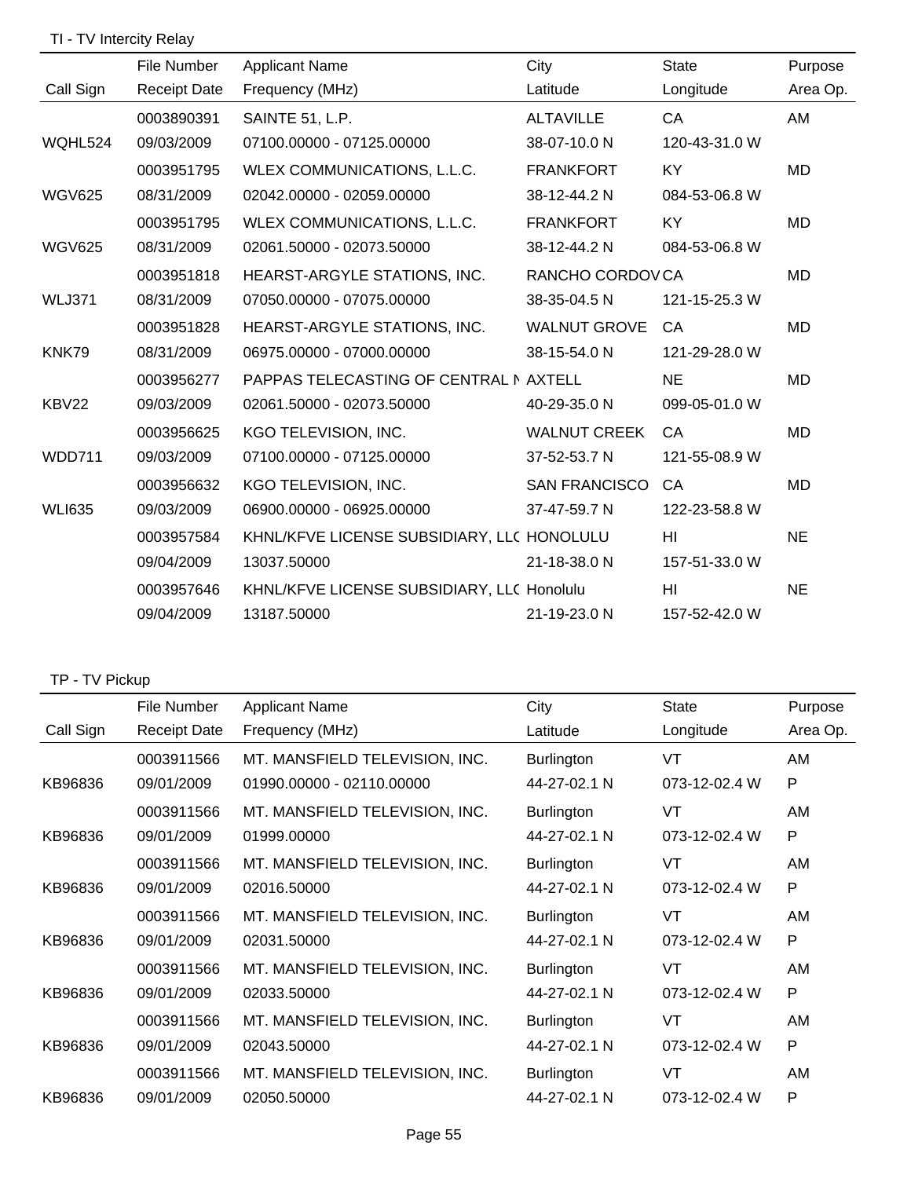## TI - TV Intercity Relay

| Call Sign | File Number / Receipt Date | Applicant Name / Frequency (MHz) | City / Latitude | State / Longitude | Purpose / Area Op. |
|---|---|---|---|---|---|
| | 0003890391 | SAINTE 51, L.P. | ALTAVILLE | CA | AM |
| WQHL524 | 09/03/2009 | 07100.00000 - 07125.00000 | 38-07-10.0 N | 120-43-31.0 W | |
| | 0003951795 | WLEX COMMUNICATIONS, L.L.C. | FRANKFORT | KY | MD |
| WGV625 | 08/31/2009 | 02042.00000 - 02059.00000 | 38-12-44.2 N | 084-53-06.8 W | |
| | 0003951795 | WLEX COMMUNICATIONS, L.L.C. | FRANKFORT | KY | MD |
| WGV625 | 08/31/2009 | 02061.50000 - 02073.50000 | 38-12-44.2 N | 084-53-06.8 W | |
| | 0003951818 | HEARST-ARGYLE STATIONS, INC. | RANCHO CORDOV | CA | MD |
| WLJ371 | 08/31/2009 | 07050.00000 - 07075.00000 | 38-35-04.5 N | 121-15-25.3 W | |
| | 0003951828 | HEARST-ARGYLE STATIONS, INC. | WALNUT GROVE | CA | MD |
| KNK79 | 08/31/2009 | 06975.00000 - 07000.00000 | 38-15-54.0 N | 121-29-28.0 W | |
| | 0003956277 | PAPPAS TELECASTING OF CENTRAL N | AXTELL | NE | MD |
| KBV22 | 09/03/2009 | 02061.50000 - 02073.50000 | 40-29-35.0 N | 099-05-01.0 W | |
| | 0003956625 | KGO TELEVISION, INC. | WALNUT CREEK | CA | MD |
| WDD711 | 09/03/2009 | 07100.00000 - 07125.00000 | 37-52-53.7 N | 121-55-08.9 W | |
| | 0003956632 | KGO TELEVISION, INC. | SAN FRANCISCO | CA | MD |
| WLI635 | 09/03/2009 | 06900.00000 - 06925.00000 | 37-47-59.7 N | 122-23-58.8 W | |
| | 0003957584 | KHNL/KFVE LICENSE SUBSIDIARY, LLC | HONOLULU | HI | NE |
| | 09/04/2009 | 13037.50000 | 21-18-38.0 N | 157-51-33.0 W | |
| | 0003957646 | KHNL/KFVE LICENSE SUBSIDIARY, LLC | Honolulu | HI | NE |
| | 09/04/2009 | 13187.50000 | 21-19-23.0 N | 157-52-42.0 W | |

## TP - TV Pickup

| Call Sign | File Number / Receipt Date | Applicant Name / Frequency (MHz) | City / Latitude | State / Longitude | Purpose / Area Op. |
|---|---|---|---|---|---|
| | 0003911566 | MT. MANSFIELD TELEVISION, INC. | Burlington | VT | AM |
| KB96836 | 09/01/2009 | 01990.00000 - 02110.00000 | 44-27-02.1 N | 073-12-02.4 W | P |
| | 0003911566 | MT. MANSFIELD TELEVISION, INC. | Burlington | VT | AM |
| KB96836 | 09/01/2009 | 01999.00000 | 44-27-02.1 N | 073-12-02.4 W | P |
| | 0003911566 | MT. MANSFIELD TELEVISION, INC. | Burlington | VT | AM |
| KB96836 | 09/01/2009 | 02016.50000 | 44-27-02.1 N | 073-12-02.4 W | P |
| | 0003911566 | MT. MANSFIELD TELEVISION, INC. | Burlington | VT | AM |
| KB96836 | 09/01/2009 | 02031.50000 | 44-27-02.1 N | 073-12-02.4 W | P |
| | 0003911566 | MT. MANSFIELD TELEVISION, INC. | Burlington | VT | AM |
| KB96836 | 09/01/2009 | 02033.50000 | 44-27-02.1 N | 073-12-02.4 W | P |
| | 0003911566 | MT. MANSFIELD TELEVISION, INC. | Burlington | VT | AM |
| KB96836 | 09/01/2009 | 02043.50000 | 44-27-02.1 N | 073-12-02.4 W | P |
| | 0003911566 | MT. MANSFIELD TELEVISION, INC. | Burlington | VT | AM |
| KB96836 | 09/01/2009 | 02050.50000 | 44-27-02.1 N | 073-12-02.4 W | P |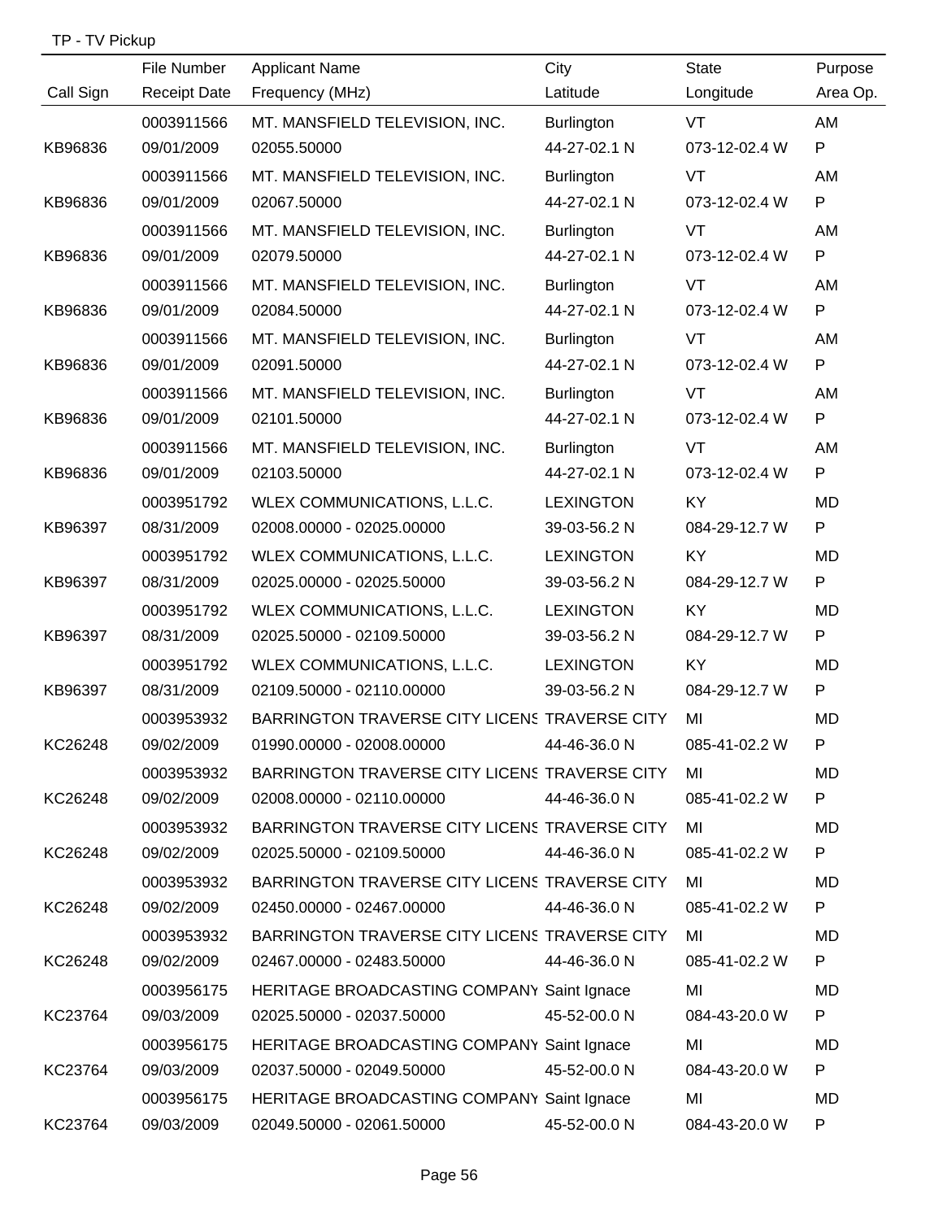TP - TV Pickup

| Call Sign | File Number<br>Receipt Date | Applicant Name<br>Frequency (MHz) | City<br>Latitude | State<br>Longitude | Purpose<br>Area Op. |
|---|---|---|---|---|---|
| KB96836 | 0003911566<br>09/01/2009 | MT. MANSFIELD TELEVISION, INC.<br>02055.50000 | Burlington<br>44-27-02.1 N | VT<br>073-12-02.4 W | AM<br>P |
| KB96836 | 0003911566<br>09/01/2009 | MT. MANSFIELD TELEVISION, INC.<br>02067.50000 | Burlington<br>44-27-02.1 N | VT<br>073-12-02.4 W | AM<br>P |
| KB96836 | 0003911566<br>09/01/2009 | MT. MANSFIELD TELEVISION, INC.<br>02079.50000 | Burlington<br>44-27-02.1 N | VT<br>073-12-02.4 W | AM<br>P |
| KB96836 | 0003911566<br>09/01/2009 | MT. MANSFIELD TELEVISION, INC.<br>02084.50000 | Burlington<br>44-27-02.1 N | VT<br>073-12-02.4 W | AM<br>P |
| KB96836 | 0003911566<br>09/01/2009 | MT. MANSFIELD TELEVISION, INC.<br>02091.50000 | Burlington<br>44-27-02.1 N | VT<br>073-12-02.4 W | AM<br>P |
| KB96836 | 0003911566<br>09/01/2009 | MT. MANSFIELD TELEVISION, INC.<br>02101.50000 | Burlington<br>44-27-02.1 N | VT<br>073-12-02.4 W | AM<br>P |
| KB96836 | 0003911566<br>09/01/2009 | MT. MANSFIELD TELEVISION, INC.<br>02103.50000 | Burlington<br>44-27-02.1 N | VT<br>073-12-02.4 W | AM<br>P |
| KB96397 | 0003951792<br>08/31/2009 | WLEX COMMUNICATIONS, L.L.C.<br>02008.00000 - 02025.00000 | LEXINGTON<br>39-03-56.2 N | KY<br>084-29-12.7 W | MD<br>P |
| KB96397 | 0003951792<br>08/31/2009 | WLEX COMMUNICATIONS, L.L.C.<br>02025.00000 - 02025.50000 | LEXINGTON<br>39-03-56.2 N | KY<br>084-29-12.7 W | MD<br>P |
| KB96397 | 0003951792<br>08/31/2009 | WLEX COMMUNICATIONS, L.L.C.<br>02025.50000 - 02109.50000 | LEXINGTON<br>39-03-56.2 N | KY<br>084-29-12.7 W | MD<br>P |
| KB96397 | 0003951792<br>08/31/2009 | WLEX COMMUNICATIONS, L.L.C.<br>02109.50000 - 02110.00000 | LEXINGTON<br>39-03-56.2 N | KY<br>084-29-12.7 W | MD<br>P |
| KC26248 | 0003953932<br>09/02/2009 | BARRINGTON TRAVERSE CITY LICENS<br>01990.00000 - 02008.00000 | TRAVERSE CITY<br>44-46-36.0 N | MI<br>085-41-02.2 W | MD<br>P |
| KC26248 | 0003953932<br>09/02/2009 | BARRINGTON TRAVERSE CITY LICENS<br>02008.00000 - 02110.00000 | TRAVERSE CITY<br>44-46-36.0 N | MI<br>085-41-02.2 W | MD<br>P |
| KC26248 | 0003953932<br>09/02/2009 | BARRINGTON TRAVERSE CITY LICENS<br>02025.50000 - 02109.50000 | TRAVERSE CITY<br>44-46-36.0 N | MI<br>085-41-02.2 W | MD<br>P |
| KC26248 | 0003953932<br>09/02/2009 | BARRINGTON TRAVERSE CITY LICENS<br>02450.00000 - 02467.00000 | TRAVERSE CITY<br>44-46-36.0 N | MI<br>085-41-02.2 W | MD<br>P |
| KC26248 | 0003953932<br>09/02/2009 | BARRINGTON TRAVERSE CITY LICENS<br>02467.00000 - 02483.50000 | TRAVERSE CITY<br>44-46-36.0 N | MI<br>085-41-02.2 W | MD<br>P |
| KC23764 | 0003956175<br>09/03/2009 | HERITAGE BROADCASTING COMPANY<br>02025.50000 - 02037.50000 | Saint Ignace<br>45-52-00.0 N | MI<br>084-43-20.0 W | MD<br>P |
| KC23764 | 0003956175<br>09/03/2009 | HERITAGE BROADCASTING COMPANY<br>02037.50000 - 02049.50000 | Saint Ignace<br>45-52-00.0 N | MI<br>084-43-20.0 W | MD<br>P |
| KC23764 | 0003956175<br>09/03/2009 | HERITAGE BROADCASTING COMPANY<br>02049.50000 - 02061.50000 | Saint Ignace<br>45-52-00.0 N | MI<br>084-43-20.0 W | MD<br>P |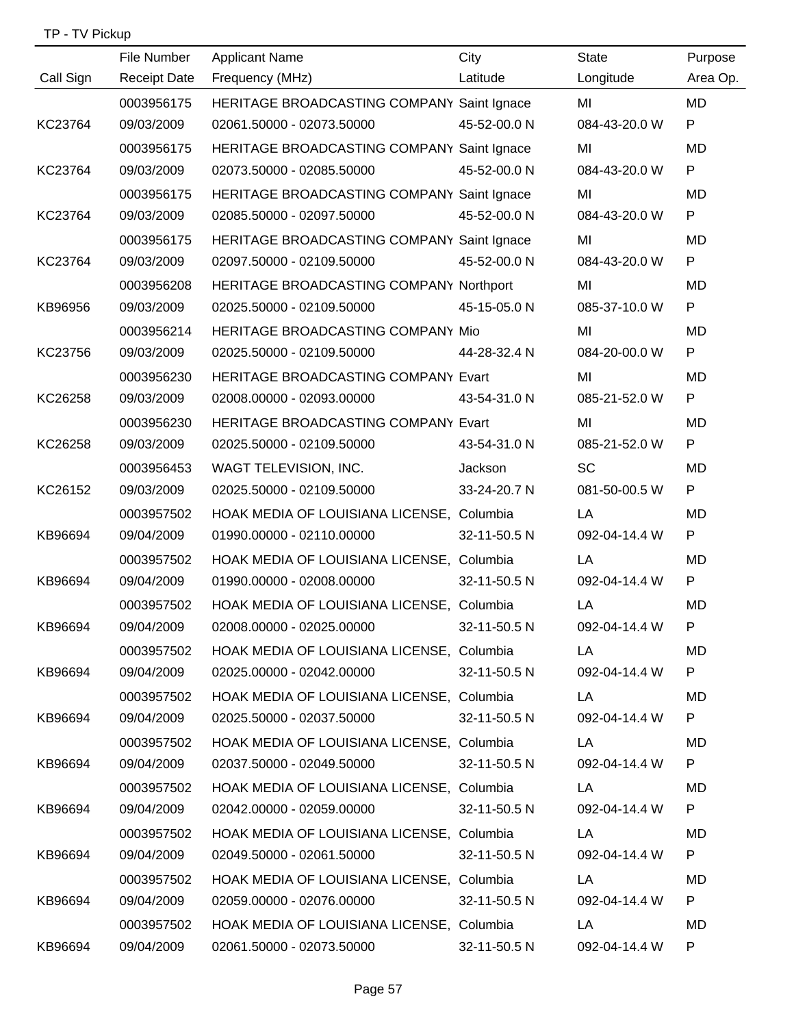TP - TV Pickup

| Call Sign | File Number / Receipt Date | Applicant Name / Frequency (MHz) | City / Latitude | State / Longitude | Purpose / Area Op. |
|---|---|---|---|---|---|
| | 0003956175 | HERITAGE BROADCASTING COMPANY | Saint Ignace | MI | MD |
| KC23764 | 09/03/2009 | 02061.50000 - 02073.50000 | 45-52-00.0 N | 084-43-20.0 W | P |
| | 0003956175 | HERITAGE BROADCASTING COMPANY | Saint Ignace | MI | MD |
| KC23764 | 09/03/2009 | 02073.50000 - 02085.50000 | 45-52-00.0 N | 084-43-20.0 W | P |
| | 0003956175 | HERITAGE BROADCASTING COMPANY | Saint Ignace | MI | MD |
| KC23764 | 09/03/2009 | 02085.50000 - 02097.50000 | 45-52-00.0 N | 084-43-20.0 W | P |
| | 0003956175 | HERITAGE BROADCASTING COMPANY | Saint Ignace | MI | MD |
| KC23764 | 09/03/2009 | 02097.50000 - 02109.50000 | 45-52-00.0 N | 084-43-20.0 W | P |
| | 0003956208 | HERITAGE BROADCASTING COMPANY | Northport | MI | MD |
| KB96956 | 09/03/2009 | 02025.50000 - 02109.50000 | 45-15-05.0 N | 085-37-10.0 W | P |
| | 0003956214 | HERITAGE BROADCASTING COMPANY | Mio | MI | MD |
| KC23756 | 09/03/2009 | 02025.50000 - 02109.50000 | 44-28-32.4 N | 084-20-00.0 W | P |
| | 0003956230 | HERITAGE BROADCASTING COMPANY | Evart | MI | MD |
| KC26258 | 09/03/2009 | 02008.00000 - 02093.00000 | 43-54-31.0 N | 085-21-52.0 W | P |
| | 0003956230 | HERITAGE BROADCASTING COMPANY | Evart | MI | MD |
| KC26258 | 09/03/2009 | 02025.50000 - 02109.50000 | 43-54-31.0 N | 085-21-52.0 W | P |
| | 0003956453 | WAGT TELEVISION, INC. | Jackson | SC | MD |
| KC26152 | 09/03/2009 | 02025.50000 - 02109.50000 | 33-24-20.7 N | 081-50-00.5 W | P |
| | 0003957502 | HOAK MEDIA OF LOUISIANA LICENSE, | Columbia | LA | MD |
| KB96694 | 09/04/2009 | 01990.00000 - 02110.00000 | 32-11-50.5 N | 092-04-14.4 W | P |
| | 0003957502 | HOAK MEDIA OF LOUISIANA LICENSE, | Columbia | LA | MD |
| KB96694 | 09/04/2009 | 01990.00000 - 02008.00000 | 32-11-50.5 N | 092-04-14.4 W | P |
| | 0003957502 | HOAK MEDIA OF LOUISIANA LICENSE, | Columbia | LA | MD |
| KB96694 | 09/04/2009 | 02008.00000 - 02025.00000 | 32-11-50.5 N | 092-04-14.4 W | P |
| | 0003957502 | HOAK MEDIA OF LOUISIANA LICENSE, | Columbia | LA | MD |
| KB96694 | 09/04/2009 | 02025.00000 - 02042.00000 | 32-11-50.5 N | 092-04-14.4 W | P |
| | 0003957502 | HOAK MEDIA OF LOUISIANA LICENSE, | Columbia | LA | MD |
| KB96694 | 09/04/2009 | 02025.50000 - 02037.50000 | 32-11-50.5 N | 092-04-14.4 W | P |
| | 0003957502 | HOAK MEDIA OF LOUISIANA LICENSE, | Columbia | LA | MD |
| KB96694 | 09/04/2009 | 02037.50000 - 02049.50000 | 32-11-50.5 N | 092-04-14.4 W | P |
| | 0003957502 | HOAK MEDIA OF LOUISIANA LICENSE, | Columbia | LA | MD |
| KB96694 | 09/04/2009 | 02042.00000 - 02059.00000 | 32-11-50.5 N | 092-04-14.4 W | P |
| | 0003957502 | HOAK MEDIA OF LOUISIANA LICENSE, | Columbia | LA | MD |
| KB96694 | 09/04/2009 | 02049.50000 - 02061.50000 | 32-11-50.5 N | 092-04-14.4 W | P |
| | 0003957502 | HOAK MEDIA OF LOUISIANA LICENSE, | Columbia | LA | MD |
| KB96694 | 09/04/2009 | 02059.00000 - 02076.00000 | 32-11-50.5 N | 092-04-14.4 W | P |
| | 0003957502 | HOAK MEDIA OF LOUISIANA LICENSE, | Columbia | LA | MD |
| KB96694 | 09/04/2009 | 02061.50000 - 02073.50000 | 32-11-50.5 N | 092-04-14.4 W | P |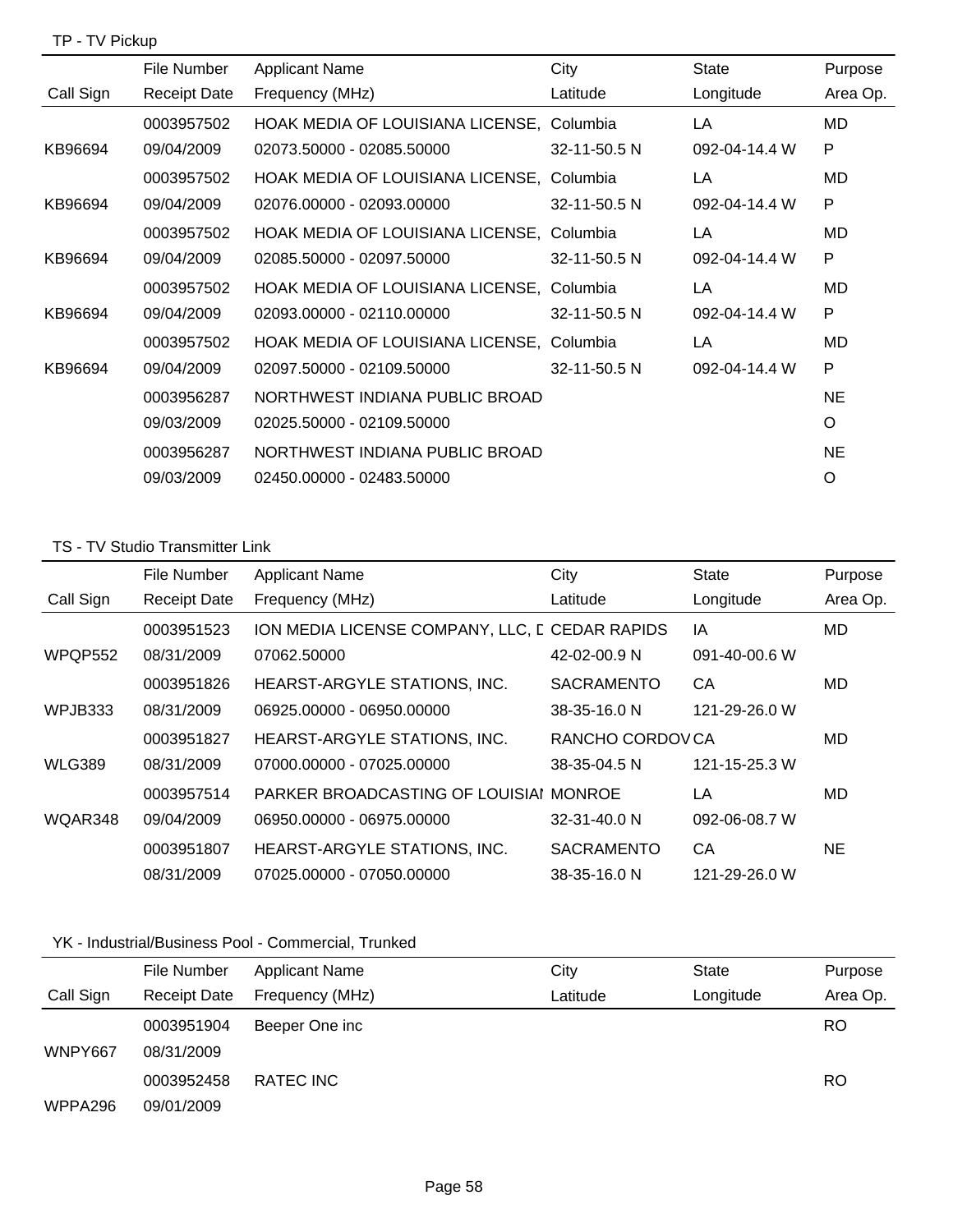TP - TV Pickup

| Call Sign | File Number / Receipt Date | Applicant Name / Frequency (MHz) | City / Latitude | State / Longitude | Purpose / Area Op. |
|---|---|---|---|---|---|
| | 0003957502 | HOAK MEDIA OF LOUISIANA LICENSE, | Columbia | LA | MD |
| KB96694 | 09/04/2009 | 02073.50000 - 02085.50000 | 32-11-50.5 N | 092-04-14.4 W | P |
| | 0003957502 | HOAK MEDIA OF LOUISIANA LICENSE, | Columbia | LA | MD |
| KB96694 | 09/04/2009 | 02076.00000 - 02093.00000 | 32-11-50.5 N | 092-04-14.4 W | P |
| | 0003957502 | HOAK MEDIA OF LOUISIANA LICENSE, | Columbia | LA | MD |
| KB96694 | 09/04/2009 | 02085.50000 - 02097.50000 | 32-11-50.5 N | 092-04-14.4 W | P |
| | 0003957502 | HOAK MEDIA OF LOUISIANA LICENSE, | Columbia | LA | MD |
| KB96694 | 09/04/2009 | 02093.00000 - 02110.00000 | 32-11-50.5 N | 092-04-14.4 W | P |
| | 0003957502 | HOAK MEDIA OF LOUISIANA LICENSE, | Columbia | LA | MD |
| KB96694 | 09/04/2009 | 02097.50000 - 02109.50000 | 32-11-50.5 N | 092-04-14.4 W | P |
| | 0003956287 | NORTHWEST INDIANA PUBLIC BROAD | | | NE |
| | 09/03/2009 | 02025.50000 - 02109.50000 | | | O |
| | 0003956287 | NORTHWEST INDIANA PUBLIC BROAD | | | NE |
| | 09/03/2009 | 02450.00000 - 02483.50000 | | | O |

TS - TV Studio Transmitter Link

| Call Sign | File Number / Receipt Date | Applicant Name / Frequency (MHz) | City / Latitude | State / Longitude | Purpose / Area Op. |
|---|---|---|---|---|---|
| | 0003951523 | ION MEDIA LICENSE COMPANY, LLC, D | CEDAR RAPIDS | IA | MD |
| WPQP552 | 08/31/2009 | 07062.50000 | 42-02-00.9 N | 091-40-00.6 W | |
| | 0003951826 | HEARST-ARGYLE STATIONS, INC. | SACRAMENTO | CA | MD |
| WPJB333 | 08/31/2009 | 06925.00000 - 06950.00000 | 38-35-16.0 N | 121-29-26.0 W | |
| | 0003951827 | HEARST-ARGYLE STATIONS, INC. | RANCHO CORDOV | CA | MD |
| WLG389 | 08/31/2009 | 07000.00000 - 07025.00000 | 38-35-04.5 N | 121-15-25.3 W | |
| | 0003957514 | PARKER BROADCASTING OF LOUISIAI | MONROE | LA | MD |
| WQAR348 | 09/04/2009 | 06950.00000 - 06975.00000 | 32-31-40.0 N | 092-06-08.7 W | |
| | 0003951807 | HEARST-ARGYLE STATIONS, INC. | SACRAMENTO | CA | NE |
| | 08/31/2009 | 07025.00000 - 07050.00000 | 38-35-16.0 N | 121-29-26.0 W | |

YK - Industrial/Business Pool - Commercial, Trunked

| Call Sign | File Number / Receipt Date | Applicant Name / Frequency (MHz) | City / Latitude | State / Longitude | Purpose / Area Op. |
|---|---|---|---|---|---|
| | 0003951904 | Beeper One inc | | | RO |
| WNPY667 | 08/31/2009 | | | | |
| | 0003952458 | RATEC INC | | | RO |
| WPPA296 | 09/01/2009 | | | | |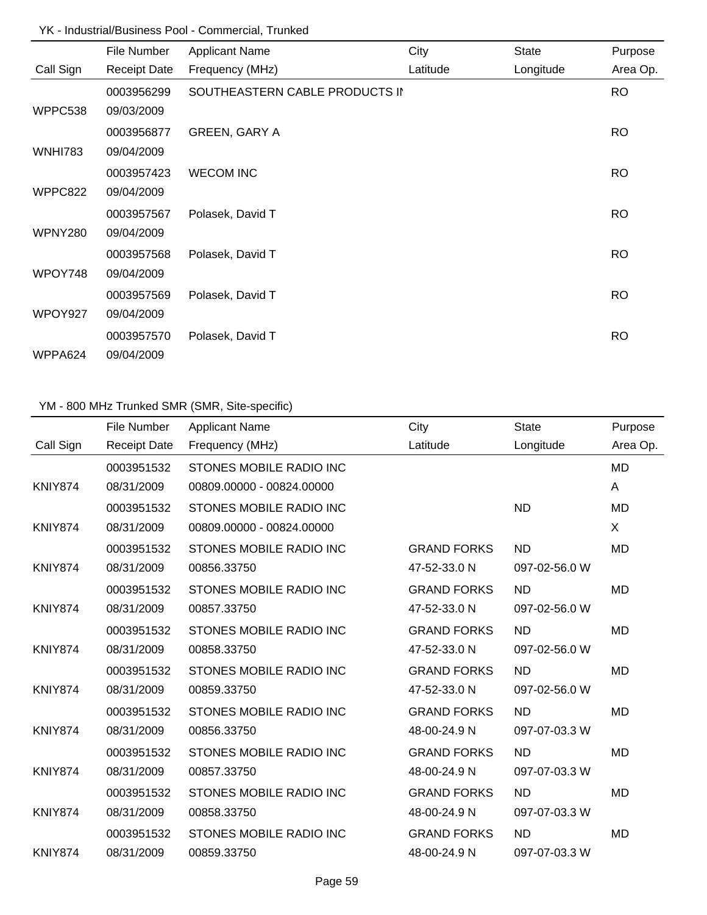YK - Industrial/Business Pool - Commercial, Trunked

| Call Sign | File Number<br>Receipt Date | Applicant Name<br>Frequency (MHz) | City<br>Latitude | State<br>Longitude | Purpose<br>Area Op. |
|---|---|---|---|---|---|
| WPPC538 | 0003956299<br>09/03/2009 | SOUTHEASTERN CABLE PRODUCTS IN | | | RO |
| WNHI783 | 0003956877<br>09/04/2009 | GREEN, GARY A | | | RO |
| WPPC822 | 0003957423<br>09/04/2009 | WECOM INC | | | RO |
| WPNY280 | 0003957567<br>09/04/2009 | Polasek, David T | | | RO |
| WPOY748 | 0003957568<br>09/04/2009 | Polasek, David T | | | RO |
| WPOY927 | 0003957569<br>09/04/2009 | Polasek, David T | | | RO |
| WPPA624 | 0003957570<br>09/04/2009 | Polasek, David T | | | RO |

YM - 800 MHz Trunked SMR (SMR, Site-specific)

| Call Sign | File Number<br>Receipt Date | Applicant Name<br>Frequency (MHz) | City<br>Latitude | State<br>Longitude | Purpose<br>Area Op. |
|---|---|---|---|---|---|
| KNIY874 | 0003951532<br>08/31/2009 | STONES MOBILE RADIO INC<br>00809.00000 - 00824.00000 | | | MD<br>A |
| KNIY874 | 0003951532<br>08/31/2009 | STONES MOBILE RADIO INC<br>00809.00000 - 00824.00000 | | ND | MD<br>X |
| KNIY874 | 0003951532<br>08/31/2009 | STONES MOBILE RADIO INC<br>00856.33750 | GRAND FORKS<br>47-52-33.0 N | ND<br>097-02-56.0 W | MD |
| KNIY874 | 0003951532<br>08/31/2009 | STONES MOBILE RADIO INC<br>00857.33750 | GRAND FORKS<br>47-52-33.0 N | ND<br>097-02-56.0 W | MD |
| KNIY874 | 0003951532<br>08/31/2009 | STONES MOBILE RADIO INC<br>00858.33750 | GRAND FORKS<br>47-52-33.0 N | ND<br>097-02-56.0 W | MD |
| KNIY874 | 0003951532<br>08/31/2009 | STONES MOBILE RADIO INC<br>00859.33750 | GRAND FORKS<br>47-52-33.0 N | ND<br>097-02-56.0 W | MD |
| KNIY874 | 0003951532<br>08/31/2009 | STONES MOBILE RADIO INC<br>00856.33750 | GRAND FORKS<br>48-00-24.9 N | ND<br>097-07-03.3 W | MD |
| KNIY874 | 0003951532<br>08/31/2009 | STONES MOBILE RADIO INC<br>00857.33750 | GRAND FORKS<br>48-00-24.9 N | ND<br>097-07-03.3 W | MD |
| KNIY874 | 0003951532<br>08/31/2009 | STONES MOBILE RADIO INC<br>00858.33750 | GRAND FORKS<br>48-00-24.9 N | ND<br>097-07-03.3 W | MD |
| KNIY874 | 0003951532<br>08/31/2009 | STONES MOBILE RADIO INC<br>00859.33750 | GRAND FORKS<br>48-00-24.9 N | ND<br>097-07-03.3 W | MD |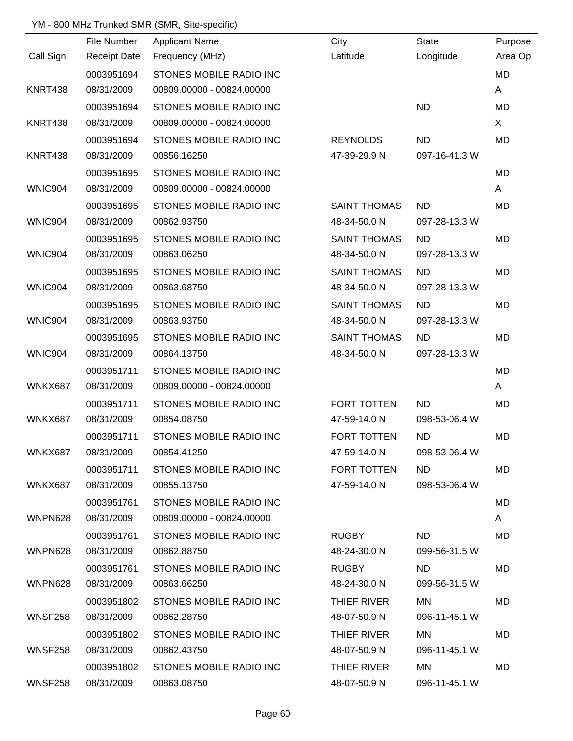YM - 800 MHz Trunked SMR (SMR, Site-specific)

| Call Sign | File Number / Receipt Date | Applicant Name / Frequency (MHz) | City / Latitude | State / Longitude | Purpose / Area Op. |
|---|---|---|---|---|---|
| KNRT438 | 0003951694 08/31/2009 | STONES MOBILE RADIO INC 00809.00000 - 00824.00000 | | | MD A |
| KNRT438 | 0003951694 08/31/2009 | STONES MOBILE RADIO INC 00809.00000 - 00824.00000 | | ND | MD X |
| KNRT438 | 0003951694 08/31/2009 | STONES MOBILE RADIO INC 00856.16250 | REYNOLDS 47-39-29.9 N | ND 097-16-41.3 W | MD |
| WNIC904 | 0003951695 08/31/2009 | STONES MOBILE RADIO INC 00809.00000 - 00824.00000 | | | MD A |
| WNIC904 | 0003951695 08/31/2009 | STONES MOBILE RADIO INC 00862.93750 | SAINT THOMAS 48-34-50.0 N | ND 097-28-13.3 W | MD |
| WNIC904 | 0003951695 08/31/2009 | STONES MOBILE RADIO INC 00863.06250 | SAINT THOMAS 48-34-50.0 N | ND 097-28-13.3 W | MD |
| WNIC904 | 0003951695 08/31/2009 | STONES MOBILE RADIO INC 00863.68750 | SAINT THOMAS 48-34-50.0 N | ND 097-28-13.3 W | MD |
| WNIC904 | 0003951695 08/31/2009 | STONES MOBILE RADIO INC 00863.93750 | SAINT THOMAS 48-34-50.0 N | ND 097-28-13.3 W | MD |
| WNIC904 | 0003951695 08/31/2009 | STONES MOBILE RADIO INC 00864.13750 | SAINT THOMAS 48-34-50.0 N | ND 097-28-13.3 W | MD |
| WNKX687 | 0003951711 08/31/2009 | STONES MOBILE RADIO INC 00809.00000 - 00824.00000 | | | MD A |
| WNKX687 | 0003951711 08/31/2009 | STONES MOBILE RADIO INC 00854.08750 | FORT TOTTEN 47-59-14.0 N | ND 098-53-06.4 W | MD |
| WNKX687 | 0003951711 08/31/2009 | STONES MOBILE RADIO INC 00854.41250 | FORT TOTTEN 47-59-14.0 N | ND 098-53-06.4 W | MD |
| WNKX687 | 0003951711 08/31/2009 | STONES MOBILE RADIO INC 00855.13750 | FORT TOTTEN 47-59-14.0 N | ND 098-53-06.4 W | MD |
| WNPN628 | 0003951761 08/31/2009 | STONES MOBILE RADIO INC 00809.00000 - 00824.00000 | | | MD A |
| WNPN628 | 0003951761 08/31/2009 | STONES MOBILE RADIO INC 00862.88750 | RUGBY 48-24-30.0 N | ND 099-56-31.5 W | MD |
| WNPN628 | 0003951761 08/31/2009 | STONES MOBILE RADIO INC 00863.66250 | RUGBY 48-24-30.0 N | ND 099-56-31.5 W | MD |
| WNSF258 | 0003951802 08/31/2009 | STONES MOBILE RADIO INC 00862.28750 | THIEF RIVER 48-07-50.9 N | MN 096-11-45.1 W | MD |
| WNSF258 | 0003951802 08/31/2009 | STONES MOBILE RADIO INC 00862.43750 | THIEF RIVER 48-07-50.9 N | MN 096-11-45.1 W | MD |
| WNSF258 | 0003951802 08/31/2009 | STONES MOBILE RADIO INC 00863.08750 | THIEF RIVER 48-07-50.9 N | MN 096-11-45.1 W | MD |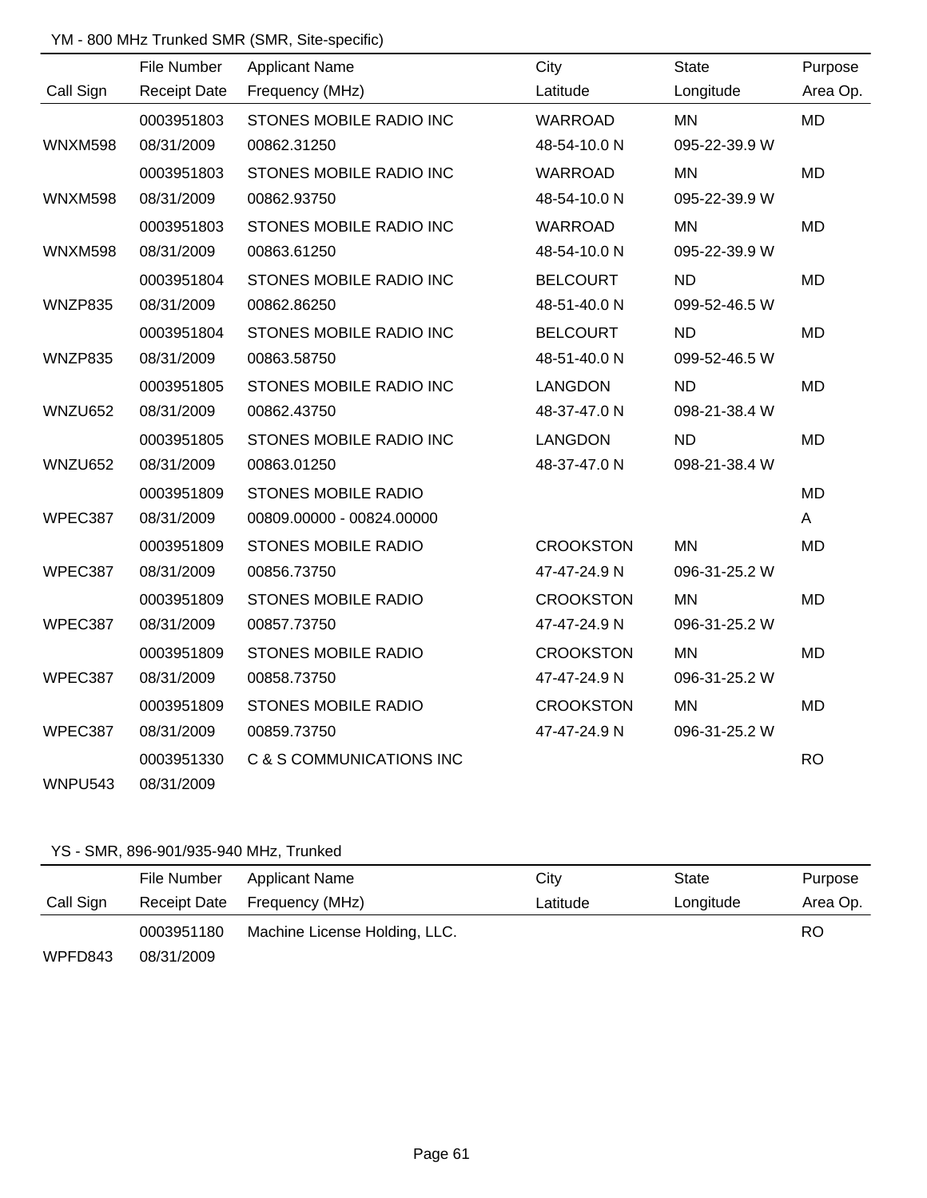YM - 800 MHz Trunked SMR (SMR, Site-specific)

| Call Sign | File Number<br>Receipt Date | Applicant Name<br>Frequency (MHz) | City<br>Latitude | State<br>Longitude | Purpose<br>Area Op. |
|---|---|---|---|---|---|
| WNXM598 | 0003951803<br>08/31/2009 | STONES MOBILE RADIO INC<br>00862.31250 | WARROAD<br>48-54-10.0 N | MN<br>095-22-39.9 W | MD |
| WNXM598 | 0003951803<br>08/31/2009 | STONES MOBILE RADIO INC<br>00862.93750 | WARROAD<br>48-54-10.0 N | MN<br>095-22-39.9 W | MD |
| WNXM598 | 0003951803<br>08/31/2009 | STONES MOBILE RADIO INC<br>00863.61250 | WARROAD<br>48-54-10.0 N | MN<br>095-22-39.9 W | MD |
| WNZP835 | 0003951804<br>08/31/2009 | STONES MOBILE RADIO INC<br>00862.86250 | BELCOURT<br>48-51-40.0 N | ND<br>099-52-46.5 W | MD |
| WNZP835 | 0003951804<br>08/31/2009 | STONES MOBILE RADIO INC<br>00863.58750 | BELCOURT<br>48-51-40.0 N | ND<br>099-52-46.5 W | MD |
| WNZU652 | 0003951805<br>08/31/2009 | STONES MOBILE RADIO INC<br>00862.43750 | LANGDON<br>48-37-47.0 N | ND<br>098-21-38.4 W | MD |
| WNZU652 | 0003951805<br>08/31/2009 | STONES MOBILE RADIO INC<br>00863.01250 | LANGDON<br>48-37-47.0 N | ND<br>098-21-38.4 W | MD |
| WPEC387 | 0003951809<br>08/31/2009 | STONES MOBILE RADIO<br>00809.00000 - 00824.00000 | | | MD<br>A |
| WPEC387 | 0003951809<br>08/31/2009 | STONES MOBILE RADIO<br>00856.73750 | CROOKSTON<br>47-47-24.9 N | MN<br>096-31-25.2 W | MD |
| WPEC387 | 0003951809<br>08/31/2009 | STONES MOBILE RADIO<br>00857.73750 | CROOKSTON<br>47-47-24.9 N | MN<br>096-31-25.2 W | MD |
| WPEC387 | 0003951809<br>08/31/2009 | STONES MOBILE RADIO<br>00858.73750 | CROOKSTON<br>47-47-24.9 N | MN<br>096-31-25.2 W | MD |
| WPEC387 | 0003951809<br>08/31/2009 | STONES MOBILE RADIO<br>00859.73750 | CROOKSTON<br>47-47-24.9 N | MN<br>096-31-25.2 W | MD |
| WNPU543 | 0003951330<br>08/31/2009 | C & S COMMUNICATIONS INC | | | RO |

YS - SMR, 896-901/935-940 MHz, Trunked

| Call Sign | File Number<br>Receipt Date | Applicant Name<br>Frequency (MHz) | City<br>Latitude | State<br>Longitude | Purpose<br>Area Op. |
|---|---|---|---|---|---|
| WPFD843 | 0003951180<br>08/31/2009 | Machine License Holding, LLC. | | | RO |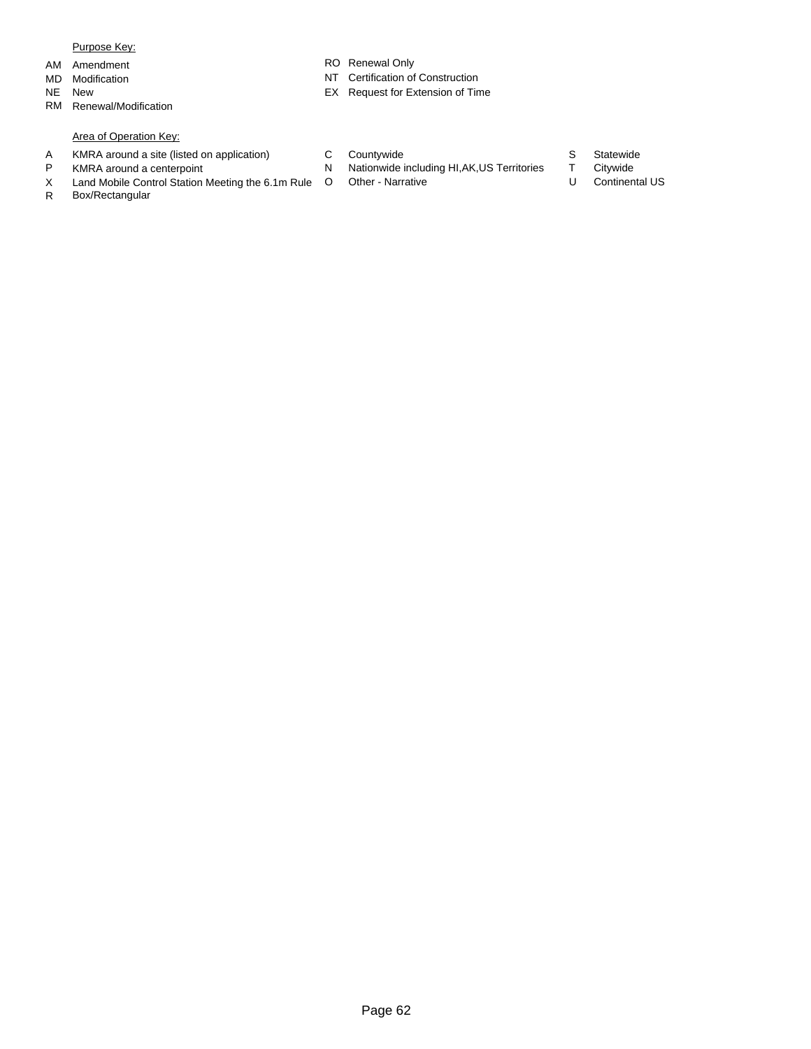Purpose Key:

| | | | |
|---|---|---|---|
| AM | Amendment | RO | Renewal Only |
| MD | Modification | NT | Certification of Construction |
| NE | New | EX | Request for Extension of Time |
| RM | Renewal/Modification | | |

Area of Operation Key:

| | | | | | |
|---|---|---|---|---|---|
| A | KMRA around a site (listed on application) | C | Countywide | S | Statewide |
| P | KMRA around a centerpoint | N | Nationwide including HI,AK,US Territories | T | Citywide |
| X | Land Mobile Control Station Meeting the 6.1m Rule | O | Other - Narrative | U | Continental US |
| R | Box/Rectangular | | | | |